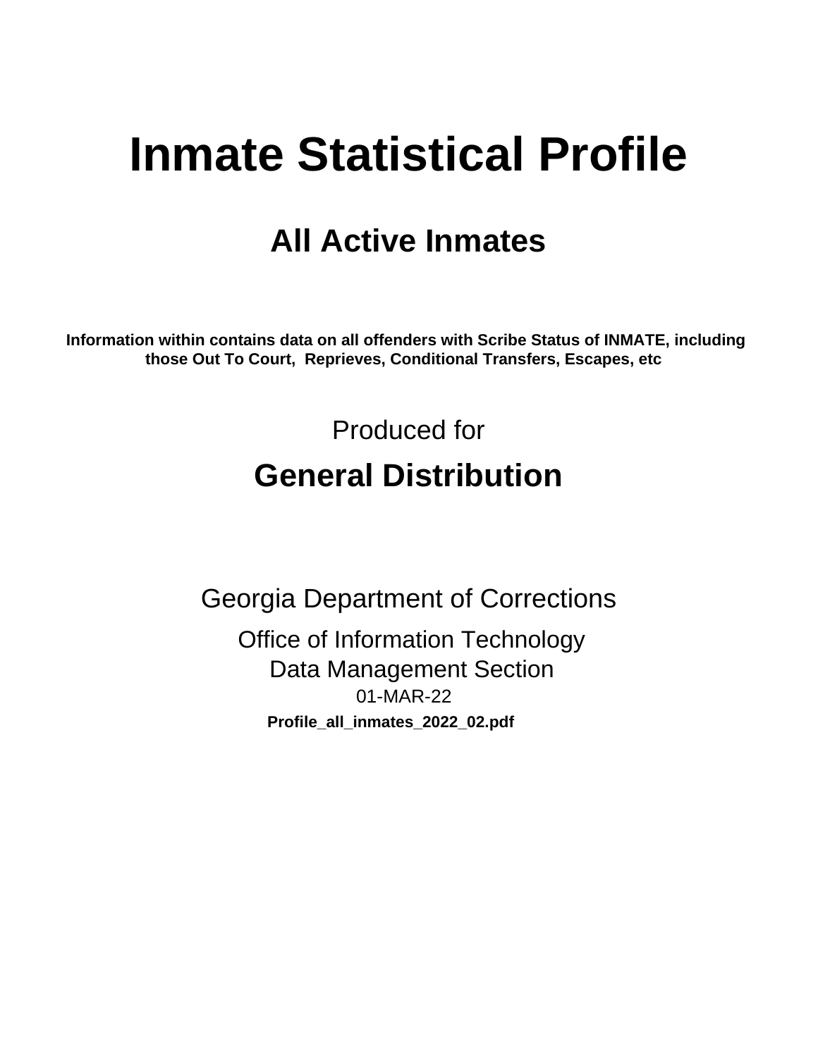# Inmate Statistical Profile

## All Active Inmates

**Information within contains data on all offenders with Scribe Status of INMATE, including those Out To Court, Reprieves, Conditional Transfers, Escapes, etc**

Produced for

## General Distribution

Georgia Department of Corrections

Office of Information Technology
Data Management Section
01-MAR-22

**Profile_all_inmates_2022_02.pdf**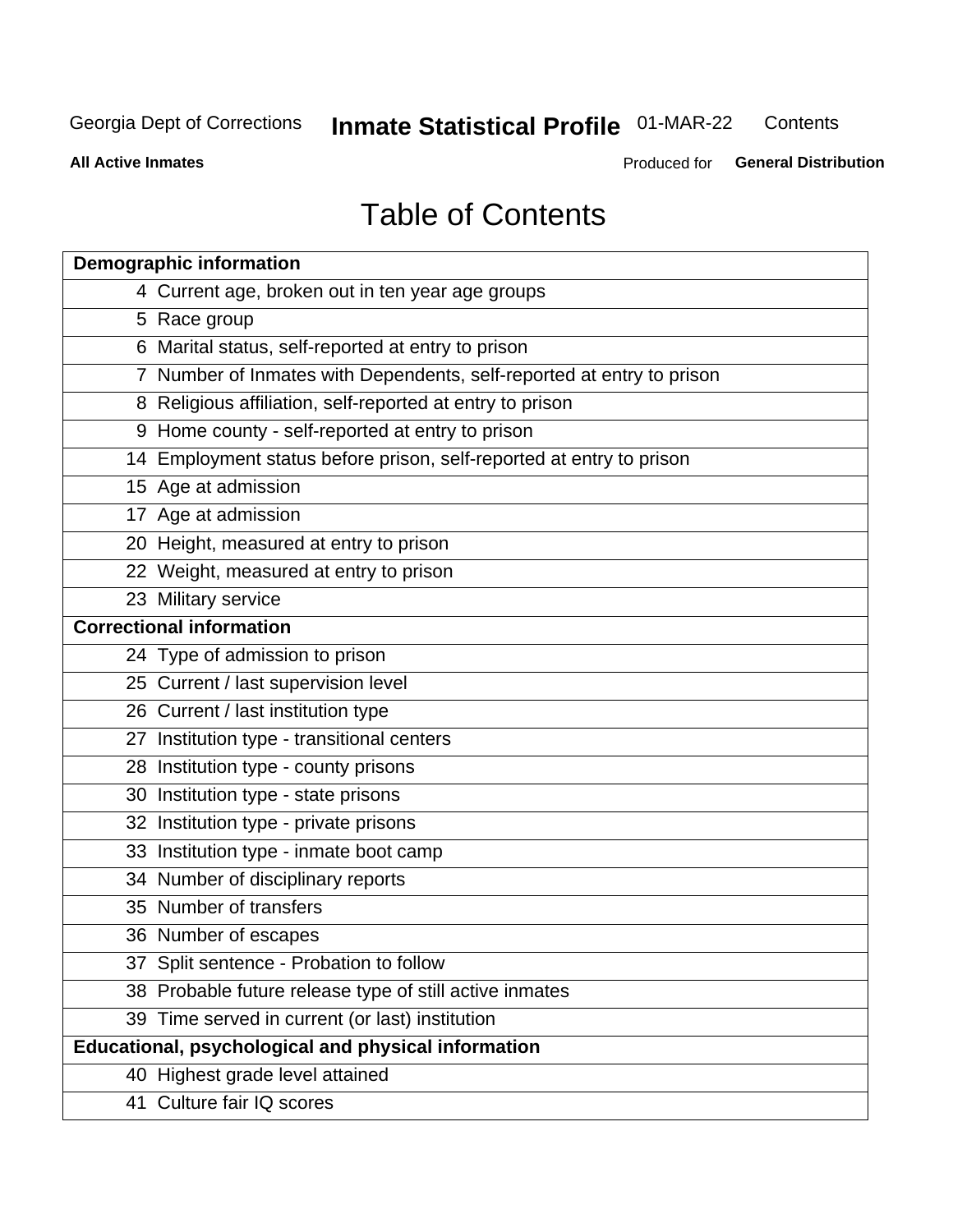# Table of Contents

| Demographic information | |
|---|---|
| 4 | Current age, broken out in ten year age groups |
| 5 | Race group |
| 6 | Marital status, self-reported at entry to prison |
| 7 | Number of Inmates with Dependents, self-reported at entry to prison |
| 8 | Religious affiliation, self-reported at entry to prison |
| 9 | Home county - self-reported at entry to prison |
| 14 | Employment status before prison, self-reported at entry to prison |
| 15 | Age at admission |
| 17 | Age at admission |
| 20 | Height, measured at entry to prison |
| 22 | Weight, measured at entry to prison |
| 23 | Military service |
| **Correctional information** | |
| 24 | Type of admission to prison |
| 25 | Current / last supervision level |
| 26 | Current / last institution type |
| 27 | Institution type - transitional centers |
| 28 | Institution type - county prisons |
| 30 | Institution type - state prisons |
| 32 | Institution type - private prisons |
| 33 | Institution type - inmate boot camp |
| 34 | Number of disciplinary reports |
| 35 | Number of transfers |
| 36 | Number of escapes |
| 37 | Split sentence - Probation to follow |
| 38 | Probable future release type of still active inmates |
| 39 | Time served in current (or last) institution |
| **Educational, psychological and physical information** | |
| 40 | Highest grade level attained |
| 41 | Culture fair IQ scores |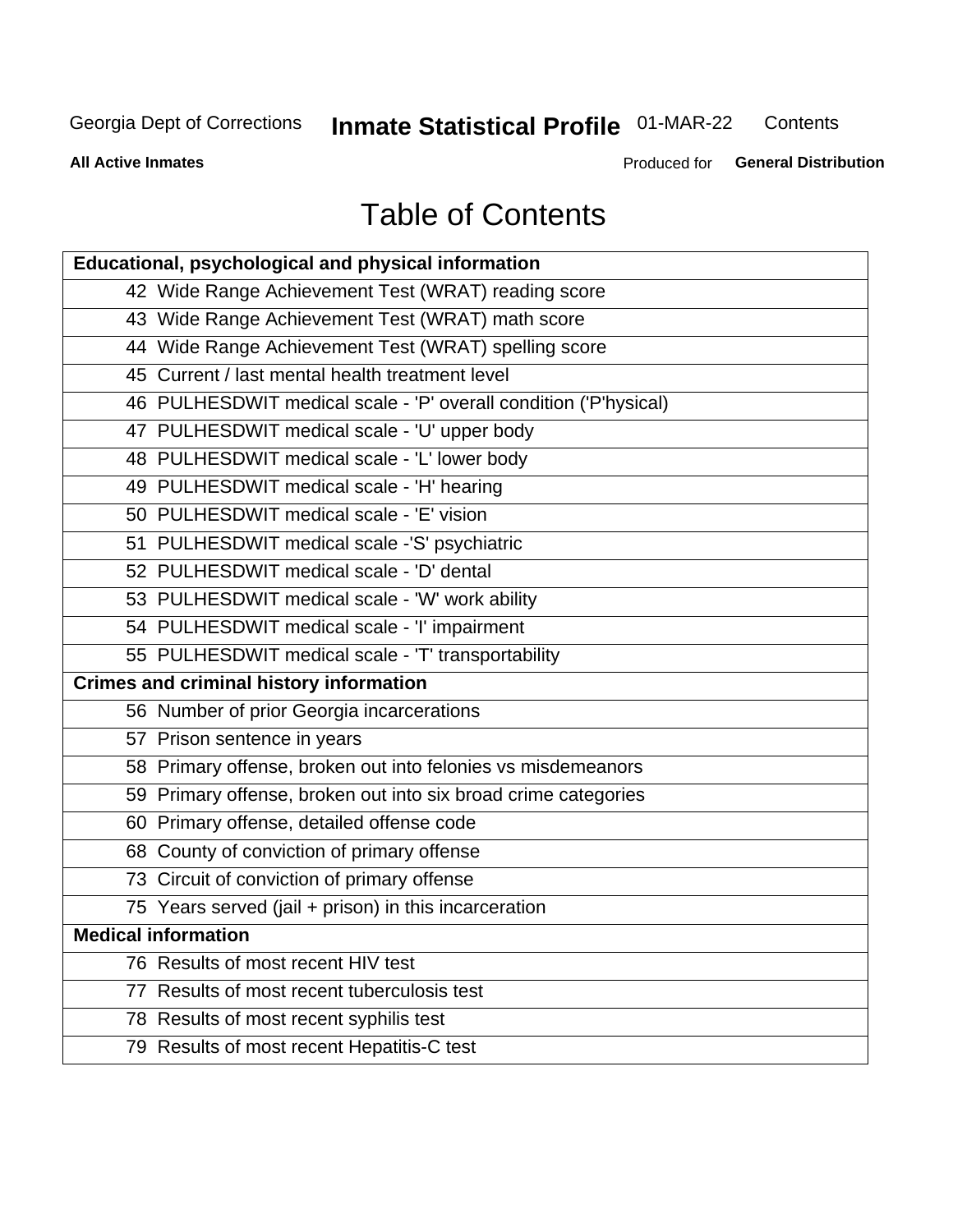# Table of Contents

| Educational, psychological and physical information |
|---|
| 42 Wide Range Achievement Test (WRAT) reading score |
| 43 Wide Range Achievement Test (WRAT) math score |
| 44 Wide Range Achievement Test (WRAT) spelling score |
| 45 Current / last mental health treatment level |
| 46 PULHESDWIT medical scale - 'P' overall condition ('P'hysical) |
| 47 PULHESDWIT medical scale - 'U' upper body |
| 48 PULHESDWIT medical scale - 'L' lower body |
| 49 PULHESDWIT medical scale - 'H' hearing |
| 50 PULHESDWIT medical scale - 'E' vision |
| 51 PULHESDWIT medical scale -'S' psychiatric |
| 52 PULHESDWIT medical scale - 'D' dental |
| 53 PULHESDWIT medical scale - 'W' work ability |
| 54 PULHESDWIT medical scale - 'I' impairment |
| 55 PULHESDWIT medical scale - 'T' transportability |
| **Crimes and criminal history information** |
| 56 Number of prior Georgia incarcerations |
| 57 Prison sentence in years |
| 58 Primary offense, broken out into felonies vs misdemeanors |
| 59 Primary offense, broken out into six broad crime categories |
| 60 Primary offense, detailed offense code |
| 68 County of conviction of primary offense |
| 73 Circuit of conviction of primary offense |
| 75 Years served (jail + prison) in this incarceration |
| **Medical information** |
| 76 Results of most recent HIV test |
| 77 Results of most recent tuberculosis test |
| 78 Results of most recent syphilis test |
| 79 Results of most recent Hepatitis-C test |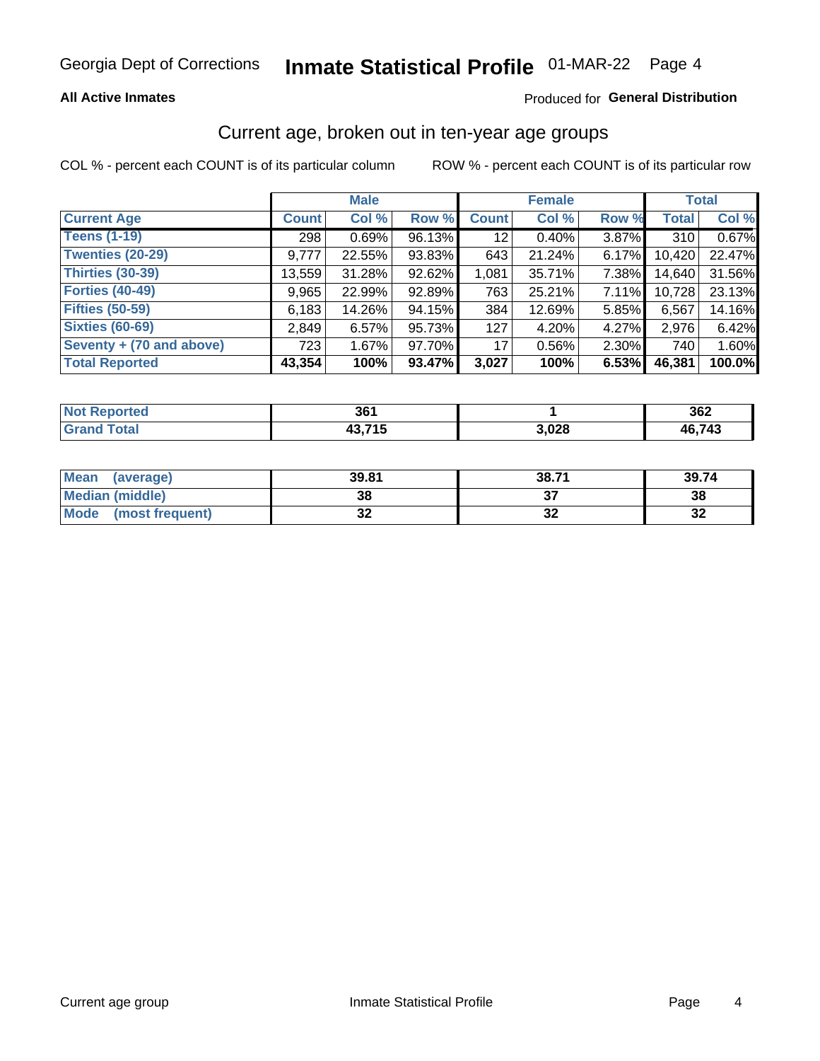Georgia Dept of Corrections **Inmate Statistical Profile** 01-MAR-22

**All Active Inmates**

Produced for **General Distribution**

## Current age, broken out in ten-year age groups

COL % - percent each COUNT is of its particular column    ROW % - percent each COUNT is of its particular row

| | Male | | | Female | | | Total | |
|---|---|---|---|---|---|---|---|---|
| **Current Age** | **Count** | **Col %** | **Row %** | **Count** | **Col %** | **Row %** | **Total** | **Col %** |
| **Teens (1-19)** | 298 | 0.69% | 96.13% | 12 | 0.40% | 3.87% | 310 | 0.67% |
| **Twenties (20-29)** | 9,777 | 22.55% | 93.83% | 643 | 21.24% | 6.17% | 10,420 | 22.47% |
| **Thirties (30-39)** | 13,559 | 31.28% | 92.62% | 1,081 | 35.71% | 7.38% | 14,640 | 31.56% |
| **Forties (40-49)** | 9,965 | 22.99% | 92.89% | 763 | 25.21% | 7.11% | 10,728 | 23.13% |
| **Fifties (50-59)** | 6,183 | 14.26% | 94.15% | 384 | 12.69% | 5.85% | 6,567 | 14.16% |
| **Sixties (60-69)** | 2,849 | 6.57% | 95.73% | 127 | 4.20% | 4.27% | 2,976 | 6.42% |
| **Seventy + (70 and above)** | 723 | 1.67% | 97.70% | 17 | 0.56% | 2.30% | 740 | 1.60% |
| **Total Reported** | **43,354** | **100%** | **93.47%** | **3,027** | **100%** | **6.53%** | **46,381** | **100.0%** |

| | Male | Female | Total |
|---|---|---|---|
| **Not Reported** | **361** | **1** | **362** |
| **Grand Total** | **43,715** | **3,028** | **46,743** |

| | Male | Female | Total |
|---|---|---|---|
| **Mean (average)** | **39.81** | **38.71** | **39.74** |
| **Median (middle)** | **38** | **37** | **38** |
| **Mode (most frequent)** | **32** | **32** | **32** |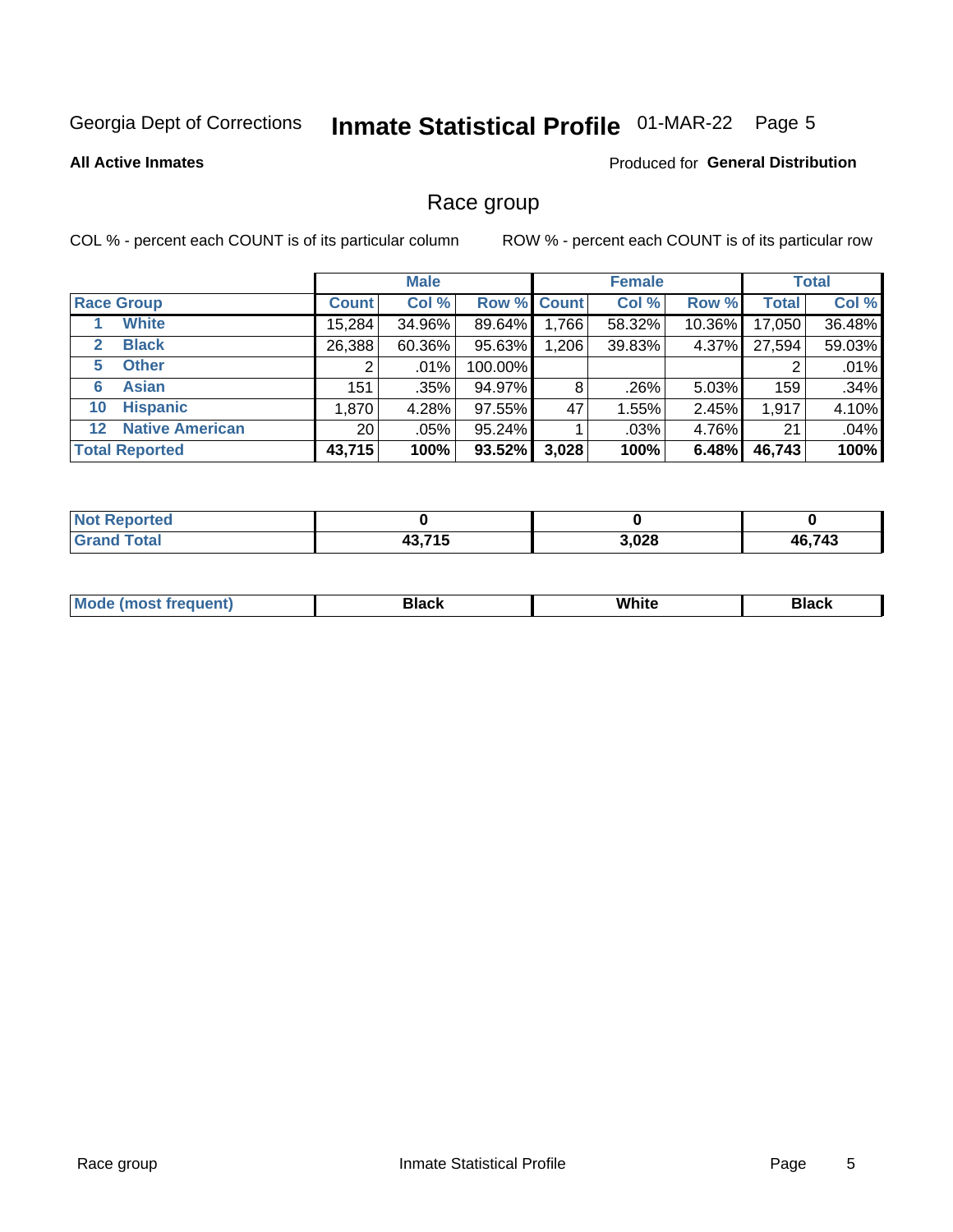Georgia Dept of Corrections **Inmate Statistical Profile** 01-MAR-22

**All Active Inmates**

Produced for **General Distribution**

## Race group

COL % - percent each COUNT is of its particular column

ROW % - percent each COUNT is of its particular row

| | | Male | | | Female | | | Total | |
|---|---|---|---|---|---|---|---|---|---|
| **Race Group** | | **Count** | **Col %** | **Row %** | **Count** | **Col %** | **Row %** | **Total** | **Col %** |
| 1 | White | 15,284 | 34.96% | 89.64% | 1,766 | 58.32% | 10.36% | 17,050 | 36.48% |
| 2 | Black | 26,388 | 60.36% | 95.63% | 1,206 | 39.83% | 4.37% | 27,594 | 59.03% |
| 5 | Other | 2 | .01% | 100.00% | | | | 2 | .01% |
| 6 | Asian | 151 | .35% | 94.97% | 8 | .26% | 5.03% | 159 | .34% |
| 10 | Hispanic | 1,870 | 4.28% | 97.55% | 47 | 1.55% | 2.45% | 1,917 | 4.10% |
| 12 | Native American | 20 | .05% | 95.24% | 1 | .03% | 4.76% | 21 | .04% |
| **Total Reported** | | **43,715** | **100%** | **93.52%** | **3,028** | **100%** | **6.48%** | **46,743** | **100%** |

| | Male | Female | Total |
|---|---|---|---|
| **Not Reported** | **0** | **0** | **0** |
| **Grand Total** | **43,715** | **3,028** | **46,743** |

| | Male | Female | Total |
|---|---|---|---|
| **Mode (most frequent)** | **Black** | **White** | **Black** |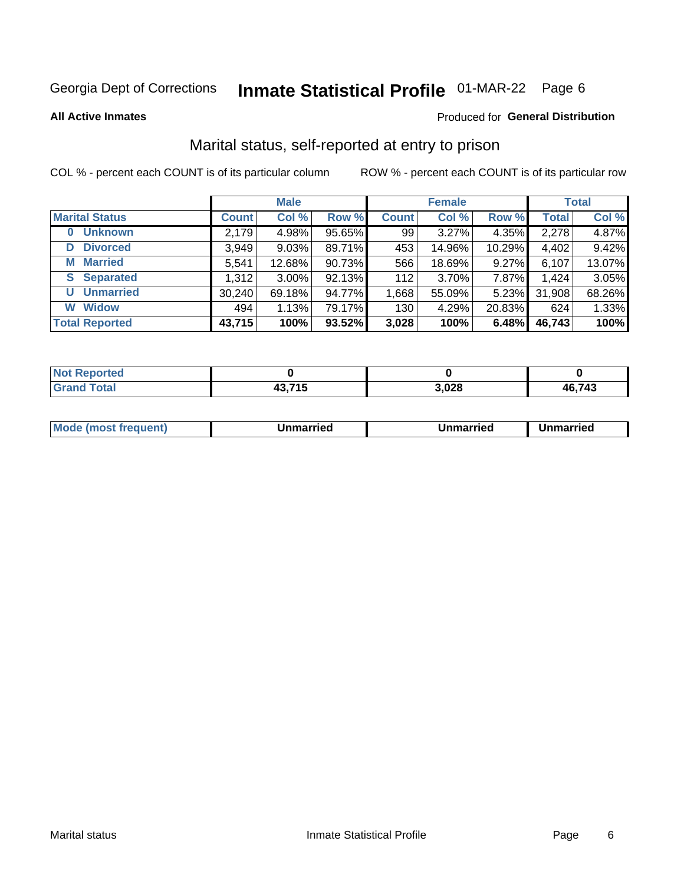Georgia Dept of Corrections **Inmate Statistical Profile** 01-MAR-22

**All Active Inmates**

Produced for **General Distribution**

## Marital status, self-reported at entry to prison

COL % - percent each COUNT is of its particular column

ROW % - percent each COUNT is of its particular row

| | Male | | | Female | | | Total | |
|---|---|---|---|---|---|---|---|---|
| **Marital Status** | **Count** | **Col %** | **Row %** | **Count** | **Col %** | **Row %** | **Total** | **Col %** |
| **0 Unknown** | 2,179 | 4.98% | 95.65% | 99 | 3.27% | 4.35% | 2,278 | 4.87% |
| **D Divorced** | 3,949 | 9.03% | 89.71% | 453 | 14.96% | 10.29% | 4,402 | 9.42% |
| **M Married** | 5,541 | 12.68% | 90.73% | 566 | 18.69% | 9.27% | 6,107 | 13.07% |
| **S Separated** | 1,312 | 3.00% | 92.13% | 112 | 3.70% | 7.87% | 1,424 | 3.05% |
| **U Unmarried** | 30,240 | 69.18% | 94.77% | 1,668 | 55.09% | 5.23% | 31,908 | 68.26% |
| **W Widow** | 494 | 1.13% | 79.17% | 130 | 4.29% | 20.83% | 624 | 1.33% |
| **Total Reported** | **43,715** | **100%** | **93.52%** | **3,028** | **100%** | **6.48%** | **46,743** | **100%** |

| | Male | Female | Total |
|---|---|---|---|
| **Not Reported** | **0** | **0** | **0** |
| **Grand Total** | **43,715** | **3,028** | **46,743** |

| | Male | Female | Total |
|---|---|---|---|
| **Mode (most frequent)** | **Unmarried** | **Unmarried** | **Unmarried** |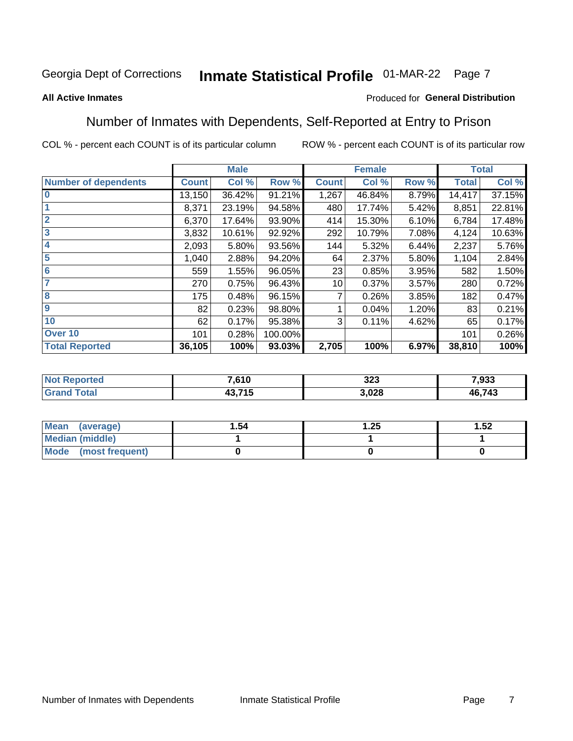Georgia Dept of Corrections **Inmate Statistical Profile** 01-MAR-22

**All Active Inmates**

Produced for **General Distribution**

## Number of Inmates with Dependents, Self-Reported at Entry to Prison

COL % - percent each COUNT is of its particular column ROW % - percent each COUNT is of its particular row

| | Male | | | Female | | | Total | |
|---|---|---|---|---|---|---|---|---|
| **Number of dependents** | **Count** | **Col %** | **Row %** | **Count** | **Col %** | **Row %** | **Total** | **Col %** |
| **0** | 13,150 | 36.42% | 91.21% | 1,267 | 46.84% | 8.79% | 14,417 | 37.15% |
| **1** | 8,371 | 23.19% | 94.58% | 480 | 17.74% | 5.42% | 8,851 | 22.81% |
| **2** | 6,370 | 17.64% | 93.90% | 414 | 15.30% | 6.10% | 6,784 | 17.48% |
| **3** | 3,832 | 10.61% | 92.92% | 292 | 10.79% | 7.08% | 4,124 | 10.63% |
| **4** | 2,093 | 5.80% | 93.56% | 144 | 5.32% | 6.44% | 2,237 | 5.76% |
| **5** | 1,040 | 2.88% | 94.20% | 64 | 2.37% | 5.80% | 1,104 | 2.84% |
| **6** | 559 | 1.55% | 96.05% | 23 | 0.85% | 3.95% | 582 | 1.50% |
| **7** | 270 | 0.75% | 96.43% | 10 | 0.37% | 3.57% | 280 | 0.72% |
| **8** | 175 | 0.48% | 96.15% | 7 | 0.26% | 3.85% | 182 | 0.47% |
| **9** | 82 | 0.23% | 98.80% | 1 | 0.04% | 1.20% | 83 | 0.21% |
| **10** | 62 | 0.17% | 95.38% | 3 | 0.11% | 4.62% | 65 | 0.17% |
| **Over 10** | 101 | 0.28% | 100.00% | | | | 101 | 0.26% |
| **Total Reported** | **36,105** | **100%** | **93.03%** | **2,705** | **100%** | **6.97%** | **38,810** | **100%** |

| | Male | Female | Total |
|---|---|---|---|
| **Not Reported** | **7,610** | **323** | **7,933** |
| **Grand Total** | **43,715** | **3,028** | **46,743** |

| | Male | Female | Total |
|---|---|---|---|
| **Mean (average)** | **1.54** | **1.25** | **1.52** |
| **Median (middle)** | **1** | **1** | **1** |
| **Mode (most frequent)** | **0** | **0** | **0** |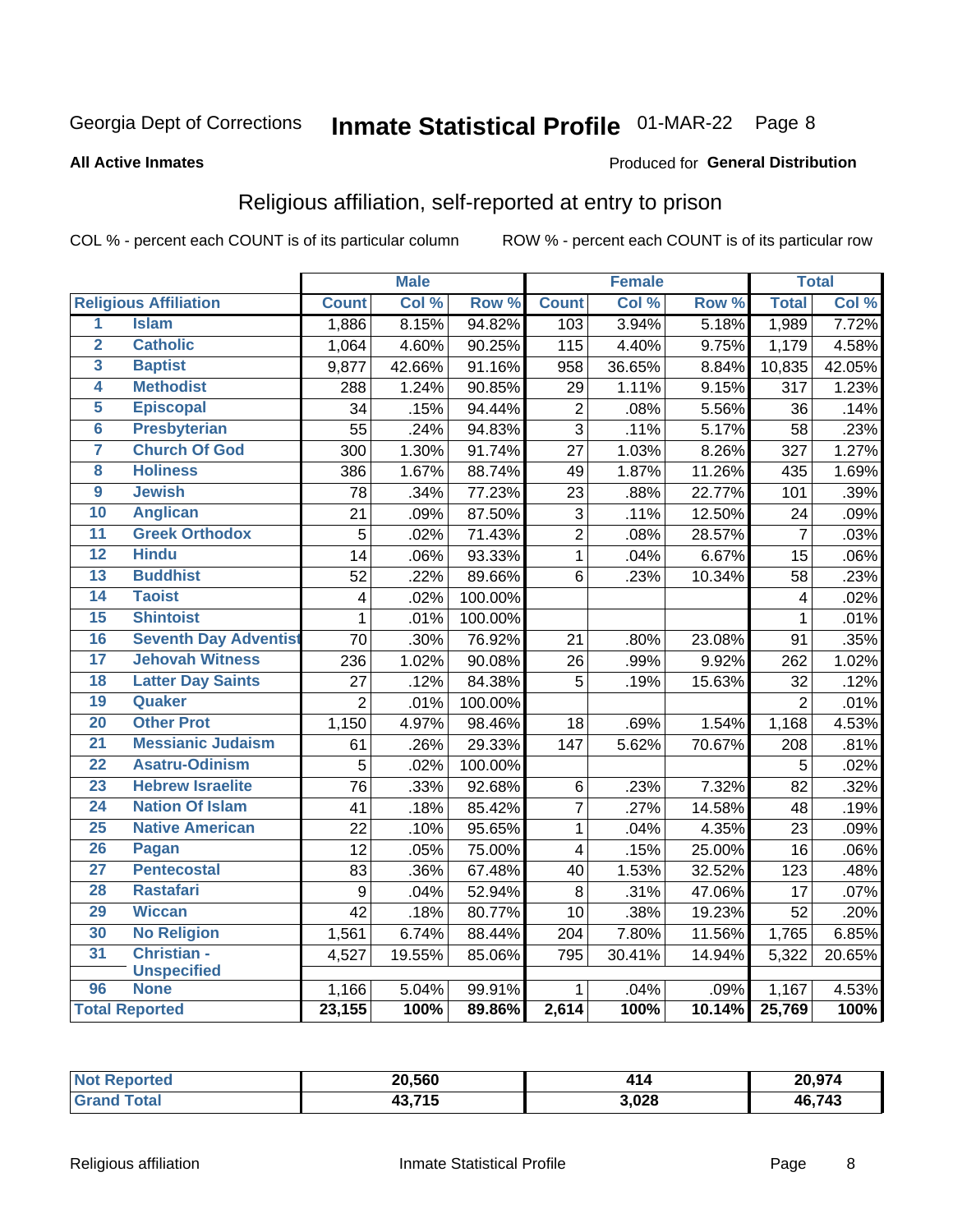Georgia Dept of Corrections **Inspect Statistical Profile** 01-MAR-22

**All Active Inmates** Produced for **General Distribution**

## Religious affiliation, self-reported at entry to prison

COL % - percent each COUNT is of its particular column ROW % - percent each COUNT is of its particular row

| | | Male | | | Female | | | Total | |
|---|---|---|---|---|---|---|---|---|---|
| **Religious Affiliation** | | **Count** | **Col %** | **Row %** | **Count** | **Col %** | **Row %** | **Total** | **Col %** |
| 1 | Islam | 1,886 | 8.15% | 94.82% | 103 | 3.94% | 5.18% | 1,989 | 7.72% |
| 2 | Catholic | 1,064 | 4.60% | 90.25% | 115 | 4.40% | 9.75% | 1,179 | 4.58% |
| 3 | Baptist | 9,877 | 42.66% | 91.16% | 958 | 36.65% | 8.84% | 10,835 | 42.05% |
| 4 | Methodist | 288 | 1.24% | 90.85% | 29 | 1.11% | 9.15% | 317 | 1.23% |
| 5 | Episcopal | 34 | .15% | 94.44% | 2 | .08% | 5.56% | 36 | .14% |
| 6 | Presbyterian | 55 | .24% | 94.83% | 3 | .11% | 5.17% | 58 | .23% |
| 7 | Church Of God | 300 | 1.30% | 91.74% | 27 | 1.03% | 8.26% | 327 | 1.27% |
| 8 | Holiness | 386 | 1.67% | 88.74% | 49 | 1.87% | 11.26% | 435 | 1.69% |
| 9 | Jewish | 78 | .34% | 77.23% | 23 | .88% | 22.77% | 101 | .39% |
| 10 | Anglican | 21 | .09% | 87.50% | 3 | .11% | 12.50% | 24 | .09% |
| 11 | Greek Orthodox | 5 | .02% | 71.43% | 2 | .08% | 28.57% | 7 | .03% |
| 12 | Hindu | 14 | .06% | 93.33% | 1 | .04% | 6.67% | 15 | .06% |
| 13 | Buddhist | 52 | .22% | 89.66% | 6 | .23% | 10.34% | 58 | .23% |
| 14 | Taoist | 4 | .02% | 100.00% | | | | 4 | .02% |
| 15 | Shintoist | 1 | .01% | 100.00% | | | | 1 | .01% |
| 16 | Seventh Day Adventist | 70 | .30% | 76.92% | 21 | .80% | 23.08% | 91 | .35% |
| 17 | Jehovah Witness | 236 | 1.02% | 90.08% | 26 | .99% | 9.92% | 262 | 1.02% |
| 18 | Latter Day Saints | 27 | .12% | 84.38% | 5 | .19% | 15.63% | 32 | .12% |
| 19 | Quaker | 2 | .01% | 100.00% | | | | 2 | .01% |
| 20 | Other Prot | 1,150 | 4.97% | 98.46% | 18 | .69% | 1.54% | 1,168 | 4.53% |
| 21 | Messianic Judaism | 61 | .26% | 29.33% | 147 | 5.62% | 70.67% | 208 | .81% |
| 22 | Asatru-Odinism | 5 | .02% | 100.00% | | | | 5 | .02% |
| 23 | Hebrew Israelite | 76 | .33% | 92.68% | 6 | .23% | 7.32% | 82 | .32% |
| 24 | Nation Of Islam | 41 | .18% | 85.42% | 7 | .27% | 14.58% | 48 | .19% |
| 25 | Native American | 22 | .10% | 95.65% | 1 | .04% | 4.35% | 23 | .09% |
| 26 | Pagan | 12 | .05% | 75.00% | 4 | .15% | 25.00% | 16 | .06% |
| 27 | Pentecostal | 83 | .36% | 67.48% | 40 | 1.53% | 32.52% | 123 | .48% |
| 28 | Rastafari | 9 | .04% | 52.94% | 8 | .31% | 47.06% | 17 | .07% |
| 29 | Wiccan | 42 | .18% | 80.77% | 10 | .38% | 19.23% | 52 | .20% |
| 30 | No Religion | 1,561 | 6.74% | 88.44% | 204 | 7.80% | 11.56% | 1,765 | 6.85% |
| 31 | Christian - Unspecified | 4,527 | 19.55% | 85.06% | 795 | 30.41% | 14.94% | 5,322 | 20.65% |
| 96 | None | 1,166 | 5.04% | 99.91% | 1 | .04% | .09% | 1,167 | 4.53% |
| **Total Reported** | | **23,155** | **100%** | **89.86%** | **2,614** | **100%** | **10.14%** | **25,769** | **100%** |

| | Male | Female | Total |
|---|---|---|---|
| **Not Reported** | **20,560** | **414** | **20,974** |
| **Grand Total** | **43,715** | **3,028** | **46,743** |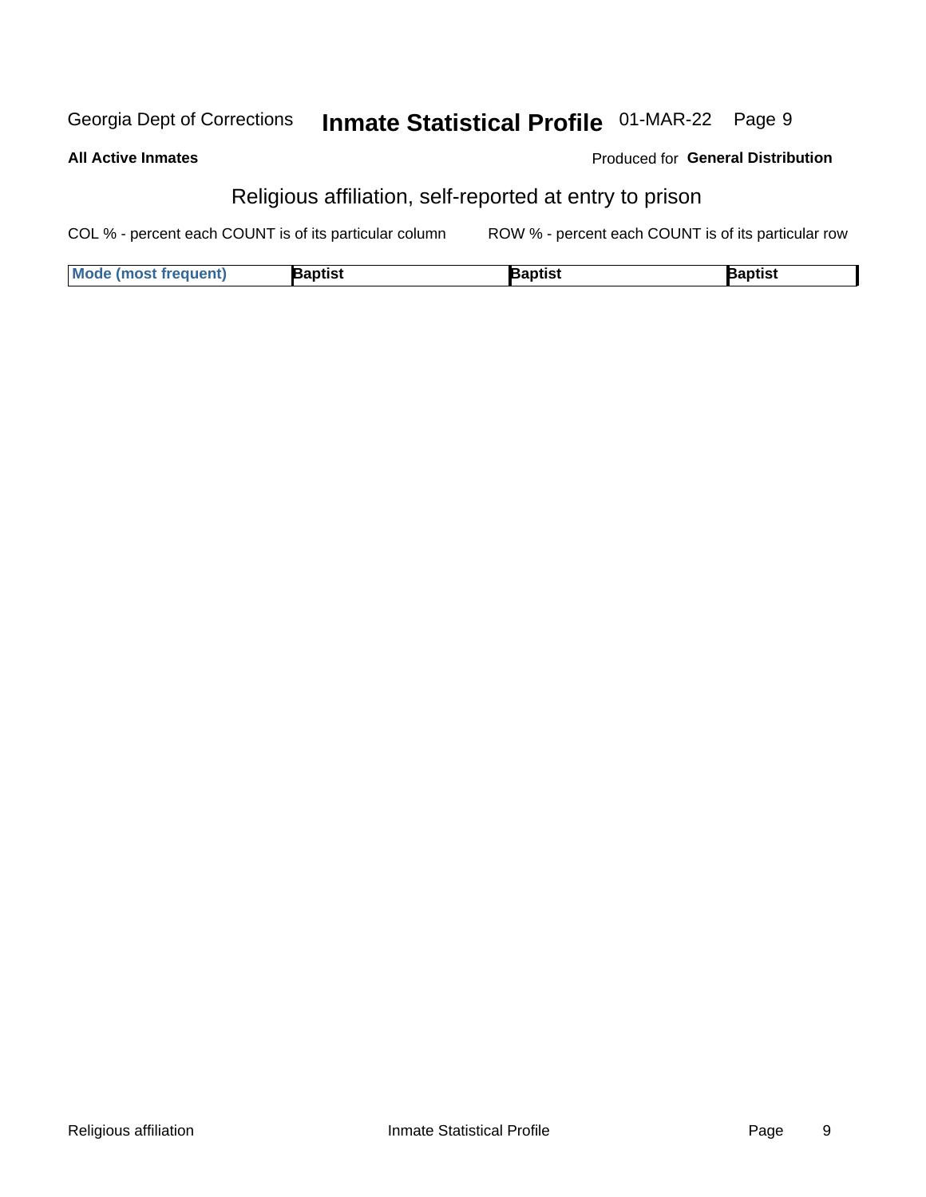## Religious affiliation, self-reported at entry to prison

COL % - percent each COUNT is of its particular column

ROW % - percent each COUNT is of its particular row

| Mode (most frequent) | Baptist | Baptist | Baptist |
|---|---|---|---|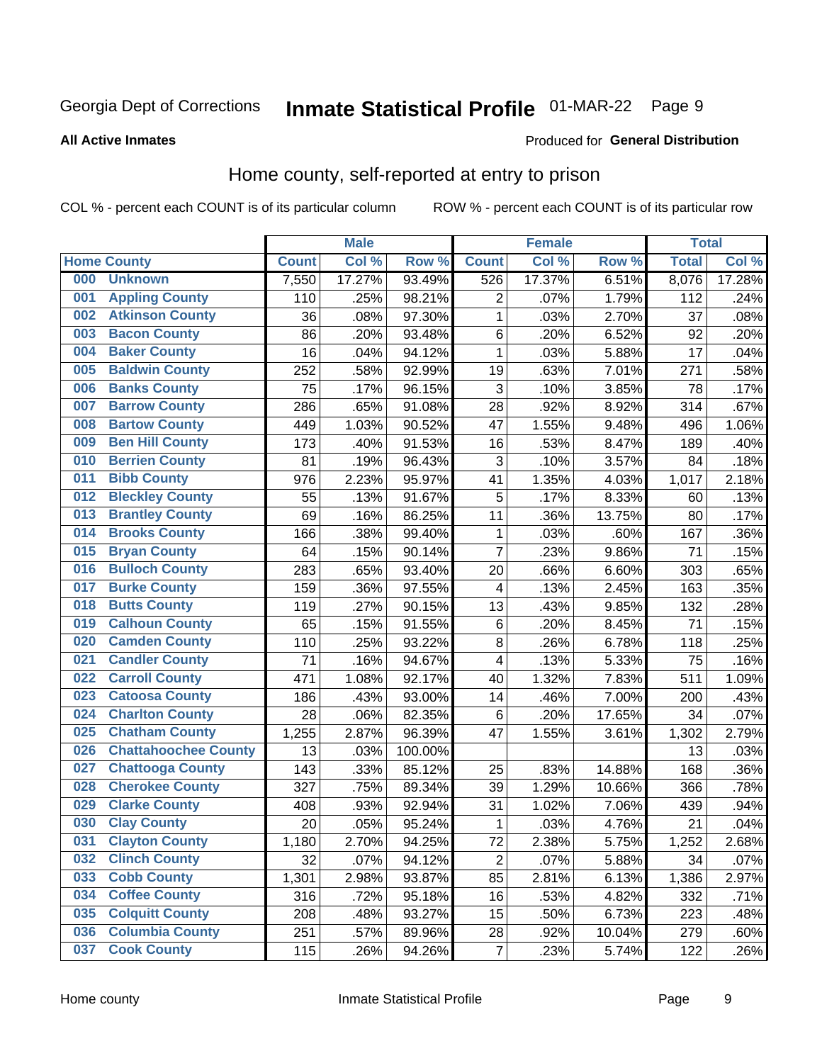Georgia Dept of Corrections **Inmate Statistical Profile** 01-MAR-22

**All Active Inmates**

Produced for **General Distribution**

## Home county, self-reported at entry to prison

COL % - percent each COUNT is of its particular column ROW % - percent each COUNT is of its particular row

| Home County | | Male | | | Female | | | Total | |
|---|---|---|---|---|---|---|---|---|---|
| | | Count | Col % | Row % | Count | Col % | Row % | Total | Col % |
| 000 | Unknown | 7,550 | 17.27% | 93.49% | 526 | 17.37% | 6.51% | 8,076 | 17.28% |
| 001 | Appling County | 110 | .25% | 98.21% | 2 | .07% | 1.79% | 112 | .24% |
| 002 | Atkinson County | 36 | .08% | 97.30% | 1 | .03% | 2.70% | 37 | .08% |
| 003 | Bacon County | 86 | .20% | 93.48% | 6 | .20% | 6.52% | 92 | .20% |
| 004 | Baker County | 16 | .04% | 94.12% | 1 | .03% | 5.88% | 17 | .04% |
| 005 | Baldwin County | 252 | .58% | 92.99% | 19 | .63% | 7.01% | 271 | .58% |
| 006 | Banks County | 75 | .17% | 96.15% | 3 | .10% | 3.85% | 78 | .17% |
| 007 | Barrow County | 286 | .65% | 91.08% | 28 | .92% | 8.92% | 314 | .67% |
| 008 | Bartow County | 449 | 1.03% | 90.52% | 47 | 1.55% | 9.48% | 496 | 1.06% |
| 009 | Ben Hill County | 173 | .40% | 91.53% | 16 | .53% | 8.47% | 189 | .40% |
| 010 | Berrien County | 81 | .19% | 96.43% | 3 | .10% | 3.57% | 84 | .18% |
| 011 | Bibb County | 976 | 2.23% | 95.97% | 41 | 1.35% | 4.03% | 1,017 | 2.18% |
| 012 | Bleckley County | 55 | .13% | 91.67% | 5 | .17% | 8.33% | 60 | .13% |
| 013 | Brantley County | 69 | .16% | 86.25% | 11 | .36% | 13.75% | 80 | .17% |
| 014 | Brooks County | 166 | .38% | 99.40% | 1 | .03% | .60% | 167 | .36% |
| 015 | Bryan County | 64 | .15% | 90.14% | 7 | .23% | 9.86% | 71 | .15% |
| 016 | Bulloch County | 283 | .65% | 93.40% | 20 | .66% | 6.60% | 303 | .65% |
| 017 | Burke County | 159 | .36% | 97.55% | 4 | .13% | 2.45% | 163 | .35% |
| 018 | Butts County | 119 | .27% | 90.15% | 13 | .43% | 9.85% | 132 | .28% |
| 019 | Calhoun County | 65 | .15% | 91.55% | 6 | .20% | 8.45% | 71 | .15% |
| 020 | Camden County | 110 | .25% | 93.22% | 8 | .26% | 6.78% | 118 | .25% |
| 021 | Candler County | 71 | .16% | 94.67% | 4 | .13% | 5.33% | 75 | .16% |
| 022 | Carroll County | 471 | 1.08% | 92.17% | 40 | 1.32% | 7.83% | 511 | 1.09% |
| 023 | Catoosa County | 186 | .43% | 93.00% | 14 | .46% | 7.00% | 200 | .43% |
| 024 | Charlton County | 28 | .06% | 82.35% | 6 | .20% | 17.65% | 34 | .07% |
| 025 | Chatham County | 1,255 | 2.87% | 96.39% | 47 | 1.55% | 3.61% | 1,302 | 2.79% |
| 026 | Chattahoochee County | 13 | .03% | 100.00% | | | | 13 | .03% |
| 027 | Chattooga County | 143 | .33% | 85.12% | 25 | .83% | 14.88% | 168 | .36% |
| 028 | Cherokee County | 327 | .75% | 89.34% | 39 | 1.29% | 10.66% | 366 | .78% |
| 029 | Clarke County | 408 | .93% | 92.94% | 31 | 1.02% | 7.06% | 439 | .94% |
| 030 | Clay County | 20 | .05% | 95.24% | 1 | .03% | 4.76% | 21 | .04% |
| 031 | Clayton County | 1,180 | 2.70% | 94.25% | 72 | 2.38% | 5.75% | 1,252 | 2.68% |
| 032 | Clinch County | 32 | .07% | 94.12% | 2 | .07% | 5.88% | 34 | .07% |
| 033 | Cobb County | 1,301 | 2.98% | 93.87% | 85 | 2.81% | 6.13% | 1,386 | 2.97% |
| 034 | Coffee County | 316 | .72% | 95.18% | 16 | .53% | 4.82% | 332 | .71% |
| 035 | Colquitt County | 208 | .48% | 93.27% | 15 | .50% | 6.73% | 223 | .48% |
| 036 | Columbia County | 251 | .57% | 89.96% | 28 | .92% | 10.04% | 279 | .60% |
| 037 | Cook County | 115 | .26% | 94.26% | 7 | .23% | 5.74% | 122 | .26% |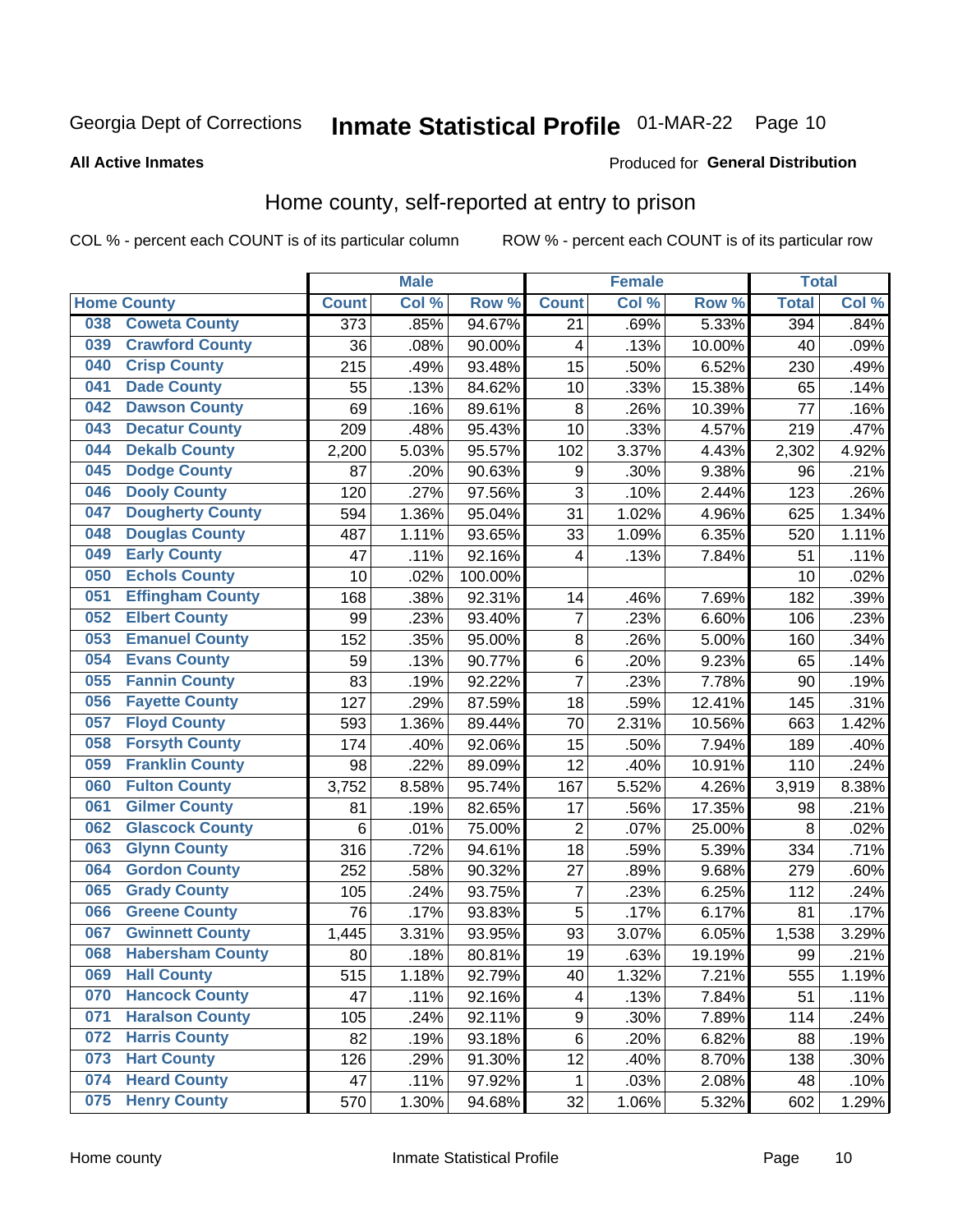Georgia Dept of Corrections **Inmate Statistical Profile** 01-MAR-22

**All Active Inmates**

Produced for **General Distribution**

## Home county, self-reported at entry to prison

COL % - percent each COUNT is of its particular column ROW % - percent each COUNT is of its particular row

| Home County | | Male | | | Female | | | Total | |
|---|---|---|---|---|---|---|---|---|---|
| | | Count | Col % | Row % | Count | Col % | Row % | Total | Col % |
| 038 | Coweta County | 373 | .85% | 94.67% | 21 | .69% | 5.33% | 394 | .84% |
| 039 | Crawford County | 36 | .08% | 90.00% | 4 | .13% | 10.00% | 40 | .09% |
| 040 | Crisp County | 215 | .49% | 93.48% | 15 | .50% | 6.52% | 230 | .49% |
| 041 | Dade County | 55 | .13% | 84.62% | 10 | .33% | 15.38% | 65 | .14% |
| 042 | Dawson County | 69 | .16% | 89.61% | 8 | .26% | 10.39% | 77 | .16% |
| 043 | Decatur County | 209 | .48% | 95.43% | 10 | .33% | 4.57% | 219 | .47% |
| 044 | Dekalb County | 2,200 | 5.03% | 95.57% | 102 | 3.37% | 4.43% | 2,302 | 4.92% |
| 045 | Dodge County | 87 | .20% | 90.63% | 9 | .30% | 9.38% | 96 | .21% |
| 046 | Dooly County | 120 | .27% | 97.56% | 3 | .10% | 2.44% | 123 | .26% |
| 047 | Dougherty County | 594 | 1.36% | 95.04% | 31 | 1.02% | 4.96% | 625 | 1.34% |
| 048 | Douglas County | 487 | 1.11% | 93.65% | 33 | 1.09% | 6.35% | 520 | 1.11% |
| 049 | Early County | 47 | .11% | 92.16% | 4 | .13% | 7.84% | 51 | .11% |
| 050 | Echols County | 10 | .02% | 100.00% | | | | 10 | .02% |
| 051 | Effingham County | 168 | .38% | 92.31% | 14 | .46% | 7.69% | 182 | .39% |
| 052 | Elbert County | 99 | .23% | 93.40% | 7 | .23% | 6.60% | 106 | .23% |
| 053 | Emanuel County | 152 | .35% | 95.00% | 8 | .26% | 5.00% | 160 | .34% |
| 054 | Evans County | 59 | .13% | 90.77% | 6 | .20% | 9.23% | 65 | .14% |
| 055 | Fannin County | 83 | .19% | 92.22% | 7 | .23% | 7.78% | 90 | .19% |
| 056 | Fayette County | 127 | .29% | 87.59% | 18 | .59% | 12.41% | 145 | .31% |
| 057 | Floyd County | 593 | 1.36% | 89.44% | 70 | 2.31% | 10.56% | 663 | 1.42% |
| 058 | Forsyth County | 174 | .40% | 92.06% | 15 | .50% | 7.94% | 189 | .40% |
| 059 | Franklin County | 98 | .22% | 89.09% | 12 | .40% | 10.91% | 110 | .24% |
| 060 | Fulton County | 3,752 | 8.58% | 95.74% | 167 | 5.52% | 4.26% | 3,919 | 8.38% |
| 061 | Gilmer County | 81 | .19% | 82.65% | 17 | .56% | 17.35% | 98 | .21% |
| 062 | Glascock County | 6 | .01% | 75.00% | 2 | .07% | 25.00% | 8 | .02% |
| 063 | Glynn County | 316 | .72% | 94.61% | 18 | .59% | 5.39% | 334 | .71% |
| 064 | Gordon County | 252 | .58% | 90.32% | 27 | .89% | 9.68% | 279 | .60% |
| 065 | Grady County | 105 | .24% | 93.75% | 7 | .23% | 6.25% | 112 | .24% |
| 066 | Greene County | 76 | .17% | 93.83% | 5 | .17% | 6.17% | 81 | .17% |
| 067 | Gwinnett County | 1,445 | 3.31% | 93.95% | 93 | 3.07% | 6.05% | 1,538 | 3.29% |
| 068 | Habersham County | 80 | .18% | 80.81% | 19 | .63% | 19.19% | 99 | .21% |
| 069 | Hall County | 515 | 1.18% | 92.79% | 40 | 1.32% | 7.21% | 555 | 1.19% |
| 070 | Hancock County | 47 | .11% | 92.16% | 4 | .13% | 7.84% | 51 | .11% |
| 071 | Haralson County | 105 | .24% | 92.11% | 9 | .30% | 7.89% | 114 | .24% |
| 072 | Harris County | 82 | .19% | 93.18% | 6 | .20% | 6.82% | 88 | .19% |
| 073 | Hart County | 126 | .29% | 91.30% | 12 | .40% | 8.70% | 138 | .30% |
| 074 | Heard County | 47 | .11% | 97.92% | 1 | .03% | 2.08% | 48 | .10% |
| 075 | Henry County | 570 | 1.30% | 94.68% | 32 | 1.06% | 5.32% | 602 | 1.29% |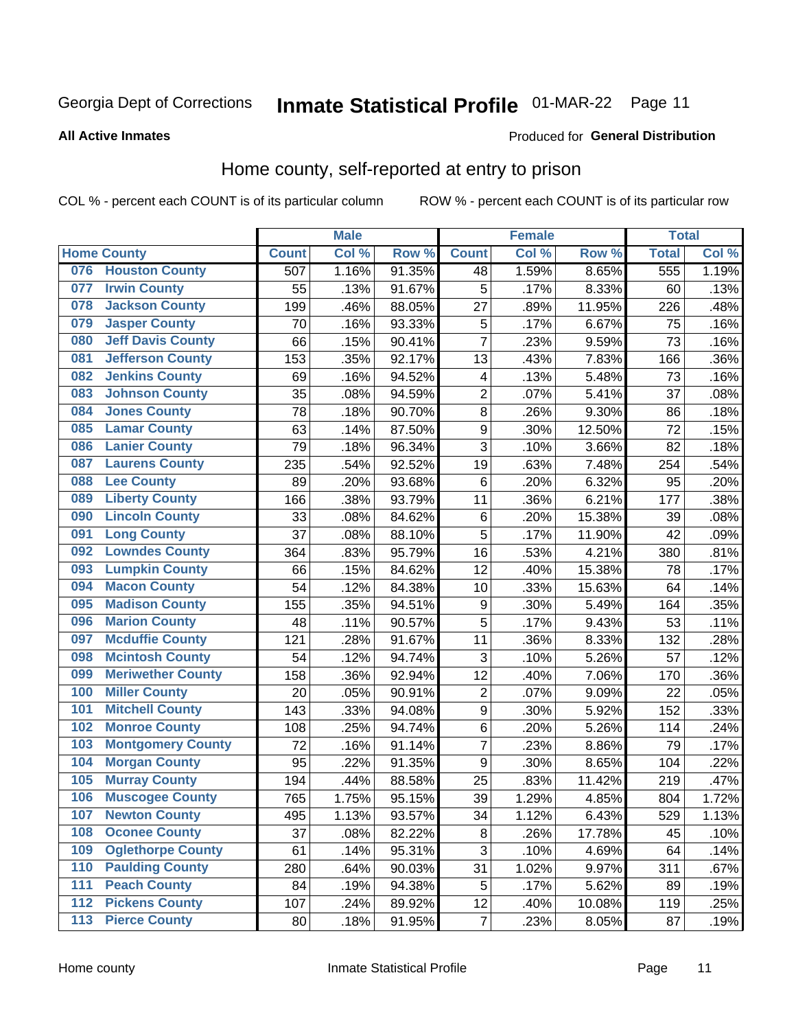Georgia Dept of Corrections **Inmate Statistical Profile** 01-MAR-22

**All Active Inmates**

Produced for **General Distribution**

## Home county, self-reported at entry to prison

COL % - percent each COUNT is of its particular column ROW % - percent each COUNT is of its particular row

| Home County | | Male | | | Female | | | Total | |
|---|---|---|---|---|---|---|---|---|---|
| | | Count | Col % | Row % | Count | Col % | Row % | Total | Col % |
| 076 | Houston County | 507 | 1.16% | 91.35% | 48 | 1.59% | 8.65% | 555 | 1.19% |
| 077 | Irwin County | 55 | .13% | 91.67% | 5 | .17% | 8.33% | 60 | .13% |
| 078 | Jackson County | 199 | .46% | 88.05% | 27 | .89% | 11.95% | 226 | .48% |
| 079 | Jasper County | 70 | .16% | 93.33% | 5 | .17% | 6.67% | 75 | .16% |
| 080 | Jeff Davis County | 66 | .15% | 90.41% | 7 | .23% | 9.59% | 73 | .16% |
| 081 | Jefferson County | 153 | .35% | 92.17% | 13 | .43% | 7.83% | 166 | .36% |
| 082 | Jenkins County | 69 | .16% | 94.52% | 4 | .13% | 5.48% | 73 | .16% |
| 083 | Johnson County | 35 | .08% | 94.59% | 2 | .07% | 5.41% | 37 | .08% |
| 084 | Jones County | 78 | .18% | 90.70% | 8 | .26% | 9.30% | 86 | .18% |
| 085 | Lamar County | 63 | .14% | 87.50% | 9 | .30% | 12.50% | 72 | .15% |
| 086 | Lanier County | 79 | .18% | 96.34% | 3 | .10% | 3.66% | 82 | .18% |
| 087 | Laurens County | 235 | .54% | 92.52% | 19 | .63% | 7.48% | 254 | .54% |
| 088 | Lee County | 89 | .20% | 93.68% | 6 | .20% | 6.32% | 95 | .20% |
| 089 | Liberty County | 166 | .38% | 93.79% | 11 | .36% | 6.21% | 177 | .38% |
| 090 | Lincoln County | 33 | .08% | 84.62% | 6 | .20% | 15.38% | 39 | .08% |
| 091 | Long County | 37 | .08% | 88.10% | 5 | .17% | 11.90% | 42 | .09% |
| 092 | Lowndes County | 364 | .83% | 95.79% | 16 | .53% | 4.21% | 380 | .81% |
| 093 | Lumpkin County | 66 | .15% | 84.62% | 12 | .40% | 15.38% | 78 | .17% |
| 094 | Macon County | 54 | .12% | 84.38% | 10 | .33% | 15.63% | 64 | .14% |
| 095 | Madison County | 155 | .35% | 94.51% | 9 | .30% | 5.49% | 164 | .35% |
| 096 | Marion County | 48 | .11% | 90.57% | 5 | .17% | 9.43% | 53 | .11% |
| 097 | Mcduffie County | 121 | .28% | 91.67% | 11 | .36% | 8.33% | 132 | .28% |
| 098 | Mcintosh County | 54 | .12% | 94.74% | 3 | .10% | 5.26% | 57 | .12% |
| 099 | Meriwether County | 158 | .36% | 92.94% | 12 | .40% | 7.06% | 170 | .36% |
| 100 | Miller County | 20 | .05% | 90.91% | 2 | .07% | 9.09% | 22 | .05% |
| 101 | Mitchell County | 143 | .33% | 94.08% | 9 | .30% | 5.92% | 152 | .33% |
| 102 | Monroe County | 108 | .25% | 94.74% | 6 | .20% | 5.26% | 114 | .24% |
| 103 | Montgomery County | 72 | .16% | 91.14% | 7 | .23% | 8.86% | 79 | .17% |
| 104 | Morgan County | 95 | .22% | 91.35% | 9 | .30% | 8.65% | 104 | .22% |
| 105 | Murray County | 194 | .44% | 88.58% | 25 | .83% | 11.42% | 219 | .47% |
| 106 | Muscogee County | 765 | 1.75% | 95.15% | 39 | 1.29% | 4.85% | 804 | 1.72% |
| 107 | Newton County | 495 | 1.13% | 93.57% | 34 | 1.12% | 6.43% | 529 | 1.13% |
| 108 | Oconee County | 37 | .08% | 82.22% | 8 | .26% | 17.78% | 45 | .10% |
| 109 | Oglethorpe County | 61 | .14% | 95.31% | 3 | .10% | 4.69% | 64 | .14% |
| 110 | Paulding County | 280 | .64% | 90.03% | 31 | 1.02% | 9.97% | 311 | .67% |
| 111 | Peach County | 84 | .19% | 94.38% | 5 | .17% | 5.62% | 89 | .19% |
| 112 | Pickens County | 107 | .24% | 89.92% | 12 | .40% | 10.08% | 119 | .25% |
| 113 | Pierce County | 80 | .18% | 91.95% | 7 | .23% | 8.05% | 87 | .19% |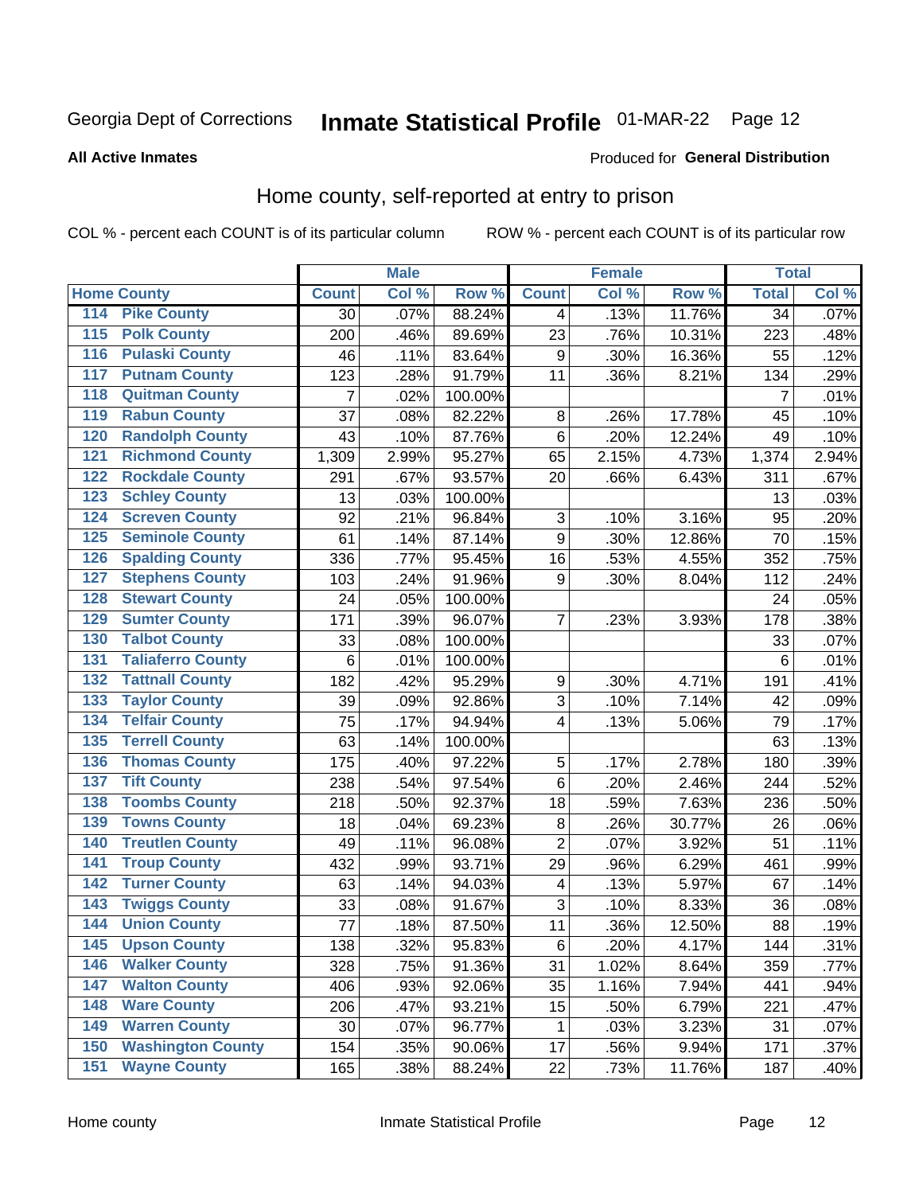Georgia Dept of Corrections **Inmate Statistical Profile** 01-MAR-22

**All Active Inmates**

Produced for **General Distribution**

## Home county, self-reported at entry to prison

COL % - percent each COUNT is of its particular column ROW % - percent each COUNT is of its particular row

| Home County | | Male | | | Female | | | Total | |
|---|---|---|---|---|---|---|---|---|---|
| | | Count | Col % | Row % | Count | Col % | Row % | Total | Col % |
| 114 | Pike County | 30 | .07% | 88.24% | 4 | .13% | 11.76% | 34 | .07% |
| 115 | Polk County | 200 | .46% | 89.69% | 23 | .76% | 10.31% | 223 | .48% |
| 116 | Pulaski County | 46 | .11% | 83.64% | 9 | .30% | 16.36% | 55 | .12% |
| 117 | Putnam County | 123 | .28% | 91.79% | 11 | .36% | 8.21% | 134 | .29% |
| 118 | Quitman County | 7 | .02% | 100.00% | | | | 7 | .01% |
| 119 | Rabun County | 37 | .08% | 82.22% | 8 | .26% | 17.78% | 45 | .10% |
| 120 | Randolph County | 43 | .10% | 87.76% | 6 | .20% | 12.24% | 49 | .10% |
| 121 | Richmond County | 1,309 | 2.99% | 95.27% | 65 | 2.15% | 4.73% | 1,374 | 2.94% |
| 122 | Rockdale County | 291 | .67% | 93.57% | 20 | .66% | 6.43% | 311 | .67% |
| 123 | Schley County | 13 | .03% | 100.00% | | | | 13 | .03% |
| 124 | Screven County | 92 | .21% | 96.84% | 3 | .10% | 3.16% | 95 | .20% |
| 125 | Seminole County | 61 | .14% | 87.14% | 9 | .30% | 12.86% | 70 | .15% |
| 126 | Spalding County | 336 | .77% | 95.45% | 16 | .53% | 4.55% | 352 | .75% |
| 127 | Stephens County | 103 | .24% | 91.96% | 9 | .30% | 8.04% | 112 | .24% |
| 128 | Stewart County | 24 | .05% | 100.00% | | | | 24 | .05% |
| 129 | Sumter County | 171 | .39% | 96.07% | 7 | .23% | 3.93% | 178 | .38% |
| 130 | Talbot County | 33 | .08% | 100.00% | | | | 33 | .07% |
| 131 | Taliaferro County | 6 | .01% | 100.00% | | | | 6 | .01% |
| 132 | Tattnall County | 182 | .42% | 95.29% | 9 | .30% | 4.71% | 191 | .41% |
| 133 | Taylor County | 39 | .09% | 92.86% | 3 | .10% | 7.14% | 42 | .09% |
| 134 | Telfair County | 75 | .17% | 94.94% | 4 | .13% | 5.06% | 79 | .17% |
| 135 | Terrell County | 63 | .14% | 100.00% | | | | 63 | .13% |
| 136 | Thomas County | 175 | .40% | 97.22% | 5 | .17% | 2.78% | 180 | .39% |
| 137 | Tift County | 238 | .54% | 97.54% | 6 | .20% | 2.46% | 244 | .52% |
| 138 | Toombs County | 218 | .50% | 92.37% | 18 | .59% | 7.63% | 236 | .50% |
| 139 | Towns County | 18 | .04% | 69.23% | 8 | .26% | 30.77% | 26 | .06% |
| 140 | Treutlen County | 49 | .11% | 96.08% | 2 | .07% | 3.92% | 51 | .11% |
| 141 | Troup County | 432 | .99% | 93.71% | 29 | .96% | 6.29% | 461 | .99% |
| 142 | Turner County | 63 | .14% | 94.03% | 4 | .13% | 5.97% | 67 | .14% |
| 143 | Twiggs County | 33 | .08% | 91.67% | 3 | .10% | 8.33% | 36 | .08% |
| 144 | Union County | 77 | .18% | 87.50% | 11 | .36% | 12.50% | 88 | .19% |
| 145 | Upson County | 138 | .32% | 95.83% | 6 | .20% | 4.17% | 144 | .31% |
| 146 | Walker County | 328 | .75% | 91.36% | 31 | 1.02% | 8.64% | 359 | .77% |
| 147 | Walton County | 406 | .93% | 92.06% | 35 | 1.16% | 7.94% | 441 | .94% |
| 148 | Ware County | 206 | .47% | 93.21% | 15 | .50% | 6.79% | 221 | .47% |
| 149 | Warren County | 30 | .07% | 96.77% | 1 | .03% | 3.23% | 31 | .07% |
| 150 | Washington County | 154 | .35% | 90.06% | 17 | .56% | 9.94% | 171 | .37% |
| 151 | Wayne County | 165 | .38% | 88.24% | 22 | .73% | 11.76% | 187 | .40% |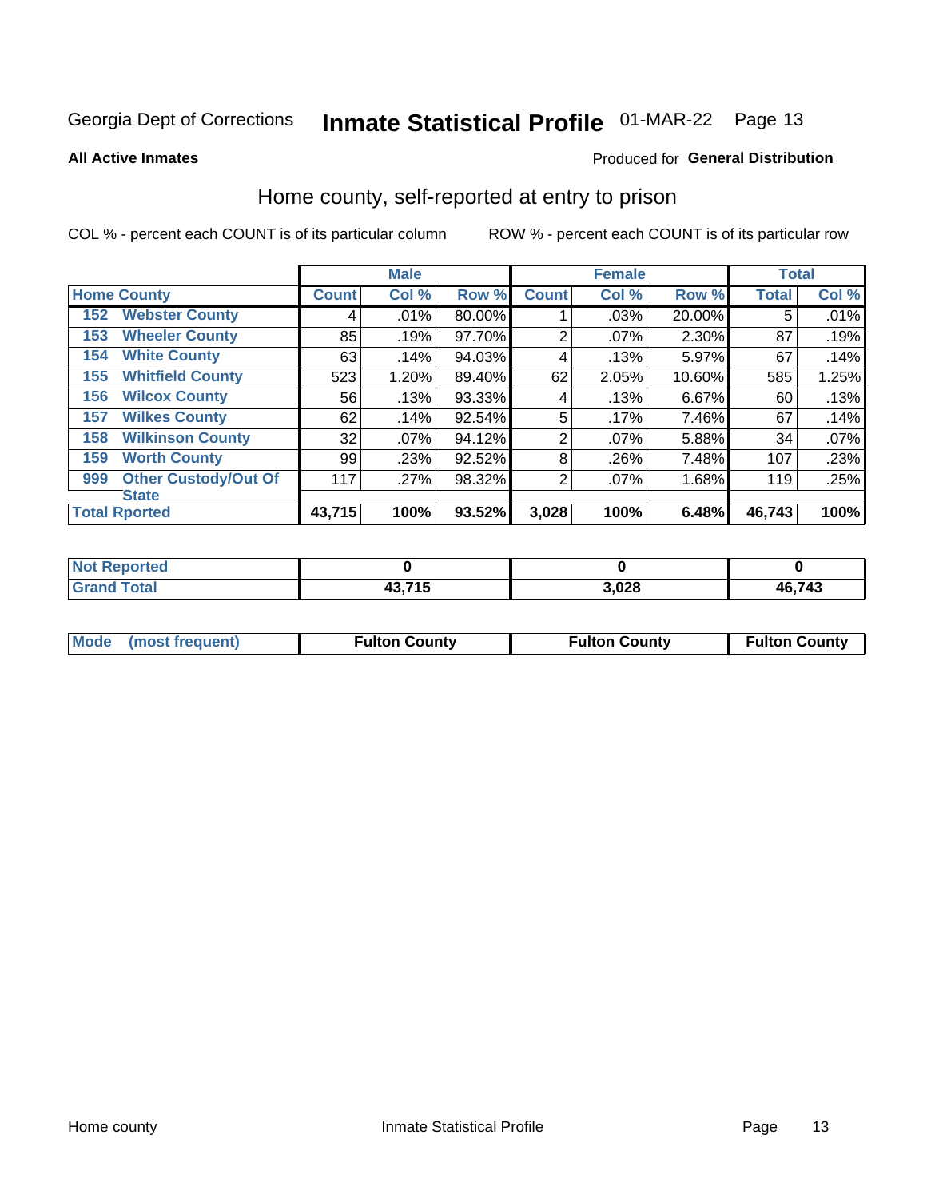Georgia Dept of Corrections **Inmate Statistical Profile** 01-MAR-22

**All Active Inmates**

Produced for **General Distribution**

## Home county, self-reported at entry to prison

COL % - percent each COUNT is of its particular column ROW % - percent each COUNT is of its particular row

| Home County | | Male | | | Female | | | Total | |
|---|---|---|---|---|---|---|---|---|---|
| | | Count | Col % | Row % | Count | Col % | Row % | Total | Col % |
| 152 | Webster County | 4 | .01% | 80.00% | 1 | .03% | 20.00% | 5 | .01% |
| 153 | Wheeler County | 85 | .19% | 97.70% | 2 | .07% | 2.30% | 87 | .19% |
| 154 | White County | 63 | .14% | 94.03% | 4 | .13% | 5.97% | 67 | .14% |
| 155 | Whitfield County | 523 | 1.20% | 89.40% | 62 | 2.05% | 10.60% | 585 | 1.25% |
| 156 | Wilcox County | 56 | .13% | 93.33% | 4 | .13% | 6.67% | 60 | .13% |
| 157 | Wilkes County | 62 | .14% | 92.54% | 5 | .17% | 7.46% | 67 | .14% |
| 158 | Wilkinson County | 32 | .07% | 94.12% | 2 | .07% | 5.88% | 34 | .07% |
| 159 | Worth County | 99 | .23% | 92.52% | 8 | .26% | 7.48% | 107 | .23% |
| 999 | Other Custody/Out Of State | 117 | .27% | 98.32% | 2 | .07% | 1.68% | 119 | .25% |
| **Total Rported** | | **43,715** | **100%** | **93.52%** | **3,028** | **100%** | **6.48%** | **46,743** | **100%** |

| | Male | Female | Total |
|---|---|---|---|
| Not Reported | 0 | 0 | 0 |
| Grand Total | 43,715 | 3,028 | 46,743 |

| | Male | Female | Total |
|---|---|---|---|
| Mode (most frequent) | Fulton County | Fulton County | Fulton County |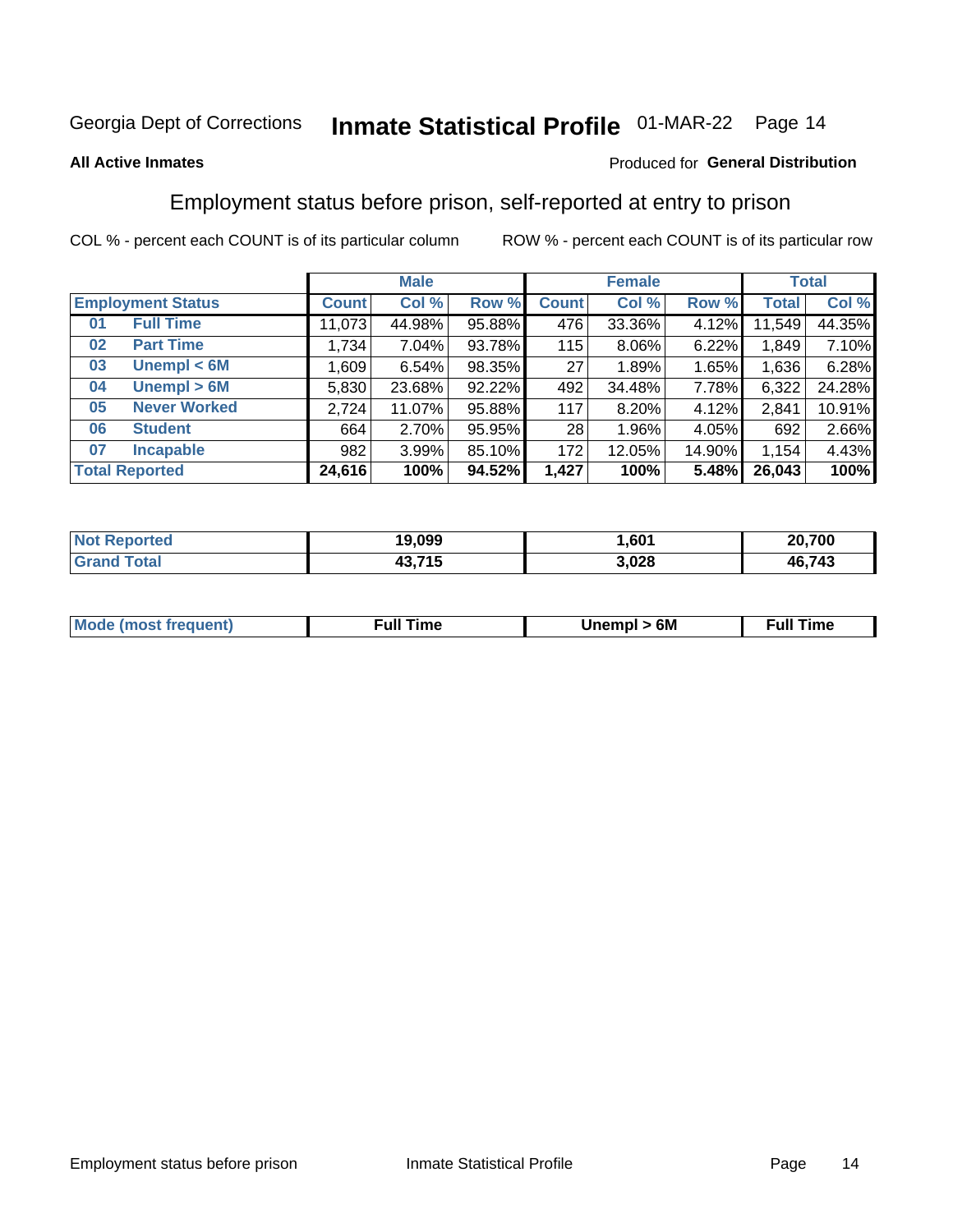Georgia Dept of Corrections **Inmate Statistical Profile** 01-MAR-22

**All Active Inmates**

Produced for **General Distribution**

## Employment status before prison, self-reported at entry to prison

COL % - percent each COUNT is of its particular column ROW % - percent each COUNT is of its particular row

| Employment Status | | Male | | | Female | | | Total | |
|---|---|---|---|---|---|---|---|---|---|
| | | Count | Col % | Row % | Count | Col % | Row % | Total | Col % |
| 01 | Full Time | 11,073 | 44.98% | 95.88% | 476 | 33.36% | 4.12% | 11,549 | 44.35% |
| 02 | Part Time | 1,734 | 7.04% | 93.78% | 115 | 8.06% | 6.22% | 1,849 | 7.10% |
| 03 | Unempl < 6M | 1,609 | 6.54% | 98.35% | 27 | 1.89% | 1.65% | 1,636 | 6.28% |
| 04 | Unempl > 6M | 5,830 | 23.68% | 92.22% | 492 | 34.48% | 7.78% | 6,322 | 24.28% |
| 05 | Never Worked | 2,724 | 11.07% | 95.88% | 117 | 8.20% | 4.12% | 2,841 | 10.91% |
| 06 | Student | 664 | 2.70% | 95.95% | 28 | 1.96% | 4.05% | 692 | 2.66% |
| 07 | Incapable | 982 | 3.99% | 85.10% | 172 | 12.05% | 14.90% | 1,154 | 4.43% |
| **Total Reported** | | **24,616** | **100%** | **94.52%** | **1,427** | **100%** | **5.48%** | **26,043** | **100%** |

| | Male | Female | Total |
|---|---|---|---|
| Not Reported | 19,099 | 1,601 | 20,700 |
| Grand Total | 43,715 | 3,028 | 46,743 |

| | Male | Female | Total |
|---|---|---|---|
| Mode (most frequent) | Full Time | Unempl > 6M | Full Time |

Employment status before prison Inmate Statistical Profile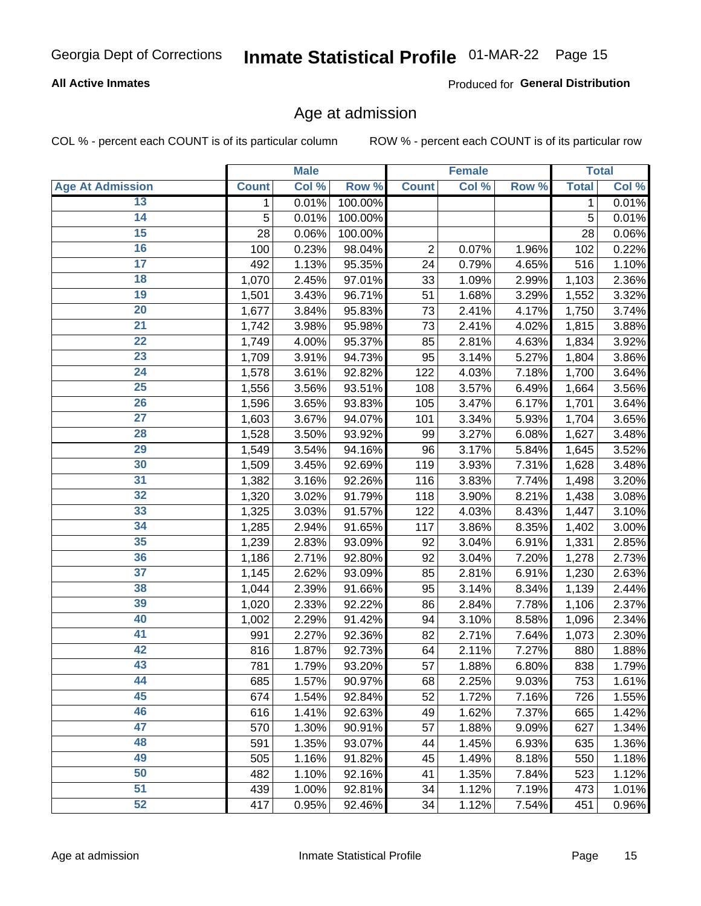Georgia Dept of Corrections **Inmate Statistical Profile** 01-MAR-22

**All Active Inmates**

Produced for **General Distribution**

## Age at admission

COL % - percent each COUNT is of its particular column ROW % - percent each COUNT is of its particular row

| | Male | | | Female | | | Total | |
|---|---|---|---|---|---|---|---|---|
| Age At Admission | Count | Col % | Row % | Count | Col % | Row % | Total | Col % |
| 13 | 1 | 0.01% | 100.00% | | | | 1 | 0.01% |
| 14 | 5 | 0.01% | 100.00% | | | | 5 | 0.01% |
| 15 | 28 | 0.06% | 100.00% | | | | 28 | 0.06% |
| 16 | 100 | 0.23% | 98.04% | 2 | 0.07% | 1.96% | 102 | 0.22% |
| 17 | 492 | 1.13% | 95.35% | 24 | 0.79% | 4.65% | 516 | 1.10% |
| 18 | 1,070 | 2.45% | 97.01% | 33 | 1.09% | 2.99% | 1,103 | 2.36% |
| 19 | 1,501 | 3.43% | 96.71% | 51 | 1.68% | 3.29% | 1,552 | 3.32% |
| 20 | 1,677 | 3.84% | 95.83% | 73 | 2.41% | 4.17% | 1,750 | 3.74% |
| 21 | 1,742 | 3.98% | 95.98% | 73 | 2.41% | 4.02% | 1,815 | 3.88% |
| 22 | 1,749 | 4.00% | 95.37% | 85 | 2.81% | 4.63% | 1,834 | 3.92% |
| 23 | 1,709 | 3.91% | 94.73% | 95 | 3.14% | 5.27% | 1,804 | 3.86% |
| 24 | 1,578 | 3.61% | 92.82% | 122 | 4.03% | 7.18% | 1,700 | 3.64% |
| 25 | 1,556 | 3.56% | 93.51% | 108 | 3.57% | 6.49% | 1,664 | 3.56% |
| 26 | 1,596 | 3.65% | 93.83% | 105 | 3.47% | 6.17% | 1,701 | 3.64% |
| 27 | 1,603 | 3.67% | 94.07% | 101 | 3.34% | 5.93% | 1,704 | 3.65% |
| 28 | 1,528 | 3.50% | 93.92% | 99 | 3.27% | 6.08% | 1,627 | 3.48% |
| 29 | 1,549 | 3.54% | 94.16% | 96 | 3.17% | 5.84% | 1,645 | 3.52% |
| 30 | 1,509 | 3.45% | 92.69% | 119 | 3.93% | 7.31% | 1,628 | 3.48% |
| 31 | 1,382 | 3.16% | 92.26% | 116 | 3.83% | 7.74% | 1,498 | 3.20% |
| 32 | 1,320 | 3.02% | 91.79% | 118 | 3.90% | 8.21% | 1,438 | 3.08% |
| 33 | 1,325 | 3.03% | 91.57% | 122 | 4.03% | 8.43% | 1,447 | 3.10% |
| 34 | 1,285 | 2.94% | 91.65% | 117 | 3.86% | 8.35% | 1,402 | 3.00% |
| 35 | 1,239 | 2.83% | 93.09% | 92 | 3.04% | 6.91% | 1,331 | 2.85% |
| 36 | 1,186 | 2.71% | 92.80% | 92 | 3.04% | 7.20% | 1,278 | 2.73% |
| 37 | 1,145 | 2.62% | 93.09% | 85 | 2.81% | 6.91% | 1,230 | 2.63% |
| 38 | 1,044 | 2.39% | 91.66% | 95 | 3.14% | 8.34% | 1,139 | 2.44% |
| 39 | 1,020 | 2.33% | 92.22% | 86 | 2.84% | 7.78% | 1,106 | 2.37% |
| 40 | 1,002 | 2.29% | 91.42% | 94 | 3.10% | 8.58% | 1,096 | 2.34% |
| 41 | 991 | 2.27% | 92.36% | 82 | 2.71% | 7.64% | 1,073 | 2.30% |
| 42 | 816 | 1.87% | 92.73% | 64 | 2.11% | 7.27% | 880 | 1.88% |
| 43 | 781 | 1.79% | 93.20% | 57 | 1.88% | 6.80% | 838 | 1.79% |
| 44 | 685 | 1.57% | 90.97% | 68 | 2.25% | 9.03% | 753 | 1.61% |
| 45 | 674 | 1.54% | 92.84% | 52 | 1.72% | 7.16% | 726 | 1.55% |
| 46 | 616 | 1.41% | 92.63% | 49 | 1.62% | 7.37% | 665 | 1.42% |
| 47 | 570 | 1.30% | 90.91% | 57 | 1.88% | 9.09% | 627 | 1.34% |
| 48 | 591 | 1.35% | 93.07% | 44 | 1.45% | 6.93% | 635 | 1.36% |
| 49 | 505 | 1.16% | 91.82% | 45 | 1.49% | 8.18% | 550 | 1.18% |
| 50 | 482 | 1.10% | 92.16% | 41 | 1.35% | 7.84% | 523 | 1.12% |
| 51 | 439 | 1.00% | 92.81% | 34 | 1.12% | 7.19% | 473 | 1.01% |
| 52 | 417 | 0.95% | 92.46% | 34 | 1.12% | 7.54% | 451 | 0.96% |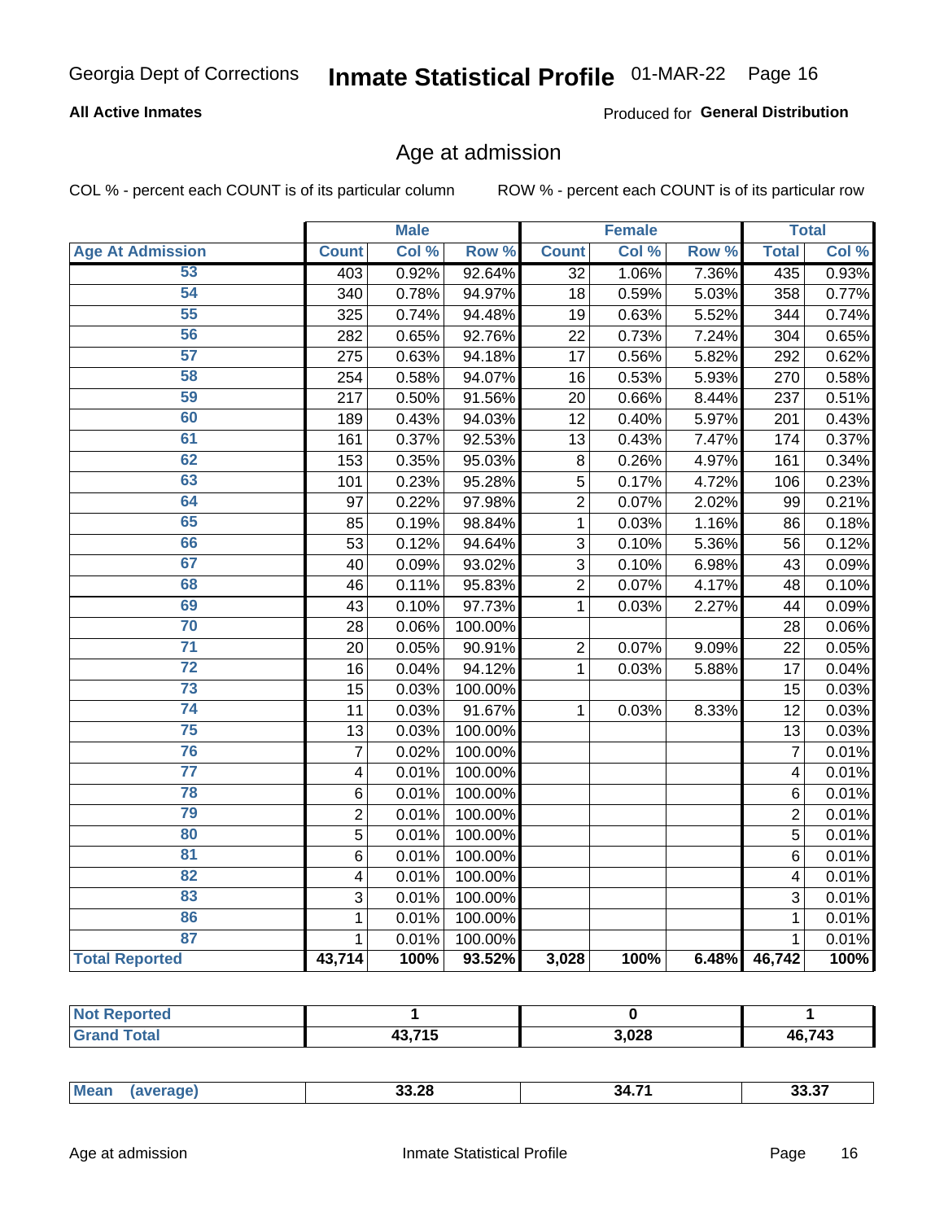Georgia Dept of Corrections **Inmate Statistical Profile** 01-MAR-22

**All Active Inmates**

Produced for **General Distribution**

## Age at admission

COL % - percent each COUNT is of its particular column ROW % - percent each COUNT is of its particular row

| | Male | | | Female | | | Total | |
|---|---|---|---|---|---|---|---|---|
| **Age At Admission** | **Count** | **Col %** | **Row %** | **Count** | **Col %** | **Row %** | **Total** | **Col %** |
| 53 | 403 | 0.92% | 92.64% | 32 | 1.06% | 7.36% | 435 | 0.93% |
| 54 | 340 | 0.78% | 94.97% | 18 | 0.59% | 5.03% | 358 | 0.77% |
| 55 | 325 | 0.74% | 94.48% | 19 | 0.63% | 5.52% | 344 | 0.74% |
| 56 | 282 | 0.65% | 92.76% | 22 | 0.73% | 7.24% | 304 | 0.65% |
| 57 | 275 | 0.63% | 94.18% | 17 | 0.56% | 5.82% | 292 | 0.62% |
| 58 | 254 | 0.58% | 94.07% | 16 | 0.53% | 5.93% | 270 | 0.58% |
| 59 | 217 | 0.50% | 91.56% | 20 | 0.66% | 8.44% | 237 | 0.51% |
| 60 | 189 | 0.43% | 94.03% | 12 | 0.40% | 5.97% | 201 | 0.43% |
| 61 | 161 | 0.37% | 92.53% | 13 | 0.43% | 7.47% | 174 | 0.37% |
| 62 | 153 | 0.35% | 95.03% | 8 | 0.26% | 4.97% | 161 | 0.34% |
| 63 | 101 | 0.23% | 95.28% | 5 | 0.17% | 4.72% | 106 | 0.23% |
| 64 | 97 | 0.22% | 97.98% | 2 | 0.07% | 2.02% | 99 | 0.21% |
| 65 | 85 | 0.19% | 98.84% | 1 | 0.03% | 1.16% | 86 | 0.18% |
| 66 | 53 | 0.12% | 94.64% | 3 | 0.10% | 5.36% | 56 | 0.12% |
| 67 | 40 | 0.09% | 93.02% | 3 | 0.10% | 6.98% | 43 | 0.09% |
| 68 | 46 | 0.11% | 95.83% | 2 | 0.07% | 4.17% | 48 | 0.10% |
| 69 | 43 | 0.10% | 97.73% | 1 | 0.03% | 2.27% | 44 | 0.09% |
| 70 | 28 | 0.06% | 100.00% | | | | 28 | 0.06% |
| 71 | 20 | 0.05% | 90.91% | 2 | 0.07% | 9.09% | 22 | 0.05% |
| 72 | 16 | 0.04% | 94.12% | 1 | 0.03% | 5.88% | 17 | 0.04% |
| 73 | 15 | 0.03% | 100.00% | | | | 15 | 0.03% |
| 74 | 11 | 0.03% | 91.67% | 1 | 0.03% | 8.33% | 12 | 0.03% |
| 75 | 13 | 0.03% | 100.00% | | | | 13 | 0.03% |
| 76 | 7 | 0.02% | 100.00% | | | | 7 | 0.01% |
| 77 | 4 | 0.01% | 100.00% | | | | 4 | 0.01% |
| 78 | 6 | 0.01% | 100.00% | | | | 6 | 0.01% |
| 79 | 2 | 0.01% | 100.00% | | | | 2 | 0.01% |
| 80 | 5 | 0.01% | 100.00% | | | | 5 | 0.01% |
| 81 | 6 | 0.01% | 100.00% | | | | 6 | 0.01% |
| 82 | 4 | 0.01% | 100.00% | | | | 4 | 0.01% |
| 83 | 3 | 0.01% | 100.00% | | | | 3 | 0.01% |
| 86 | 1 | 0.01% | 100.00% | | | | 1 | 0.01% |
| 87 | 1 | 0.01% | 100.00% | | | | 1 | 0.01% |
| **Total Reported** | **43,714** | **100%** | **93.52%** | **3,028** | **100%** | **6.48%** | **46,742** | **100%** |

| | Male | Female | Total |
|---|---|---|---|
| **Not Reported** | **1** | **0** | **1** |
| **Grand Total** | **43,715** | **3,028** | **46,743** |

| | Male | Female | Total |
|---|---|---|---|
| **Mean (average)** | **33.28** | **34.71** | **33.37** |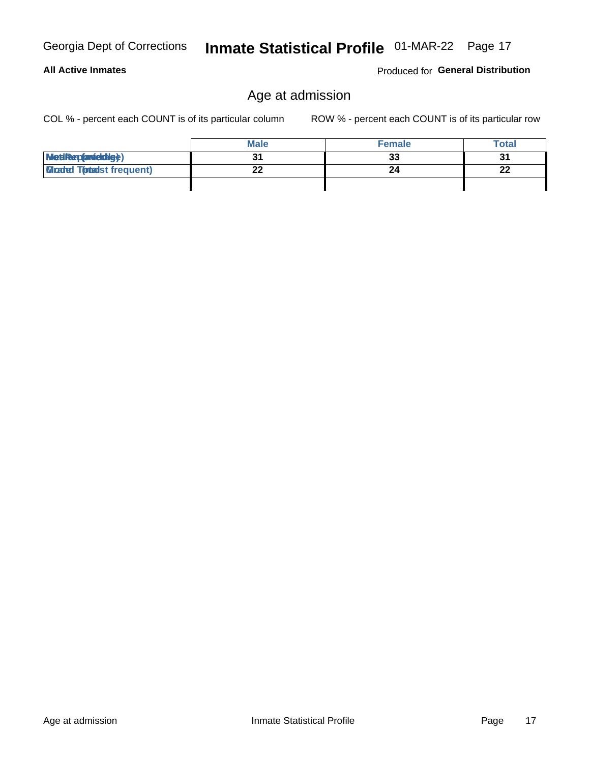# Inmate Statistical Profile

Georgia Dept of Corrections — 01-MAR-22

**All Active Inmates**

Produced for **General Distribution**

## Age at admission

COL % - percent each COUNT is of its particular column

ROW % - percent each COUNT is of its particular row

| | Male | Female | Total |
|---|---|---|---|
| Median (middle) | 31 | 33 | 31 |
| Mode (most frequent) | 22 | 24 | 22 |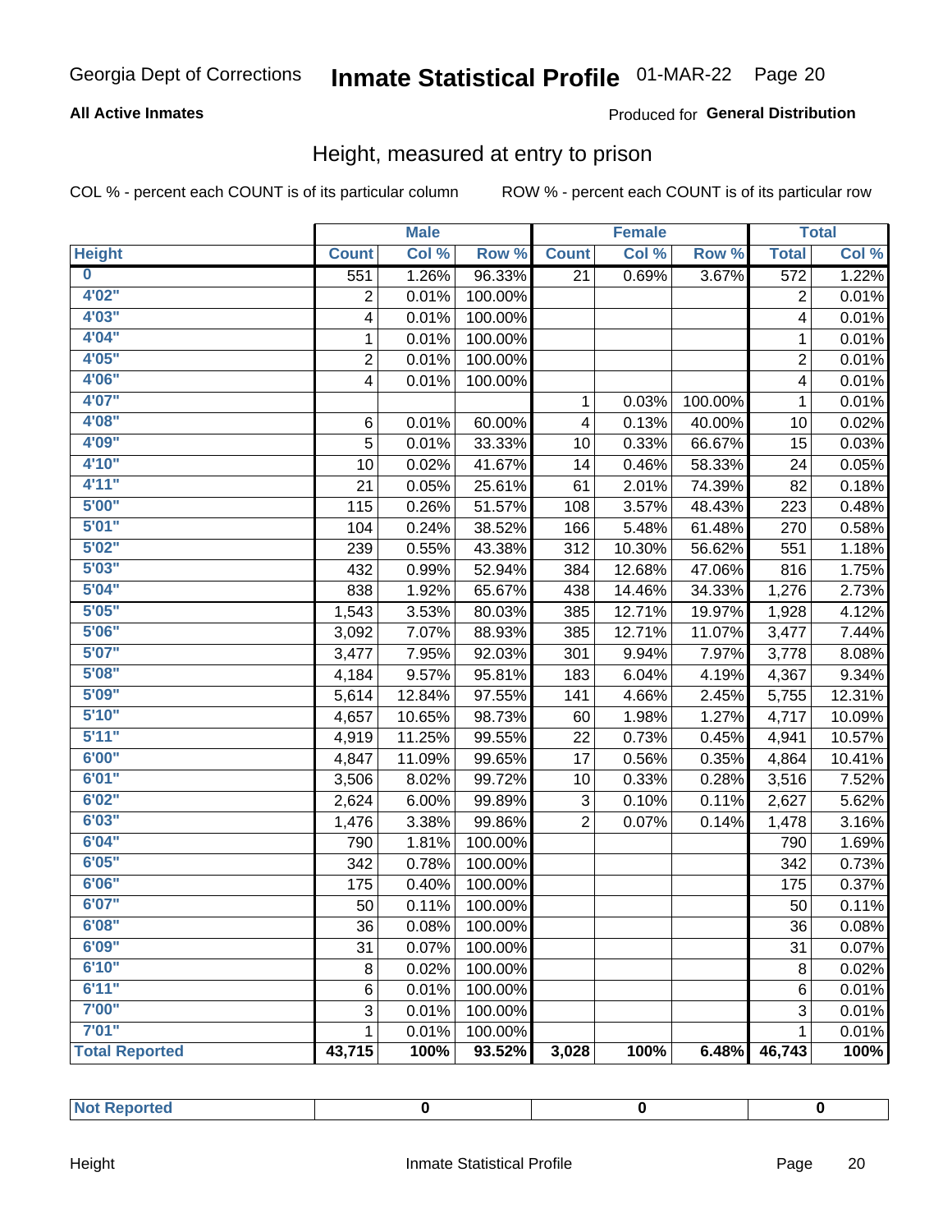Georgia Dept of Corrections **Inmate Statistical Profile** 01-MAR-22

**All Active Inmates**

Produced for **General Distribution**

## Height, measured at entry to prison

COL % - percent each COUNT is of its particular column ROW % - percent each COUNT is of its particular row

| | Male | | | Female | | | Total | |
|---|---|---|---|---|---|---|---|---|
| **Height** | **Count** | **Col %** | **Row %** | **Count** | **Col %** | **Row %** | **Total** | **Col %** |
| **0** | 551 | 1.26% | 96.33% | 21 | 0.69% | 3.67% | 572 | 1.22% |
| **4'02"** | 2 | 0.01% | 100.00% | | | | 2 | 0.01% |
| **4'03"** | 4 | 0.01% | 100.00% | | | | 4 | 0.01% |
| **4'04"** | 1 | 0.01% | 100.00% | | | | 1 | 0.01% |
| **4'05"** | 2 | 0.01% | 100.00% | | | | 2 | 0.01% |
| **4'06"** | 4 | 0.01% | 100.00% | | | | 4 | 0.01% |
| **4'07"** | | | | 1 | 0.03% | 100.00% | 1 | 0.01% |
| **4'08"** | 6 | 0.01% | 60.00% | 4 | 0.13% | 40.00% | 10 | 0.02% |
| **4'09"** | 5 | 0.01% | 33.33% | 10 | 0.33% | 66.67% | 15 | 0.03% |
| **4'10"** | 10 | 0.02% | 41.67% | 14 | 0.46% | 58.33% | 24 | 0.05% |
| **4'11"** | 21 | 0.05% | 25.61% | 61 | 2.01% | 74.39% | 82 | 0.18% |
| **5'00"** | 115 | 0.26% | 51.57% | 108 | 3.57% | 48.43% | 223 | 0.48% |
| **5'01"** | 104 | 0.24% | 38.52% | 166 | 5.48% | 61.48% | 270 | 0.58% |
| **5'02"** | 239 | 0.55% | 43.38% | 312 | 10.30% | 56.62% | 551 | 1.18% |
| **5'03"** | 432 | 0.99% | 52.94% | 384 | 12.68% | 47.06% | 816 | 1.75% |
| **5'04"** | 838 | 1.92% | 65.67% | 438 | 14.46% | 34.33% | 1,276 | 2.73% |
| **5'05"** | 1,543 | 3.53% | 80.03% | 385 | 12.71% | 19.97% | 1,928 | 4.12% |
| **5'06"** | 3,092 | 7.07% | 88.93% | 385 | 12.71% | 11.07% | 3,477 | 7.44% |
| **5'07"** | 3,477 | 7.95% | 92.03% | 301 | 9.94% | 7.97% | 3,778 | 8.08% |
| **5'08"** | 4,184 | 9.57% | 95.81% | 183 | 6.04% | 4.19% | 4,367 | 9.34% |
| **5'09"** | 5,614 | 12.84% | 97.55% | 141 | 4.66% | 2.45% | 5,755 | 12.31% |
| **5'10"** | 4,657 | 10.65% | 98.73% | 60 | 1.98% | 1.27% | 4,717 | 10.09% |
| **5'11"** | 4,919 | 11.25% | 99.55% | 22 | 0.73% | 0.45% | 4,941 | 10.57% |
| **6'00"** | 4,847 | 11.09% | 99.65% | 17 | 0.56% | 0.35% | 4,864 | 10.41% |
| **6'01"** | 3,506 | 8.02% | 99.72% | 10 | 0.33% | 0.28% | 3,516 | 7.52% |
| **6'02"** | 2,624 | 6.00% | 99.89% | 3 | 0.10% | 0.11% | 2,627 | 5.62% |
| **6'03"** | 1,476 | 3.38% | 99.86% | 2 | 0.07% | 0.14% | 1,478 | 3.16% |
| **6'04"** | 790 | 1.81% | 100.00% | | | | 790 | 1.69% |
| **6'05"** | 342 | 0.78% | 100.00% | | | | 342 | 0.73% |
| **6'06"** | 175 | 0.40% | 100.00% | | | | 175 | 0.37% |
| **6'07"** | 50 | 0.11% | 100.00% | | | | 50 | 0.11% |
| **6'08"** | 36 | 0.08% | 100.00% | | | | 36 | 0.08% |
| **6'09"** | 31 | 0.07% | 100.00% | | | | 31 | 0.07% |
| **6'10"** | 8 | 0.02% | 100.00% | | | | 8 | 0.02% |
| **6'11"** | 6 | 0.01% | 100.00% | | | | 6 | 0.01% |
| **7'00"** | 3 | 0.01% | 100.00% | | | | 3 | 0.01% |
| **7'01"** | 1 | 0.01% | 100.00% | | | | 1 | 0.01% |
| **Total Reported** | **43,715** | **100%** | **93.52%** | **3,028** | **100%** | **6.48%** | **46,743** | **100%** |

| | | | |
|---|---|---|---|
| **Not Reported** | **0** | **0** | **0** |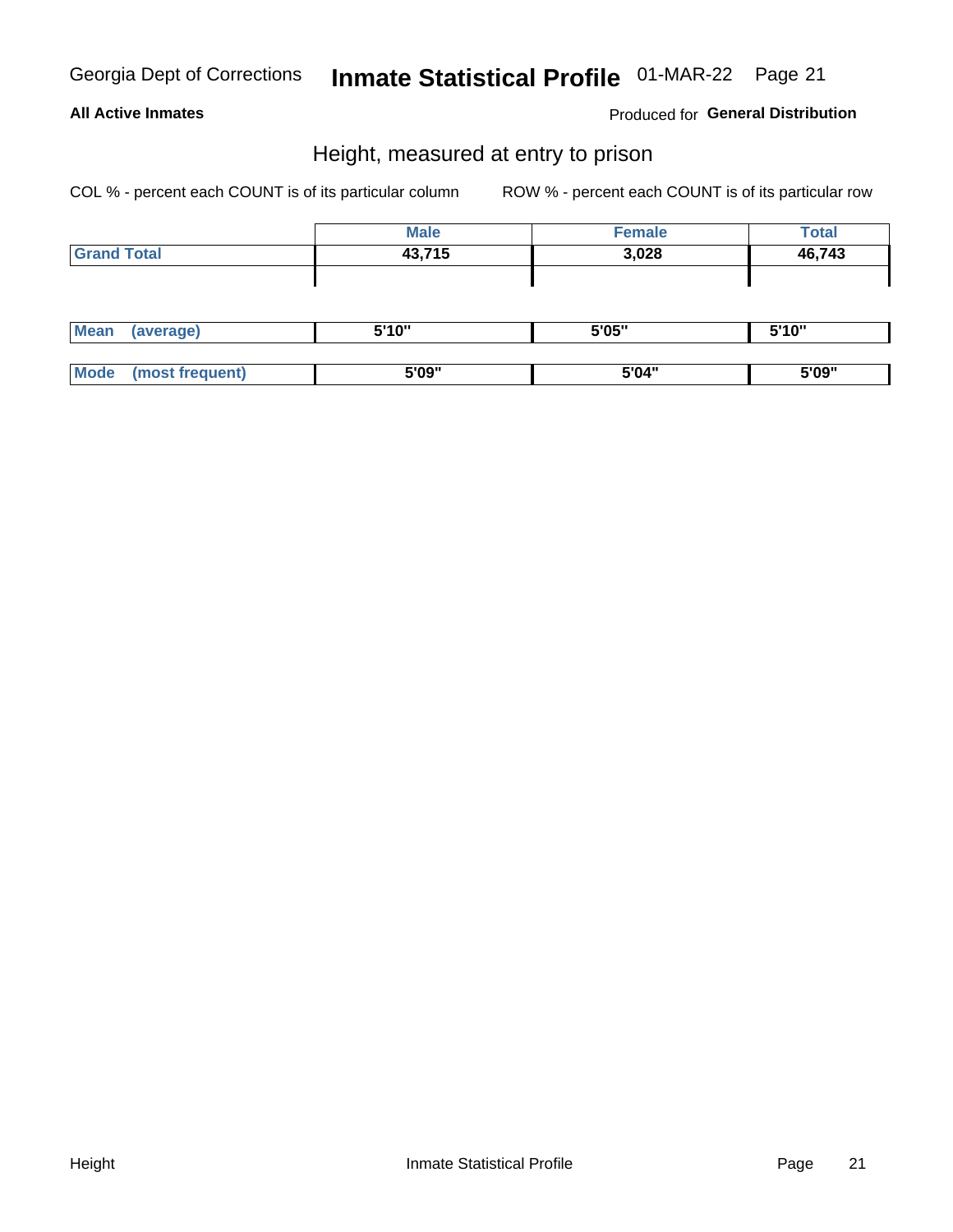## Height, measured at entry to prison

COL % - percent each COUNT is of its particular column        ROW % - percent each COUNT is of its particular row

| | Male | Female | Total |
|---|---|---|---|
| Grand Total | 43,715 | 3,028 | 46,743 |
| Mean (average) | 5'10" | 5'05" | 5'10" |
| Mode (most frequent) | 5'09" | 5'04" | 5'09" |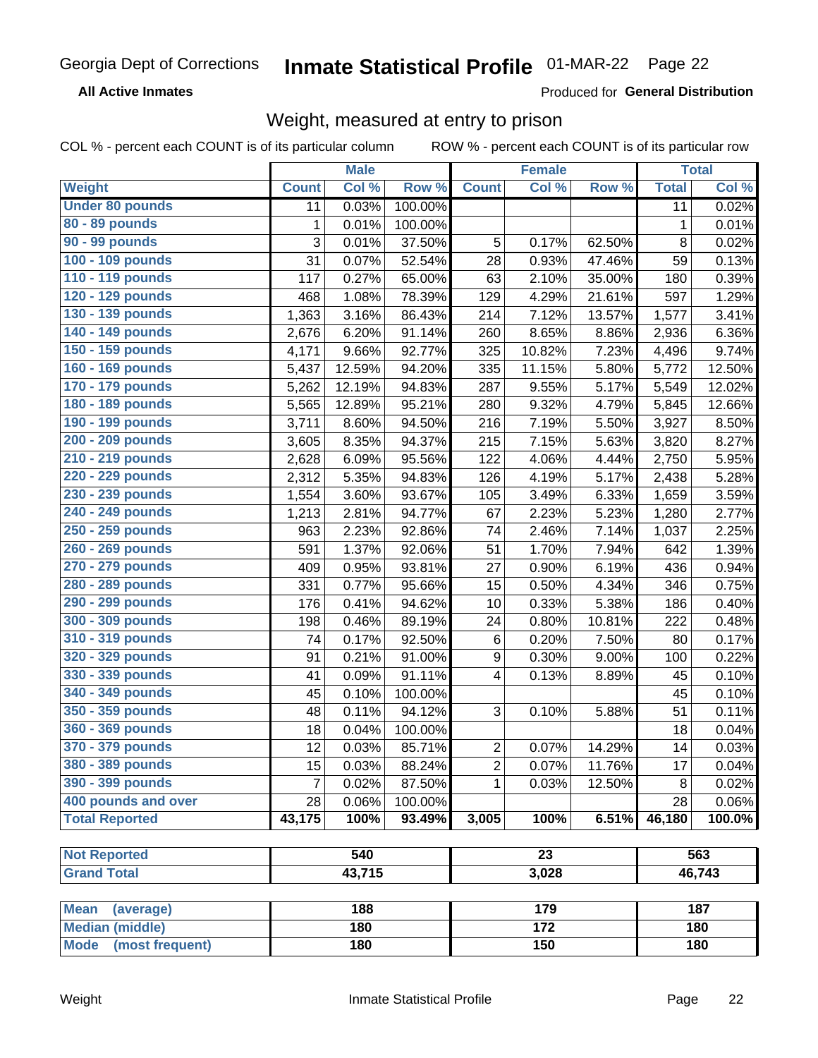Georgia Dept of Corrections **Inmate Statistical Profile** 01-MAR-22 Page 22

**All Active Inmates**

Produced for **General Distribution**

## Weight, measured at entry to prison

COL % - percent each COUNT is of its particular column ROW % - percent each COUNT is of its particular row

| | Male | | | Female | | | Total | |
|---|---|---|---|---|---|---|---|---|
| **Weight** | **Count** | **Col %** | **Row %** | **Count** | **Col %** | **Row %** | **Total** | **Col %** |
| **Under 80 pounds** | 11 | 0.03% | 100.00% | | | | 11 | 0.02% |
| **80 - 89 pounds** | 1 | 0.01% | 100.00% | | | | 1 | 0.01% |
| **90 - 99 pounds** | 3 | 0.01% | 37.50% | 5 | 0.17% | 62.50% | 8 | 0.02% |
| **100 - 109 pounds** | 31 | 0.07% | 52.54% | 28 | 0.93% | 47.46% | 59 | 0.13% |
| **110 - 119 pounds** | 117 | 0.27% | 65.00% | 63 | 2.10% | 35.00% | 180 | 0.39% |
| **120 - 129 pounds** | 468 | 1.08% | 78.39% | 129 | 4.29% | 21.61% | 597 | 1.29% |
| **130 - 139 pounds** | 1,363 | 3.16% | 86.43% | 214 | 7.12% | 13.57% | 1,577 | 3.41% |
| **140 - 149 pounds** | 2,676 | 6.20% | 91.14% | 260 | 8.65% | 8.86% | 2,936 | 6.36% |
| **150 - 159 pounds** | 4,171 | 9.66% | 92.77% | 325 | 10.82% | 7.23% | 4,496 | 9.74% |
| **160 - 169 pounds** | 5,437 | 12.59% | 94.20% | 335 | 11.15% | 5.80% | 5,772 | 12.50% |
| **170 - 179 pounds** | 5,262 | 12.19% | 94.83% | 287 | 9.55% | 5.17% | 5,549 | 12.02% |
| **180 - 189 pounds** | 5,565 | 12.89% | 95.21% | 280 | 9.32% | 4.79% | 5,845 | 12.66% |
| **190 - 199 pounds** | 3,711 | 8.60% | 94.50% | 216 | 7.19% | 5.50% | 3,927 | 8.50% |
| **200 - 209 pounds** | 3,605 | 8.35% | 94.37% | 215 | 7.15% | 5.63% | 3,820 | 8.27% |
| **210 - 219 pounds** | 2,628 | 6.09% | 95.56% | 122 | 4.06% | 4.44% | 2,750 | 5.95% |
| **220 - 229 pounds** | 2,312 | 5.35% | 94.83% | 126 | 4.19% | 5.17% | 2,438 | 5.28% |
| **230 - 239 pounds** | 1,554 | 3.60% | 93.67% | 105 | 3.49% | 6.33% | 1,659 | 3.59% |
| **240 - 249 pounds** | 1,213 | 2.81% | 94.77% | 67 | 2.23% | 5.23% | 1,280 | 2.77% |
| **250 - 259 pounds** | 963 | 2.23% | 92.86% | 74 | 2.46% | 7.14% | 1,037 | 2.25% |
| **260 - 269 pounds** | 591 | 1.37% | 92.06% | 51 | 1.70% | 7.94% | 642 | 1.39% |
| **270 - 279 pounds** | 409 | 0.95% | 93.81% | 27 | 0.90% | 6.19% | 436 | 0.94% |
| **280 - 289 pounds** | 331 | 0.77% | 95.66% | 15 | 0.50% | 4.34% | 346 | 0.75% |
| **290 - 299 pounds** | 176 | 0.41% | 94.62% | 10 | 0.33% | 5.38% | 186 | 0.40% |
| **300 - 309 pounds** | 198 | 0.46% | 89.19% | 24 | 0.80% | 10.81% | 222 | 0.48% |
| **310 - 319 pounds** | 74 | 0.17% | 92.50% | 6 | 0.20% | 7.50% | 80 | 0.17% |
| **320 - 329 pounds** | 91 | 0.21% | 91.00% | 9 | 0.30% | 9.00% | 100 | 0.22% |
| **330 - 339 pounds** | 41 | 0.09% | 91.11% | 4 | 0.13% | 8.89% | 45 | 0.10% |
| **340 - 349 pounds** | 45 | 0.10% | 100.00% | | | | 45 | 0.10% |
| **350 - 359 pounds** | 48 | 0.11% | 94.12% | 3 | 0.10% | 5.88% | 51 | 0.11% |
| **360 - 369 pounds** | 18 | 0.04% | 100.00% | | | | 18 | 0.04% |
| **370 - 379 pounds** | 12 | 0.03% | 85.71% | 2 | 0.07% | 14.29% | 14 | 0.03% |
| **380 - 389 pounds** | 15 | 0.03% | 88.24% | 2 | 0.07% | 11.76% | 17 | 0.04% |
| **390 - 399 pounds** | 7 | 0.02% | 87.50% | 1 | 0.03% | 12.50% | 8 | 0.02% |
| **400 pounds and over** | 28 | 0.06% | 100.00% | | | | 28 | 0.06% |
| **Total Reported** | **43,175** | **100%** | **93.49%** | **3,005** | **100%** | **6.51%** | **46,180** | **100.0%** |

| | Male | Female | Total |
|---|---|---|---|
| **Not Reported** | 540 | 23 | 563 |
| **Grand Total** | 43,715 | 3,028 | 46,743 |

| | Male | Female | Total |
|---|---|---|---|
| **Mean (average)** | 188 | 179 | 187 |
| **Median (middle)** | 180 | 172 | 180 |
| **Mode (most frequent)** | 180 | 150 | 180 |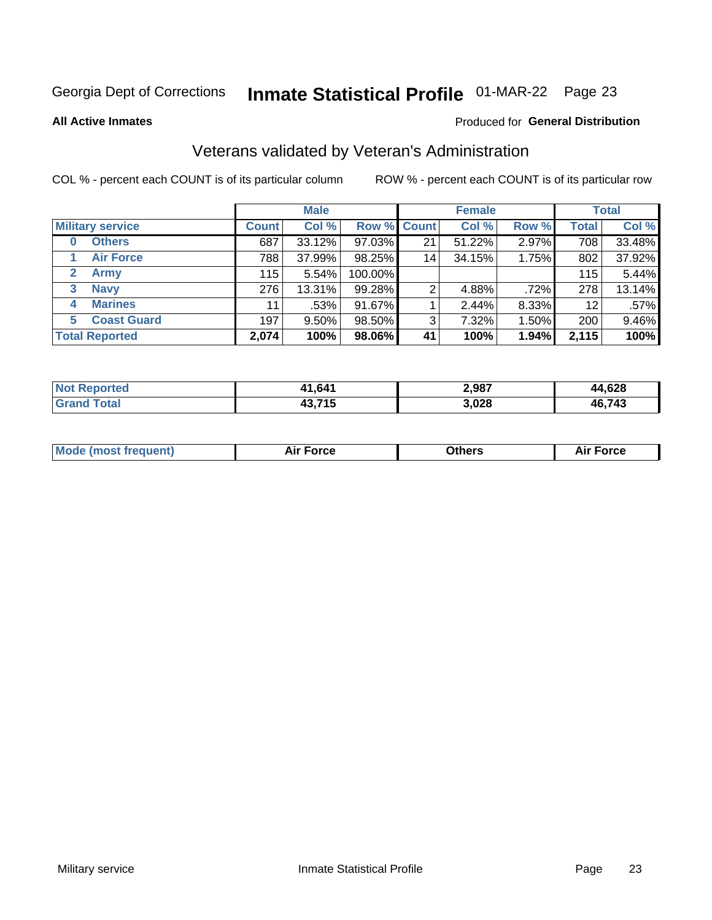Georgia Dept of Corrections **Inmate Statistical Profile** 01-MAR-22

**All Active Inmates**

Produced for **General Distribution**

## Veterans validated by Veteran's Administration

COL % - percent each COUNT is of its particular column ROW % - percent each COUNT is of its particular row

| | Male | | | Female | | | Total | |
|---|---|---|---|---|---|---|---|---|
| **Military service** | **Count** | **Col %** | **Row %** | **Count** | **Col %** | **Row %** | **Total** | **Col %** |
| **0 Others** | 687 | 33.12% | 97.03% | 21 | 51.22% | 2.97% | 708 | 33.48% |
| **1 Air Force** | 788 | 37.99% | 98.25% | 14 | 34.15% | 1.75% | 802 | 37.92% |
| **2 Army** | 115 | 5.54% | 100.00% | | | | 115 | 5.44% |
| **3 Navy** | 276 | 13.31% | 99.28% | 2 | 4.88% | .72% | 278 | 13.14% |
| **4 Marines** | 11 | .53% | 91.67% | 1 | 2.44% | 8.33% | 12 | .57% |
| **5 Coast Guard** | 197 | 9.50% | 98.50% | 3 | 7.32% | 1.50% | 200 | 9.46% |
| **Total Reported** | **2,074** | **100%** | **98.06%** | **41** | **100%** | **1.94%** | **2,115** | **100%** |

| | Male | Female | Total |
|---|---|---|---|
| **Not Reported** | **41,641** | **2,987** | **44,628** |
| **Grand Total** | **43,715** | **3,028** | **46,743** |

| | Male | Female | Total |
|---|---|---|---|
| **Mode (most frequent)** | **Air Force** | **Others** | **Air Force** |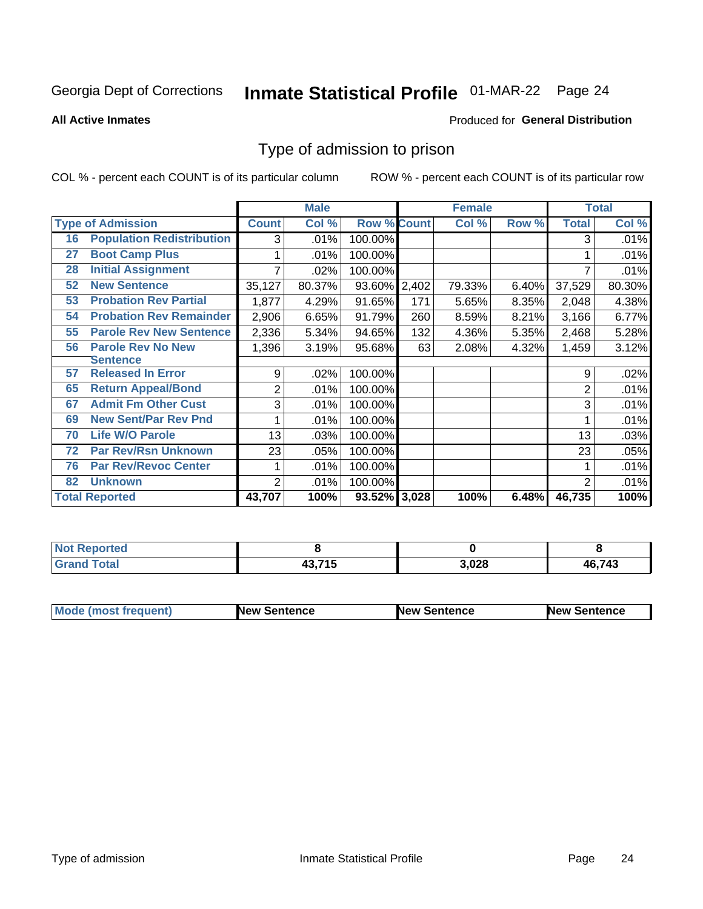Georgia Dept of Corrections **Inmate Statistical Profile** 01-MAR-22

**All Active Inmates**

Produced for **General Distribution**

## Type of admission to prison

COL % - percent each COUNT is of its particular column ROW % - percent each COUNT is of its particular row

| Type of Admission | | Male | | | Female | | | Total | |
|---|---|---|---|---|---|---|---|---|---|
| | | Count | Col % | Row % | Count | Col % | Row % | Total | Col % |
| 16 | Population Redistribution | 3 | .01% | 100.00% | | | | 3 | .01% |
| 27 | Boot Camp Plus | 1 | .01% | 100.00% | | | | 1 | .01% |
| 28 | Initial Assignment | 7 | .02% | 100.00% | | | | 7 | .01% |
| 52 | New Sentence | 35,127 | 80.37% | 93.60% | 2,402 | 79.33% | 6.40% | 37,529 | 80.30% |
| 53 | Probation Rev Partial | 1,877 | 4.29% | 91.65% | 171 | 5.65% | 8.35% | 2,048 | 4.38% |
| 54 | Probation Rev Remainder | 2,906 | 6.65% | 91.79% | 260 | 8.59% | 8.21% | 3,166 | 6.77% |
| 55 | Parole Rev New Sentence | 2,336 | 5.34% | 94.65% | 132 | 4.36% | 5.35% | 2,468 | 5.28% |
| 56 | Parole Rev No New Sentence | 1,396 | 3.19% | 95.68% | 63 | 2.08% | 4.32% | 1,459 | 3.12% |
| 57 | Released In Error | 9 | .02% | 100.00% | | | | 9 | .02% |
| 65 | Return Appeal/Bond | 2 | .01% | 100.00% | | | | 2 | .01% |
| 67 | Admit Fm Other Cust | 3 | .01% | 100.00% | | | | 3 | .01% |
| 69 | New Sent/Par Rev Pnd | 1 | .01% | 100.00% | | | | 1 | .01% |
| 70 | Life W/O Parole | 13 | .03% | 100.00% | | | | 13 | .03% |
| 72 | Par Rev/Rsn Unknown | 23 | .05% | 100.00% | | | | 23 | .05% |
| 76 | Par Rev/Revoc Center | 1 | .01% | 100.00% | | | | 1 | .01% |
| 82 | Unknown | 2 | .01% | 100.00% | | | | 2 | .01% |
| **Total Reported** | | **43,707** | **100%** | **93.52%** | **3,028** | **100%** | **6.48%** | **46,735** | **100%** |

| | Male | Female | Total |
|---|---|---|---|
| Not Reported | 8 | 0 | 8 |
| Grand Total | 43,715 | 3,028 | 46,743 |

| | Male | Female | Total |
|---|---|---|---|
| Mode (most frequent) | New Sentence | New Sentence | New Sentence |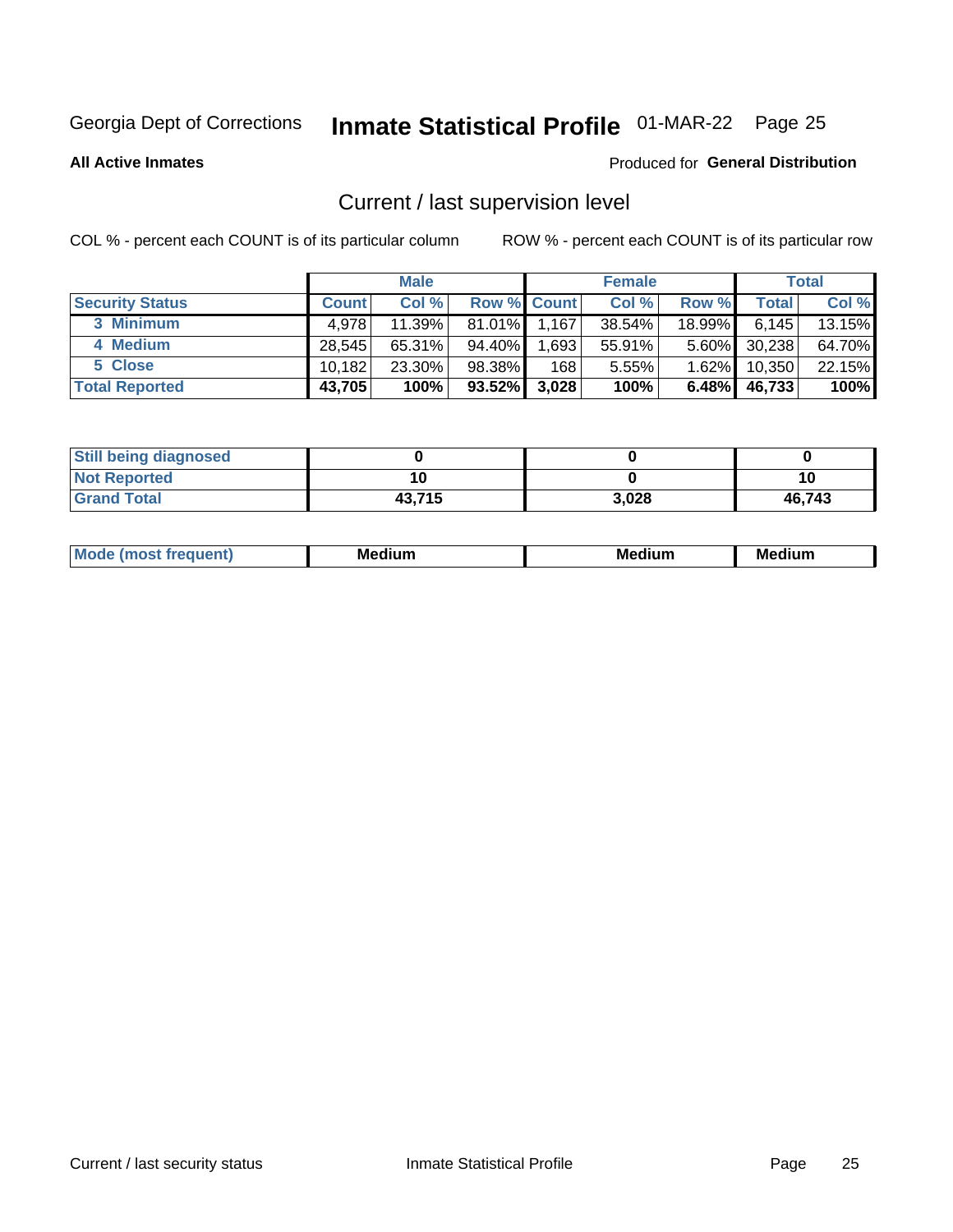Georgia Dept of Corrections **Inmate Statistical Profile** 01-MAR-22 Page 25

**All Active Inmates**

Produced for **General Distribution**

## Current / last supervision level

COL % - percent each COUNT is of its particular column

ROW % - percent each COUNT is of its particular row

| | Male | | | Female | | | Total | |
|---|---|---|---|---|---|---|---|---|
| **Security Status** | **Count** | **Col %** | **Row %** | **Count** | **Col %** | **Row %** | **Total** | **Col %** |
| 3 Minimum | 4,978 | 11.39% | 81.01% | 1,167 | 38.54% | 18.99% | 6,145 | 13.15% |
| 4 Medium | 28,545 | 65.31% | 94.40% | 1,693 | 55.91% | 5.60% | 30,238 | 64.70% |
| 5 Close | 10,182 | 23.30% | 98.38% | 168 | 5.55% | 1.62% | 10,350 | 22.15% |
| **Total Reported** | **43,705** | **100%** | **93.52%** | **3,028** | **100%** | **6.48%** | **46,733** | **100%** |

| | Male | Female | Total |
|---|---|---|---|
| Still being diagnosed | 0 | 0 | 0 |
| Not Reported | 10 | 0 | 10 |
| Grand Total | 43,715 | 3,028 | 46,743 |

| | Male | Female | Total |
|---|---|---|---|
| Mode (most frequent) | Medium | Medium | Medium |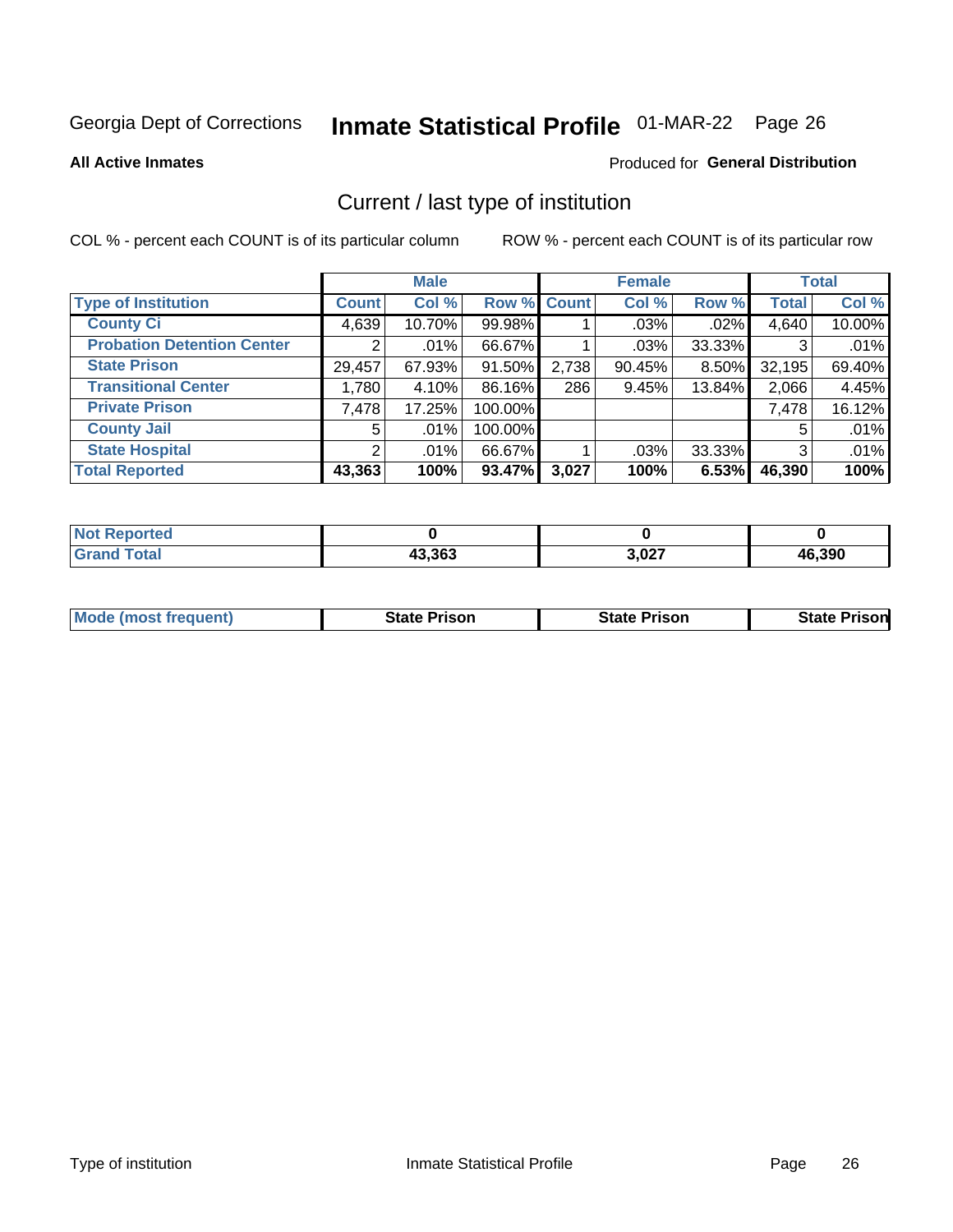Georgia Dept of Corrections **Inmate Statistical Profile** 01-MAR-22 Page 26

**All Active Inmates**

Produced for **General Distribution**

## Current / last type of institution

COL % - percent each COUNT is of its particular column    ROW % - percent each COUNT is of its particular row

| | Male | | | Female | | | Total | |
|---|---|---|---|---|---|---|---|---|
| **Type of Institution** | **Count** | **Col %** | **Row %** | **Count** | **Col %** | **Row %** | **Total** | **Col %** |
| **County Ci** | 4,639 | 10.70% | 99.98% | 1 | .03% | .02% | 4,640 | 10.00% |
| **Probation Detention Center** | 2 | .01% | 66.67% | 1 | .03% | 33.33% | 3 | .01% |
| **State Prison** | 29,457 | 67.93% | 91.50% | 2,738 | 90.45% | 8.50% | 32,195 | 69.40% |
| **Transitional Center** | 1,780 | 4.10% | 86.16% | 286 | 9.45% | 13.84% | 2,066 | 4.45% |
| **Private Prison** | 7,478 | 17.25% | 100.00% | | | | 7,478 | 16.12% |
| **County Jail** | 5 | .01% | 100.00% | | | | 5 | .01% |
| **State Hospital** | 2 | .01% | 66.67% | 1 | .03% | 33.33% | 3 | .01% |
| **Total Reported** | **43,363** | **100%** | **93.47%** | **3,027** | **100%** | **6.53%** | **46,390** | **100%** |

| | Male | Female | Total |
|---|---|---|---|
| **Not Reported** | **0** | **0** | **0** |
| **Grand Total** | **43,363** | **3,027** | **46,390** |

| | Male | Female | Total |
|---|---|---|---|
| **Mode (most frequent)** | **State Prison** | **State Prison** | **State Prison** |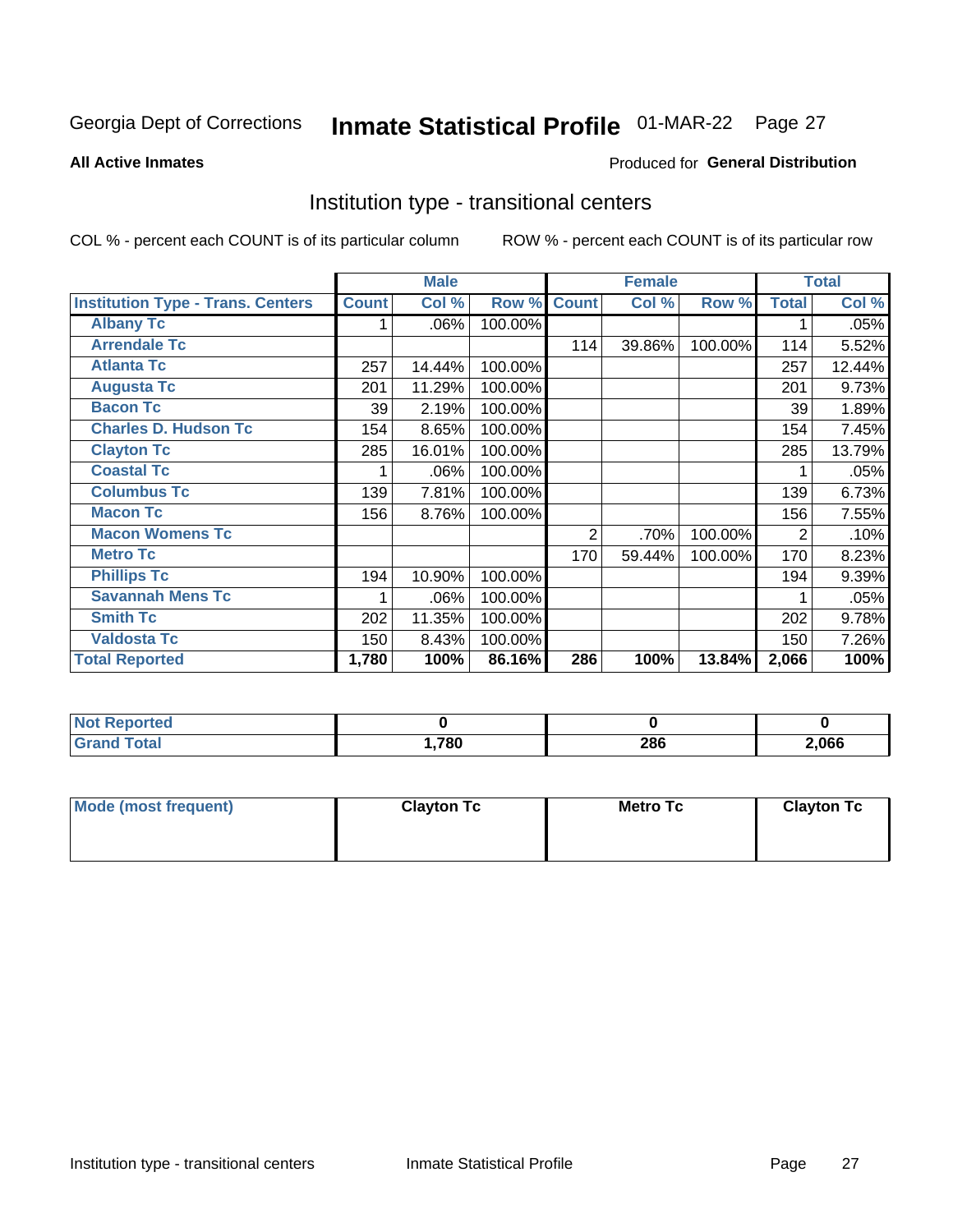Georgia Dept of Corrections **Inmate Statistical Profile** 01-MAR-22

**All Active Inmates**

Produced for **General Distribution**

## Institution type - transitional centers

COL % - percent each COUNT is of its particular column

ROW % - percent each COUNT is of its particular row

| | Male | | | Female | | | Total | |
|---|---|---|---|---|---|---|---|---|
| **Institution Type - Trans. Centers** | **Count** | **Col %** | **Row %** | **Count** | **Col %** | **Row %** | **Total** | **Col %** |
| **Albany Tc** | 1 | .06% | 100.00% | | | | 1 | .05% |
| **Arrendale Tc** | | | | 114 | 39.86% | 100.00% | 114 | 5.52% |
| **Atlanta Tc** | 257 | 14.44% | 100.00% | | | | 257 | 12.44% |
| **Augusta Tc** | 201 | 11.29% | 100.00% | | | | 201 | 9.73% |
| **Bacon Tc** | 39 | 2.19% | 100.00% | | | | 39 | 1.89% |
| **Charles D. Hudson Tc** | 154 | 8.65% | 100.00% | | | | 154 | 7.45% |
| **Clayton Tc** | 285 | 16.01% | 100.00% | | | | 285 | 13.79% |
| **Coastal Tc** | 1 | .06% | 100.00% | | | | 1 | .05% |
| **Columbus Tc** | 139 | 7.81% | 100.00% | | | | 139 | 6.73% |
| **Macon Tc** | 156 | 8.76% | 100.00% | | | | 156 | 7.55% |
| **Macon Womens Tc** | | | | 2 | .70% | 100.00% | 2 | .10% |
| **Metro Tc** | | | | 170 | 59.44% | 100.00% | 170 | 8.23% |
| **Phillips Tc** | 194 | 10.90% | 100.00% | | | | 194 | 9.39% |
| **Savannah Mens Tc** | 1 | .06% | 100.00% | | | | 1 | .05% |
| **Smith Tc** | 202 | 11.35% | 100.00% | | | | 202 | 9.78% |
| **Valdosta Tc** | 150 | 8.43% | 100.00% | | | | 150 | 7.26% |
| **Total Reported** | **1,780** | **100%** | **86.16%** | **286** | **100%** | **13.84%** | **2,066** | **100%** |

| | Male | Female | Total |
|---|---|---|---|
| **Not Reported** | **0** | **0** | **0** |
| **Grand Total** | **1,780** | **286** | **2,066** |

| | Male | Female | Total |
|---|---|---|---|
| **Mode (most frequent)** | **Clayton Tc** | **Metro Tc** | **Clayton Tc** |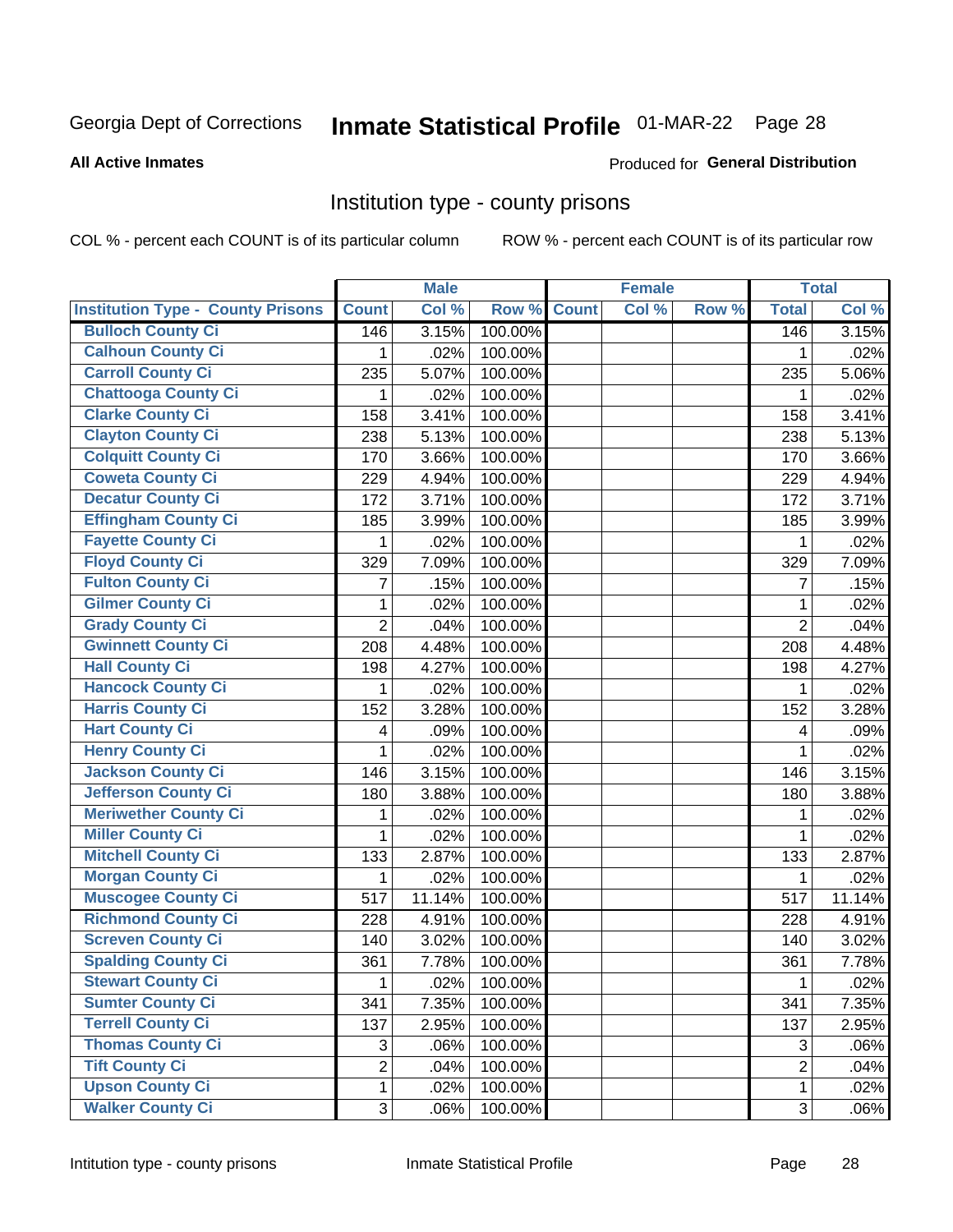Georgia Dept of Corrections **Inmate Statistical Profile** 01-MAR-22

**All Active Inmates**

Produced for **General Distribution**

## Institution type - county prisons

COL % - percent each COUNT is of its particular column ROW % - percent each COUNT is of its particular row

| Institution Type - County Prisons | Male | | | Female | | | Total | |
|---|---|---|---|---|---|---|---|---|
| | Count | Col % | Row % | Count | Col % | Row % | Total | Col % |
| Bulloch County Ci | 146 | 3.15% | 100.00% | | | | 146 | 3.15% |
| Calhoun County Ci | 1 | .02% | 100.00% | | | | 1 | .02% |
| Carroll County Ci | 235 | 5.07% | 100.00% | | | | 235 | 5.06% |
| Chattooga County Ci | 1 | .02% | 100.00% | | | | 1 | .02% |
| Clarke County Ci | 158 | 3.41% | 100.00% | | | | 158 | 3.41% |
| Clayton County Ci | 238 | 5.13% | 100.00% | | | | 238 | 5.13% |
| Colquitt County Ci | 170 | 3.66% | 100.00% | | | | 170 | 3.66% |
| Coweta County Ci | 229 | 4.94% | 100.00% | | | | 229 | 4.94% |
| Decatur County Ci | 172 | 3.71% | 100.00% | | | | 172 | 3.71% |
| Effingham County Ci | 185 | 3.99% | 100.00% | | | | 185 | 3.99% |
| Fayette County Ci | 1 | .02% | 100.00% | | | | 1 | .02% |
| Floyd County Ci | 329 | 7.09% | 100.00% | | | | 329 | 7.09% |
| Fulton County Ci | 7 | .15% | 100.00% | | | | 7 | .15% |
| Gilmer County Ci | 1 | .02% | 100.00% | | | | 1 | .02% |
| Grady County Ci | 2 | .04% | 100.00% | | | | 2 | .04% |
| Gwinnett County Ci | 208 | 4.48% | 100.00% | | | | 208 | 4.48% |
| Hall County Ci | 198 | 4.27% | 100.00% | | | | 198 | 4.27% |
| Hancock County Ci | 1 | .02% | 100.00% | | | | 1 | .02% |
| Harris County Ci | 152 | 3.28% | 100.00% | | | | 152 | 3.28% |
| Hart County Ci | 4 | .09% | 100.00% | | | | 4 | .09% |
| Henry County Ci | 1 | .02% | 100.00% | | | | 1 | .02% |
| Jackson County Ci | 146 | 3.15% | 100.00% | | | | 146 | 3.15% |
| Jefferson County Ci | 180 | 3.88% | 100.00% | | | | 180 | 3.88% |
| Meriwether County Ci | 1 | .02% | 100.00% | | | | 1 | .02% |
| Miller County Ci | 1 | .02% | 100.00% | | | | 1 | .02% |
| Mitchell County Ci | 133 | 2.87% | 100.00% | | | | 133 | 2.87% |
| Morgan County Ci | 1 | .02% | 100.00% | | | | 1 | .02% |
| Muscogee County Ci | 517 | 11.14% | 100.00% | | | | 517 | 11.14% |
| Richmond County Ci | 228 | 4.91% | 100.00% | | | | 228 | 4.91% |
| Screven County Ci | 140 | 3.02% | 100.00% | | | | 140 | 3.02% |
| Spalding County Ci | 361 | 7.78% | 100.00% | | | | 361 | 7.78% |
| Stewart County Ci | 1 | .02% | 100.00% | | | | 1 | .02% |
| Sumter County Ci | 341 | 7.35% | 100.00% | | | | 341 | 7.35% |
| Terrell County Ci | 137 | 2.95% | 100.00% | | | | 137 | 2.95% |
| Thomas County Ci | 3 | .06% | 100.00% | | | | 3 | .06% |
| Tift County Ci | 2 | .04% | 100.00% | | | | 2 | .04% |
| Upson County Ci | 1 | .02% | 100.00% | | | | 1 | .02% |
| Walker County Ci | 3 | .06% | 100.00% | | | | 3 | .06% |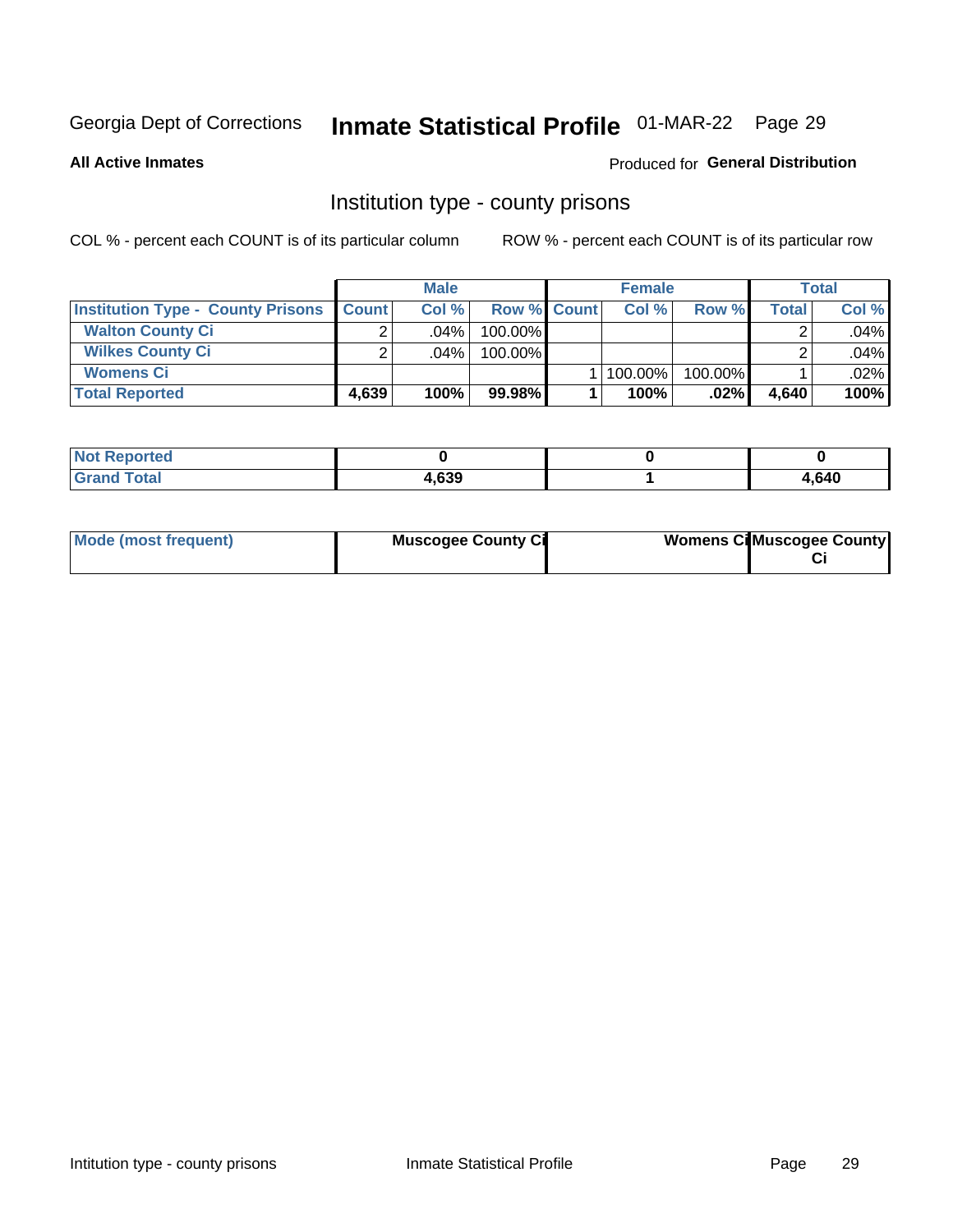Georgia Dept of Corrections **Inmate Statistical Profile** 01-MAR-22 Page 29

**All Active Inmates**

Produced for **General Distribution**

## Institution type - county prisons

COL % - percent each COUNT is of its particular column

ROW % - percent each COUNT is of its particular row

| | Male | | | Female | | | Total | |
|---|---|---|---|---|---|---|---|---|
| **Institution Type - County Prisons** | **Count** | **Col %** | **Row %** | **Count** | **Col %** | **Row %** | **Total** | **Col %** |
| **Walton County Ci** | 2 | .04% | 100.00% | | | | 2 | .04% |
| **Wilkes County Ci** | 2 | .04% | 100.00% | | | | 2 | .04% |
| **Womens Ci** | | | | 1 | 100.00% | 100.00% | 1 | .02% |
| **Total Reported** | **4,639** | **100%** | **99.98%** | **1** | **100%** | **.02%** | **4,640** | **100%** |

| | Male | Female | Total |
|---|---|---|---|
| **Not Reported** | **0** | **0** | **0** |
| **Grand Total** | **4,639** | **1** | **4,640** |

| | Male | Female | Total |
|---|---|---|---|
| **Mode (most frequent)** | **Muscogee County Ci** | **Womens Ci** | **Muscogee County Ci** |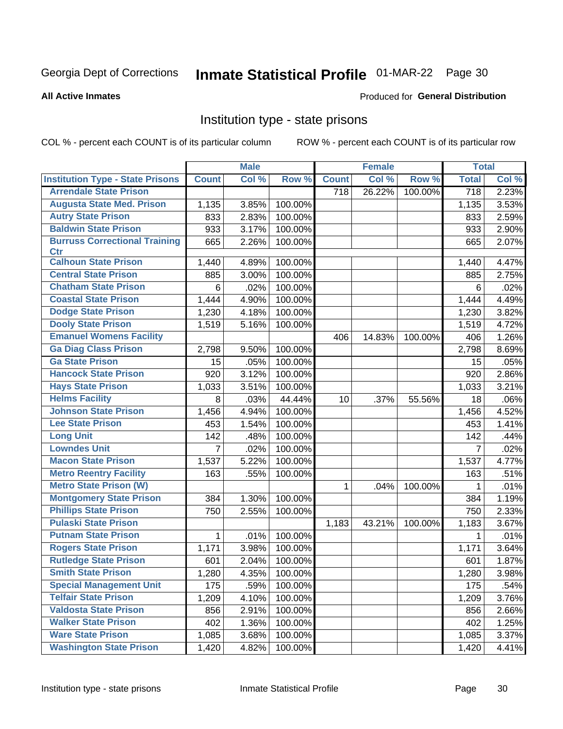Georgia Dept of Corrections **Inmate Statistical Profile** 01-MAR-22

**All Active Inmates**

Produced for **General Distribution**

## Institution type - state prisons

COL % - percent each COUNT is of its particular column ROW % - percent each COUNT is of its particular row

| | Male | | | Female | | | Total | |
|---|---|---|---|---|---|---|---|---|
| **Institution Type - State Prisons** | **Count** | **Col %** | **Row %** | **Count** | **Col %** | **Row %** | **Total** | **Col %** |
| Arrendale State Prison | | | | 718 | 26.22% | 100.00% | 718 | 2.23% |
| Augusta State Med. Prison | 1,135 | 3.85% | 100.00% | | | | 1,135 | 3.53% |
| Autry State Prison | 833 | 2.83% | 100.00% | | | | 833 | 2.59% |
| Baldwin State Prison | 933 | 3.17% | 100.00% | | | | 933 | 2.90% |
| Burruss Correctional Training Ctr | 665 | 2.26% | 100.00% | | | | 665 | 2.07% |
| Calhoun State Prison | 1,440 | 4.89% | 100.00% | | | | 1,440 | 4.47% |
| Central State Prison | 885 | 3.00% | 100.00% | | | | 885 | 2.75% |
| Chatham State Prison | 6 | .02% | 100.00% | | | | 6 | .02% |
| Coastal State Prison | 1,444 | 4.90% | 100.00% | | | | 1,444 | 4.49% |
| Dodge State Prison | 1,230 | 4.18% | 100.00% | | | | 1,230 | 3.82% |
| Dooly State Prison | 1,519 | 5.16% | 100.00% | | | | 1,519 | 4.72% |
| Emanuel Womens Facility | | | | 406 | 14.83% | 100.00% | 406 | 1.26% |
| Ga Diag Class Prison | 2,798 | 9.50% | 100.00% | | | | 2,798 | 8.69% |
| Ga State Prison | 15 | .05% | 100.00% | | | | 15 | .05% |
| Hancock State Prison | 920 | 3.12% | 100.00% | | | | 920 | 2.86% |
| Hays State Prison | 1,033 | 3.51% | 100.00% | | | | 1,033 | 3.21% |
| Helms Facility | 8 | .03% | 44.44% | 10 | .37% | 55.56% | 18 | .06% |
| Johnson State Prison | 1,456 | 4.94% | 100.00% | | | | 1,456 | 4.52% |
| Lee State Prison | 453 | 1.54% | 100.00% | | | | 453 | 1.41% |
| Long Unit | 142 | .48% | 100.00% | | | | 142 | .44% |
| Lowndes Unit | 7 | .02% | 100.00% | | | | 7 | .02% |
| Macon State Prison | 1,537 | 5.22% | 100.00% | | | | 1,537 | 4.77% |
| Metro Reentry Facility | 163 | .55% | 100.00% | | | | 163 | .51% |
| Metro State Prison (W) | | | | 1 | .04% | 100.00% | 1 | .01% |
| Montgomery State Prison | 384 | 1.30% | 100.00% | | | | 384 | 1.19% |
| Phillips State Prison | 750 | 2.55% | 100.00% | | | | 750 | 2.33% |
| Pulaski State Prison | | | | 1,183 | 43.21% | 100.00% | 1,183 | 3.67% |
| Putnam State Prison | 1 | .01% | 100.00% | | | | 1 | .01% |
| Rogers State Prison | 1,171 | 3.98% | 100.00% | | | | 1,171 | 3.64% |
| Rutledge State Prison | 601 | 2.04% | 100.00% | | | | 601 | 1.87% |
| Smith State Prison | 1,280 | 4.35% | 100.00% | | | | 1,280 | 3.98% |
| Special Management Unit | 175 | .59% | 100.00% | | | | 175 | .54% |
| Telfair State Prison | 1,209 | 4.10% | 100.00% | | | | 1,209 | 3.76% |
| Valdosta State Prison | 856 | 2.91% | 100.00% | | | | 856 | 2.66% |
| Walker State Prison | 402 | 1.36% | 100.00% | | | | 402 | 1.25% |
| Ware State Prison | 1,085 | 3.68% | 100.00% | | | | 1,085 | 3.37% |
| Washington State Prison | 1,420 | 4.82% | 100.00% | | | | 1,420 | 4.41% |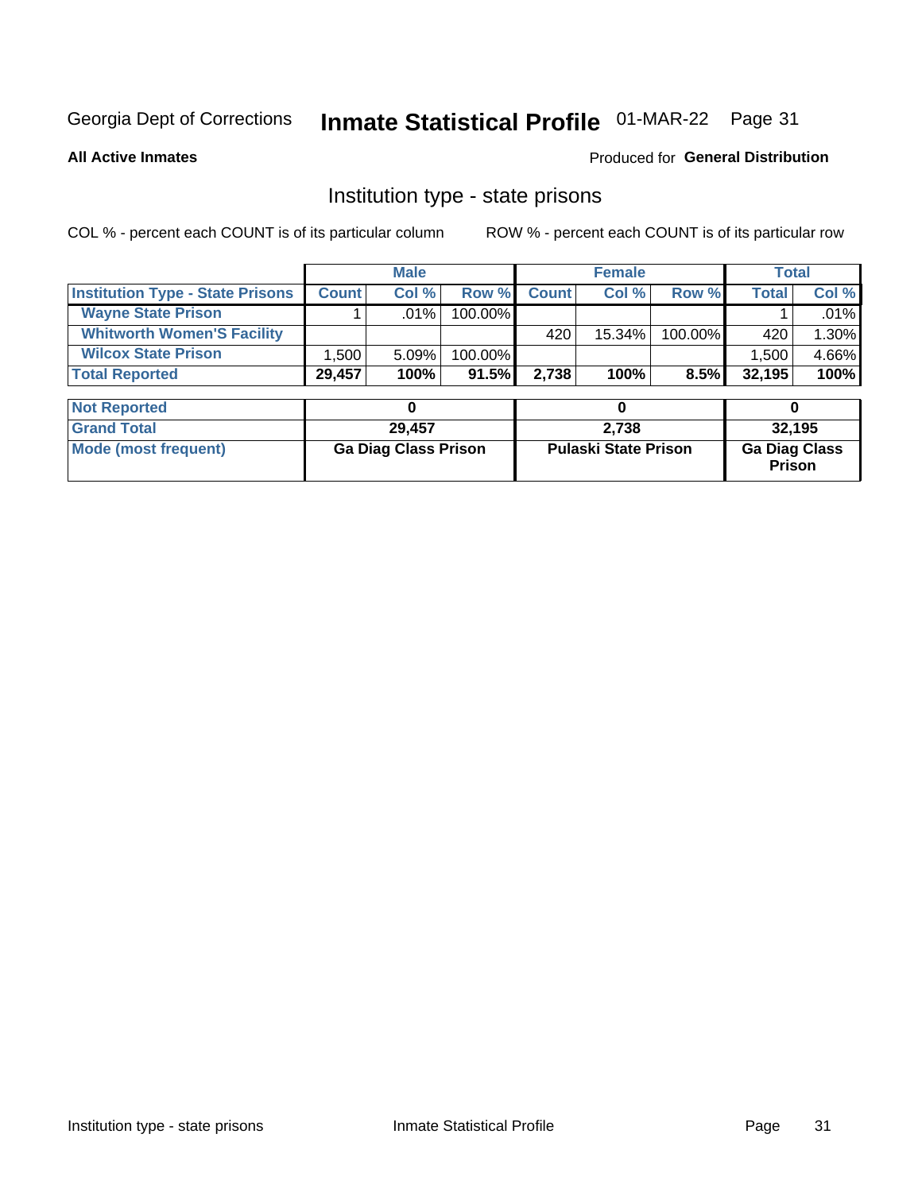Georgia Dept of Corrections **Inmate Statistical Profile** 01-MAR-22

**All Active Inmates**

Produced for **General Distribution**

## Institution type - state prisons

COL % - percent each COUNT is of its particular column ROW % - percent each COUNT is of its particular row

| | Male | | | Female | | | Total | |
|---|---|---|---|---|---|---|---|---|
| **Institution Type - State Prisons** | **Count** | **Col %** | **Row %** | **Count** | **Col %** | **Row %** | **Total** | **Col %** |
| **Wayne State Prison** | 1 | .01% | 100.00% | | | | 1 | .01% |
| **Whitworth Women'S Facility** | | | | 420 | 15.34% | 100.00% | 420 | 1.30% |
| **Wilcox State Prison** | 1,500 | 5.09% | 100.00% | | | | 1,500 | 4.66% |
| **Total Reported** | **29,457** | **100%** | **91.5%** | **2,738** | **100%** | **8.5%** | **32,195** | **100%** |

| | Male | Female | Total |
|---|---|---|---|
| **Not Reported** | **0** | **0** | **0** |
| **Grand Total** | **29,457** | **2,738** | **32,195** |
| **Mode (most frequent)** | **Ga Diag Class Prison** | **Pulaski State Prison** | **Ga Diag Class Prison** |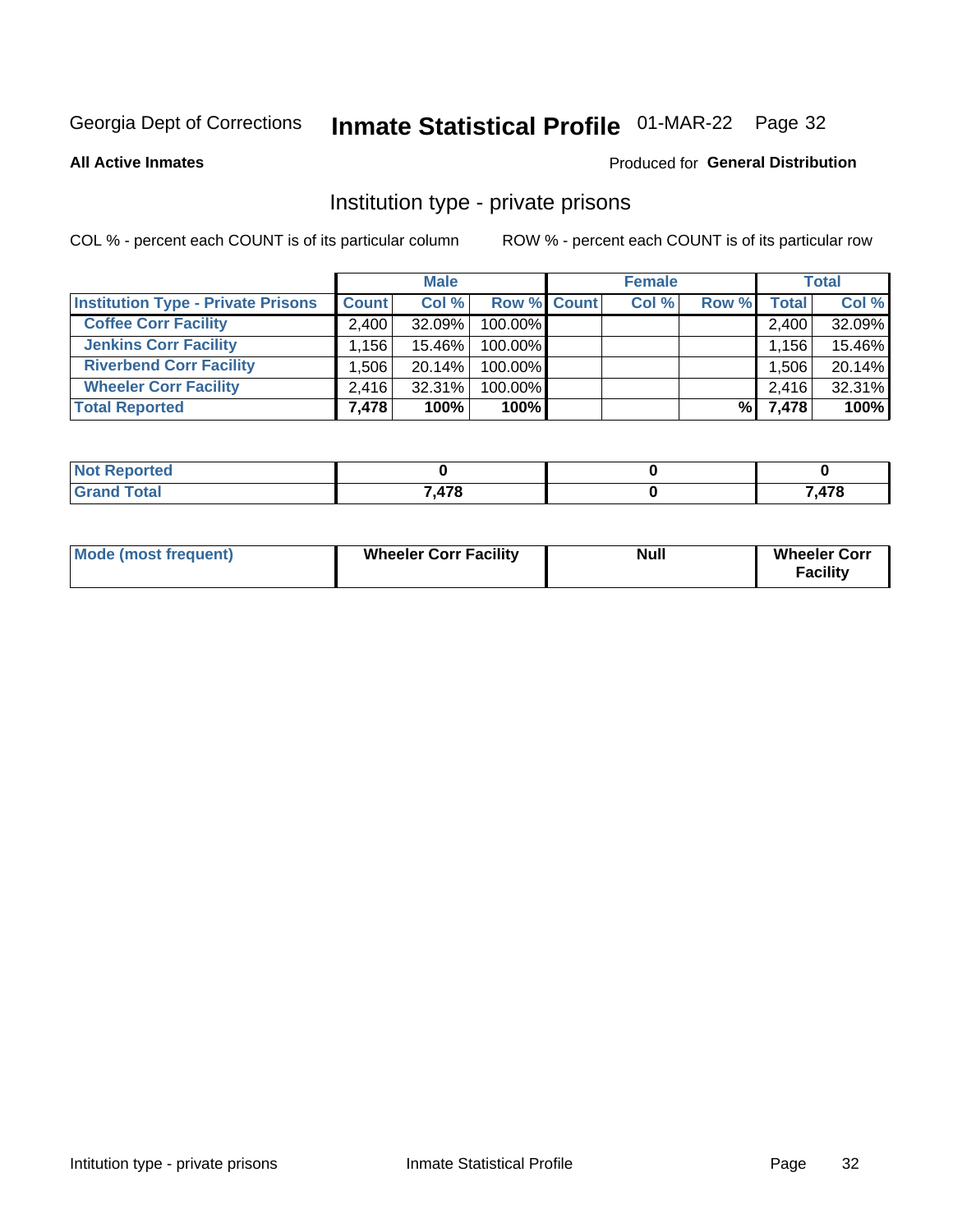Georgia Dept of Corrections **Inmate Statistical Profile** 01-MAR-22

**All Active Inmates**

Produced for **General Distribution**

## Institution type - private prisons

COL % - percent each COUNT is of its particular column

ROW % - percent each COUNT is of its particular row

| | Male | | | Female | | | Total | |
|---|---|---|---|---|---|---|---|---|
| **Institution Type - Private Prisons** | **Count** | **Col %** | **Row %** | **Count** | **Col %** | **Row %** | **Total** | **Col %** |
| **Coffee Corr Facility** | 2,400 | 32.09% | 100.00% | | | | 2,400 | 32.09% |
| **Jenkins Corr Facility** | 1,156 | 15.46% | 100.00% | | | | 1,156 | 15.46% |
| **Riverbend Corr Facility** | 1,506 | 20.14% | 100.00% | | | | 1,506 | 20.14% |
| **Wheeler Corr Facility** | 2,416 | 32.31% | 100.00% | | | | 2,416 | 32.31% |
| **Total Reported** | **7,478** | **100%** | **100%** | | | **%** | **7,478** | **100%** |

| | Male | Female | Total |
|---|---|---|---|
| **Not Reported** | **0** | **0** | **0** |
| **Grand Total** | **7,478** | **0** | **7,478** |

| | Male | Female | Total |
|---|---|---|---|
| **Mode (most frequent)** | **Wheeler Corr Facility** | **Null** | **Wheeler Corr Facility** |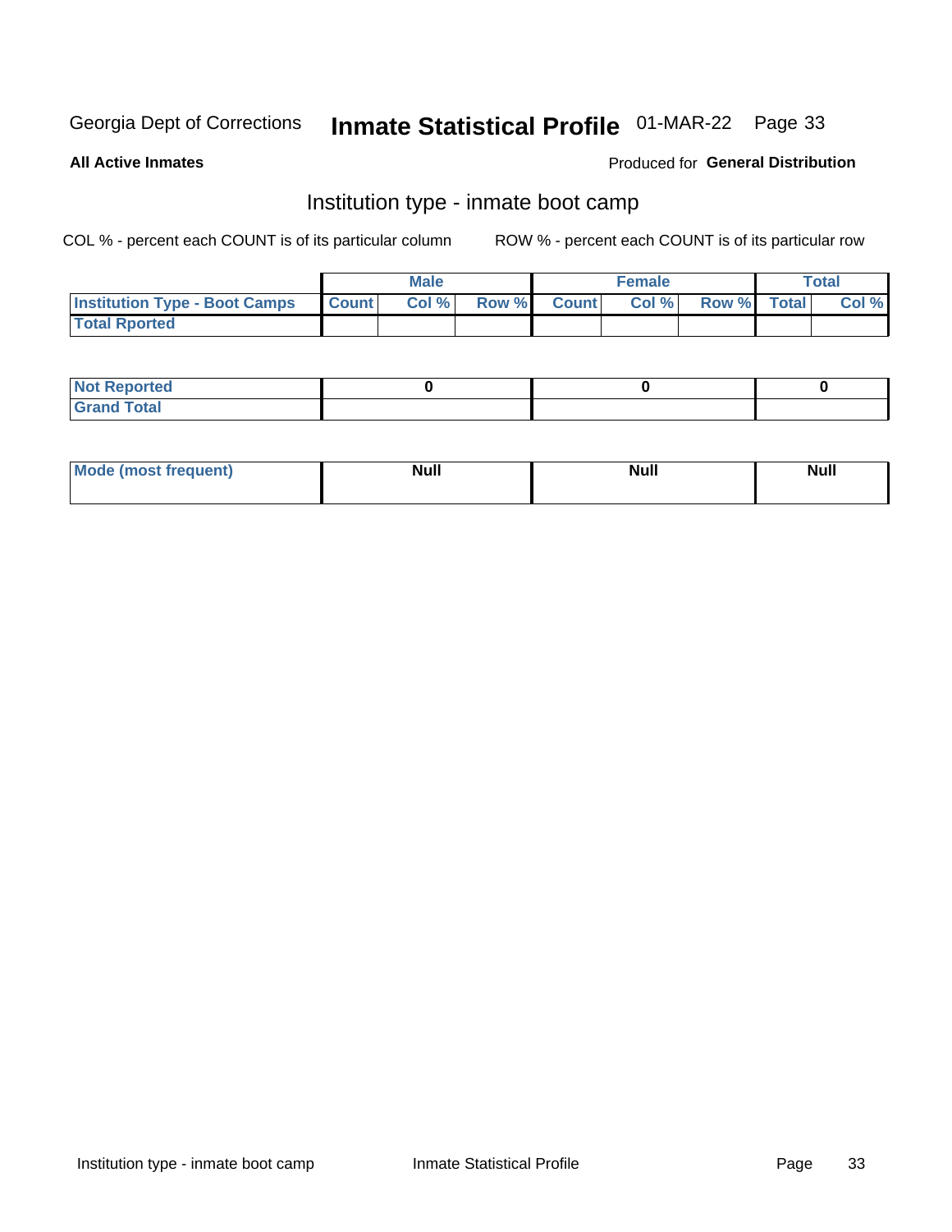Georgia Dept of Corrections **Inmate Statistical Profile** 01-MAR-22

**All Active Inmates**

Produced for **General Distribution**

## Institution type - inmate boot camp

COL % - percent each COUNT is of its particular column

ROW % - percent each COUNT is of its particular row

| | Male | | | Female | | | Total | |
|---|---|---|---|---|---|---|---|---|
| **Institution Type - Boot Camps** | **Count** | **Col %** | **Row %** | **Count** | **Col %** | **Row %** | **Total** | **Col %** |
| **Total Rported** | | | | | | | | |

| | Male | Female | Total |
|---|---|---|---|
| **Not Reported** | 0 | 0 | 0 |
| **Grand Total** | | | |

| | Male | Female | Total |
|---|---|---|---|
| **Mode (most frequent)** | Null | Null | Null |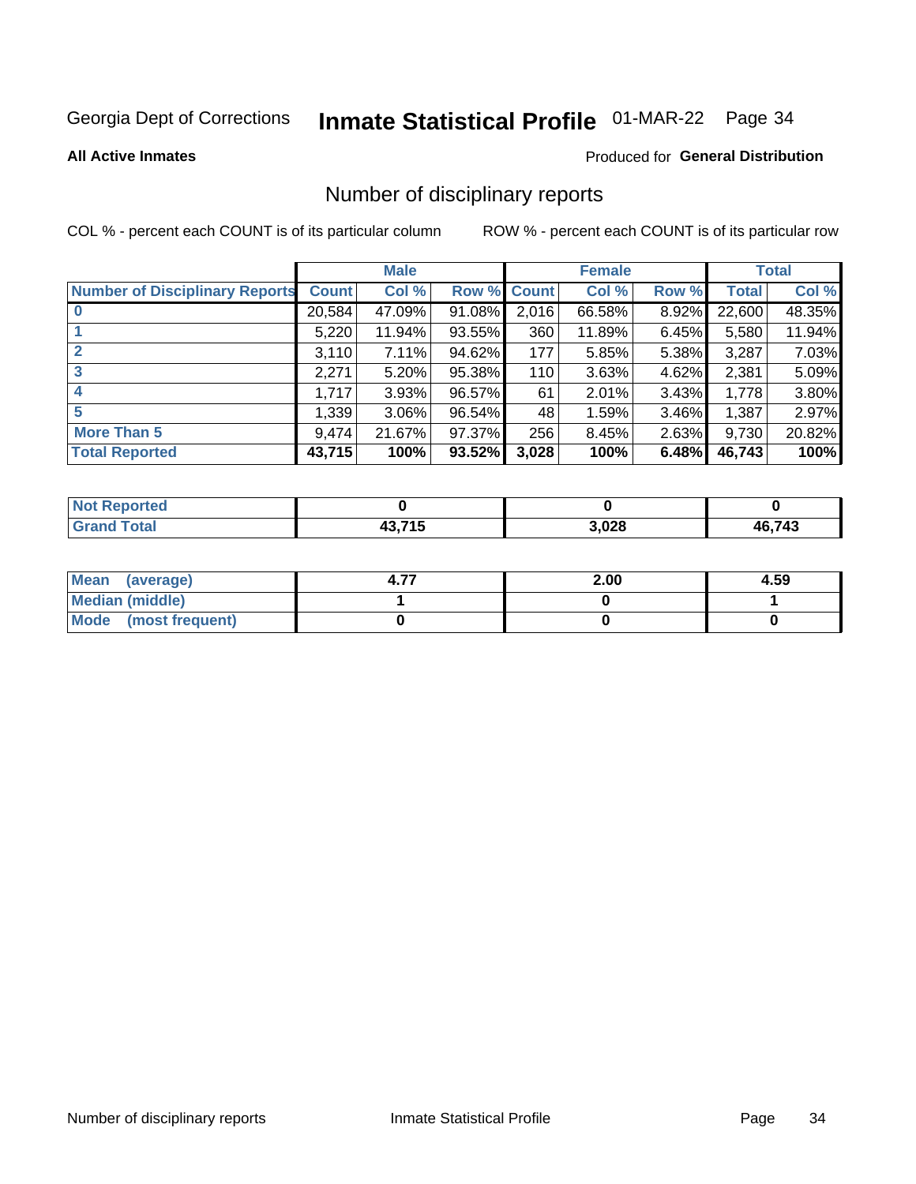Georgia Dept of Corrections **Inmate Statistical Profile** 01-MAR-22 Page 34

**All Active Inmates**

Produced for **General Distribution**

## Number of disciplinary reports

COL % - percent each COUNT is of its particular column

ROW % - percent each COUNT is of its particular row

| | Male | | | Female | | | Total | |
|---|---|---|---|---|---|---|---|---|
| **Number of Disciplinary Reports** | **Count** | **Col %** | **Row %** | **Count** | **Col %** | **Row %** | **Total** | **Col %** |
| **0** | 20,584 | 47.09% | 91.08% | 2,016 | 66.58% | 8.92% | 22,600 | 48.35% |
| **1** | 5,220 | 11.94% | 93.55% | 360 | 11.89% | 6.45% | 5,580 | 11.94% |
| **2** | 3,110 | 7.11% | 94.62% | 177 | 5.85% | 5.38% | 3,287 | 7.03% |
| **3** | 2,271 | 5.20% | 95.38% | 110 | 3.63% | 4.62% | 2,381 | 5.09% |
| **4** | 1,717 | 3.93% | 96.57% | 61 | 2.01% | 3.43% | 1,778 | 3.80% |
| **5** | 1,339 | 3.06% | 96.54% | 48 | 1.59% | 3.46% | 1,387 | 2.97% |
| **More Than 5** | 9,474 | 21.67% | 97.37% | 256 | 8.45% | 2.63% | 9,730 | 20.82% |
| **Total Reported** | **43,715** | **100%** | **93.52%** | **3,028** | **100%** | **6.48%** | **46,743** | **100%** |

| | Male | Female | Total |
|---|---|---|---|
| **Not Reported** | **0** | **0** | **0** |
| **Grand Total** | **43,715** | **3,028** | **46,743** |

| | Male | Female | Total |
|---|---|---|---|
| **Mean (average)** | **4.77** | **2.00** | **4.59** |
| **Median (middle)** | **1** | **0** | **1** |
| **Mode (most frequent)** | **0** | **0** | **0** |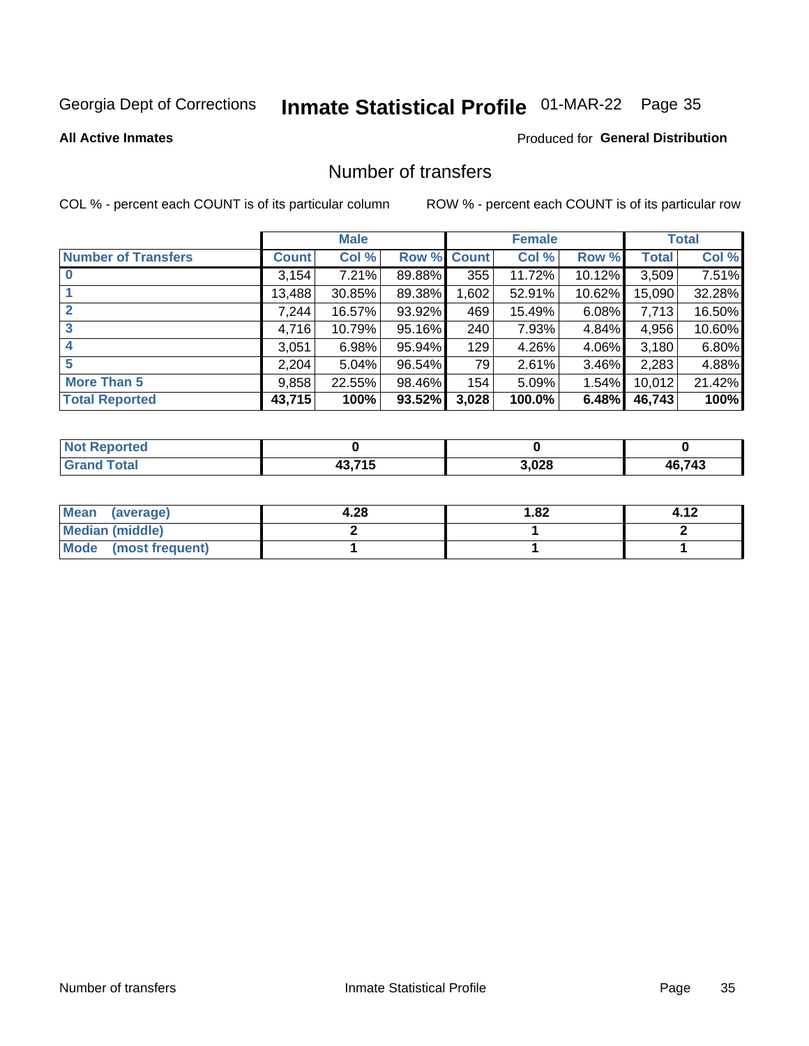Georgia Dept of Corrections **Inmate Statistical Profile** 01-MAR-22

**All Active Inmates**

Produced for **General Distribution**

## Number of transfers

COL % - percent each COUNT is of its particular column

ROW % - percent each COUNT is of its particular row

| | Male | | | Female | | | Total | |
|---|---|---|---|---|---|---|---|---|
| **Number of Transfers** | **Count** | **Col %** | **Row %** | **Count** | **Col %** | **Row %** | **Total** | **Col %** |
| **0** | 3,154 | 7.21% | 89.88% | 355 | 11.72% | 10.12% | 3,509 | 7.51% |
| **1** | 13,488 | 30.85% | 89.38% | 1,602 | 52.91% | 10.62% | 15,090 | 32.28% |
| **2** | 7,244 | 16.57% | 93.92% | 469 | 15.49% | 6.08% | 7,713 | 16.50% |
| **3** | 4,716 | 10.79% | 95.16% | 240 | 7.93% | 4.84% | 4,956 | 10.60% |
| **4** | 3,051 | 6.98% | 95.94% | 129 | 4.26% | 4.06% | 3,180 | 6.80% |
| **5** | 2,204 | 5.04% | 96.54% | 79 | 2.61% | 3.46% | 2,283 | 4.88% |
| **More Than 5** | 9,858 | 22.55% | 98.46% | 154 | 5.09% | 1.54% | 10,012 | 21.42% |
| **Total Reported** | **43,715** | **100%** | **93.52%** | **3,028** | **100.0%** | **6.48%** | **46,743** | **100%** |

| | Male | Female | Total |
|---|---|---|---|
| **Not Reported** | **0** | **0** | **0** |
| **Grand Total** | **43,715** | **3,028** | **46,743** |

| | Male | Female | Total |
|---|---|---|---|
| **Mean (average)** | **4.28** | **1.82** | **4.12** |
| **Median (middle)** | **2** | **1** | **2** |
| **Mode (most frequent)** | **1** | **1** | **1** |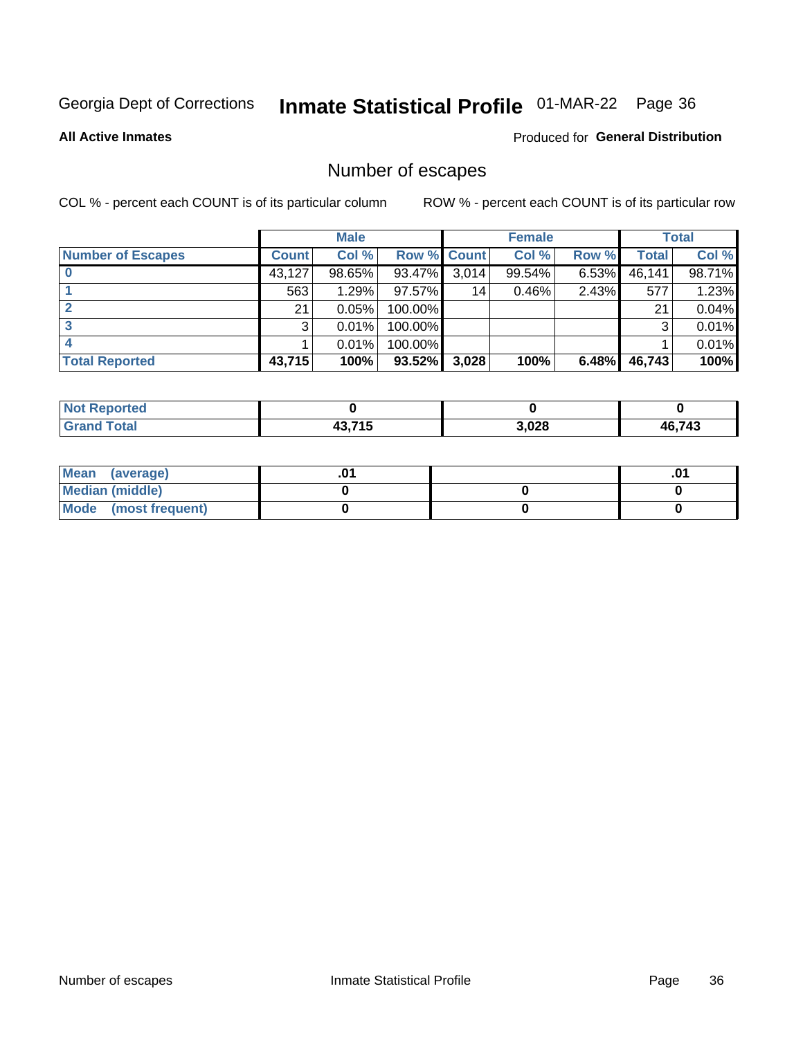Georgia Dept of Corrections **Inmate Statistical Profile** 01-MAR-22

**All Active Inmates**

Produced for **General Distribution**

## Number of escapes

COL % - percent each COUNT is of its particular column

ROW % - percent each COUNT is of its particular row

| | Male | | | Female | | | Total | |
|---|---|---|---|---|---|---|---|---|
| **Number of Escapes** | **Count** | **Col %** | **Row %** | **Count** | **Col %** | **Row %** | **Total** | **Col %** |
| **0** | 43,127 | 98.65% | 93.47% | 3,014 | 99.54% | 6.53% | 46,141 | 98.71% |
| **1** | 563 | 1.29% | 97.57% | 14 | 0.46% | 2.43% | 577 | 1.23% |
| **2** | 21 | 0.05% | 100.00% | | | | 21 | 0.04% |
| **3** | 3 | 0.01% | 100.00% | | | | 3 | 0.01% |
| **4** | 1 | 0.01% | 100.00% | | | | 1 | 0.01% |
| **Total Reported** | **43,715** | **100%** | **93.52%** | **3,028** | **100%** | **6.48%** | **46,743** | **100%** |

| | Male | Female | Total |
|---|---|---|---|
| **Not Reported** | **0** | **0** | **0** |
| **Grand Total** | **43,715** | **3,028** | **46,743** |

| | Male | Female | Total |
|---|---|---|---|
| **Mean (average)** | **.01** | | **.01** |
| **Median (middle)** | **0** | **0** | **0** |
| **Mode (most frequent)** | **0** | **0** | **0** |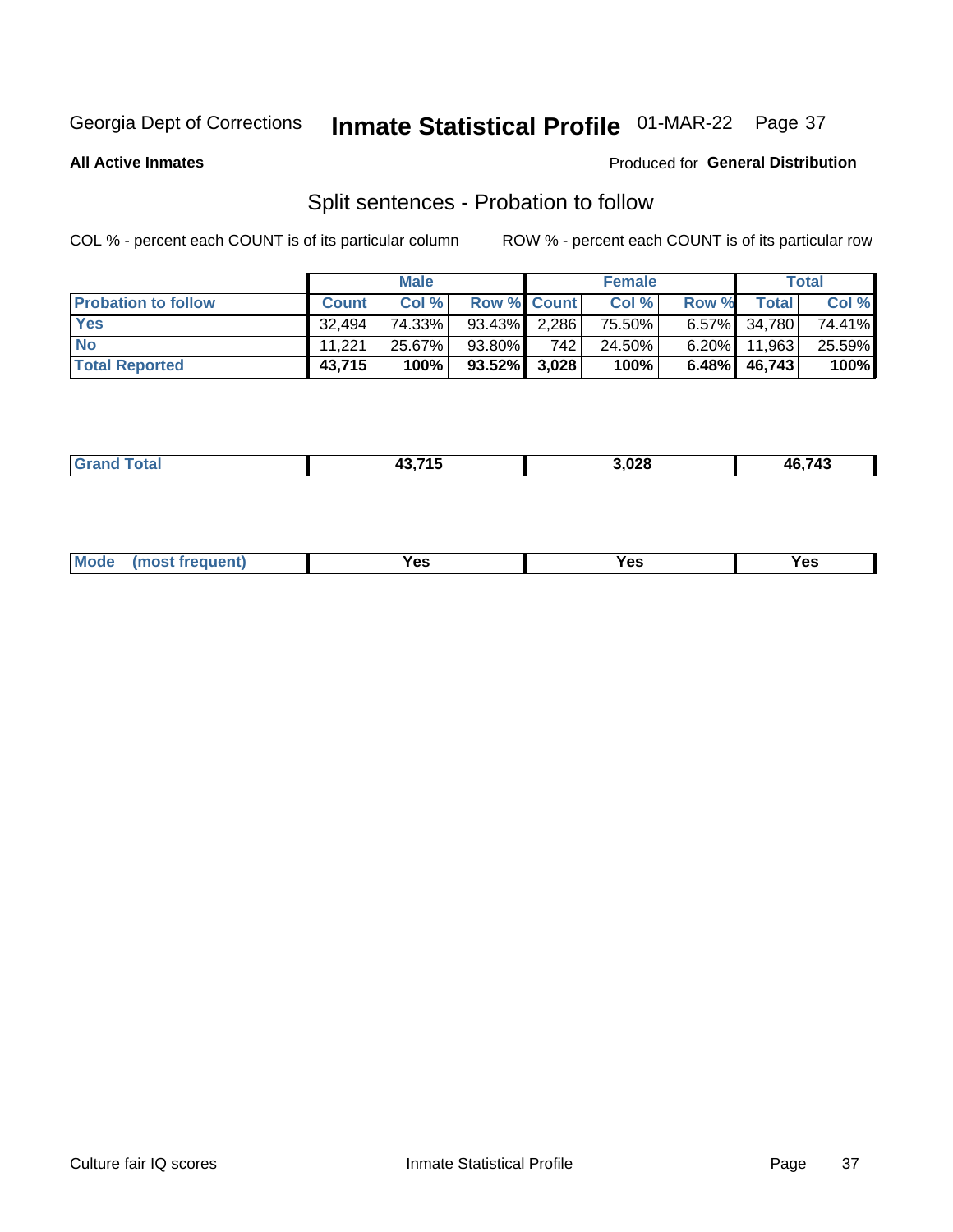Georgia Dept of Corrections **Inmate Statistical Profile** 01-MAR-22

**All Active Inmates** Produced for **General Distribution**

## Split sentences - Probation to follow

COL % - percent each COUNT is of its particular column ROW % - percent each COUNT is of its particular row

| | Male | | | Female | | | Total | |
|---|---|---|---|---|---|---|---|---|
| **Probation to follow** | **Count** | **Col %** | **Row %** | **Count** | **Col %** | **Row %** | **Total** | **Col %** |
| **Yes** | 32,494 | 74.33% | 93.43% | 2,286 | 75.50% | 6.57% | 34,780 | 74.41% |
| **No** | 11,221 | 25.67% | 93.80% | 742 | 24.50% | 6.20% | 11,963 | 25.59% |
| **Total Reported** | **43,715** | **100%** | **93.52%** | **3,028** | **100%** | **6.48%** | **46,743** | **100%** |

| | Male | Female | Total |
|---|---|---|---|
| **Grand Total** | **43,715** | **3,028** | **46,743** |

| | Male | Female | Total |
|---|---|---|---|
| **Mode (most frequent)** | **Yes** | **Yes** | **Yes** |

Culture fair IQ scores Inmate Statistical Profile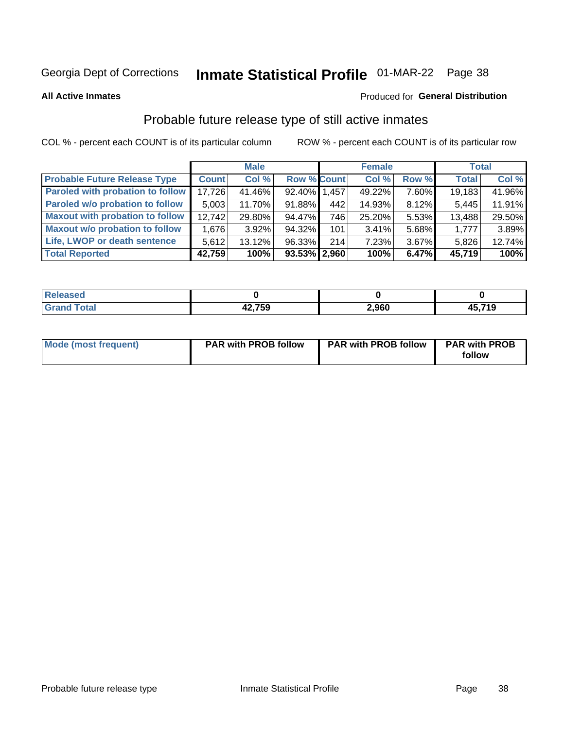# Inmate Statistical Profile

Georgia Dept of Corrections — 01-MAR-22

**All Active Inmates**

Produced for **General Distribution**

## Probable future release type of still active inmates

COL % - percent each COUNT is of its particular column

ROW % - percent each COUNT is of its particular row

| | Male | | | Female | | | Total | |
|---|---|---|---|---|---|---|---|---|
| **Probable Future Release Type** | **Count** | **Col %** | **Row %** | **Count** | **Col %** | **Row %** | **Total** | **Col %** |
| Paroled with probation to follow | 17,726 | 41.46% | 92.40% | 1,457 | 49.22% | 7.60% | 19,183 | 41.96% |
| Paroled w/o probation to follow | 5,003 | 11.70% | 91.88% | 442 | 14.93% | 8.12% | 5,445 | 11.91% |
| Maxout with probation to follow | 12,742 | 29.80% | 94.47% | 746 | 25.20% | 5.53% | 13,488 | 29.50% |
| Maxout w/o probation to follow | 1,676 | 3.92% | 94.32% | 101 | 3.41% | 5.68% | 1,777 | 3.89% |
| Life, LWOP or death sentence | 5,612 | 13.12% | 96.33% | 214 | 7.23% | 3.67% | 5,826 | 12.74% |
| **Total Reported** | **42,759** | **100%** | **93.53%** | **2,960** | **100%** | **6.47%** | **45,719** | **100%** |

| | Male | Female | Total |
|---|---|---|---|
| Released | 0 | 0 | 0 |
| Grand Total | 42,759 | 2,960 | 45,719 |

| | Male | Female | Total |
|---|---|---|---|
| Mode (most frequent) | PAR with PROB follow | PAR with PROB follow | PAR with PROB follow |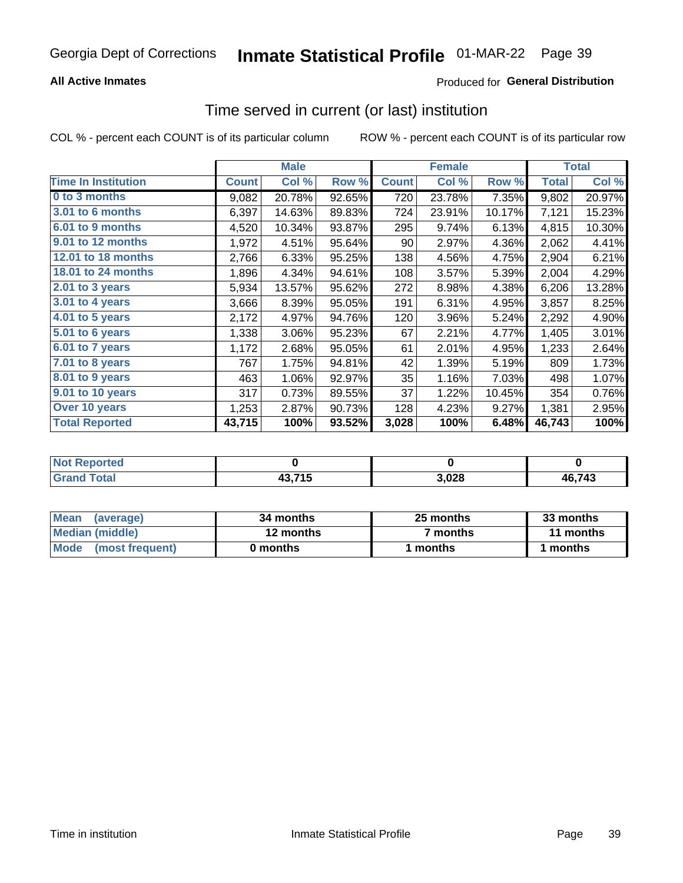Georgia Dept of Corrections **Inmate Statistical Profile** 01-MAR-22

**All Active Inmates**

Produced for **General Distribution**

## Time served in current (or last) institution

COL % - percent each COUNT is of its particular column ROW % - percent each COUNT is of its particular row

| | Male | | | Female | | | Total | |
|---|---|---|---|---|---|---|---|---|
| **Time In Institution** | **Count** | **Col %** | **Row %** | **Count** | **Col %** | **Row %** | **Total** | **Col %** |
| 0 to 3 months | 9,082 | 20.78% | 92.65% | 720 | 23.78% | 7.35% | 9,802 | 20.97% |
| 3.01 to 6 months | 6,397 | 14.63% | 89.83% | 724 | 23.91% | 10.17% | 7,121 | 15.23% |
| 6.01 to 9 months | 4,520 | 10.34% | 93.87% | 295 | 9.74% | 6.13% | 4,815 | 10.30% |
| 9.01 to 12 months | 1,972 | 4.51% | 95.64% | 90 | 2.97% | 4.36% | 2,062 | 4.41% |
| 12.01 to 18 months | 2,766 | 6.33% | 95.25% | 138 | 4.56% | 4.75% | 2,904 | 6.21% |
| 18.01 to 24 months | 1,896 | 4.34% | 94.61% | 108 | 3.57% | 5.39% | 2,004 | 4.29% |
| 2.01 to 3 years | 5,934 | 13.57% | 95.62% | 272 | 8.98% | 4.38% | 6,206 | 13.28% |
| 3.01 to 4 years | 3,666 | 8.39% | 95.05% | 191 | 6.31% | 4.95% | 3,857 | 8.25% |
| 4.01 to 5 years | 2,172 | 4.97% | 94.76% | 120 | 3.96% | 5.24% | 2,292 | 4.90% |
| 5.01 to 6 years | 1,338 | 3.06% | 95.23% | 67 | 2.21% | 4.77% | 1,405 | 3.01% |
| 6.01 to 7 years | 1,172 | 2.68% | 95.05% | 61 | 2.01% | 4.95% | 1,233 | 2.64% |
| 7.01 to 8 years | 767 | 1.75% | 94.81% | 42 | 1.39% | 5.19% | 809 | 1.73% |
| 8.01 to 9 years | 463 | 1.06% | 92.97% | 35 | 1.16% | 7.03% | 498 | 1.07% |
| 9.01 to 10 years | 317 | 0.73% | 89.55% | 37 | 1.22% | 10.45% | 354 | 0.76% |
| Over 10 years | 1,253 | 2.87% | 90.73% | 128 | 4.23% | 9.27% | 1,381 | 2.95% |
| **Total Reported** | **43,715** | **100%** | **93.52%** | **3,028** | **100%** | **6.48%** | **46,743** | **100%** |

| | Male | Female | Total |
|---|---|---|---|
| Not Reported | 0 | 0 | 0 |
| Grand Total | 43,715 | 3,028 | 46,743 |

| | Male | Female | Total |
|---|---|---|---|
| Mean (average) | 34 months | 25 months | 33 months |
| Median (middle) | 12 months | 7 months | 11 months |
| Mode (most frequent) | 0 months | 1 months | 1 months |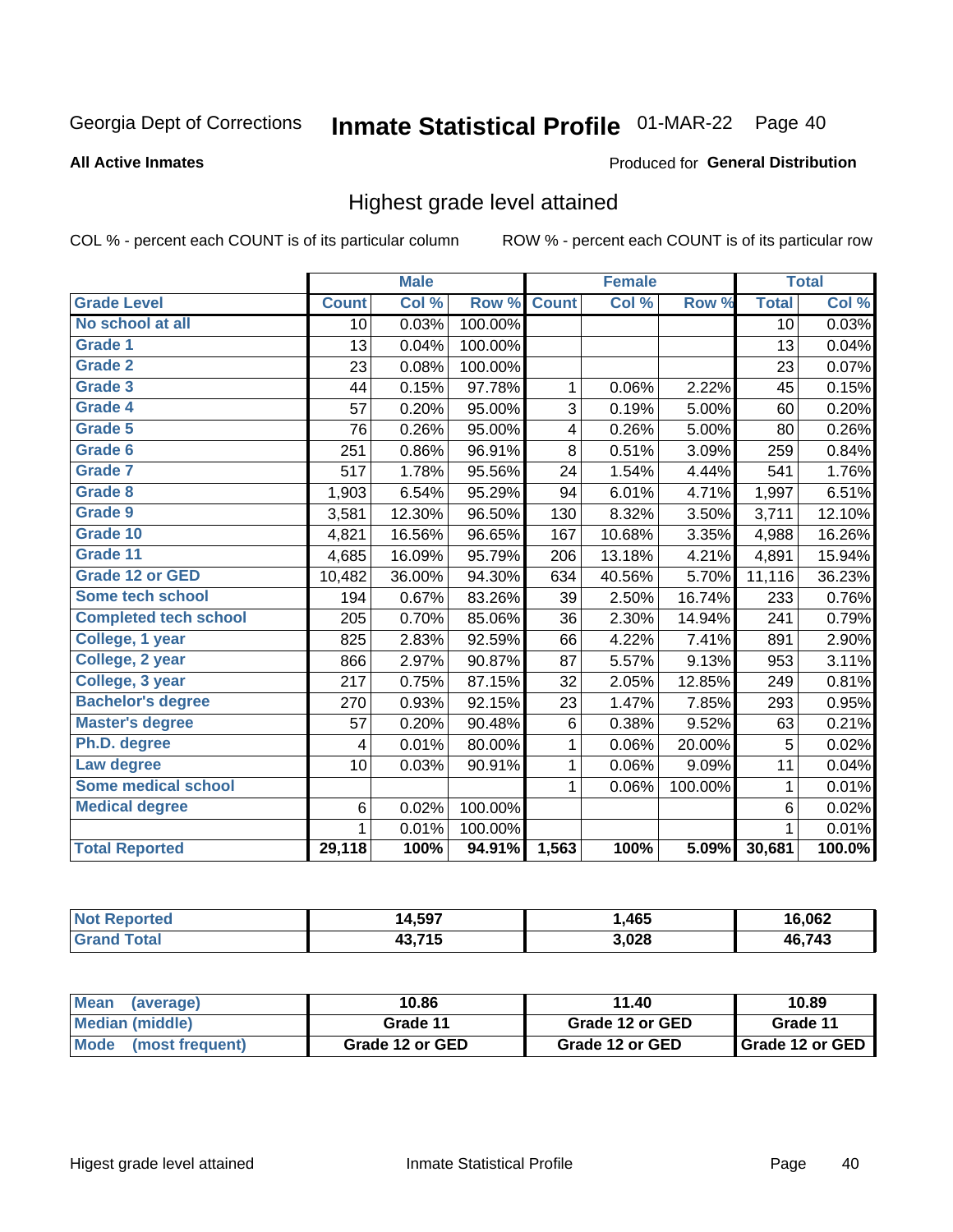Georgia Dept of Corrections **Inmate Statistical Profile** 01-MAR-22 Page 40

**All Active Inmates**

Produced for **General Distribution**

## Highest grade level attained

COL % - percent each COUNT is of its particular column     ROW % - percent each COUNT is of its particular row

| | Male | | | Female | | | Total | |
|---|---|---|---|---|---|---|---|---|
| **Grade Level** | **Count** | **Col %** | **Row %** | **Count** | **Col %** | **Row %** | **Total** | **Col %** |
| No school at all | 10 | 0.03% | 100.00% | | | | 10 | 0.03% |
| Grade 1 | 13 | 0.04% | 100.00% | | | | 13 | 0.04% |
| Grade 2 | 23 | 0.08% | 100.00% | | | | 23 | 0.07% |
| Grade 3 | 44 | 0.15% | 97.78% | 1 | 0.06% | 2.22% | 45 | 0.15% |
| Grade 4 | 57 | 0.20% | 95.00% | 3 | 0.19% | 5.00% | 60 | 0.20% |
| Grade 5 | 76 | 0.26% | 95.00% | 4 | 0.26% | 5.00% | 80 | 0.26% |
| Grade 6 | 251 | 0.86% | 96.91% | 8 | 0.51% | 3.09% | 259 | 0.84% |
| Grade 7 | 517 | 1.78% | 95.56% | 24 | 1.54% | 4.44% | 541 | 1.76% |
| Grade 8 | 1,903 | 6.54% | 95.29% | 94 | 6.01% | 4.71% | 1,997 | 6.51% |
| Grade 9 | 3,581 | 12.30% | 96.50% | 130 | 8.32% | 3.50% | 3,711 | 12.10% |
| Grade 10 | 4,821 | 16.56% | 96.65% | 167 | 10.68% | 3.35% | 4,988 | 16.26% |
| Grade 11 | 4,685 | 16.09% | 95.79% | 206 | 13.18% | 4.21% | 4,891 | 15.94% |
| Grade 12 or GED | 10,482 | 36.00% | 94.30% | 634 | 40.56% | 5.70% | 11,116 | 36.23% |
| Some tech school | 194 | 0.67% | 83.26% | 39 | 2.50% | 16.74% | 233 | 0.76% |
| Completed tech school | 205 | 0.70% | 85.06% | 36 | 2.30% | 14.94% | 241 | 0.79% |
| College, 1 year | 825 | 2.83% | 92.59% | 66 | 4.22% | 7.41% | 891 | 2.90% |
| College, 2 year | 866 | 2.97% | 90.87% | 87 | 5.57% | 9.13% | 953 | 3.11% |
| College, 3 year | 217 | 0.75% | 87.15% | 32 | 2.05% | 12.85% | 249 | 0.81% |
| Bachelor's degree | 270 | 0.93% | 92.15% | 23 | 1.47% | 7.85% | 293 | 0.95% |
| Master's degree | 57 | 0.20% | 90.48% | 6 | 0.38% | 9.52% | 63 | 0.21% |
| Ph.D. degree | 4 | 0.01% | 80.00% | 1 | 0.06% | 20.00% | 5 | 0.02% |
| Law degree | 10 | 0.03% | 90.91% | 1 | 0.06% | 9.09% | 11 | 0.04% |
| Some medical school | | | | 1 | 0.06% | 100.00% | 1 | 0.01% |
| Medical degree | 6 | 0.02% | 100.00% | | | | 6 | 0.02% |
| | 1 | 0.01% | 100.00% | | | | 1 | 0.01% |
| **Total Reported** | **29,118** | **100%** | **94.91%** | **1,563** | **100%** | **5.09%** | **30,681** | **100.0%** |

| | Male | Female | Total |
|---|---|---|---|
| Not Reported | 14,597 | 1,465 | 16,062 |
| Grand Total | 43,715 | 3,028 | 46,743 |

| | Male | Female | Total |
|---|---|---|---|
| Mean (average) | 10.86 | 11.40 | 10.89 |
| Median (middle) | Grade 11 | Grade 12 or GED | Grade 11 |
| Mode (most frequent) | Grade 12 or GED | Grade 12 or GED | Grade 12 or GED |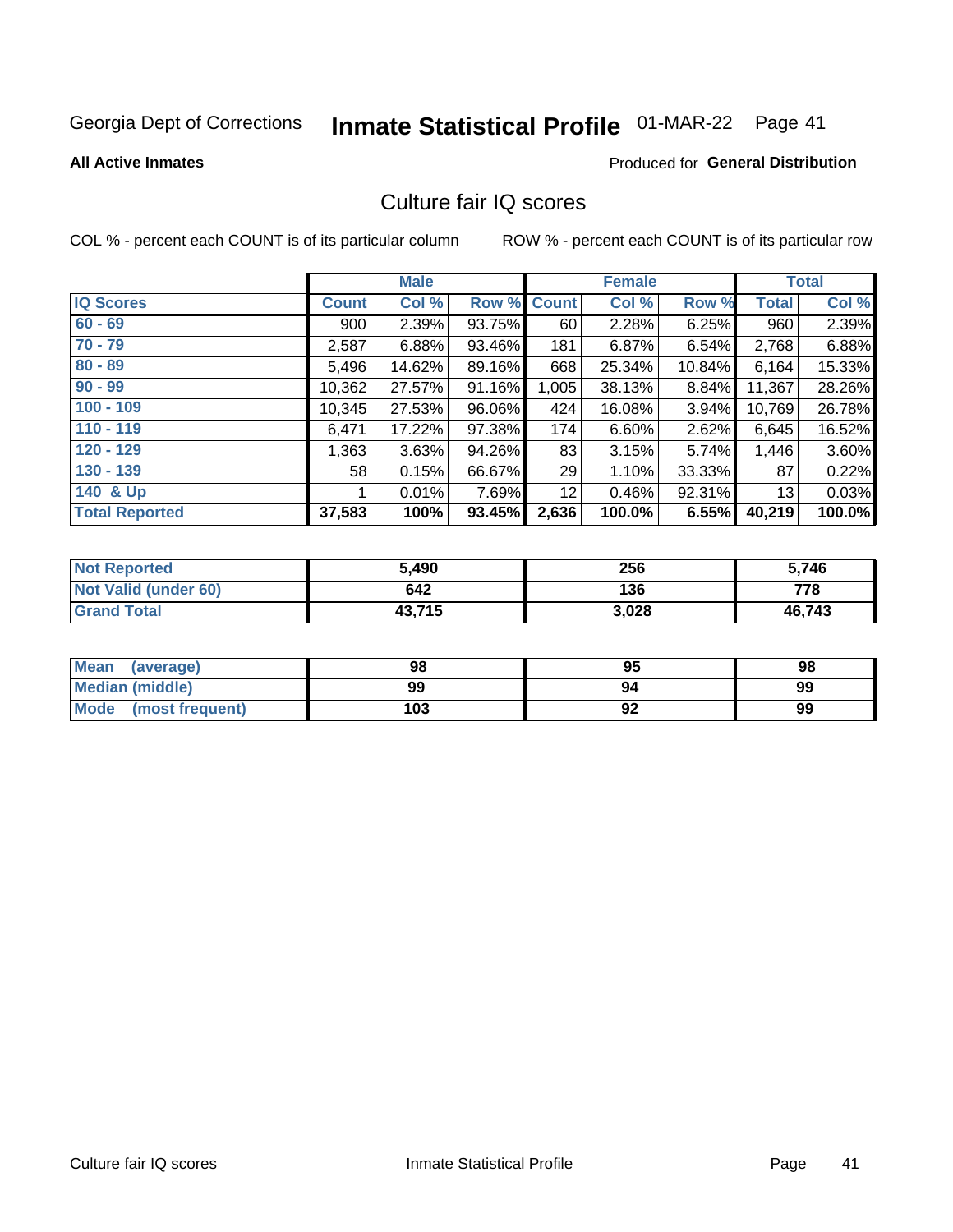Georgia Dept of Corrections **Inmate Statistical Profile** 01-MAR-22

**All Active Inmates**

Produced for **General Distribution**

## Culture fair IQ scores

COL % - percent each COUNT is of its particular column

ROW % - percent each COUNT is of its particular row

| | Male | | | Female | | | Total | |
|---|---|---|---|---|---|---|---|---|
| **IQ Scores** | **Count** | **Col %** | **Row %** | **Count** | **Col %** | **Row %** | **Total** | **Col %** |
| 60 - 69 | 900 | 2.39% | 93.75% | 60 | 2.28% | 6.25% | 960 | 2.39% |
| 70 - 79 | 2,587 | 6.88% | 93.46% | 181 | 6.87% | 6.54% | 2,768 | 6.88% |
| 80 - 89 | 5,496 | 14.62% | 89.16% | 668 | 25.34% | 10.84% | 6,164 | 15.33% |
| 90 - 99 | 10,362 | 27.57% | 91.16% | 1,005 | 38.13% | 8.84% | 11,367 | 28.26% |
| 100 - 109 | 10,345 | 27.53% | 96.06% | 424 | 16.08% | 3.94% | 10,769 | 26.78% |
| 110 - 119 | 6,471 | 17.22% | 97.38% | 174 | 6.60% | 2.62% | 6,645 | 16.52% |
| 120 - 129 | 1,363 | 3.63% | 94.26% | 83 | 3.15% | 5.74% | 1,446 | 3.60% |
| 130 - 139 | 58 | 0.15% | 66.67% | 29 | 1.10% | 33.33% | 87 | 0.22% |
| 140 & Up | 1 | 0.01% | 7.69% | 12 | 0.46% | 92.31% | 13 | 0.03% |
| **Total Reported** | **37,583** | **100%** | **93.45%** | **2,636** | **100.0%** | **6.55%** | **40,219** | **100.0%** |

| | Male | Female | Total |
|---|---|---|---|
| **Not Reported** | **5,490** | **256** | **5,746** |
| **Not Valid (under 60)** | **642** | **136** | **778** |
| **Grand Total** | **43,715** | **3,028** | **46,743** |

| | Male | Female | Total |
|---|---|---|---|
| **Mean (average)** | **98** | **95** | **98** |
| **Median (middle)** | **99** | **94** | **99** |
| **Mode (most frequent)** | **103** | **92** | **99** |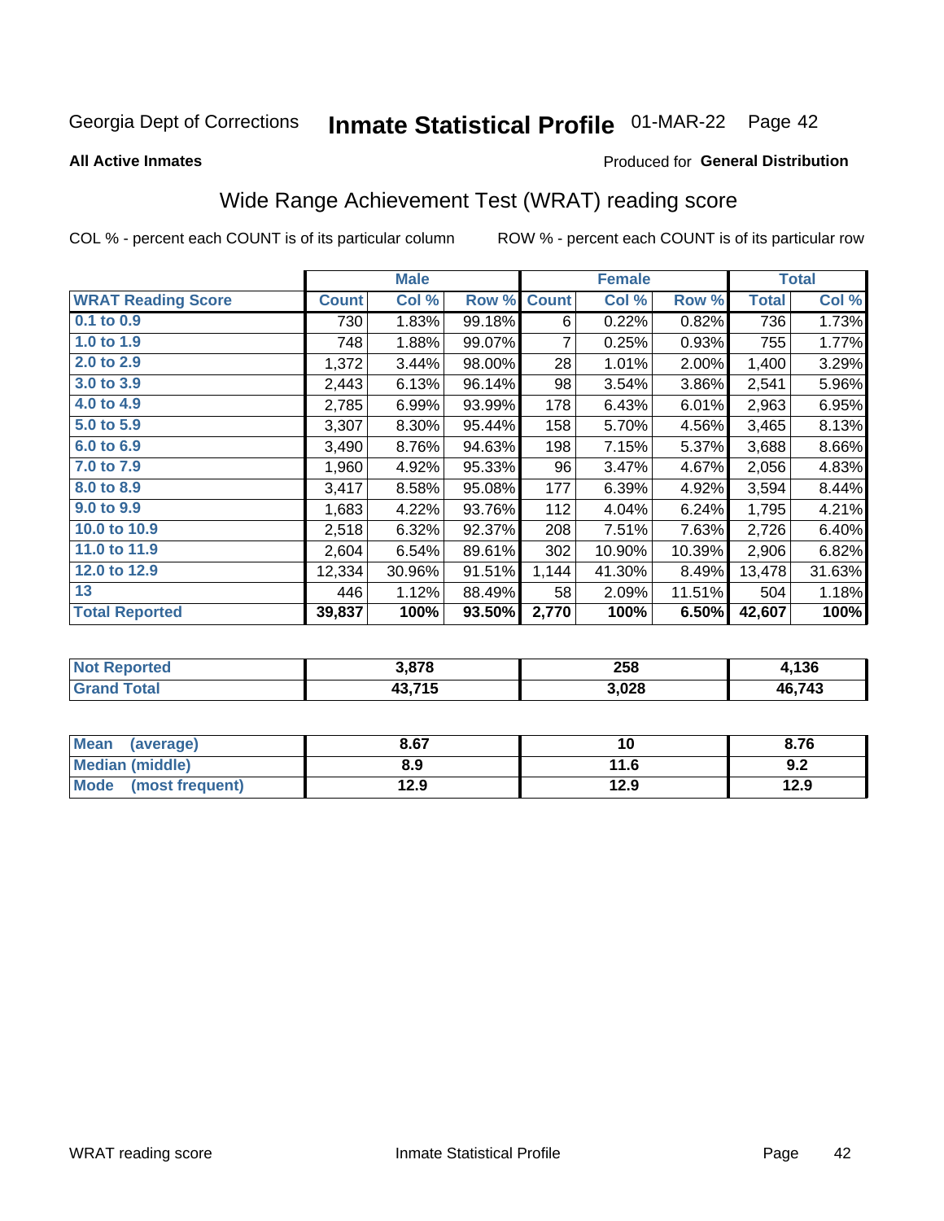Georgia Dept of Corrections **Inmate Statistical Profile** 01-MAR-22

**All Active Inmates**

Produced for **General Distribution**

## Wide Range Achievement Test (WRAT) reading score

COL % - percent each COUNT is of its particular column    ROW % - percent each COUNT is of its particular row

| | Male | | | Female | | | Total | |
|---|---|---|---|---|---|---|---|---|
| **WRAT Reading Score** | **Count** | **Col %** | **Row %** | **Count** | **Col %** | **Row %** | **Total** | **Col %** |
| 0.1 to 0.9 | 730 | 1.83% | 99.18% | 6 | 0.22% | 0.82% | 736 | 1.73% |
| 1.0 to 1.9 | 748 | 1.88% | 99.07% | 7 | 0.25% | 0.93% | 755 | 1.77% |
| 2.0 to 2.9 | 1,372 | 3.44% | 98.00% | 28 | 1.01% | 2.00% | 1,400 | 3.29% |
| 3.0 to 3.9 | 2,443 | 6.13% | 96.14% | 98 | 3.54% | 3.86% | 2,541 | 5.96% |
| 4.0 to 4.9 | 2,785 | 6.99% | 93.99% | 178 | 6.43% | 6.01% | 2,963 | 6.95% |
| 5.0 to 5.9 | 3,307 | 8.30% | 95.44% | 158 | 5.70% | 4.56% | 3,465 | 8.13% |
| 6.0 to 6.9 | 3,490 | 8.76% | 94.63% | 198 | 7.15% | 5.37% | 3,688 | 8.66% |
| 7.0 to 7.9 | 1,960 | 4.92% | 95.33% | 96 | 3.47% | 4.67% | 2,056 | 4.83% |
| 8.0 to 8.9 | 3,417 | 8.58% | 95.08% | 177 | 6.39% | 4.92% | 3,594 | 8.44% |
| 9.0 to 9.9 | 1,683 | 4.22% | 93.76% | 112 | 4.04% | 6.24% | 1,795 | 4.21% |
| 10.0 to 10.9 | 2,518 | 6.32% | 92.37% | 208 | 7.51% | 7.63% | 2,726 | 6.40% |
| 11.0 to 11.9 | 2,604 | 6.54% | 89.61% | 302 | 10.90% | 10.39% | 2,906 | 6.82% |
| 12.0 to 12.9 | 12,334 | 30.96% | 91.51% | 1,144 | 41.30% | 8.49% | 13,478 | 31.63% |
| 13 | 446 | 1.12% | 88.49% | 58 | 2.09% | 11.51% | 504 | 1.18% |
| **Total Reported** | **39,837** | **100%** | **93.50%** | **2,770** | **100%** | **6.50%** | **42,607** | **100%** |

| | Male | Female | Total |
|---|---|---|---|
| Not Reported | 3,878 | 258 | 4,136 |
| Grand Total | 43,715 | 3,028 | 46,743 |

| | Male | Female | Total |
|---|---|---|---|
| Mean (average) | 8.67 | 10 | 8.76 |
| Median (middle) | 8.9 | 11.6 | 9.2 |
| Mode (most frequent) | 12.9 | 12.9 | 12.9 |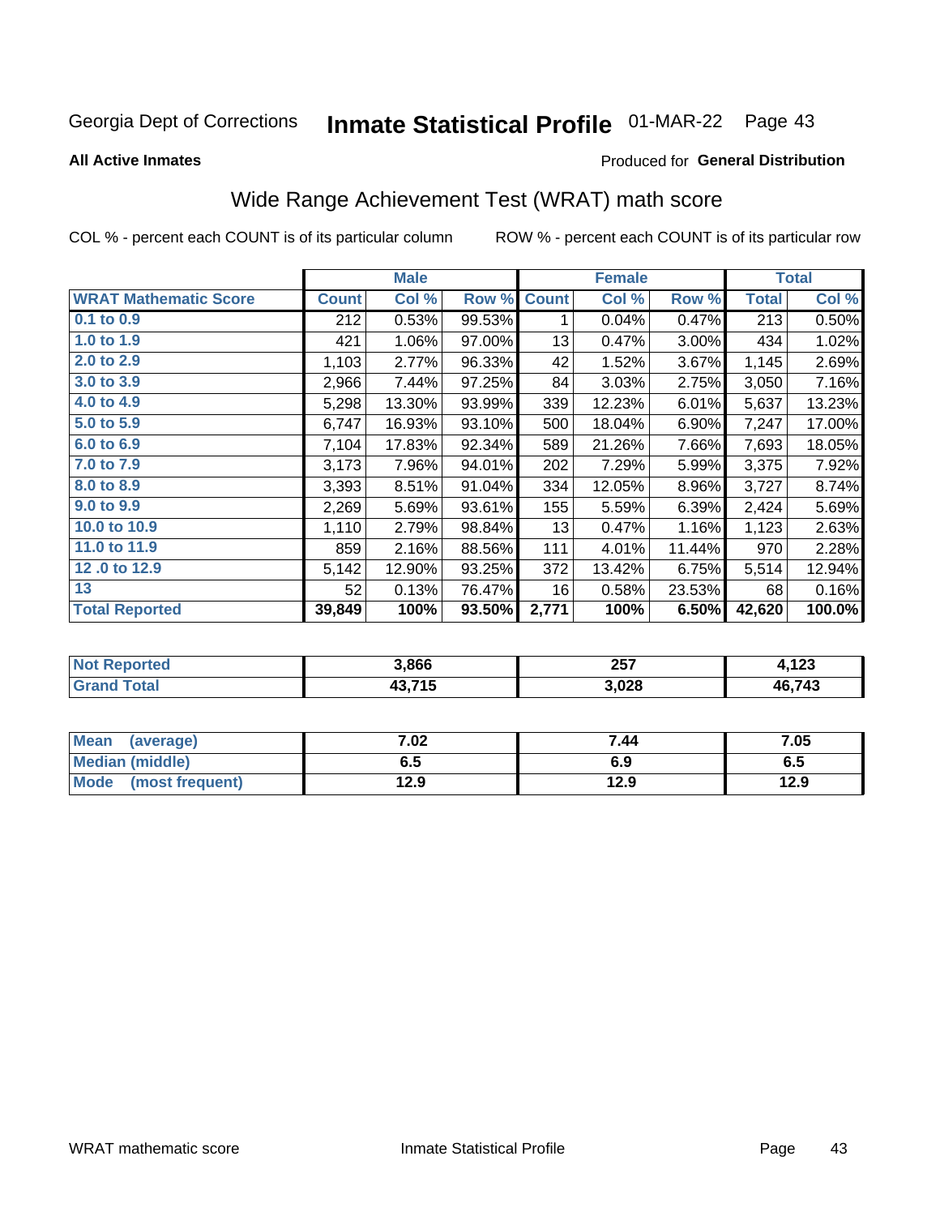Georgia Dept of Corrections **Inmate Statistical Profile** 01-MAR-22

**All Active Inmates**

Produced for **General Distribution**

## Wide Range Achievement Test (WRAT) math score

COL % - percent each COUNT is of its particular column ROW % - percent each COUNT is of its particular row

| | Male | | | Female | | | Total | |
|---|---|---|---|---|---|---|---|---|
| **WRAT Mathematic Score** | **Count** | **Col %** | **Row %** | **Count** | **Col %** | **Row %** | **Total** | **Col %** |
| 0.1 to 0.9 | 212 | 0.53% | 99.53% | 1 | 0.04% | 0.47% | 213 | 0.50% |
| 1.0 to 1.9 | 421 | 1.06% | 97.00% | 13 | 0.47% | 3.00% | 434 | 1.02% |
| 2.0 to 2.9 | 1,103 | 2.77% | 96.33% | 42 | 1.52% | 3.67% | 1,145 | 2.69% |
| 3.0 to 3.9 | 2,966 | 7.44% | 97.25% | 84 | 3.03% | 2.75% | 3,050 | 7.16% |
| 4.0 to 4.9 | 5,298 | 13.30% | 93.99% | 339 | 12.23% | 6.01% | 5,637 | 13.23% |
| 5.0 to 5.9 | 6,747 | 16.93% | 93.10% | 500 | 18.04% | 6.90% | 7,247 | 17.00% |
| 6.0 to 6.9 | 7,104 | 17.83% | 92.34% | 589 | 21.26% | 7.66% | 7,693 | 18.05% |
| 7.0 to 7.9 | 3,173 | 7.96% | 94.01% | 202 | 7.29% | 5.99% | 3,375 | 7.92% |
| 8.0 to 8.9 | 3,393 | 8.51% | 91.04% | 334 | 12.05% | 8.96% | 3,727 | 8.74% |
| 9.0 to 9.9 | 2,269 | 5.69% | 93.61% | 155 | 5.59% | 6.39% | 2,424 | 5.69% |
| 10.0 to 10.9 | 1,110 | 2.79% | 98.84% | 13 | 0.47% | 1.16% | 1,123 | 2.63% |
| 11.0 to 11.9 | 859 | 2.16% | 88.56% | 111 | 4.01% | 11.44% | 970 | 2.28% |
| 12 .0 to 12.9 | 5,142 | 12.90% | 93.25% | 372 | 13.42% | 6.75% | 5,514 | 12.94% |
| 13 | 52 | 0.13% | 76.47% | 16 | 0.58% | 23.53% | 68 | 0.16% |
| **Total Reported** | **39,849** | **100%** | **93.50%** | **2,771** | **100%** | **6.50%** | **42,620** | **100.0%** |

| | Male | Female | Total |
|---|---|---|---|
| Not Reported | 3,866 | 257 | 4,123 |
| Grand Total | 43,715 | 3,028 | 46,743 |

| | Male | Female | Total |
|---|---|---|---|
| Mean (average) | 7.02 | 7.44 | 7.05 |
| Median (middle) | 6.5 | 6.9 | 6.5 |
| Mode (most frequent) | 12.9 | 12.9 | 12.9 |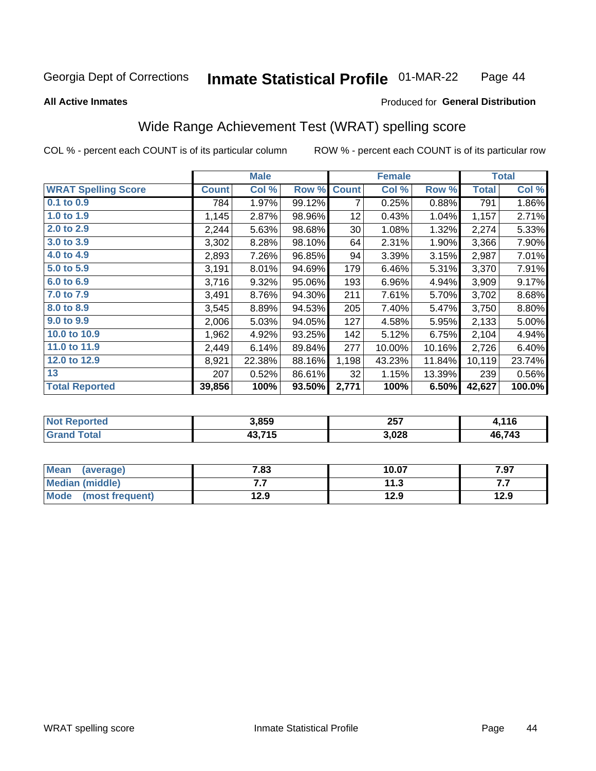Georgia Dept of Corrections **Inmate Statistical Profile** 01-MAR-22

**All Active Inmates**

Produced for **General Distribution**

## Wide Range Achievement Test (WRAT) spelling score

COL % - percent each COUNT is of its particular column ROW % - percent each COUNT is of its particular row

| | Male | | | Female | | | Total | |
|---|---|---|---|---|---|---|---|---|
| **WRAT Spelling Score** | **Count** | **Col %** | **Row %** | **Count** | **Col %** | **Row %** | **Total** | **Col %** |
| **0.1 to 0.9** | 784 | 1.97% | 99.12% | 7 | 0.25% | 0.88% | 791 | 1.86% |
| **1.0 to 1.9** | 1,145 | 2.87% | 98.96% | 12 | 0.43% | 1.04% | 1,157 | 2.71% |
| **2.0 to 2.9** | 2,244 | 5.63% | 98.68% | 30 | 1.08% | 1.32% | 2,274 | 5.33% |
| **3.0 to 3.9** | 3,302 | 8.28% | 98.10% | 64 | 2.31% | 1.90% | 3,366 | 7.90% |
| **4.0 to 4.9** | 2,893 | 7.26% | 96.85% | 94 | 3.39% | 3.15% | 2,987 | 7.01% |
| **5.0 to 5.9** | 3,191 | 8.01% | 94.69% | 179 | 6.46% | 5.31% | 3,370 | 7.91% |
| **6.0 to 6.9** | 3,716 | 9.32% | 95.06% | 193 | 6.96% | 4.94% | 3,909 | 9.17% |
| **7.0 to 7.9** | 3,491 | 8.76% | 94.30% | 211 | 7.61% | 5.70% | 3,702 | 8.68% |
| **8.0 to 8.9** | 3,545 | 8.89% | 94.53% | 205 | 7.40% | 5.47% | 3,750 | 8.80% |
| **9.0 to 9.9** | 2,006 | 5.03% | 94.05% | 127 | 4.58% | 5.95% | 2,133 | 5.00% |
| **10.0 to 10.9** | 1,962 | 4.92% | 93.25% | 142 | 5.12% | 6.75% | 2,104 | 4.94% |
| **11.0 to 11.9** | 2,449 | 6.14% | 89.84% | 277 | 10.00% | 10.16% | 2,726 | 6.40% |
| **12.0 to 12.9** | 8,921 | 22.38% | 88.16% | 1,198 | 43.23% | 11.84% | 10,119 | 23.74% |
| **13** | 207 | 0.52% | 86.61% | 32 | 1.15% | 13.39% | 239 | 0.56% |
| **Total Reported** | **39,856** | **100%** | **93.50%** | **2,771** | **100%** | **6.50%** | **42,627** | **100.0%** |

| | Male | Female | Total |
|---|---|---|---|
| **Not Reported** | **3,859** | **257** | **4,116** |
| **Grand Total** | **43,715** | **3,028** | **46,743** |

| | Male | Female | Total |
|---|---|---|---|
| **Mean (average)** | **7.83** | **10.07** | **7.97** |
| **Median (middle)** | **7.7** | **11.3** | **7.7** |
| **Mode (most frequent)** | **12.9** | **12.9** | **12.9** |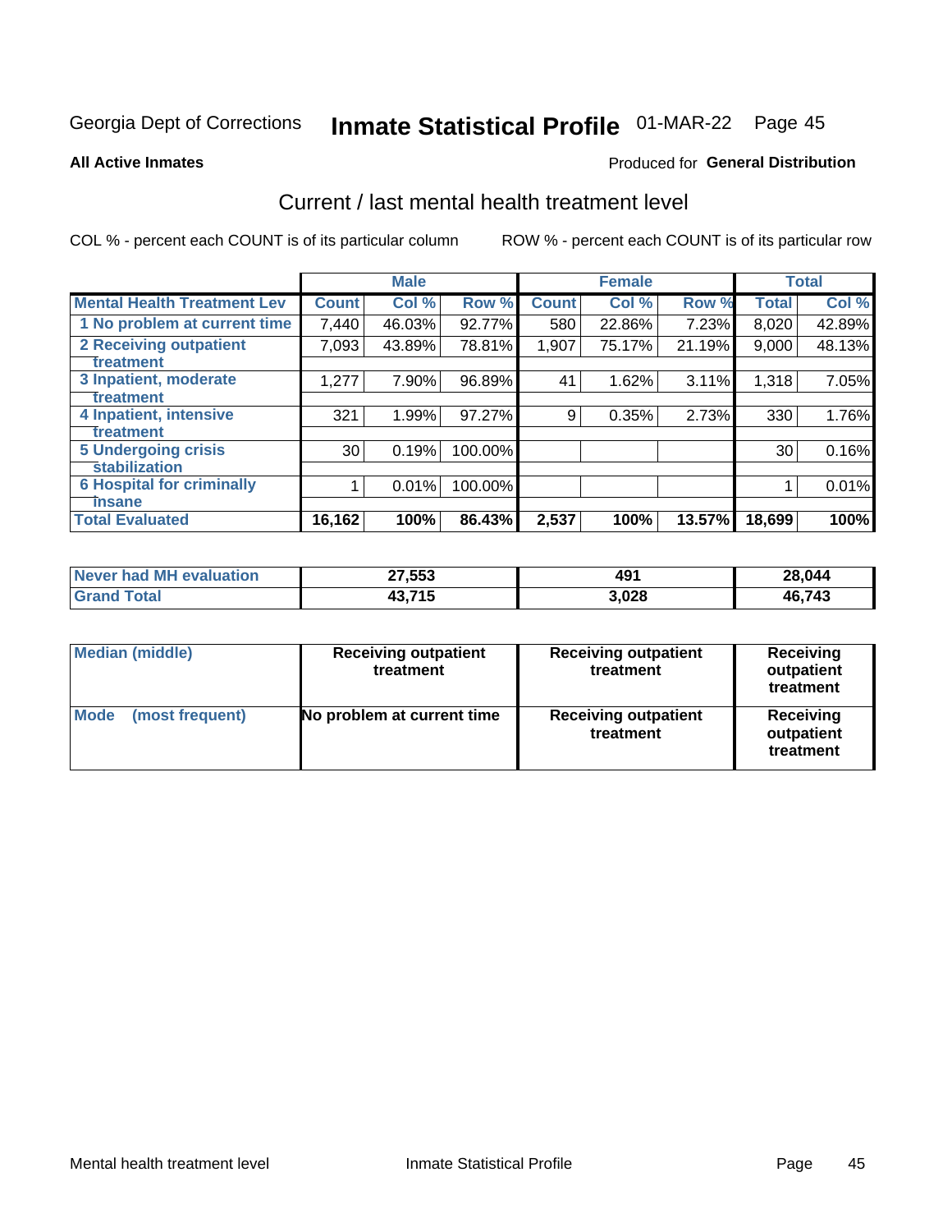Georgia Dept of Corrections **Inmate Statistical Profile** 01-MAR-22

**All Active Inmates**

Produced for **General Distribution**

## Current / last mental health treatment level

COL % - percent each COUNT is of its particular column

ROW % - percent each COUNT is of its particular row

| | Male | | | Female | | | Total | |
|---|---|---|---|---|---|---|---|---|
| **Mental Health Treatment Lev** | **Count** | **Col %** | **Row %** | **Count** | **Col %** | **Row %** | **Total** | **Col %** |
| 1 No problem at current time | 7,440 | 46.03% | 92.77% | 580 | 22.86% | 7.23% | 8,020 | 42.89% |
| 2 Receiving outpatient treatment | 7,093 | 43.89% | 78.81% | 1,907 | 75.17% | 21.19% | 9,000 | 48.13% |
| 3 Inpatient, moderate treatment | 1,277 | 7.90% | 96.89% | 41 | 1.62% | 3.11% | 1,318 | 7.05% |
| 4 Inpatient, intensive treatment | 321 | 1.99% | 97.27% | 9 | 0.35% | 2.73% | 330 | 1.76% |
| 5 Undergoing crisis stabilization | 30 | 0.19% | 100.00% | | | | 30 | 0.16% |
| 6 Hospital for criminally insane | 1 | 0.01% | 100.00% | | | | 1 | 0.01% |
| **Total Evaluated** | **16,162** | **100%** | **86.43%** | **2,537** | **100%** | **13.57%** | **18,699** | **100%** |

| | Male | Female | Total |
|---|---|---|---|
| **Never had MH evaluation** | **27,553** | **491** | **28,044** |
| **Grand Total** | **43,715** | **3,028** | **46,743** |

| | Male | Female | Total |
|---|---|---|---|
| **Median (middle)** | **Receiving outpatient treatment** | **Receiving outpatient treatment** | **Receiving outpatient treatment** |
| **Mode (most frequent)** | **No problem at current time** | **Receiving outpatient treatment** | **Receiving outpatient treatment** |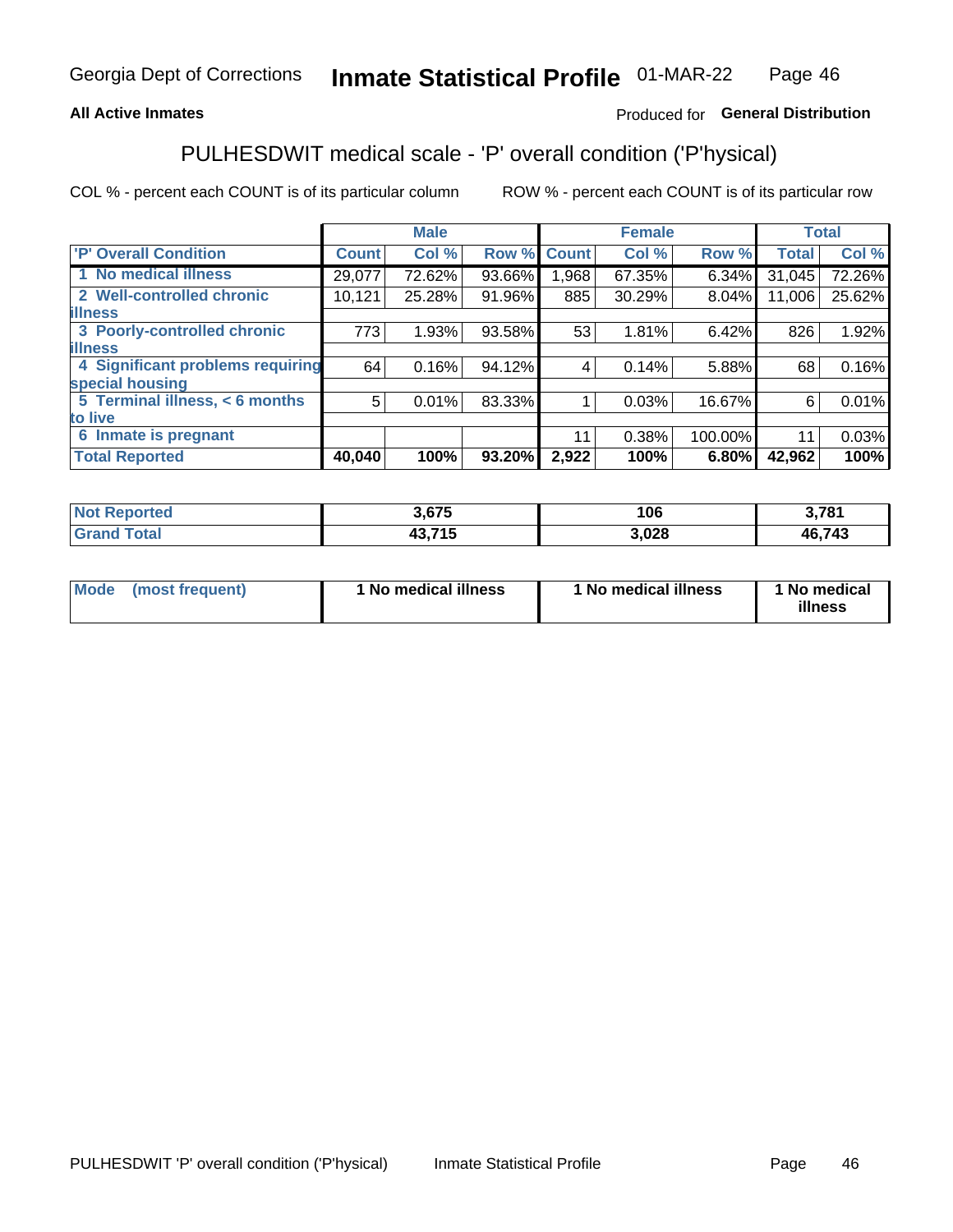Georgia Dept of Corrections **Inmate Statistical Profile** 01-MAR-22

**All Active Inmates**

Produced for **General Distribution**

## PULHESDWIT medical scale - 'P' overall condition ('P'hysical)

COL % - percent each COUNT is of its particular column ROW % - percent each COUNT is of its particular row

| | Male | | | Female | | | Total | |
|---|---|---|---|---|---|---|---|---|
| 'P' Overall Condition | Count | Col % | Row % | Count | Col % | Row % | Total | Col % |
| 1 No medical illness | 29,077 | 72.62% | 93.66% | 1,968 | 67.35% | 6.34% | 31,045 | 72.26% |
| 2 Well-controlled chronic illness | 10,121 | 25.28% | 91.96% | 885 | 30.29% | 8.04% | 11,006 | 25.62% |
| 3 Poorly-controlled chronic illness | 773 | 1.93% | 93.58% | 53 | 1.81% | 6.42% | 826 | 1.92% |
| 4 Significant problems requiring special housing | 64 | 0.16% | 94.12% | 4 | 0.14% | 5.88% | 68 | 0.16% |
| 5 Terminal illness, < 6 months to live | 5 | 0.01% | 83.33% | 1 | 0.03% | 16.67% | 6 | 0.01% |
| 6 Inmate is pregnant | | | | 11 | 0.38% | 100.00% | 11 | 0.03% |
| **Total Reported** | **40,040** | **100%** | **93.20%** | **2,922** | **100%** | **6.80%** | **42,962** | **100%** |

| | Male | Female | Total |
|---|---|---|---|
| Not Reported | 3,675 | 106 | 3,781 |
| Grand Total | 43,715 | 3,028 | 46,743 |

| | Male | Female | Total |
|---|---|---|---|
| Mode (most frequent) | 1 No medical illness | 1 No medical illness | 1 No medical illness |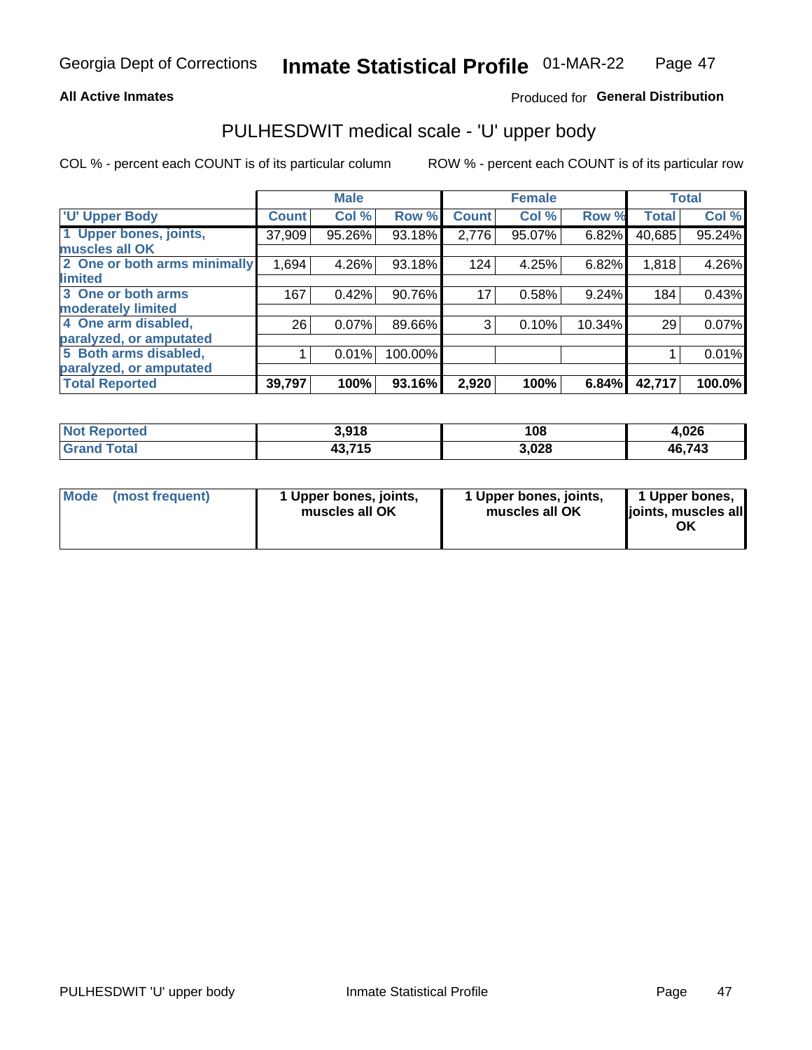Georgia Dept of Corrections **Inmate Statistical Profile** 01-MAR-22

**All Active Inmates**

Produced for **General Distribution**

## PULHESDWIT medical scale - 'U' upper body

COL % - percent each COUNT is of its particular column ROW % - percent each COUNT is of its particular row

| | Male | | | Female | | | Total | |
|---|---|---|---|---|---|---|---|---|
| 'U' Upper Body | Count | Col % | Row % | Count | Col % | Row % | Total | Col % |
| 1 Upper bones, joints, muscles all OK | 37,909 | 95.26% | 93.18% | 2,776 | 95.07% | 6.82% | 40,685 | 95.24% |
| 2 One or both arms minimally limited | 1,694 | 4.26% | 93.18% | 124 | 4.25% | 6.82% | 1,818 | 4.26% |
| 3 One or both arms moderately limited | 167 | 0.42% | 90.76% | 17 | 0.58% | 9.24% | 184 | 0.43% |
| 4 One arm disabled, paralyzed, or amputated | 26 | 0.07% | 89.66% | 3 | 0.10% | 10.34% | 29 | 0.07% |
| 5 Both arms disabled, paralyzed, or amputated | 1 | 0.01% | 100.00% | | | | 1 | 0.01% |
| **Total Reported** | **39,797** | **100%** | **93.16%** | **2,920** | **100%** | **6.84%** | **42,717** | **100.0%** |

| | Male | Female | Total |
|---|---|---|---|
| **Not Reported** | **3,918** | **108** | **4,026** |
| **Grand Total** | **43,715** | **3,028** | **46,743** |

| | Male | Female | Total |
|---|---|---|---|
| **Mode (most frequent)** | **1 Upper bones, joints, muscles all OK** | **1 Upper bones, joints, muscles all OK** | **1 Upper bones, joints, muscles all OK** |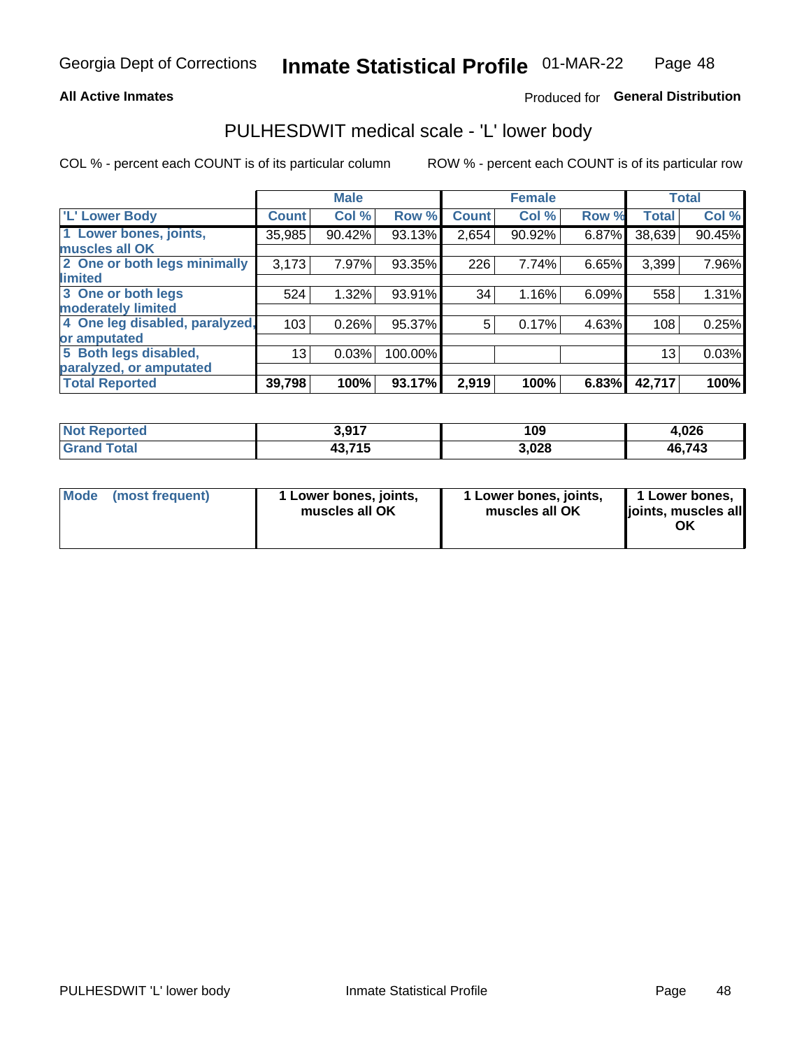Georgia Dept of Corrections **Inmate Statistical Profile** 01-MAR-22

**All Active Inmates**

Produced for **General Distribution**

## PULHESDWIT medical scale - 'L' lower body

COL % - percent each COUNT is of its particular column

ROW % - percent each COUNT is of its particular row

| | Male | | | Female | | | Total | |
|---|---|---|---|---|---|---|---|---|
| 'L' Lower Body | Count | Col % | Row % | Count | Col % | Row % | Total | Col % |
| 1 Lower bones, joints, muscles all OK | 35,985 | 90.42% | 93.13% | 2,654 | 90.92% | 6.87% | 38,639 | 90.45% |
| 2 One or both legs minimally limited | 3,173 | 7.97% | 93.35% | 226 | 7.74% | 6.65% | 3,399 | 7.96% |
| 3 One or both legs moderately limited | 524 | 1.32% | 93.91% | 34 | 1.16% | 6.09% | 558 | 1.31% |
| 4 One leg disabled, paralyzed, or amputated | 103 | 0.26% | 95.37% | 5 | 0.17% | 4.63% | 108 | 0.25% |
| 5 Both legs disabled, paralyzed, or amputated | 13 | 0.03% | 100.00% | | | | 13 | 0.03% |
| **Total Reported** | **39,798** | **100%** | **93.17%** | **2,919** | **100%** | **6.83%** | **42,717** | **100%** |

| | Male | Female | Total |
|---|---|---|---|
| Not Reported | 3,917 | 109 | 4,026 |
| Grand Total | 43,715 | 3,028 | 46,743 |

| | Male | Female | Total |
|---|---|---|---|
| Mode (most frequent) | 1 Lower bones, joints, muscles all OK | 1 Lower bones, joints, muscles all OK | 1 Lower bones, joints, muscles all OK |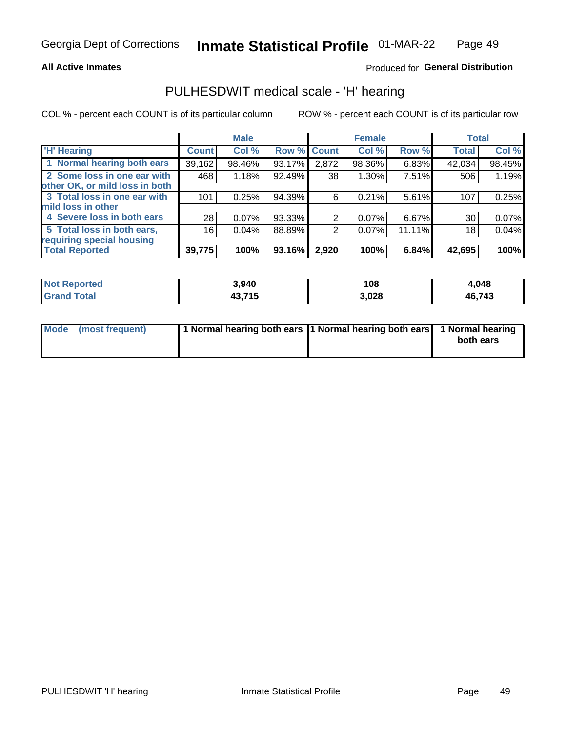Georgia Dept of Corrections **Inmate Statistical Profile** 01-MAR-22

**All Active Inmates**

Produced for **General Distribution**

## PULHESDWIT medical scale - 'H' hearing

COL % - percent each COUNT is of its particular column

ROW % - percent each COUNT is of its particular row

| | Male | | | Female | | | Total | |
|---|---|---|---|---|---|---|---|---|
| 'H' Hearing | Count | Col % | Row % | Count | Col % | Row % | Total | Col % |
| 1 Normal hearing both ears | 39,162 | 98.46% | 93.17% | 2,872 | 98.36% | 6.83% | 42,034 | 98.45% |
| 2 Some loss in one ear with other OK, or mild loss in both | 468 | 1.18% | 92.49% | 38 | 1.30% | 7.51% | 506 | 1.19% |
| 3 Total loss in one ear with mild loss in other | 101 | 0.25% | 94.39% | 6 | 0.21% | 5.61% | 107 | 0.25% |
| 4 Severe loss in both ears | 28 | 0.07% | 93.33% | 2 | 0.07% | 6.67% | 30 | 0.07% |
| 5 Total loss in both ears, requiring special housing | 16 | 0.04% | 88.89% | 2 | 0.07% | 11.11% | 18 | 0.04% |
| **Total Reported** | **39,775** | **100%** | **93.16%** | **2,920** | **100%** | **6.84%** | **42,695** | **100%** |

| | Male | Female | Total |
|---|---|---|---|
| Not Reported | 3,940 | 108 | 4,048 |
| Grand Total | 43,715 | 3,028 | 46,743 |

| | Male | Female | Total |
|---|---|---|---|
| Mode (most frequent) | 1 Normal hearing both ears | 1 Normal hearing both ears | 1 Normal hearing both ears |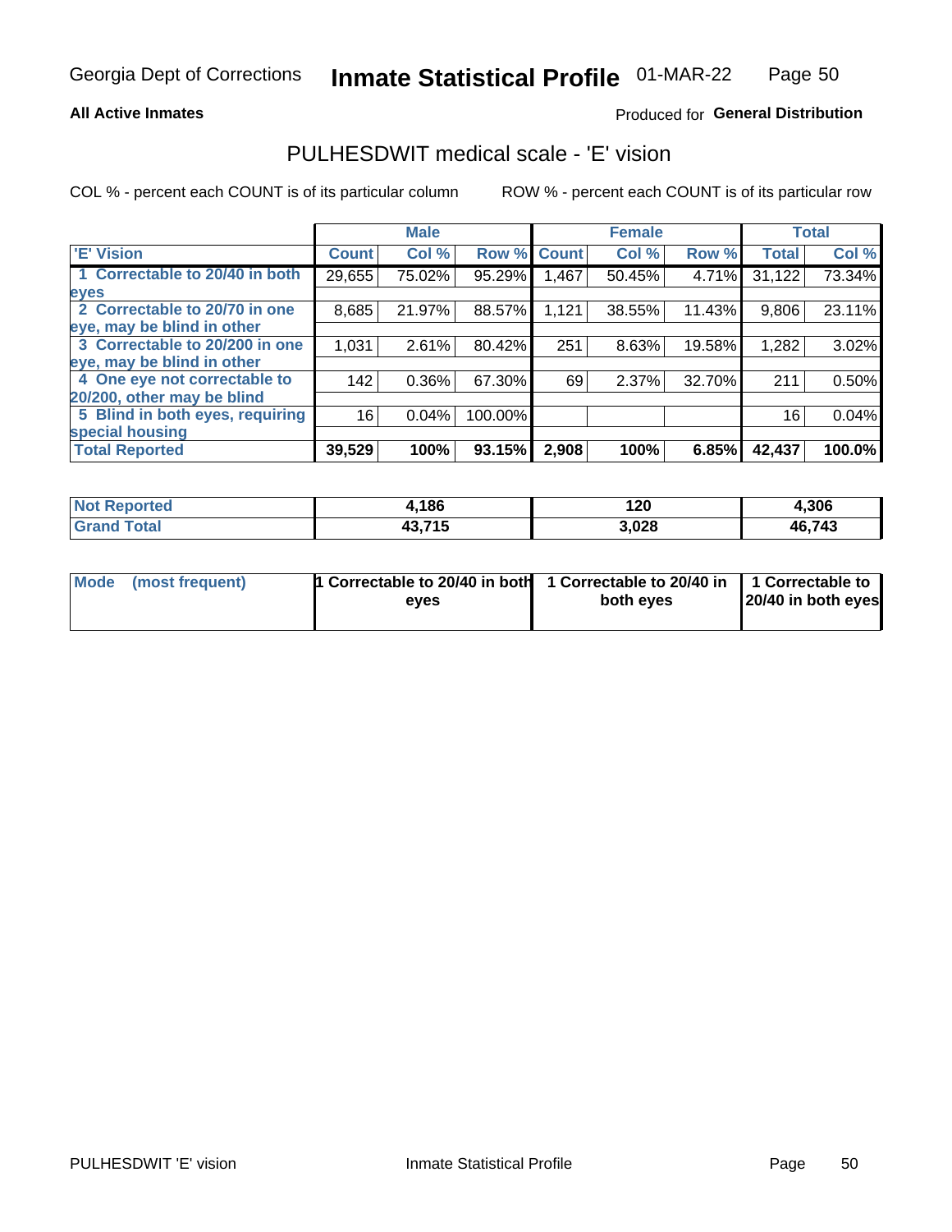Georgia Dept of Corrections **Inmate Statistical Profile** 01-MAR-22

**All Active Inmates**

Produced for **General Distribution**

## PULHESDWIT medical scale - 'E' vision

COL % - percent each COUNT is of its particular column

ROW % - percent each COUNT is of its particular row

| | Male | | | Female | | | Total | |
|---|---|---|---|---|---|---|---|---|
| 'E' Vision | Count | Col % | Row % | Count | Col % | Row % | Total | Col % |
| 1 Correctable to 20/40 in both eyes | 29,655 | 75.02% | 95.29% | 1,467 | 50.45% | 4.71% | 31,122 | 73.34% |
| 2 Correctable to 20/70 in one eye, may be blind in other | 8,685 | 21.97% | 88.57% | 1,121 | 38.55% | 11.43% | 9,806 | 23.11% |
| 3 Correctable to 20/200 in one eye, may be blind in other | 1,031 | 2.61% | 80.42% | 251 | 8.63% | 19.58% | 1,282 | 3.02% |
| 4 One eye not correctable to 20/200, other may be blind | 142 | 0.36% | 67.30% | 69 | 2.37% | 32.70% | 211 | 0.50% |
| 5 Blind in both eyes, requiring special housing | 16 | 0.04% | 100.00% | | | | 16 | 0.04% |
| **Total Reported** | **39,529** | **100%** | **93.15%** | **2,908** | **100%** | **6.85%** | **42,437** | **100.0%** |

| | Male | Female | Total |
|---|---|---|---|
| Not Reported | 4,186 | 120 | 4,306 |
| Grand Total | 43,715 | 3,028 | 46,743 |

| | Male | Female | Total |
|---|---|---|---|
| Mode (most frequent) | 1 Correctable to 20/40 in both eyes | 1 Correctable to 20/40 in both eyes | 1 Correctable to 20/40 in both eyes |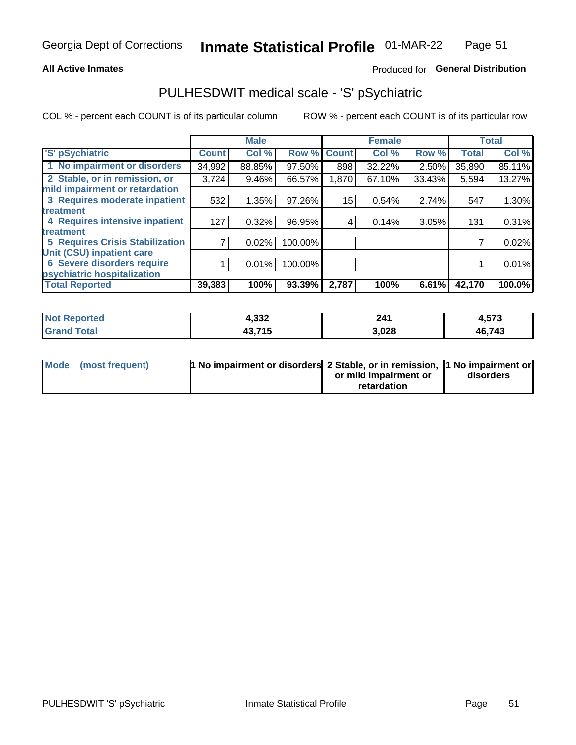**All Active Inmates**

Produced for **General Distribution**

# PULHESDWIT medical scale - 'S' pSychiatric

COL % - percent each COUNT is of its particular column

ROW % - percent each COUNT is of its particular row

| 'S' pSychiatric | Male | | | Female | | | Total | |
|---|---|---|---|---|---|---|---|---|
| | Count | Col % | Row % | Count | Col % | Row % | Total | Col % |
| 1 No impairment or disorders | 34,992 | 88.85% | 97.50% | 898 | 32.22% | 2.50% | 35,890 | 85.11% |
| 2 Stable, or in remission, or mild impairment or retardation | 3,724 | 9.46% | 66.57% | 1,870 | 67.10% | 33.43% | 5,594 | 13.27% |
| 3 Requires moderate inpatient treatment | 532 | 1.35% | 97.26% | 15 | 0.54% | 2.74% | 547 | 1.30% |
| 4 Requires intensive inpatient treatment | 127 | 0.32% | 96.95% | 4 | 0.14% | 3.05% | 131 | 0.31% |
| 5 Requires Crisis Stabilization Unit (CSU) inpatient care | 7 | 0.02% | 100.00% | | | | 7 | 0.02% |
| 6 Severe disorders require psychiatric hospitalization | 1 | 0.01% | 100.00% | | | | 1 | 0.01% |
| Total Reported | 39,383 | 100% | 93.39% | 2,787 | 100% | 6.61% | 42,170 | 100.0% |

| | Male | Female | Total |
|---|---|---|---|
| Not Reported | 4,332 | 241 | 4,573 |
| Grand Total | 43,715 | 3,028 | 46,743 |

| Mode (most frequent) | 1 No impairment or disorders | 2 Stable, or in remission, or mild impairment or retardation | 1 No impairment or disorders |
|---|---|---|---|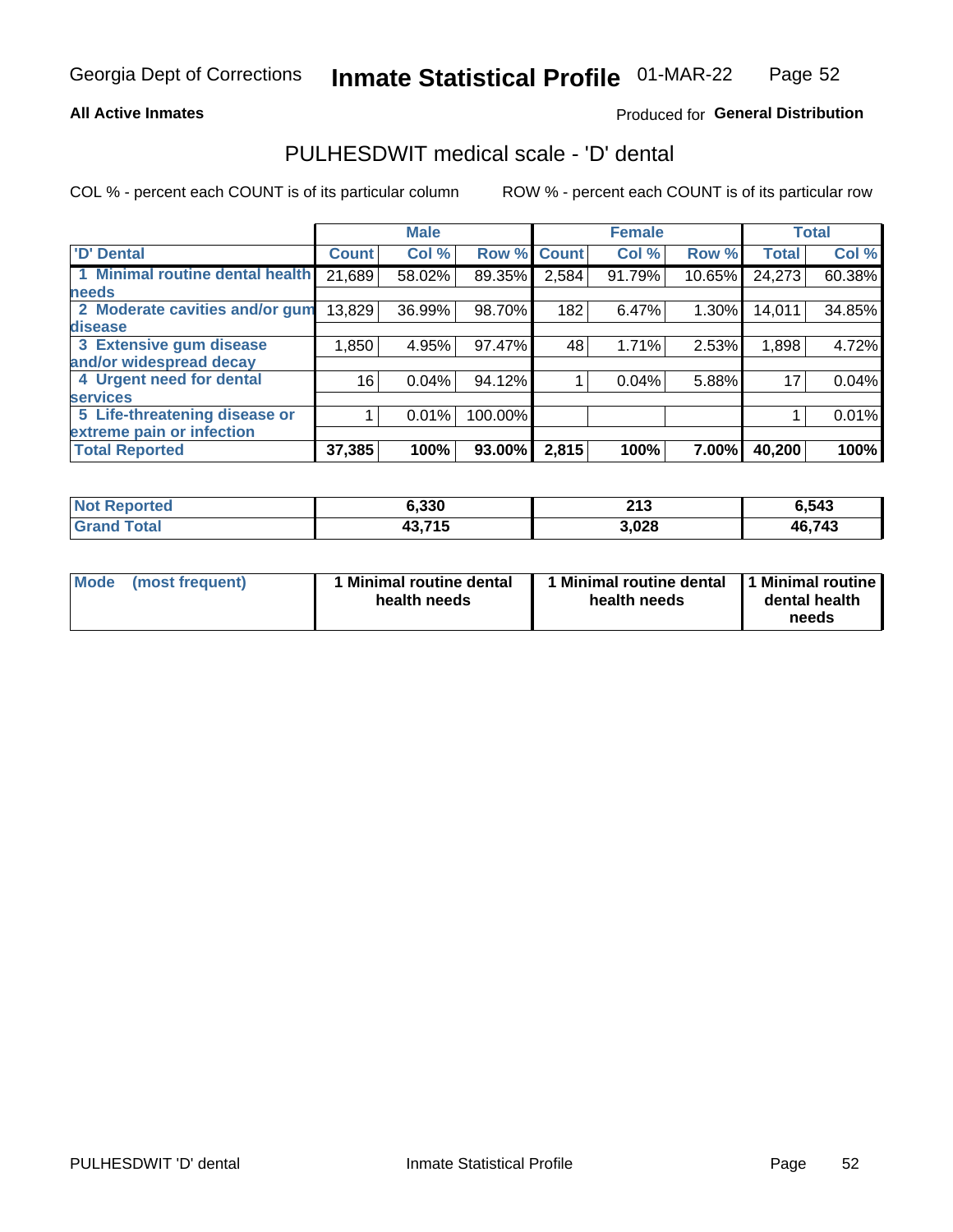Georgia Dept of Corrections **Inmate Statistical Profile** 01-MAR-22

**All Active Inmates**

Produced for **General Distribution**

## PULHESDWIT medical scale - 'D' dental

COL % - percent each COUNT is of its particular column ROW % - percent each COUNT is of its particular row

| | Male | | | Female | | | Total | |
|---|---|---|---|---|---|---|---|---|
| 'D' Dental | Count | Col % | Row % | Count | Col % | Row % | Total | Col % |
| 1 Minimal routine dental health needs | 21,689 | 58.02% | 89.35% | 2,584 | 91.79% | 10.65% | 24,273 | 60.38% |
| 2 Moderate cavities and/or gum disease | 13,829 | 36.99% | 98.70% | 182 | 6.47% | 1.30% | 14,011 | 34.85% |
| 3 Extensive gum disease and/or widespread decay | 1,850 | 4.95% | 97.47% | 48 | 1.71% | 2.53% | 1,898 | 4.72% |
| 4 Urgent need for dental services | 16 | 0.04% | 94.12% | 1 | 0.04% | 5.88% | 17 | 0.04% |
| 5 Life-threatening disease or extreme pain or infection | 1 | 0.01% | 100.00% | | | | 1 | 0.01% |
| **Total Reported** | **37,385** | **100%** | **93.00%** | **2,815** | **100%** | **7.00%** | **40,200** | **100%** |

| | Male | Female | Total |
|---|---|---|---|
| **Not Reported** | **6,330** | **213** | **6,543** |
| **Grand Total** | **43,715** | **3,028** | **46,743** |

| | Male | Female | Total |
|---|---|---|---|
| **Mode (most frequent)** | **1 Minimal routine dental health needs** | **1 Minimal routine dental health needs** | **1 Minimal routine dental health needs** |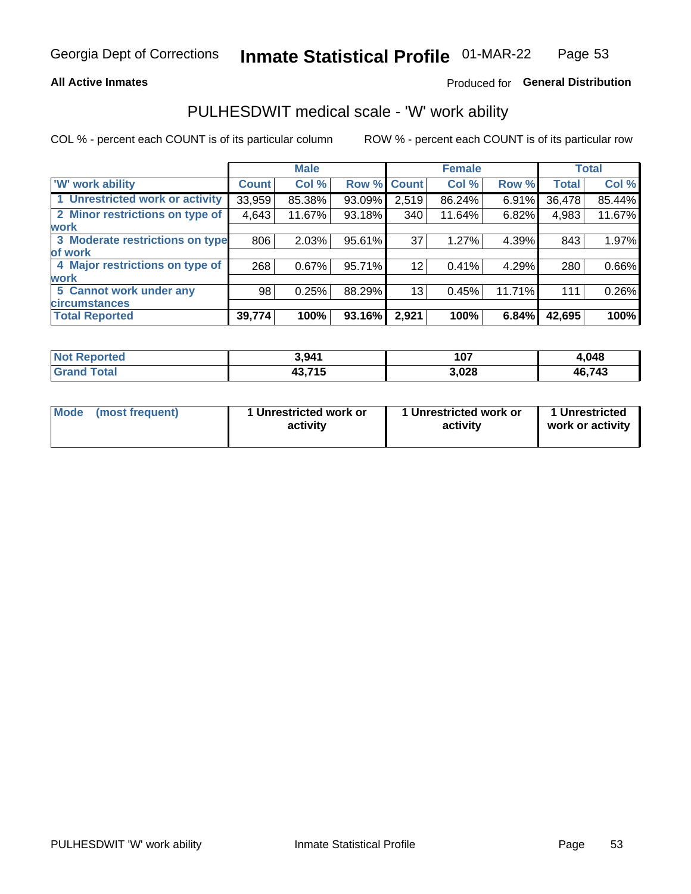Georgia Dept of Corrections **Inmate Statistical Profile** 01-MAR-22

**All Active Inmates**

Produced for **General Distribution**

## PULHESDWIT medical scale - 'W' work ability

COL % - percent each COUNT is of its particular column

ROW % - percent each COUNT is of its particular row

| | Male | | | Female | | | Total | |
|---|---|---|---|---|---|---|---|---|
| 'W' work ability | Count | Col % | Row % | Count | Col % | Row % | Total | Col % |
| 1 Unrestricted work or activity | 33,959 | 85.38% | 93.09% | 2,519 | 86.24% | 6.91% | 36,478 | 85.44% |
| 2 Minor restrictions on type of work | 4,643 | 11.67% | 93.18% | 340 | 11.64% | 6.82% | 4,983 | 11.67% |
| 3 Moderate restrictions on type of work | 806 | 2.03% | 95.61% | 37 | 1.27% | 4.39% | 843 | 1.97% |
| 4 Major restrictions on type of work | 268 | 0.67% | 95.71% | 12 | 0.41% | 4.29% | 280 | 0.66% |
| 5 Cannot work under any circumstances | 98 | 0.25% | 88.29% | 13 | 0.45% | 11.71% | 111 | 0.26% |
| **Total Reported** | **39,774** | **100%** | **93.16%** | **2,921** | **100%** | **6.84%** | **42,695** | **100%** |

| | Male | Female | Total |
|---|---|---|---|
| Not Reported | 3,941 | 107 | 4,048 |
| Grand Total | 43,715 | 3,028 | 46,743 |

| | Male | Female | Total |
|---|---|---|---|
| Mode (most frequent) | 1 Unrestricted work or activity | 1 Unrestricted work or activity | 1 Unrestricted work or activity |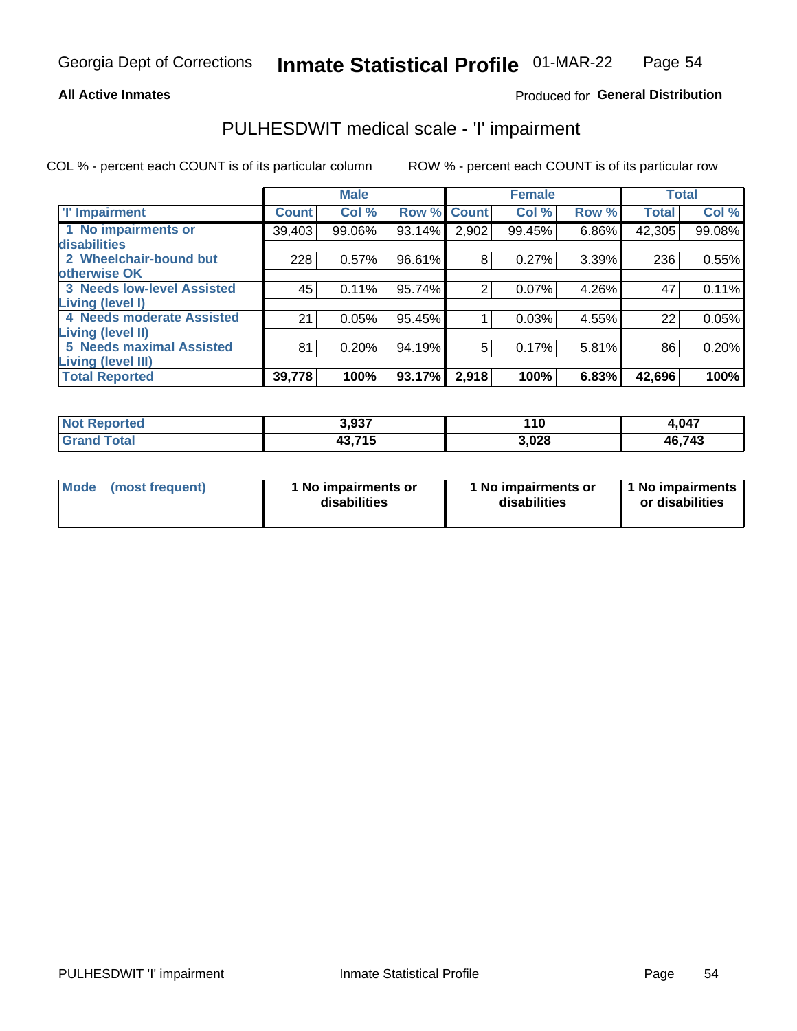Georgia Dept of Corrections **Inmate Statistical Profile** 01-MAR-22

**All Active Inmates**

Produced for **General Distribution**

## PULHESDWIT medical scale - 'I' impairment

COL % - percent each COUNT is of its particular column    ROW % - percent each COUNT is of its particular row

| | Male | | | Female | | | Total | |
|---|---|---|---|---|---|---|---|---|
| **'I' Impairment** | **Count** | **Col %** | **Row %** | **Count** | **Col %** | **Row %** | **Total** | **Col %** |
| **1 No impairments or disabilities** | 39,403 | 99.06% | 93.14% | 2,902 | 99.45% | 6.86% | 42,305 | 99.08% |
| **2 Wheelchair-bound but otherwise OK** | 228 | 0.57% | 96.61% | 8 | 0.27% | 3.39% | 236 | 0.55% |
| **3 Needs low-level Assisted Living (level I)** | 45 | 0.11% | 95.74% | 2 | 0.07% | 4.26% | 47 | 0.11% |
| **4 Needs moderate Assisted Living (level II)** | 21 | 0.05% | 95.45% | 1 | 0.03% | 4.55% | 22 | 0.05% |
| **5 Needs maximal Assisted Living (level III)** | 81 | 0.20% | 94.19% | 5 | 0.17% | 5.81% | 86 | 0.20% |
| **Total Reported** | **39,778** | **100%** | **93.17%** | **2,918** | **100%** | **6.83%** | **42,696** | **100%** |

| | Male | Female | Total |
|---|---|---|---|
| **Not Reported** | **3,937** | **110** | **4,047** |
| **Grand Total** | **43,715** | **3,028** | **46,743** |

| | Male | Female | Total |
|---|---|---|---|
| **Mode (most frequent)** | **1 No impairments or disabilities** | **1 No impairments or disabilities** | **1 No impairments or disabilities** |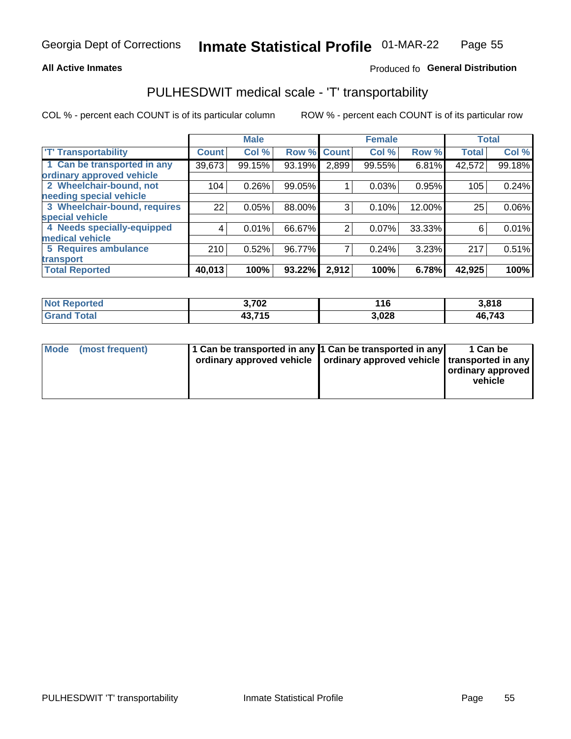Georgia Dept of Corrections **Inmate Statistical Profile** 01-MAR-22

**All Active Inmates** Produced fo **General Distribution**

## PULHESDWIT medical scale - 'T' transportability

COL % - percent each COUNT is of its particular column ROW % - percent each COUNT is of its particular row

| | Male | | | Female | | | Total | |
|---|---|---|---|---|---|---|---|---|
| 'T' Transportability | Count | Col % | Row % | Count | Col % | Row % | Total | Col % |
| 1 Can be transported in any ordinary approved vehicle | 39,673 | 99.15% | 93.19% | 2,899 | 99.55% | 6.81% | 42,572 | 99.18% |
| 2 Wheelchair-bound, not needing special vehicle | 104 | 0.26% | 99.05% | 1 | 0.03% | 0.95% | 105 | 0.24% |
| 3 Wheelchair-bound, requires special vehicle | 22 | 0.05% | 88.00% | 3 | 0.10% | 12.00% | 25 | 0.06% |
| 4 Needs specially-equipped medical vehicle | 4 | 0.01% | 66.67% | 2 | 0.07% | 33.33% | 6 | 0.01% |
| 5 Requires ambulance transport | 210 | 0.52% | 96.77% | 7 | 0.24% | 3.23% | 217 | 0.51% |
| **Total Reported** | **40,013** | **100%** | **93.22%** | **2,912** | **100%** | **6.78%** | **42,925** | **100%** |

| | Male | Female | Total |
|---|---|---|---|
| **Not Reported** | **3,702** | **116** | **3,818** |
| **Grand Total** | **43,715** | **3,028** | **46,743** |

| | Male | Female | Total |
|---|---|---|---|
| **Mode (most frequent)** | **1 Can be transported in any ordinary approved vehicle** | **1 Can be transported in any ordinary approved vehicle** | **1 Can be transported in any ordinary approved vehicle** |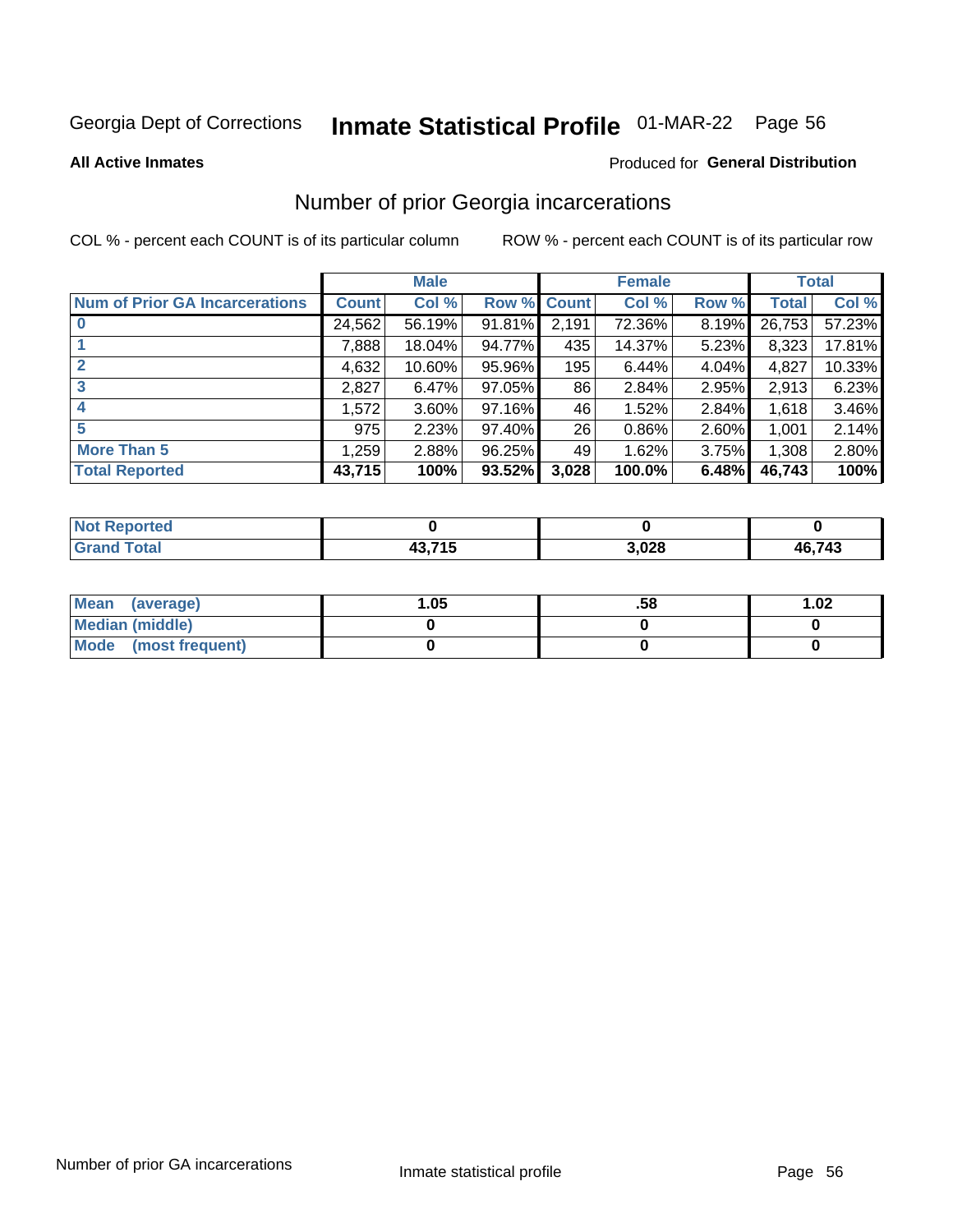Georgia Dept of Corrections **Inmate Statistical Profile** 01-MAR-22

**All Active Inmates**

Produced for **General Distribution**

## Number of prior Georgia incarcerations

COL % - percent each COUNT is of its particular column

ROW % - percent each COUNT is of its particular row

| | Male | | | Female | | | Total | |
|---|---|---|---|---|---|---|---|---|
| **Num of Prior GA Incarcerations** | **Count** | **Col %** | **Row %** | **Count** | **Col %** | **Row %** | **Total** | **Col %** |
| **0** | 24,562 | 56.19% | 91.81% | 2,191 | 72.36% | 8.19% | 26,753 | 57.23% |
| **1** | 7,888 | 18.04% | 94.77% | 435 | 14.37% | 5.23% | 8,323 | 17.81% |
| **2** | 4,632 | 10.60% | 95.96% | 195 | 6.44% | 4.04% | 4,827 | 10.33% |
| **3** | 2,827 | 6.47% | 97.05% | 86 | 2.84% | 2.95% | 2,913 | 6.23% |
| **4** | 1,572 | 3.60% | 97.16% | 46 | 1.52% | 2.84% | 1,618 | 3.46% |
| **5** | 975 | 2.23% | 97.40% | 26 | 0.86% | 2.60% | 1,001 | 2.14% |
| **More Than 5** | 1,259 | 2.88% | 96.25% | 49 | 1.62% | 3.75% | 1,308 | 2.80% |
| **Total Reported** | **43,715** | **100%** | **93.52%** | **3,028** | **100.0%** | **6.48%** | **46,743** | **100%** |

| | Male | Female | Total |
|---|---|---|---|
| **Not Reported** | **0** | **0** | **0** |
| **Grand Total** | **43,715** | **3,028** | **46,743** |

| | Male | Female | Total |
|---|---|---|---|
| **Mean (average)** | **1.05** | **.58** | **1.02** |
| **Median (middle)** | **0** | **0** | **0** |
| **Mode (most frequent)** | **0** | **0** | **0** |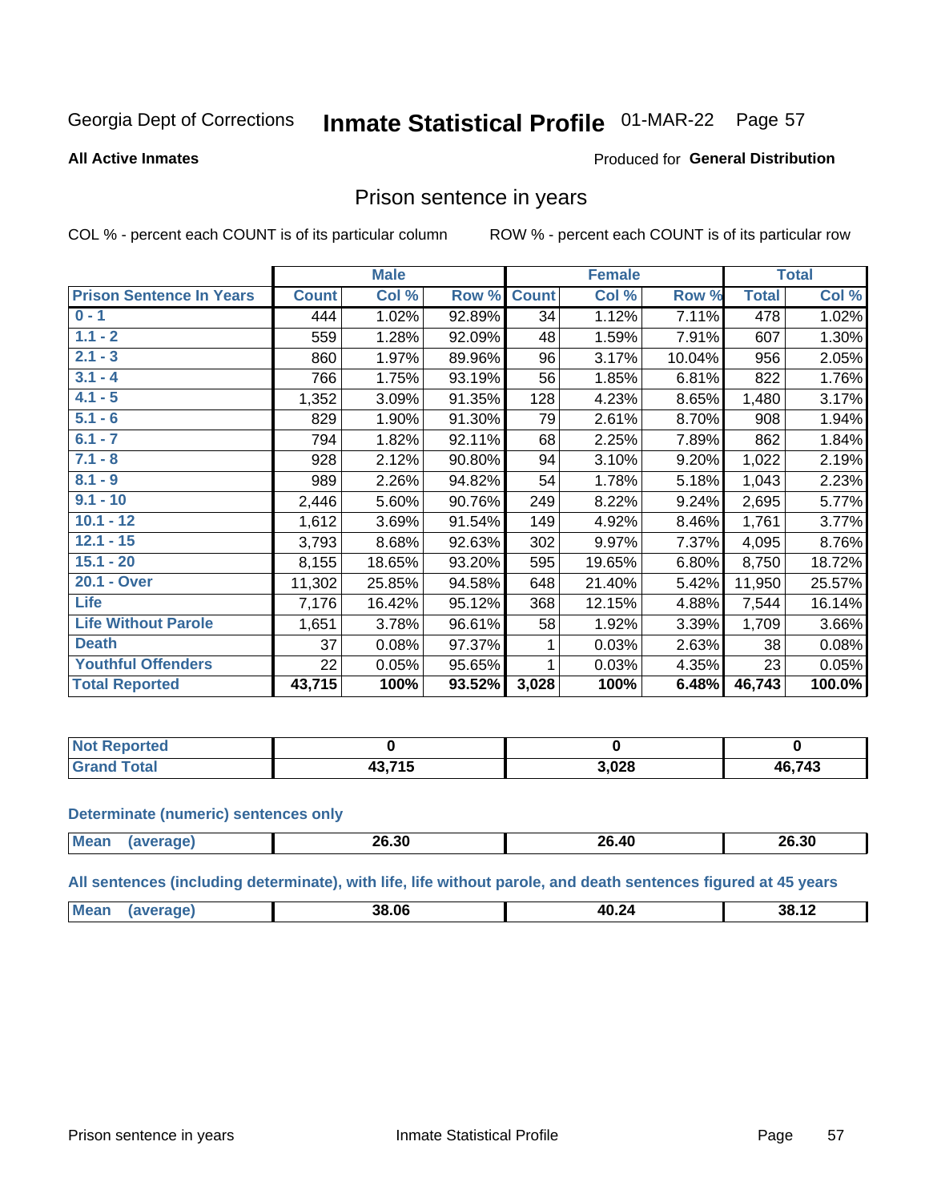Georgia Dept of Corrections **Inmate Statistical Profile** 01-MAR-22

**All Active Inmates**

Produced for **General Distribution**

## Prison sentence in years

COL % - percent each COUNT is of its particular column

ROW % - percent each COUNT is of its particular row

| | Male | | | Female | | | Total | |
|---|---|---|---|---|---|---|---|---|
| **Prison Sentence In Years** | **Count** | **Col %** | **Row %** | **Count** | **Col %** | **Row %** | **Total** | **Col %** |
| **0 - 1** | 444 | 1.02% | 92.89% | 34 | 1.12% | 7.11% | 478 | 1.02% |
| **1.1 - 2** | 559 | 1.28% | 92.09% | 48 | 1.59% | 7.91% | 607 | 1.30% |
| **2.1 - 3** | 860 | 1.97% | 89.96% | 96 | 3.17% | 10.04% | 956 | 2.05% |
| **3.1 - 4** | 766 | 1.75% | 93.19% | 56 | 1.85% | 6.81% | 822 | 1.76% |
| **4.1 - 5** | 1,352 | 3.09% | 91.35% | 128 | 4.23% | 8.65% | 1,480 | 3.17% |
| **5.1 - 6** | 829 | 1.90% | 91.30% | 79 | 2.61% | 8.70% | 908 | 1.94% |
| **6.1 - 7** | 794 | 1.82% | 92.11% | 68 | 2.25% | 7.89% | 862 | 1.84% |
| **7.1 - 8** | 928 | 2.12% | 90.80% | 94 | 3.10% | 9.20% | 1,022 | 2.19% |
| **8.1 - 9** | 989 | 2.26% | 94.82% | 54 | 1.78% | 5.18% | 1,043 | 2.23% |
| **9.1 - 10** | 2,446 | 5.60% | 90.76% | 249 | 8.22% | 9.24% | 2,695 | 5.77% |
| **10.1 - 12** | 1,612 | 3.69% | 91.54% | 149 | 4.92% | 8.46% | 1,761 | 3.77% |
| **12.1 - 15** | 3,793 | 8.68% | 92.63% | 302 | 9.97% | 7.37% | 4,095 | 8.76% |
| **15.1 - 20** | 8,155 | 18.65% | 93.20% | 595 | 19.65% | 6.80% | 8,750 | 18.72% |
| **20.1 - Over** | 11,302 | 25.85% | 94.58% | 648 | 21.40% | 5.42% | 11,950 | 25.57% |
| **Life** | 7,176 | 16.42% | 95.12% | 368 | 12.15% | 4.88% | 7,544 | 16.14% |
| **Life Without Parole** | 1,651 | 3.78% | 96.61% | 58 | 1.92% | 3.39% | 1,709 | 3.66% |
| **Death** | 37 | 0.08% | 97.37% | 1 | 0.03% | 2.63% | 38 | 0.08% |
| **Youthful Offenders** | 22 | 0.05% | 95.65% | 1 | 0.03% | 4.35% | 23 | 0.05% |
| **Total Reported** | **43,715** | **100%** | **93.52%** | **3,028** | **100%** | **6.48%** | **46,743** | **100.0%** |

| | Male | Female | Total |
|---|---|---|---|
| **Not Reported** | **0** | **0** | **0** |
| **Grand Total** | **43,715** | **3,028** | **46,743** |

**Determinate (numeric) sentences only**

| | Male | Female | Total |
|---|---|---|---|
| **Mean (average)** | **26.30** | **26.40** | **26.30** |

**All sentences (including determinate), with life, life without parole, and death sentences figured at 45 years**

| | Male | Female | Total |
|---|---|---|---|
| **Mean (average)** | **38.06** | **40.24** | **38.12** |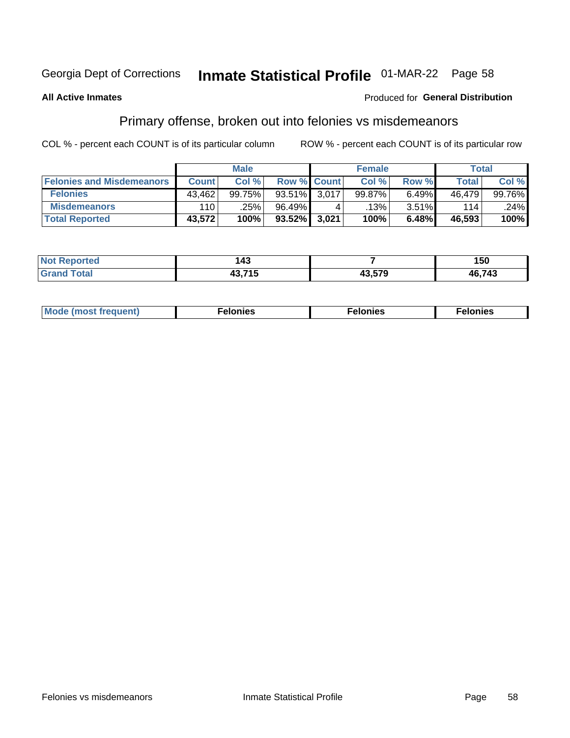Georgia Dept of Corrections **Inmate Statistical Profile** 01-MAR-22

**All Active Inmates**

Produced for **General Distribution**

## Primary offense, broken out into felonies vs misdemeanors

COL % - percent each COUNT is of its particular column ROW % - percent each COUNT is of its particular row

| | Male | | | Female | | | Total | |
|---|---|---|---|---|---|---|---|---|
| **Felonies and Misdemeanors** | **Count** | **Col %** | **Row %** | **Count** | **Col %** | **Row %** | **Total** | **Col %** |
| **Felonies** | 43,462 | 99.75% | 93.51% | 3,017 | 99.87% | 6.49% | 46,479 | 99.76% |
| **Misdemeanors** | 110 | .25% | 96.49% | 4 | .13% | 3.51% | 114 | .24% |
| **Total Reported** | **43,572** | **100%** | **93.52%** | **3,021** | **100%** | **6.48%** | **46,593** | **100%** |

| | Male | Female | Total |
|---|---|---|---|
| **Not Reported** | **143** | **7** | **150** |
| **Grand Total** | **43,715** | **43,579** | **46,743** |

| | Male | Female | Total |
|---|---|---|---|
| **Mode (most frequent)** | **Felonies** | **Felonies** | **Felonies** |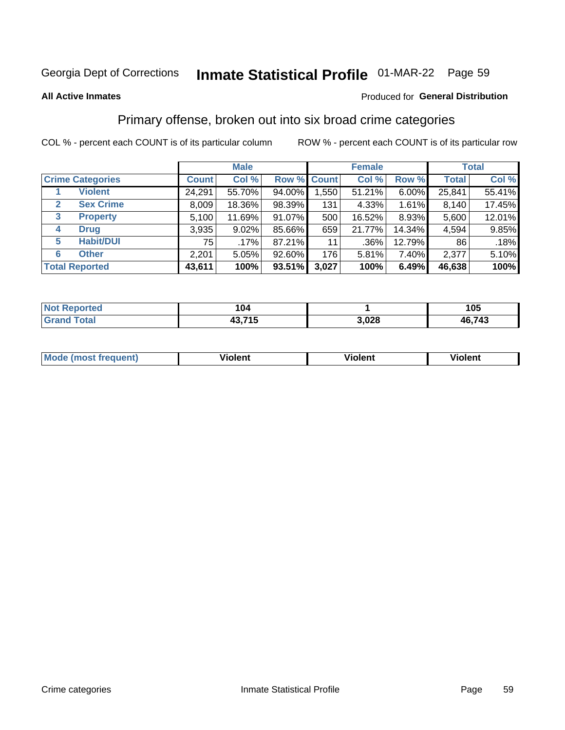Georgia Dept of Corrections **Inmate Statistical Profile** 01-MAR-22

**All Active Inmates**

Produced for **General Distribution**

## Primary offense, broken out into six broad crime categories

COL % - percent each COUNT is of its particular column    ROW % - percent each COUNT is of its particular row

| | | Male | | | Female | | | Total | |
|---|---|---|---|---|---|---|---|---|---|
| **Crime Categories** | | **Count** | **Col %** | **Row %** | **Count** | **Col %** | **Row %** | **Total** | **Col %** |
| 1 | **Violent** | 24,291 | 55.70% | 94.00% | 1,550 | 51.21% | 6.00% | 25,841 | 55.41% |
| 2 | **Sex Crime** | 8,009 | 18.36% | 98.39% | 131 | 4.33% | 1.61% | 8,140 | 17.45% |
| 3 | **Property** | 5,100 | 11.69% | 91.07% | 500 | 16.52% | 8.93% | 5,600 | 12.01% |
| 4 | **Drug** | 3,935 | 9.02% | 85.66% | 659 | 21.77% | 14.34% | 4,594 | 9.85% |
| 5 | **Habit/DUI** | 75 | .17% | 87.21% | 11 | .36% | 12.79% | 86 | .18% |
| 6 | **Other** | 2,201 | 5.05% | 92.60% | 176 | 5.81% | 7.40% | 2,377 | 5.10% |
| **Total Reported** | | **43,611** | **100%** | **93.51%** | **3,027** | **100%** | **6.49%** | **46,638** | **100%** |

| | Male | Female | Total |
|---|---|---|---|
| **Not Reported** | **104** | **1** | **105** |
| **Grand Total** | **43,715** | **3,028** | **46,743** |

| | Male | Female | Total |
|---|---|---|---|
| **Mode (most frequent)** | **Violent** | **Violent** | **Violent** |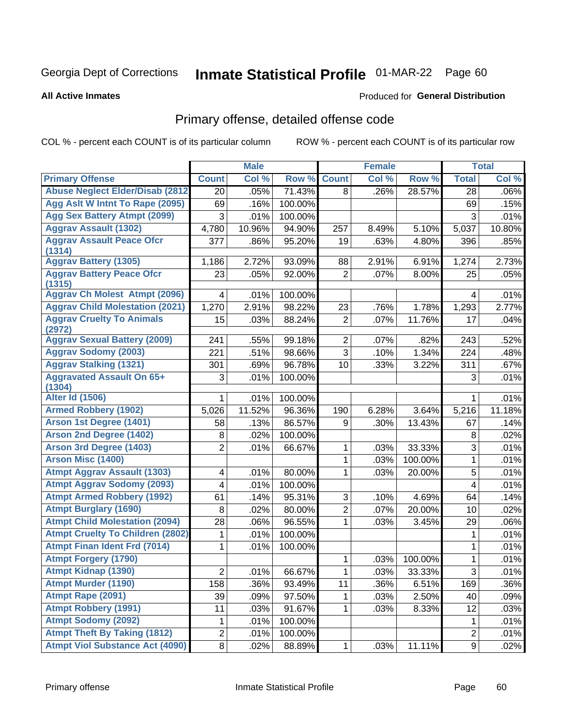Georgia Dept of Corrections **Inmate Statistical Profile** 01-MAR-22 Page 60

**All Active Inmates**

Produced for **General Distribution**

## Primary offense, detailed offense code

COL % - percent each COUNT is of its particular column ROW % - percent each COUNT is of its particular row

| | Male | | | Female | | | Total | |
|---|---|---|---|---|---|---|---|---|
| Primary Offense | Count | Col % | Row % | Count | Col % | Row % | Total | Col % |
| Abuse Neglect Elder/Disab (2812 | 20 | .05% | 71.43% | 8 | .26% | 28.57% | 28 | .06% |
| Agg Aslt W Intnt To Rape (2095) | 69 | .16% | 100.00% | | | | 69 | .15% |
| Agg Sex Battery Atmpt (2099) | 3 | .01% | 100.00% | | | | 3 | .01% |
| Aggrav Assault (1302) | 4,780 | 10.96% | 94.90% | 257 | 8.49% | 5.10% | 5,037 | 10.80% |
| Aggrav Assault Peace Ofcr (1314) | 377 | .86% | 95.20% | 19 | .63% | 4.80% | 396 | .85% |
| Aggrav Battery (1305) | 1,186 | 2.72% | 93.09% | 88 | 2.91% | 6.91% | 1,274 | 2.73% |
| Aggrav Battery Peace Ofcr (1315) | 23 | .05% | 92.00% | 2 | .07% | 8.00% | 25 | .05% |
| Aggrav Ch Molest Atmpt (2096) | 4 | .01% | 100.00% | | | | 4 | .01% |
| Aggrav Child Molestation (2021) | 1,270 | 2.91% | 98.22% | 23 | .76% | 1.78% | 1,293 | 2.77% |
| Aggrav Cruelty To Animals (2972) | 15 | .03% | 88.24% | 2 | .07% | 11.76% | 17 | .04% |
| Aggrav Sexual Battery (2009) | 241 | .55% | 99.18% | 2 | .07% | .82% | 243 | .52% |
| Aggrav Sodomy (2003) | 221 | .51% | 98.66% | 3 | .10% | 1.34% | 224 | .48% |
| Aggrav Stalking (1321) | 301 | .69% | 96.78% | 10 | .33% | 3.22% | 311 | .67% |
| Aggravated Assault On 65+ (1304) | 3 | .01% | 100.00% | | | | 3 | .01% |
| Alter Id (1506) | 1 | .01% | 100.00% | | | | 1 | .01% |
| Armed Robbery (1902) | 5,026 | 11.52% | 96.36% | 190 | 6.28% | 3.64% | 5,216 | 11.18% |
| Arson 1st Degree (1401) | 58 | .13% | 86.57% | 9 | .30% | 13.43% | 67 | .14% |
| Arson 2nd Degree (1402) | 8 | .02% | 100.00% | | | | 8 | .02% |
| Arson 3rd Degree (1403) | 2 | .01% | 66.67% | 1 | .03% | 33.33% | 3 | .01% |
| Arson Misc (1400) | | | | 1 | .03% | 100.00% | 1 | .01% |
| Atmpt Aggrav Assault (1303) | 4 | .01% | 80.00% | 1 | .03% | 20.00% | 5 | .01% |
| Atmpt Aggrav Sodomy (2093) | 4 | .01% | 100.00% | | | | 4 | .01% |
| Atmpt Armed Robbery (1992) | 61 | .14% | 95.31% | 3 | .10% | 4.69% | 64 | .14% |
| Atmpt Burglary (1690) | 8 | .02% | 80.00% | 2 | .07% | 20.00% | 10 | .02% |
| Atmpt Child Molestation (2094) | 28 | .06% | 96.55% | 1 | .03% | 3.45% | 29 | .06% |
| Atmpt Cruelty To Children (2802) | 1 | .01% | 100.00% | | | | 1 | .01% |
| Atmpt Finan Ident Frd (7014) | 1 | .01% | 100.00% | | | | 1 | .01% |
| Atmpt Forgery (1790) | | | | 1 | .03% | 100.00% | 1 | .01% |
| Atmpt Kidnap (1390) | 2 | .01% | 66.67% | 1 | .03% | 33.33% | 3 | .01% |
| Atmpt Murder (1190) | 158 | .36% | 93.49% | 11 | .36% | 6.51% | 169 | .36% |
| Atmpt Rape (2091) | 39 | .09% | 97.50% | 1 | .03% | 2.50% | 40 | .09% |
| Atmpt Robbery (1991) | 11 | .03% | 91.67% | 1 | .03% | 8.33% | 12 | .03% |
| Atmpt Sodomy (2092) | 1 | .01% | 100.00% | | | | 1 | .01% |
| Atmpt Theft By Taking (1812) | 2 | .01% | 100.00% | | | | 2 | .01% |
| Atmpt Viol Substance Act (4090) | 8 | .02% | 88.89% | 1 | .03% | 11.11% | 9 | .02% |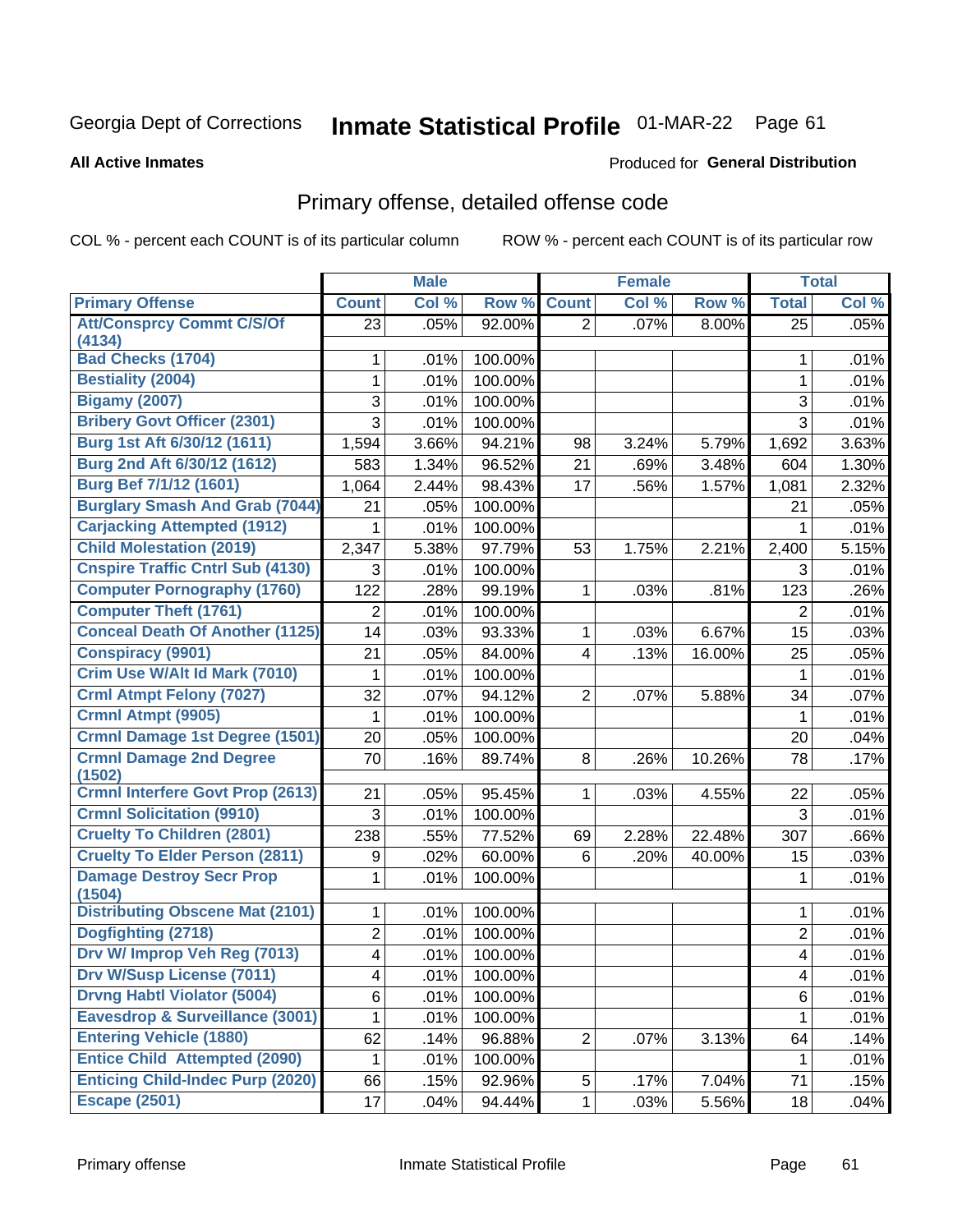Georgia Dept of Corrections **Inmate Statistical Profile** 01-MAR-22

**All Active Inmates**

Produced for **General Distribution**

## Primary offense, detailed offense code

COL % - percent each COUNT is of its particular column ROW % - percent each COUNT is of its particular row

| | Male | | | Female | | | Total | |
|---|---|---|---|---|---|---|---|---|
| **Primary Offense** | **Count** | **Col %** | **Row %** | **Count** | **Col %** | **Row %** | **Total** | **Col %** |
| Att/Consprcy Commt C/S/Of (4134) | 23 | .05% | 92.00% | 2 | .07% | 8.00% | 25 | .05% |
| Bad Checks (1704) | 1 | .01% | 100.00% | | | | 1 | .01% |
| Bestiality (2004) | 1 | .01% | 100.00% | | | | 1 | .01% |
| Bigamy (2007) | 3 | .01% | 100.00% | | | | 3 | .01% |
| Bribery Govt Officer (2301) | 3 | .01% | 100.00% | | | | 3 | .01% |
| Burg 1st Aft 6/30/12 (1611) | 1,594 | 3.66% | 94.21% | 98 | 3.24% | 5.79% | 1,692 | 3.63% |
| Burg 2nd Aft 6/30/12 (1612) | 583 | 1.34% | 96.52% | 21 | .69% | 3.48% | 604 | 1.30% |
| Burg Bef 7/1/12 (1601) | 1,064 | 2.44% | 98.43% | 17 | .56% | 1.57% | 1,081 | 2.32% |
| Burglary Smash And Grab (7044) | 21 | .05% | 100.00% | | | | 21 | .05% |
| Carjacking Attempted (1912) | 1 | .01% | 100.00% | | | | 1 | .01% |
| Child Molestation (2019) | 2,347 | 5.38% | 97.79% | 53 | 1.75% | 2.21% | 2,400 | 5.15% |
| Cnspire Traffic Cntrl Sub (4130) | 3 | .01% | 100.00% | | | | 3 | .01% |
| Computer Pornography (1760) | 122 | .28% | 99.19% | 1 | .03% | .81% | 123 | .26% |
| Computer Theft (1761) | 2 | .01% | 100.00% | | | | 2 | .01% |
| Conceal Death Of Another (1125) | 14 | .03% | 93.33% | 1 | .03% | 6.67% | 15 | .03% |
| Conspiracy (9901) | 21 | .05% | 84.00% | 4 | .13% | 16.00% | 25 | .05% |
| Crim Use W/Alt Id Mark (7010) | 1 | .01% | 100.00% | | | | 1 | .01% |
| Crml Atmpt Felony (7027) | 32 | .07% | 94.12% | 2 | .07% | 5.88% | 34 | .07% |
| Crmnl Atmpt (9905) | 1 | .01% | 100.00% | | | | 1 | .01% |
| Crmnl Damage 1st Degree (1501) | 20 | .05% | 100.00% | | | | 20 | .04% |
| Crmnl Damage 2nd Degree (1502) | 70 | .16% | 89.74% | 8 | .26% | 10.26% | 78 | .17% |
| Crmnl Interfere Govt Prop (2613) | 21 | .05% | 95.45% | 1 | .03% | 4.55% | 22 | .05% |
| Crmnl Solicitation (9910) | 3 | .01% | 100.00% | | | | 3 | .01% |
| Cruelty To Children (2801) | 238 | .55% | 77.52% | 69 | 2.28% | 22.48% | 307 | .66% |
| Cruelty To Elder Person (2811) | 9 | .02% | 60.00% | 6 | .20% | 40.00% | 15 | .03% |
| Damage Destroy Secr Prop (1504) | 1 | .01% | 100.00% | | | | 1 | .01% |
| Distributing Obscene Mat (2101) | 1 | .01% | 100.00% | | | | 1 | .01% |
| Dogfighting (2718) | 2 | .01% | 100.00% | | | | 2 | .01% |
| Drv W/ Improp Veh Reg (7013) | 4 | .01% | 100.00% | | | | 4 | .01% |
| Drv W/Susp License (7011) | 4 | .01% | 100.00% | | | | 4 | .01% |
| Drvng Habtl Violator (5004) | 6 | .01% | 100.00% | | | | 6 | .01% |
| Eavesdrop & Surveillance (3001) | 1 | .01% | 100.00% | | | | 1 | .01% |
| Entering Vehicle (1880) | 62 | .14% | 96.88% | 2 | .07% | 3.13% | 64 | .14% |
| Entice Child Attempted (2090) | 1 | .01% | 100.00% | | | | 1 | .01% |
| Enticing Child-Indec Purp (2020) | 66 | .15% | 92.96% | 5 | .17% | 7.04% | 71 | .15% |
| Escape (2501) | 17 | .04% | 94.44% | 1 | .03% | 5.56% | 18 | .04% |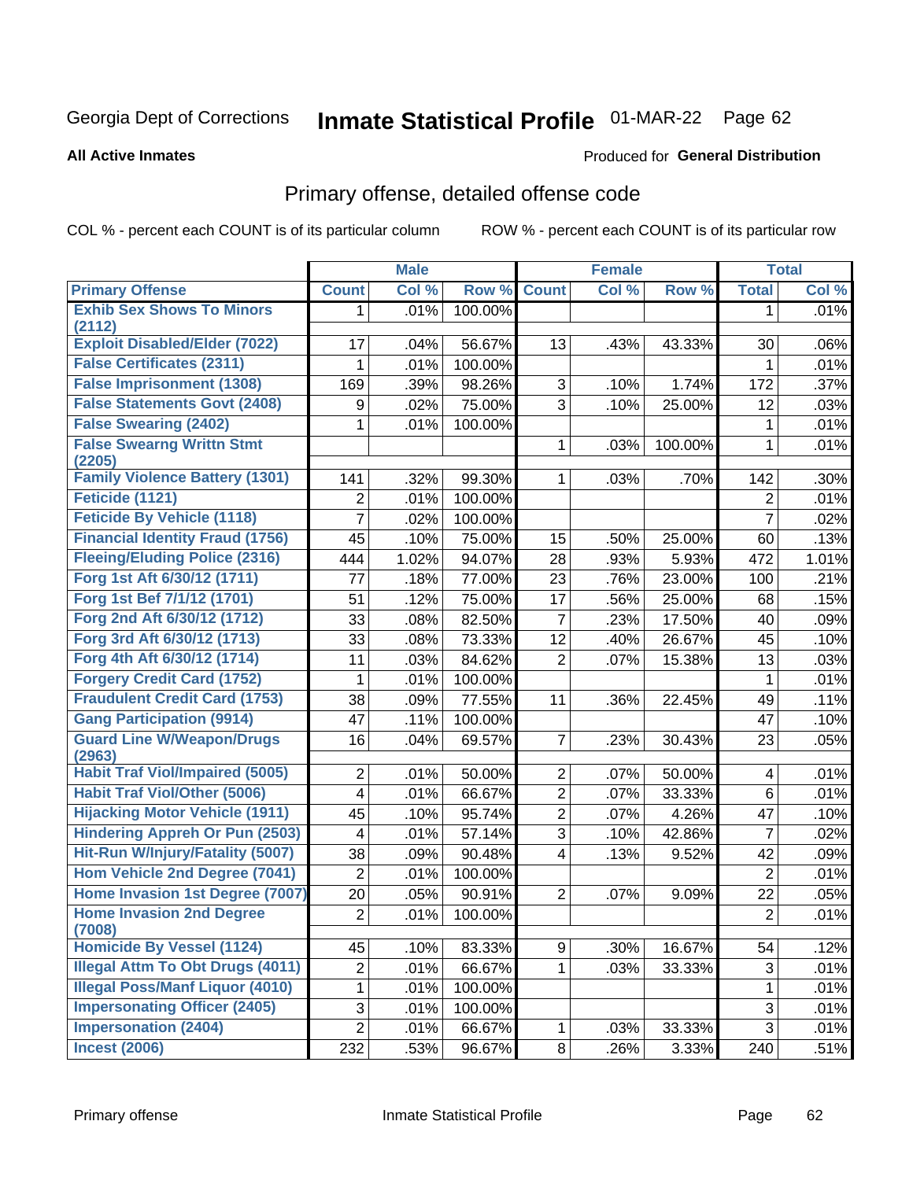Georgia Dept of Corrections **Inmate Statistical Profile** 01-MAR-22

**All Active Inmates**

Produced for **General Distribution**

## Primary offense, detailed offense code

COL % - percent each COUNT is of its particular column

ROW % - percent each COUNT is of its particular row

| | Male | | | Female | | | Total | |
|---|---|---|---|---|---|---|---|---|
| Primary Offense | Count | Col % | Row % | Count | Col % | Row % | Total | Col % |
| Exhib Sex Shows To Minors (2112) | 1 | .01% | 100.00% | | | | 1 | .01% |
| Exploit Disabled/Elder (7022) | 17 | .04% | 56.67% | 13 | .43% | 43.33% | 30 | .06% |
| False Certificates (2311) | 1 | .01% | 100.00% | | | | 1 | .01% |
| False Imprisonment (1308) | 169 | .39% | 98.26% | 3 | .10% | 1.74% | 172 | .37% |
| False Statements Govt (2408) | 9 | .02% | 75.00% | 3 | .10% | 25.00% | 12 | .03% |
| False Swearing (2402) | 1 | .01% | 100.00% | | | | 1 | .01% |
| False Swearng Writtn Stmt (2205) | | | | 1 | .03% | 100.00% | 1 | .01% |
| Family Violence Battery (1301) | 141 | .32% | 99.30% | 1 | .03% | .70% | 142 | .30% |
| Feticide (1121) | 2 | .01% | 100.00% | | | | 2 | .01% |
| Feticide By Vehicle (1118) | 7 | .02% | 100.00% | | | | 7 | .02% |
| Financial Identity Fraud (1756) | 45 | .10% | 75.00% | 15 | .50% | 25.00% | 60 | .13% |
| Fleeing/Eluding Police (2316) | 444 | 1.02% | 94.07% | 28 | .93% | 5.93% | 472 | 1.01% |
| Forg 1st Aft 6/30/12 (1711) | 77 | .18% | 77.00% | 23 | .76% | 23.00% | 100 | .21% |
| Forg 1st Bef 7/1/12 (1701) | 51 | .12% | 75.00% | 17 | .56% | 25.00% | 68 | .15% |
| Forg 2nd Aft 6/30/12 (1712) | 33 | .08% | 82.50% | 7 | .23% | 17.50% | 40 | .09% |
| Forg 3rd Aft 6/30/12 (1713) | 33 | .08% | 73.33% | 12 | .40% | 26.67% | 45 | .10% |
| Forg 4th Aft 6/30/12 (1714) | 11 | .03% | 84.62% | 2 | .07% | 15.38% | 13 | .03% |
| Forgery Credit Card (1752) | 1 | .01% | 100.00% | | | | 1 | .01% |
| Fraudulent Credit Card (1753) | 38 | .09% | 77.55% | 11 | .36% | 22.45% | 49 | .11% |
| Gang Participation (9914) | 47 | .11% | 100.00% | | | | 47 | .10% |
| Guard Line W/Weapon/Drugs (2963) | 16 | .04% | 69.57% | 7 | .23% | 30.43% | 23 | .05% |
| Habit Traf Viol/Impaired (5005) | 2 | .01% | 50.00% | 2 | .07% | 50.00% | 4 | .01% |
| Habit Traf Viol/Other (5006) | 4 | .01% | 66.67% | 2 | .07% | 33.33% | 6 | .01% |
| Hijacking Motor Vehicle (1911) | 45 | .10% | 95.74% | 2 | .07% | 4.26% | 47 | .10% |
| Hindering Appreh Or Pun (2503) | 4 | .01% | 57.14% | 3 | .10% | 42.86% | 7 | .02% |
| Hit-Run W/Injury/Fatality (5007) | 38 | .09% | 90.48% | 4 | .13% | 9.52% | 42 | .09% |
| Hom Vehicle 2nd Degree (7041) | 2 | .01% | 100.00% | | | | 2 | .01% |
| Home Invasion 1st Degree (7007) | 20 | .05% | 90.91% | 2 | .07% | 9.09% | 22 | .05% |
| Home Invasion 2nd Degree (7008) | 2 | .01% | 100.00% | | | | 2 | .01% |
| Homicide By Vessel (1124) | 45 | .10% | 83.33% | 9 | .30% | 16.67% | 54 | .12% |
| Illegal Attm To Obt Drugs (4011) | 2 | .01% | 66.67% | 1 | .03% | 33.33% | 3 | .01% |
| Illegal Poss/Manf Liquor (4010) | 1 | .01% | 100.00% | | | | 1 | .01% |
| Impersonating Officer (2405) | 3 | .01% | 100.00% | | | | 3 | .01% |
| Impersonation (2404) | 2 | .01% | 66.67% | 1 | .03% | 33.33% | 3 | .01% |
| Incest (2006) | 232 | .53% | 96.67% | 8 | .26% | 3.33% | 240 | .51% |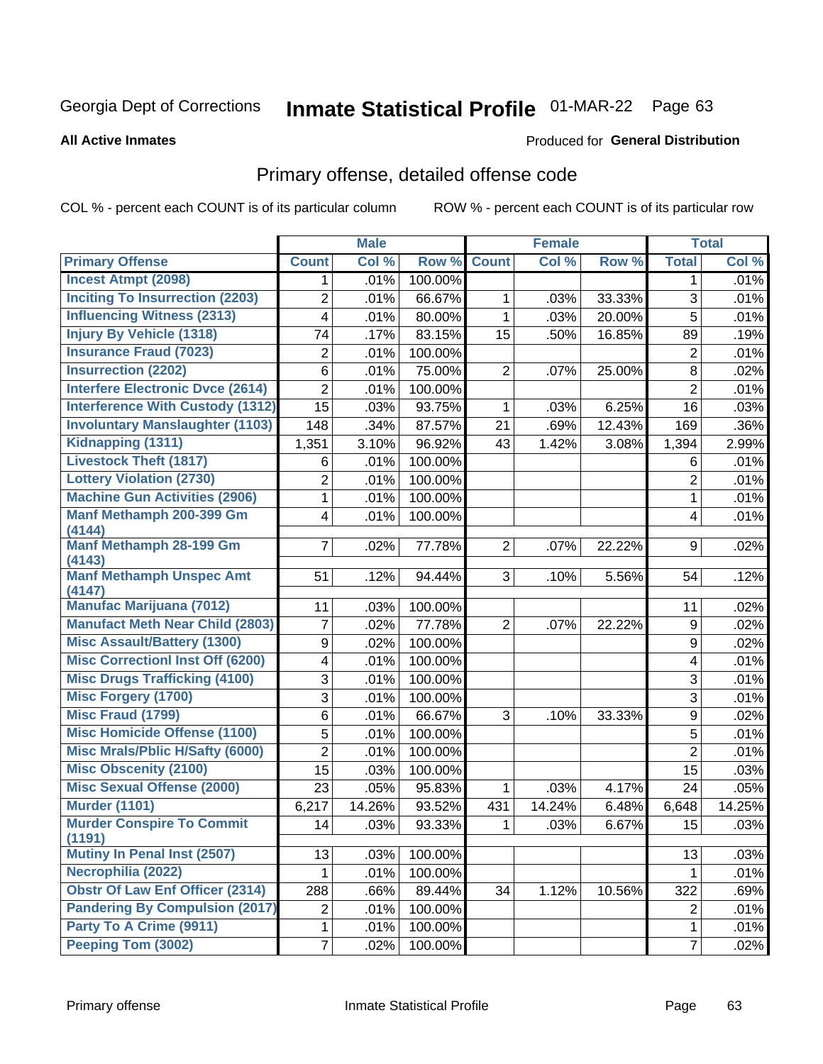Georgia Dept of Corrections **Inmate Statistical Profile** 01-MAR-22 Page 63

**All Active Inmates**

Produced for **General Distribution**

## Primary offense, detailed offense code

COL % - percent each COUNT is of its particular column ROW % - percent each COUNT is of its particular row

| | Male | | | Female | | | Total | |
|---|---|---|---|---|---|---|---|---|
| **Primary Offense** | **Count** | **Col %** | **Row %** | **Count** | **Col %** | **Row %** | **Total** | **Col %** |
| Incest Atmpt (2098) | 1 | .01% | 100.00% | | | | 1 | .01% |
| Inciting To Insurrection (2203) | 2 | .01% | 66.67% | 1 | .03% | 33.33% | 3 | .01% |
| Influencing Witness (2313) | 4 | .01% | 80.00% | 1 | .03% | 20.00% | 5 | .01% |
| Injury By Vehicle (1318) | 74 | .17% | 83.15% | 15 | .50% | 16.85% | 89 | .19% |
| Insurance Fraud (7023) | 2 | .01% | 100.00% | | | | 2 | .01% |
| Insurrection (2202) | 6 | .01% | 75.00% | 2 | .07% | 25.00% | 8 | .02% |
| Interfere Electronic Dvce (2614) | 2 | .01% | 100.00% | | | | 2 | .01% |
| Interference With Custody (1312) | 15 | .03% | 93.75% | 1 | .03% | 6.25% | 16 | .03% |
| Involuntary Manslaughter (1103) | 148 | .34% | 87.57% | 21 | .69% | 12.43% | 169 | .36% |
| Kidnapping (1311) | 1,351 | 3.10% | 96.92% | 43 | 1.42% | 3.08% | 1,394 | 2.99% |
| Livestock Theft (1817) | 6 | .01% | 100.00% | | | | 6 | .01% |
| Lottery Violation (2730) | 2 | .01% | 100.00% | | | | 2 | .01% |
| Machine Gun Activities (2906) | 1 | .01% | 100.00% | | | | 1 | .01% |
| Manf Methamph 200-399 Gm (4144) | 4 | .01% | 100.00% | | | | 4 | .01% |
| Manf Methamph 28-199 Gm (4143) | 7 | .02% | 77.78% | 2 | .07% | 22.22% | 9 | .02% |
| Manf Methamph Unspec Amt (4147) | 51 | .12% | 94.44% | 3 | .10% | 5.56% | 54 | .12% |
| Manufac Marijuana (7012) | 11 | .03% | 100.00% | | | | 11 | .02% |
| Manufact Meth Near Child (2803) | 7 | .02% | 77.78% | 2 | .07% | 22.22% | 9 | .02% |
| Misc Assault/Battery (1300) | 9 | .02% | 100.00% | | | | 9 | .02% |
| Misc Correctionl Inst Off (6200) | 4 | .01% | 100.00% | | | | 4 | .01% |
| Misc Drugs Trafficking (4100) | 3 | .01% | 100.00% | | | | 3 | .01% |
| Misc Forgery (1700) | 3 | .01% | 100.00% | | | | 3 | .01% |
| Misc Fraud (1799) | 6 | .01% | 66.67% | 3 | .10% | 33.33% | 9 | .02% |
| Misc Homicide Offense (1100) | 5 | .01% | 100.00% | | | | 5 | .01% |
| Misc Mrals/Pblic H/Safty (6000) | 2 | .01% | 100.00% | | | | 2 | .01% |
| Misc Obscenity (2100) | 15 | .03% | 100.00% | | | | 15 | .03% |
| Misc Sexual Offense (2000) | 23 | .05% | 95.83% | 1 | .03% | 4.17% | 24 | .05% |
| Murder (1101) | 6,217 | 14.26% | 93.52% | 431 | 14.24% | 6.48% | 6,648 | 14.25% |
| Murder Conspire To Commit (1191) | 14 | .03% | 93.33% | 1 | .03% | 6.67% | 15 | .03% |
| Mutiny In Penal Inst (2507) | 13 | .03% | 100.00% | | | | 13 | .03% |
| Necrophilia (2022) | 1 | .01% | 100.00% | | | | 1 | .01% |
| Obstr Of Law Enf Officer (2314) | 288 | .66% | 89.44% | 34 | 1.12% | 10.56% | 322 | .69% |
| Pandering By Compulsion (2017) | 2 | .01% | 100.00% | | | | 2 | .01% |
| Party To A Crime (9911) | 1 | .01% | 100.00% | | | | 1 | .01% |
| Peeping Tom (3002) | 7 | .02% | 100.00% | | | | 7 | .02% |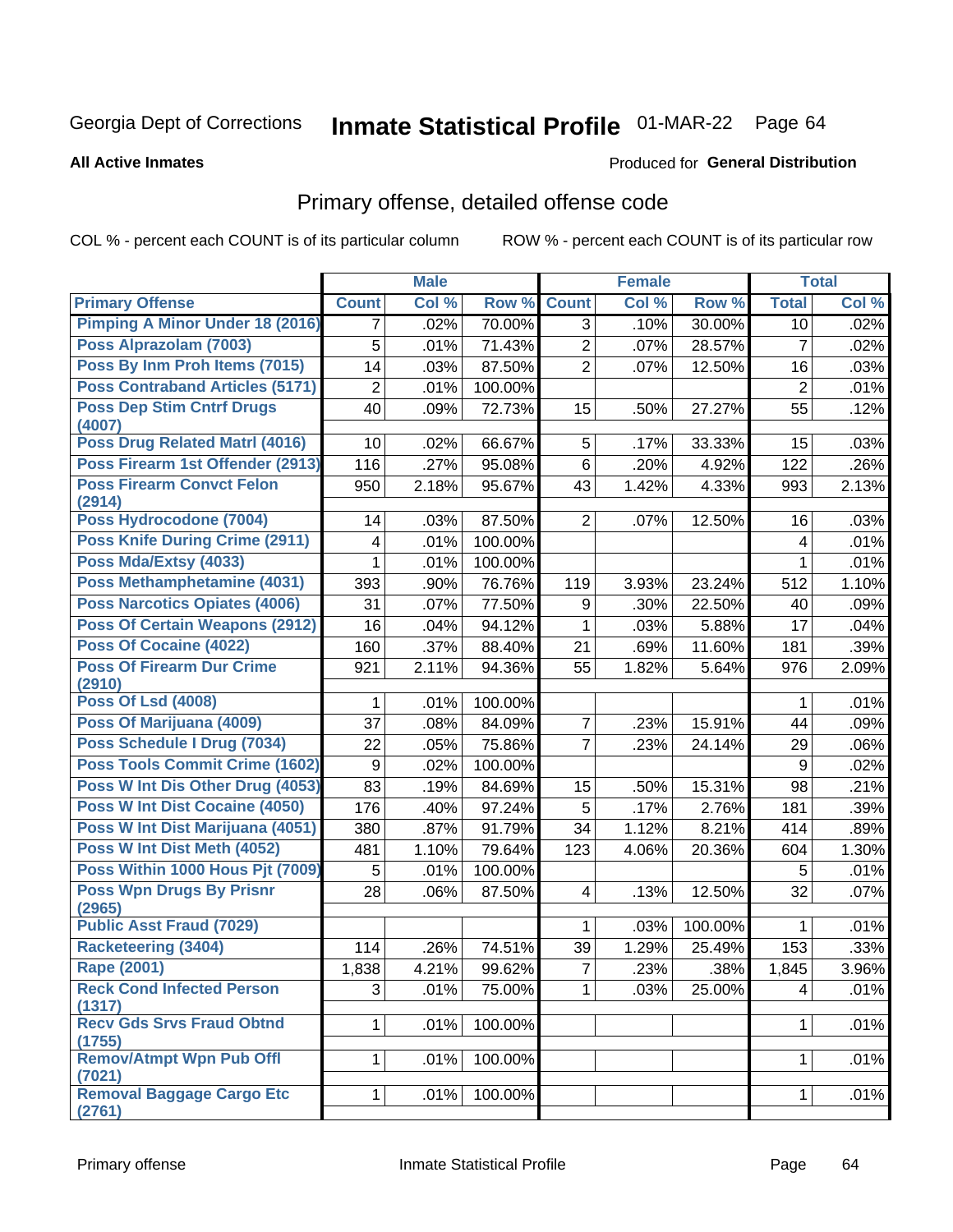Georgia Dept of Corrections **Inmate Statistical Profile** 01-MAR-22

**All Active Inmates**

Produced for **General Distribution**

## Primary offense, detailed offense code

COL % - percent each COUNT is of its particular column    ROW % - percent each COUNT is of its particular row

| | Male | | | Female | | | Total | |
|---|---|---|---|---|---|---|---|---|
| **Primary Offense** | **Count** | **Col %** | **Row %** | **Count** | **Col %** | **Row %** | **Total** | **Col %** |
| Pimping A Minor Under 18 (2016) | 7 | .02% | 70.00% | 3 | .10% | 30.00% | 10 | .02% |
| Poss Alprazolam (7003) | 5 | .01% | 71.43% | 2 | .07% | 28.57% | 7 | .02% |
| Poss By Inm Proh Items (7015) | 14 | .03% | 87.50% | 2 | .07% | 12.50% | 16 | .03% |
| Poss Contraband Articles (5171) | 2 | .01% | 100.00% | | | | 2 | .01% |
| Poss Dep Stim Cntrf Drugs (4007) | 40 | .09% | 72.73% | 15 | .50% | 27.27% | 55 | .12% |
| Poss Drug Related Matrl (4016) | 10 | .02% | 66.67% | 5 | .17% | 33.33% | 15 | .03% |
| Poss Firearm 1st Offender (2913) | 116 | .27% | 95.08% | 6 | .20% | 4.92% | 122 | .26% |
| Poss Firearm Convct Felon (2914) | 950 | 2.18% | 95.67% | 43 | 1.42% | 4.33% | 993 | 2.13% |
| Poss Hydrocodone (7004) | 14 | .03% | 87.50% | 2 | .07% | 12.50% | 16 | .03% |
| Poss Knife During Crime (2911) | 4 | .01% | 100.00% | | | | 4 | .01% |
| Poss Mda/Extsy (4033) | 1 | .01% | 100.00% | | | | 1 | .01% |
| Poss Methamphetamine (4031) | 393 | .90% | 76.76% | 119 | 3.93% | 23.24% | 512 | 1.10% |
| Poss Narcotics Opiates (4006) | 31 | .07% | 77.50% | 9 | .30% | 22.50% | 40 | .09% |
| Poss Of Certain Weapons (2912) | 16 | .04% | 94.12% | 1 | .03% | 5.88% | 17 | .04% |
| Poss Of Cocaine (4022) | 160 | .37% | 88.40% | 21 | .69% | 11.60% | 181 | .39% |
| Poss Of Firearm Dur Crime (2910) | 921 | 2.11% | 94.36% | 55 | 1.82% | 5.64% | 976 | 2.09% |
| Poss Of Lsd (4008) | 1 | .01% | 100.00% | | | | 1 | .01% |
| Poss Of Marijuana (4009) | 37 | .08% | 84.09% | 7 | .23% | 15.91% | 44 | .09% |
| Poss Schedule I Drug (7034) | 22 | .05% | 75.86% | 7 | .23% | 24.14% | 29 | .06% |
| Poss Tools Commit Crime (1602) | 9 | .02% | 100.00% | | | | 9 | .02% |
| Poss W Int Dis Other Drug (4053) | 83 | .19% | 84.69% | 15 | .50% | 15.31% | 98 | .21% |
| Poss W Int Dist Cocaine (4050) | 176 | .40% | 97.24% | 5 | .17% | 2.76% | 181 | .39% |
| Poss W Int Dist Marijuana (4051) | 380 | .87% | 91.79% | 34 | 1.12% | 8.21% | 414 | .89% |
| Poss W Int Dist Meth (4052) | 481 | 1.10% | 79.64% | 123 | 4.06% | 20.36% | 604 | 1.30% |
| Poss Within 1000 Hous Pjt (7009) | 5 | .01% | 100.00% | | | | 5 | .01% |
| Poss Wpn Drugs By Prisnr (2965) | 28 | .06% | 87.50% | 4 | .13% | 12.50% | 32 | .07% |
| Public Asst Fraud (7029) | | | | 1 | .03% | 100.00% | 1 | .01% |
| Racketeering (3404) | 114 | .26% | 74.51% | 39 | 1.29% | 25.49% | 153 | .33% |
| Rape (2001) | 1,838 | 4.21% | 99.62% | 7 | .23% | .38% | 1,845 | 3.96% |
| Reck Cond Infected Person (1317) | 3 | .01% | 75.00% | 1 | .03% | 25.00% | 4 | .01% |
| Recv Gds Srvs Fraud Obtnd (1755) | 1 | .01% | 100.00% | | | | 1 | .01% |
| Remov/Atmpt Wpn Pub Offl (7021) | 1 | .01% | 100.00% | | | | 1 | .01% |
| Removal Baggage Cargo Etc (2761) | 1 | .01% | 100.00% | | | | 1 | .01% |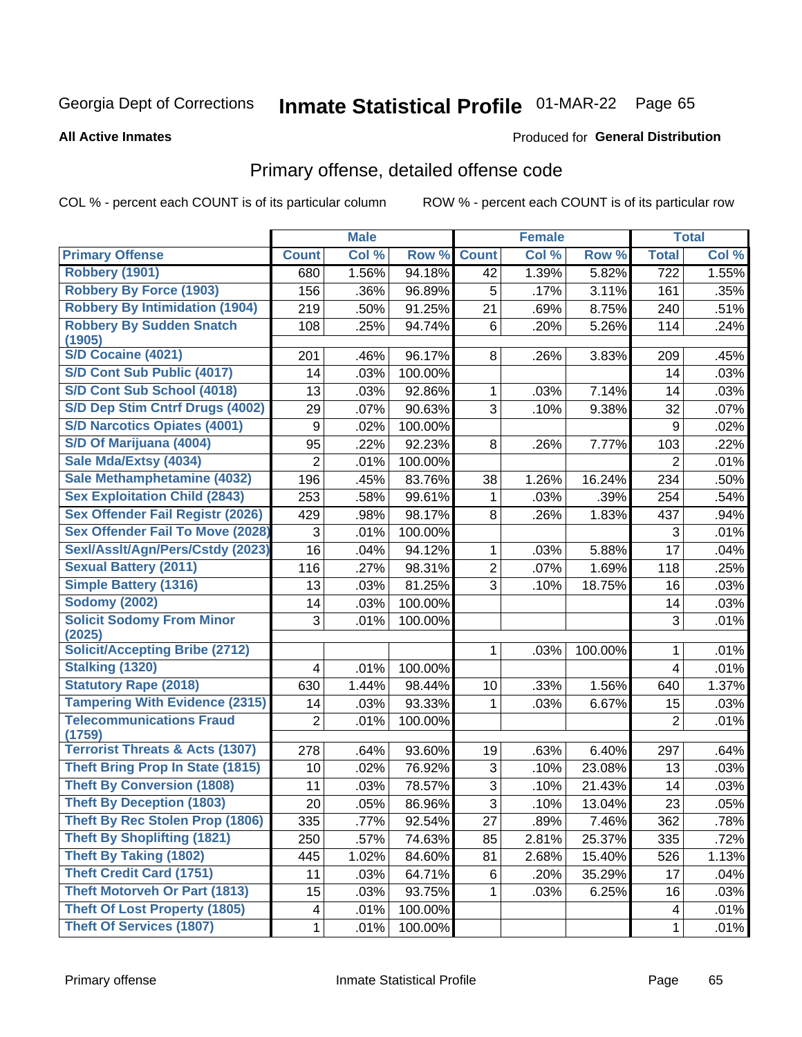Georgia Dept of Corrections **Inmate Statistical Profile** 01-MAR-22

**All Active Inmates**

Produced for **General Distribution**

## Primary offense, detailed offense code

COL % - percent each COUNT is of its particular column        ROW % - percent each COUNT is of its particular row

| | Male | | | Female | | | Total | |
|---|---|---|---|---|---|---|---|---|
| **Primary Offense** | **Count** | **Col %** | **Row %** | **Count** | **Col %** | **Row %** | **Total** | **Col %** |
| Robbery (1901) | 680 | 1.56% | 94.18% | 42 | 1.39% | 5.82% | 722 | 1.55% |
| Robbery By Force (1903) | 156 | .36% | 96.89% | 5 | .17% | 3.11% | 161 | .35% |
| Robbery By Intimidation (1904) | 219 | .50% | 91.25% | 21 | .69% | 8.75% | 240 | .51% |
| Robbery By Sudden Snatch (1905) | 108 | .25% | 94.74% | 6 | .20% | 5.26% | 114 | .24% |
| S/D Cocaine (4021) | 201 | .46% | 96.17% | 8 | .26% | 3.83% | 209 | .45% |
| S/D Cont Sub Public (4017) | 14 | .03% | 100.00% | | | | 14 | .03% |
| S/D Cont Sub School (4018) | 13 | .03% | 92.86% | 1 | .03% | 7.14% | 14 | .03% |
| S/D Dep Stim Cntrf Drugs (4002) | 29 | .07% | 90.63% | 3 | .10% | 9.38% | 32 | .07% |
| S/D Narcotics Opiates (4001) | 9 | .02% | 100.00% | | | | 9 | .02% |
| S/D Of Marijuana (4004) | 95 | .22% | 92.23% | 8 | .26% | 7.77% | 103 | .22% |
| Sale Mda/Extsy (4034) | 2 | .01% | 100.00% | | | | 2 | .01% |
| Sale Methamphetamine (4032) | 196 | .45% | 83.76% | 38 | 1.26% | 16.24% | 234 | .50% |
| Sex Exploitation Child (2843) | 253 | .58% | 99.61% | 1 | .03% | .39% | 254 | .54% |
| Sex Offender Fail Registr (2026) | 429 | .98% | 98.17% | 8 | .26% | 1.83% | 437 | .94% |
| Sex Offender Fail To Move (2028) | 3 | .01% | 100.00% | | | | 3 | .01% |
| Sexl/Asslt/Agn/Pers/Cstdy (2023) | 16 | .04% | 94.12% | 1 | .03% | 5.88% | 17 | .04% |
| Sexual Battery (2011) | 116 | .27% | 98.31% | 2 | .07% | 1.69% | 118 | .25% |
| Simple Battery (1316) | 13 | .03% | 81.25% | 3 | .10% | 18.75% | 16 | .03% |
| Sodomy (2002) | 14 | .03% | 100.00% | | | | 14 | .03% |
| Solicit Sodomy From Minor (2025) | 3 | .01% | 100.00% | | | | 3 | .01% |
| Solicit/Accepting Bribe (2712) | | | | 1 | .03% | 100.00% | 1 | .01% |
| Stalking (1320) | 4 | .01% | 100.00% | | | | 4 | .01% |
| Statutory Rape (2018) | 630 | 1.44% | 98.44% | 10 | .33% | 1.56% | 640 | 1.37% |
| Tampering With Evidence (2315) | 14 | .03% | 93.33% | 1 | .03% | 6.67% | 15 | .03% |
| Telecommunications Fraud (1759) | 2 | .01% | 100.00% | | | | 2 | .01% |
| Terrorist Threats & Acts (1307) | 278 | .64% | 93.60% | 19 | .63% | 6.40% | 297 | .64% |
| Theft Bring Prop In State (1815) | 10 | .02% | 76.92% | 3 | .10% | 23.08% | 13 | .03% |
| Theft By Conversion (1808) | 11 | .03% | 78.57% | 3 | .10% | 21.43% | 14 | .03% |
| Theft By Deception (1803) | 20 | .05% | 86.96% | 3 | .10% | 13.04% | 23 | .05% |
| Theft By Rec Stolen Prop (1806) | 335 | .77% | 92.54% | 27 | .89% | 7.46% | 362 | .78% |
| Theft By Shoplifting (1821) | 250 | .57% | 74.63% | 85 | 2.81% | 25.37% | 335 | .72% |
| Theft By Taking (1802) | 445 | 1.02% | 84.60% | 81 | 2.68% | 15.40% | 526 | 1.13% |
| Theft Credit Card (1751) | 11 | .03% | 64.71% | 6 | .20% | 35.29% | 17 | .04% |
| Theft Motorveh Or Part (1813) | 15 | .03% | 93.75% | 1 | .03% | 6.25% | 16 | .03% |
| Theft Of Lost Property (1805) | 4 | .01% | 100.00% | | | | 4 | .01% |
| Theft Of Services (1807) | 1 | .01% | 100.00% | | | | 1 | .01% |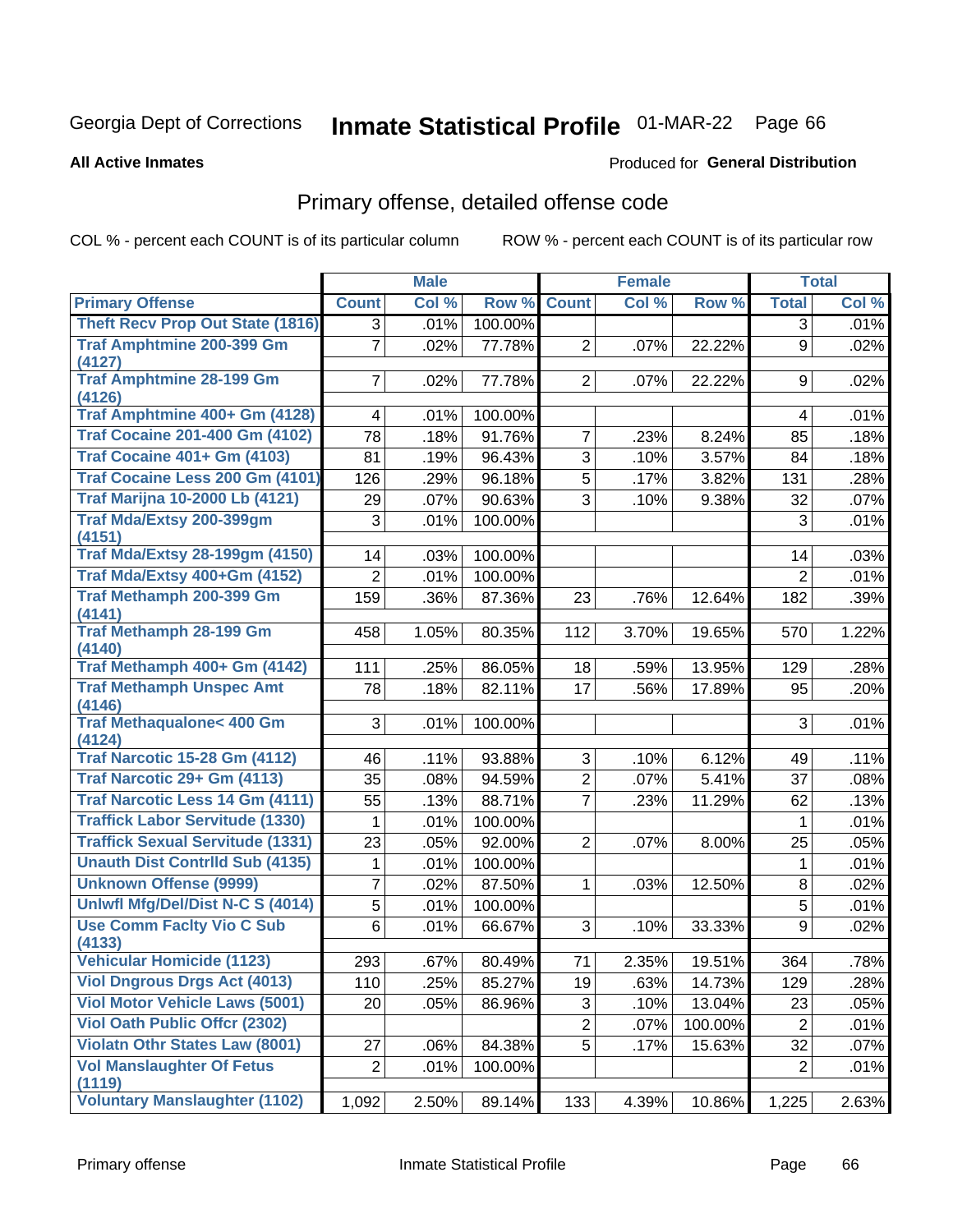Georgia Dept of Corrections **Inmate Statistical Profile** 01-MAR-22

**All Active Inmates**

Produced for **General Distribution**

## Primary offense, detailed offense code

COL % - percent each COUNT is of its particular column

ROW % - percent each COUNT is of its particular row

| | Male | | | Female | | | Total | |
|---|---|---|---|---|---|---|---|---|
| **Primary Offense** | **Count** | **Col %** | **Row %** | **Count** | **Col %** | **Row %** | **Total** | **Col %** |
| Theft Recv Prop Out State (1816) | 3 | .01% | 100.00% | | | | 3 | .01% |
| Traf Amphtmine 200-399 Gm (4127) | 7 | .02% | 77.78% | 2 | .07% | 22.22% | 9 | .02% |
| Traf Amphtmine 28-199 Gm (4126) | 7 | .02% | 77.78% | 2 | .07% | 22.22% | 9 | .02% |
| Traf Amphtmine 400+ Gm (4128) | 4 | .01% | 100.00% | | | | 4 | .01% |
| Traf Cocaine 201-400 Gm (4102) | 78 | .18% | 91.76% | 7 | .23% | 8.24% | 85 | .18% |
| Traf Cocaine 401+ Gm (4103) | 81 | .19% | 96.43% | 3 | .10% | 3.57% | 84 | .18% |
| Traf Cocaine Less 200 Gm (4101) | 126 | .29% | 96.18% | 5 | .17% | 3.82% | 131 | .28% |
| Traf Marijna 10-2000 Lb (4121) | 29 | .07% | 90.63% | 3 | .10% | 9.38% | 32 | .07% |
| Traf Mda/Extsy 200-399gm (4151) | 3 | .01% | 100.00% | | | | 3 | .01% |
| Traf Mda/Extsy 28-199gm (4150) | 14 | .03% | 100.00% | | | | 14 | .03% |
| Traf Mda/Extsy 400+Gm (4152) | 2 | .01% | 100.00% | | | | 2 | .01% |
| Traf Methamph 200-399 Gm (4141) | 159 | .36% | 87.36% | 23 | .76% | 12.64% | 182 | .39% |
| Traf Methamph 28-199 Gm (4140) | 458 | 1.05% | 80.35% | 112 | 3.70% | 19.65% | 570 | 1.22% |
| Traf Methamph 400+ Gm (4142) | 111 | .25% | 86.05% | 18 | .59% | 13.95% | 129 | .28% |
| Traf Methamph Unspec Amt (4146) | 78 | .18% | 82.11% | 17 | .56% | 17.89% | 95 | .20% |
| Traf Methaqualone< 400 Gm (4124) | 3 | .01% | 100.00% | | | | 3 | .01% |
| Traf Narcotic 15-28 Gm (4112) | 46 | .11% | 93.88% | 3 | .10% | 6.12% | 49 | .11% |
| Traf Narcotic 29+ Gm (4113) | 35 | .08% | 94.59% | 2 | .07% | 5.41% | 37 | .08% |
| Traf Narcotic Less 14 Gm (4111) | 55 | .13% | 88.71% | 7 | .23% | 11.29% | 62 | .13% |
| Traffick Labor Servitude (1330) | 1 | .01% | 100.00% | | | | 1 | .01% |
| Traffick Sexual Servitude (1331) | 23 | .05% | 92.00% | 2 | .07% | 8.00% | 25 | .05% |
| Unauth Dist Contrlld Sub (4135) | 1 | .01% | 100.00% | | | | 1 | .01% |
| Unknown Offense (9999) | 7 | .02% | 87.50% | 1 | .03% | 12.50% | 8 | .02% |
| Unlwfl Mfg/Del/Dist N-C S (4014) | 5 | .01% | 100.00% | | | | 5 | .01% |
| Use Comm Faclty Vio C Sub (4133) | 6 | .01% | 66.67% | 3 | .10% | 33.33% | 9 | .02% |
| Vehicular Homicide (1123) | 293 | .67% | 80.49% | 71 | 2.35% | 19.51% | 364 | .78% |
| Viol Dngrous Drgs Act (4013) | 110 | .25% | 85.27% | 19 | .63% | 14.73% | 129 | .28% |
| Viol Motor Vehicle Laws (5001) | 20 | .05% | 86.96% | 3 | .10% | 13.04% | 23 | .05% |
| Viol Oath Public Offcr (2302) | | | | 2 | .07% | 100.00% | 2 | .01% |
| Violatn Othr States Law (8001) | 27 | .06% | 84.38% | 5 | .17% | 15.63% | 32 | .07% |
| Vol Manslaughter Of Fetus (1119) | 2 | .01% | 100.00% | | | | 2 | .01% |
| Voluntary Manslaughter (1102) | 1,092 | 2.50% | 89.14% | 133 | 4.39% | 10.86% | 1,225 | 2.63% |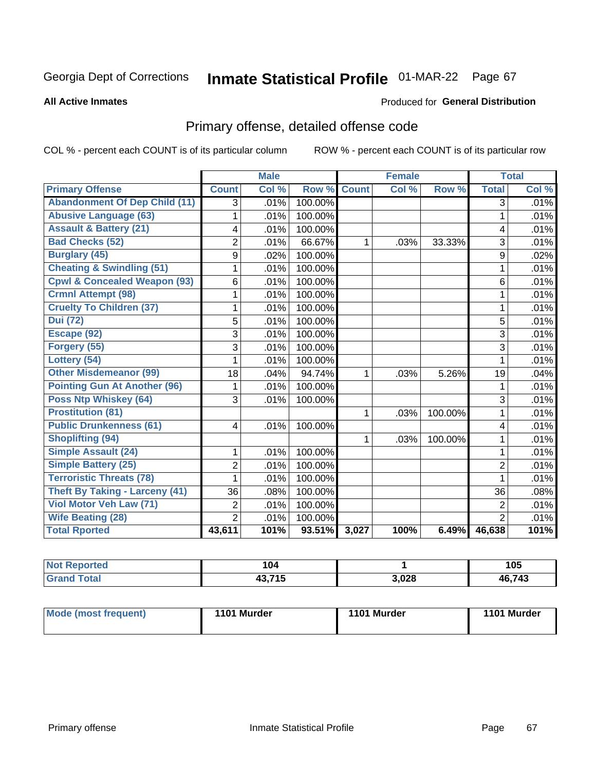Georgia Dept of Corrections **Inmate Statistical Profile** 01-MAR-22

**All Active Inmates**

Produced for **General Distribution**

## Primary offense, detailed offense code

COL % - percent each COUNT is of its particular column    ROW % - percent each COUNT is of its particular row

| | Male | | | Female | | | Total | |
|---|---|---|---|---|---|---|---|---|
| **Primary Offense** | **Count** | **Col %** | **Row %** | **Count** | **Col %** | **Row %** | **Total** | **Col %** |
| Abandonment Of Dep Child (11) | 3 | .01% | 100.00% | | | | 3 | .01% |
| Abusive Language (63) | 1 | .01% | 100.00% | | | | 1 | .01% |
| Assault & Battery (21) | 4 | .01% | 100.00% | | | | 4 | .01% |
| Bad Checks (52) | 2 | .01% | 66.67% | 1 | .03% | 33.33% | 3 | .01% |
| Burglary (45) | 9 | .02% | 100.00% | | | | 9 | .02% |
| Cheating & Swindling (51) | 1 | .01% | 100.00% | | | | 1 | .01% |
| Cpwl & Concealed Weapon (93) | 6 | .01% | 100.00% | | | | 6 | .01% |
| Crmnl Attempt (98) | 1 | .01% | 100.00% | | | | 1 | .01% |
| Cruelty To Children (37) | 1 | .01% | 100.00% | | | | 1 | .01% |
| Dui (72) | 5 | .01% | 100.00% | | | | 5 | .01% |
| Escape (92) | 3 | .01% | 100.00% | | | | 3 | .01% |
| Forgery (55) | 3 | .01% | 100.00% | | | | 3 | .01% |
| Lottery (54) | 1 | .01% | 100.00% | | | | 1 | .01% |
| Other Misdemeanor (99) | 18 | .04% | 94.74% | 1 | .03% | 5.26% | 19 | .04% |
| Pointing Gun At Another (96) | 1 | .01% | 100.00% | | | | 1 | .01% |
| Poss Ntp Whiskey (64) | 3 | .01% | 100.00% | | | | 3 | .01% |
| Prostitution (81) | | | | 1 | .03% | 100.00% | 1 | .01% |
| Public Drunkenness (61) | 4 | .01% | 100.00% | | | | 4 | .01% |
| Shoplifting (94) | | | | 1 | .03% | 100.00% | 1 | .01% |
| Simple Assault (24) | 1 | .01% | 100.00% | | | | 1 | .01% |
| Simple Battery (25) | 2 | .01% | 100.00% | | | | 2 | .01% |
| Terroristic Threats (78) | 1 | .01% | 100.00% | | | | 1 | .01% |
| Theft By Taking - Larceny (41) | 36 | .08% | 100.00% | | | | 36 | .08% |
| Viol Motor Veh Law (71) | 2 | .01% | 100.00% | | | | 2 | .01% |
| Wife Beating (28) | 2 | .01% | 100.00% | | | | 2 | .01% |
| **Total Rported** | **43,611** | **101%** | **93.51%** | **3,027** | **100%** | **6.49%** | **46,638** | **101%** |

| | Male | Female | Total |
|---|---|---|---|
| Not Reported | 104 | 1 | 105 |
| Grand Total | 43,715 | 3,028 | 46,743 |

| | Male | Female | Total |
|---|---|---|---|
| Mode (most frequent) | 1101 Murder | 1101 Murder | 1101 Murder |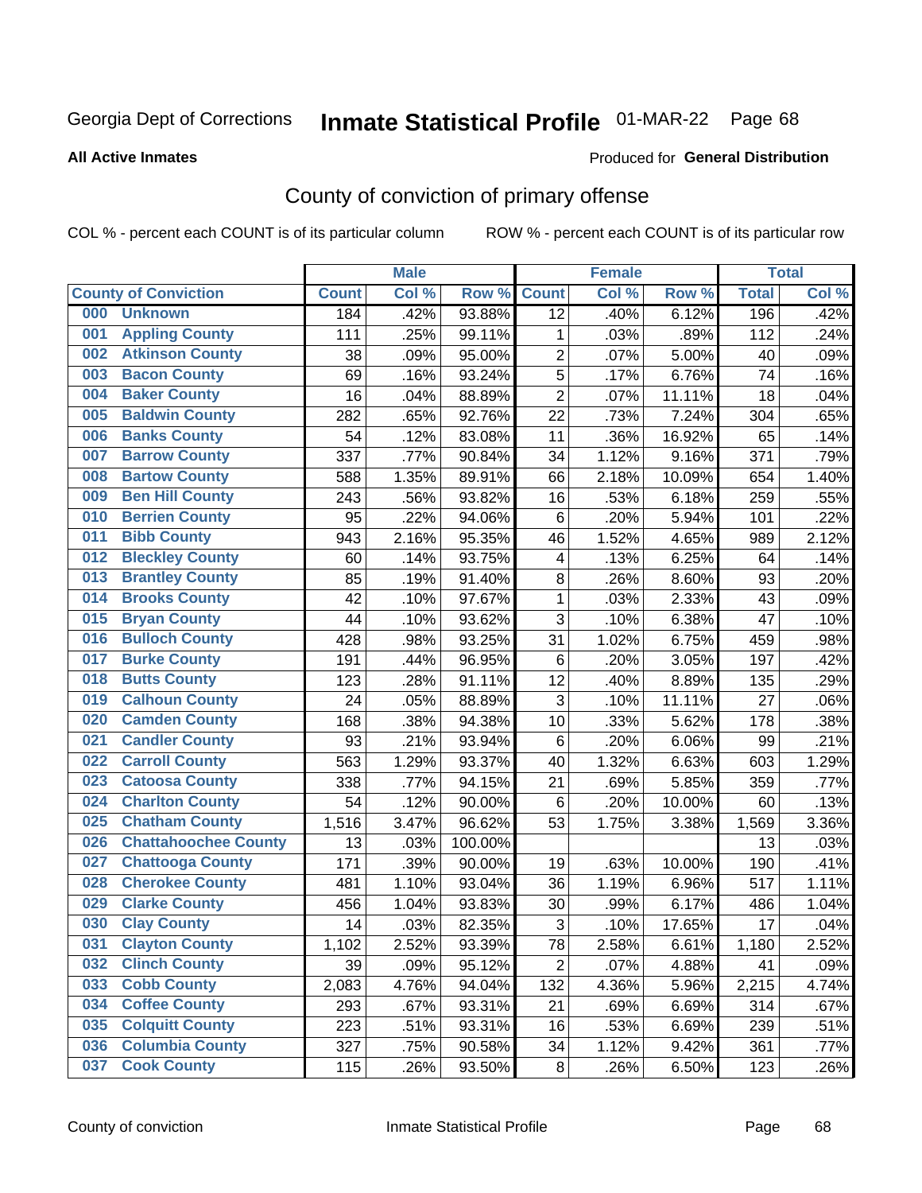Georgia Dept of Corrections **Inmate Statistical Profile** 01-MAR-22

**All Active Inmates**

Produced for **General Distribution**

## County of conviction of primary offense

COL % - percent each COUNT is of its particular column ROW % - percent each COUNT is of its particular row

| County of Conviction | Male | | | Female | | | Total | |
|---|---|---|---|---|---|---|---|---|
| | Count | Col % | Row % | Count | Col % | Row % | Total | Col % |
| 000 Unknown | 184 | .42% | 93.88% | 12 | .40% | 6.12% | 196 | .42% |
| 001 Appling County | 111 | .25% | 99.11% | 1 | .03% | .89% | 112 | .24% |
| 002 Atkinson County | 38 | .09% | 95.00% | 2 | .07% | 5.00% | 40 | .09% |
| 003 Bacon County | 69 | .16% | 93.24% | 5 | .17% | 6.76% | 74 | .16% |
| 004 Baker County | 16 | .04% | 88.89% | 2 | .07% | 11.11% | 18 | .04% |
| 005 Baldwin County | 282 | .65% | 92.76% | 22 | .73% | 7.24% | 304 | .65% |
| 006 Banks County | 54 | .12% | 83.08% | 11 | .36% | 16.92% | 65 | .14% |
| 007 Barrow County | 337 | .77% | 90.84% | 34 | 1.12% | 9.16% | 371 | .79% |
| 008 Bartow County | 588 | 1.35% | 89.91% | 66 | 2.18% | 10.09% | 654 | 1.40% |
| 009 Ben Hill County | 243 | .56% | 93.82% | 16 | .53% | 6.18% | 259 | .55% |
| 010 Berrien County | 95 | .22% | 94.06% | 6 | .20% | 5.94% | 101 | .22% |
| 011 Bibb County | 943 | 2.16% | 95.35% | 46 | 1.52% | 4.65% | 989 | 2.12% |
| 012 Bleckley County | 60 | .14% | 93.75% | 4 | .13% | 6.25% | 64 | .14% |
| 013 Brantley County | 85 | .19% | 91.40% | 8 | .26% | 8.60% | 93 | .20% |
| 014 Brooks County | 42 | .10% | 97.67% | 1 | .03% | 2.33% | 43 | .09% |
| 015 Bryan County | 44 | .10% | 93.62% | 3 | .10% | 6.38% | 47 | .10% |
| 016 Bulloch County | 428 | .98% | 93.25% | 31 | 1.02% | 6.75% | 459 | .98% |
| 017 Burke County | 191 | .44% | 96.95% | 6 | .20% | 3.05% | 197 | .42% |
| 018 Butts County | 123 | .28% | 91.11% | 12 | .40% | 8.89% | 135 | .29% |
| 019 Calhoun County | 24 | .05% | 88.89% | 3 | .10% | 11.11% | 27 | .06% |
| 020 Camden County | 168 | .38% | 94.38% | 10 | .33% | 5.62% | 178 | .38% |
| 021 Candler County | 93 | .21% | 93.94% | 6 | .20% | 6.06% | 99 | .21% |
| 022 Carroll County | 563 | 1.29% | 93.37% | 40 | 1.32% | 6.63% | 603 | 1.29% |
| 023 Catoosa County | 338 | .77% | 94.15% | 21 | .69% | 5.85% | 359 | .77% |
| 024 Charlton County | 54 | .12% | 90.00% | 6 | .20% | 10.00% | 60 | .13% |
| 025 Chatham County | 1,516 | 3.47% | 96.62% | 53 | 1.75% | 3.38% | 1,569 | 3.36% |
| 026 Chattahoochee County | 13 | .03% | 100.00% | | | | 13 | .03% |
| 027 Chattooga County | 171 | .39% | 90.00% | 19 | .63% | 10.00% | 190 | .41% |
| 028 Cherokee County | 481 | 1.10% | 93.04% | 36 | 1.19% | 6.96% | 517 | 1.11% |
| 029 Clarke County | 456 | 1.04% | 93.83% | 30 | .99% | 6.17% | 486 | 1.04% |
| 030 Clay County | 14 | .03% | 82.35% | 3 | .10% | 17.65% | 17 | .04% |
| 031 Clayton County | 1,102 | 2.52% | 93.39% | 78 | 2.58% | 6.61% | 1,180 | 2.52% |
| 032 Clinch County | 39 | .09% | 95.12% | 2 | .07% | 4.88% | 41 | .09% |
| 033 Cobb County | 2,083 | 4.76% | 94.04% | 132 | 4.36% | 5.96% | 2,215 | 4.74% |
| 034 Coffee County | 293 | .67% | 93.31% | 21 | .69% | 6.69% | 314 | .67% |
| 035 Colquitt County | 223 | .51% | 93.31% | 16 | .53% | 6.69% | 239 | .51% |
| 036 Columbia County | 327 | .75% | 90.58% | 34 | 1.12% | 9.42% | 361 | .77% |
| 037 Cook County | 115 | .26% | 93.50% | 8 | .26% | 6.50% | 123 | .26% |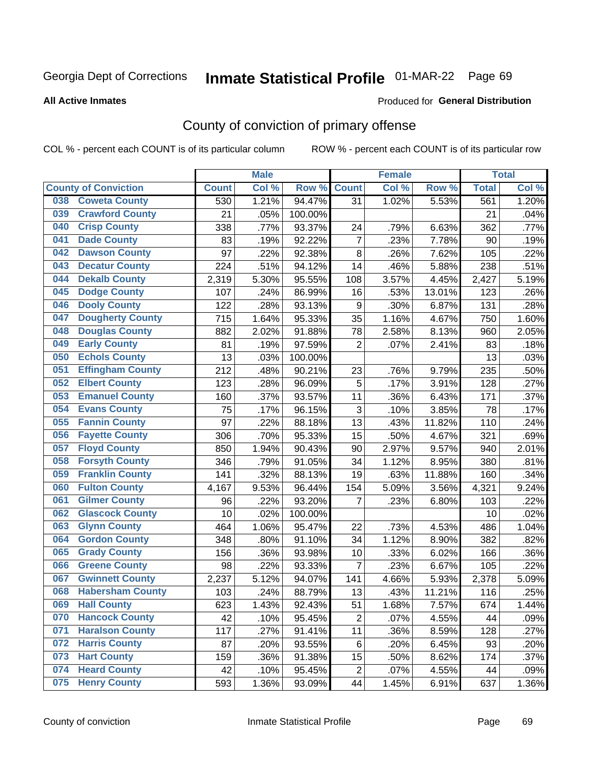Georgia Dept of Corrections **Inmate Statistical Profile** 01-MAR-22 Page 69

**All Active Inmates**

Produced for **General Distribution**

## County of conviction of primary offense

COL % - percent each COUNT is of its particular column ROW % - percent each COUNT is of its particular row

| County of Conviction | Male | | | Female | | | Total | |
|---|---|---|---|---|---|---|---|---|
| | Count | Col % | Row % | Count | Col % | Row % | Total | Col % |
| 038 Coweta County | 530 | 1.21% | 94.47% | 31 | 1.02% | 5.53% | 561 | 1.20% |
| 039 Crawford County | 21 | .05% | 100.00% | | | | 21 | .04% |
| 040 Crisp County | 338 | .77% | 93.37% | 24 | .79% | 6.63% | 362 | .77% |
| 041 Dade County | 83 | .19% | 92.22% | 7 | .23% | 7.78% | 90 | .19% |
| 042 Dawson County | 97 | .22% | 92.38% | 8 | .26% | 7.62% | 105 | .22% |
| 043 Decatur County | 224 | .51% | 94.12% | 14 | .46% | 5.88% | 238 | .51% |
| 044 Dekalb County | 2,319 | 5.30% | 95.55% | 108 | 3.57% | 4.45% | 2,427 | 5.19% |
| 045 Dodge County | 107 | .24% | 86.99% | 16 | .53% | 13.01% | 123 | .26% |
| 046 Dooly County | 122 | .28% | 93.13% | 9 | .30% | 6.87% | 131 | .28% |
| 047 Dougherty County | 715 | 1.64% | 95.33% | 35 | 1.16% | 4.67% | 750 | 1.60% |
| 048 Douglas County | 882 | 2.02% | 91.88% | 78 | 2.58% | 8.13% | 960 | 2.05% |
| 049 Early County | 81 | .19% | 97.59% | 2 | .07% | 2.41% | 83 | .18% |
| 050 Echols County | 13 | .03% | 100.00% | | | | 13 | .03% |
| 051 Effingham County | 212 | .48% | 90.21% | 23 | .76% | 9.79% | 235 | .50% |
| 052 Elbert County | 123 | .28% | 96.09% | 5 | .17% | 3.91% | 128 | .27% |
| 053 Emanuel County | 160 | .37% | 93.57% | 11 | .36% | 6.43% | 171 | .37% |
| 054 Evans County | 75 | .17% | 96.15% | 3 | .10% | 3.85% | 78 | .17% |
| 055 Fannin County | 97 | .22% | 88.18% | 13 | .43% | 11.82% | 110 | .24% |
| 056 Fayette County | 306 | .70% | 95.33% | 15 | .50% | 4.67% | 321 | .69% |
| 057 Floyd County | 850 | 1.94% | 90.43% | 90 | 2.97% | 9.57% | 940 | 2.01% |
| 058 Forsyth County | 346 | .79% | 91.05% | 34 | 1.12% | 8.95% | 380 | .81% |
| 059 Franklin County | 141 | .32% | 88.13% | 19 | .63% | 11.88% | 160 | .34% |
| 060 Fulton County | 4,167 | 9.53% | 96.44% | 154 | 5.09% | 3.56% | 4,321 | 9.24% |
| 061 Gilmer County | 96 | .22% | 93.20% | 7 | .23% | 6.80% | 103 | .22% |
| 062 Glascock County | 10 | .02% | 100.00% | | | | 10 | .02% |
| 063 Glynn County | 464 | 1.06% | 95.47% | 22 | .73% | 4.53% | 486 | 1.04% |
| 064 Gordon County | 348 | .80% | 91.10% | 34 | 1.12% | 8.90% | 382 | .82% |
| 065 Grady County | 156 | .36% | 93.98% | 10 | .33% | 6.02% | 166 | .36% |
| 066 Greene County | 98 | .22% | 93.33% | 7 | .23% | 6.67% | 105 | .22% |
| 067 Gwinnett County | 2,237 | 5.12% | 94.07% | 141 | 4.66% | 5.93% | 2,378 | 5.09% |
| 068 Habersham County | 103 | .24% | 88.79% | 13 | .43% | 11.21% | 116 | .25% |
| 069 Hall County | 623 | 1.43% | 92.43% | 51 | 1.68% | 7.57% | 674 | 1.44% |
| 070 Hancock County | 42 | .10% | 95.45% | 2 | .07% | 4.55% | 44 | .09% |
| 071 Haralson County | 117 | .27% | 91.41% | 11 | .36% | 8.59% | 128 | .27% |
| 072 Harris County | 87 | .20% | 93.55% | 6 | .20% | 6.45% | 93 | .20% |
| 073 Hart County | 159 | .36% | 91.38% | 15 | .50% | 8.62% | 174 | .37% |
| 074 Heard County | 42 | .10% | 95.45% | 2 | .07% | 4.55% | 44 | .09% |
| 075 Henry County | 593 | 1.36% | 93.09% | 44 | 1.45% | 6.91% | 637 | 1.36% |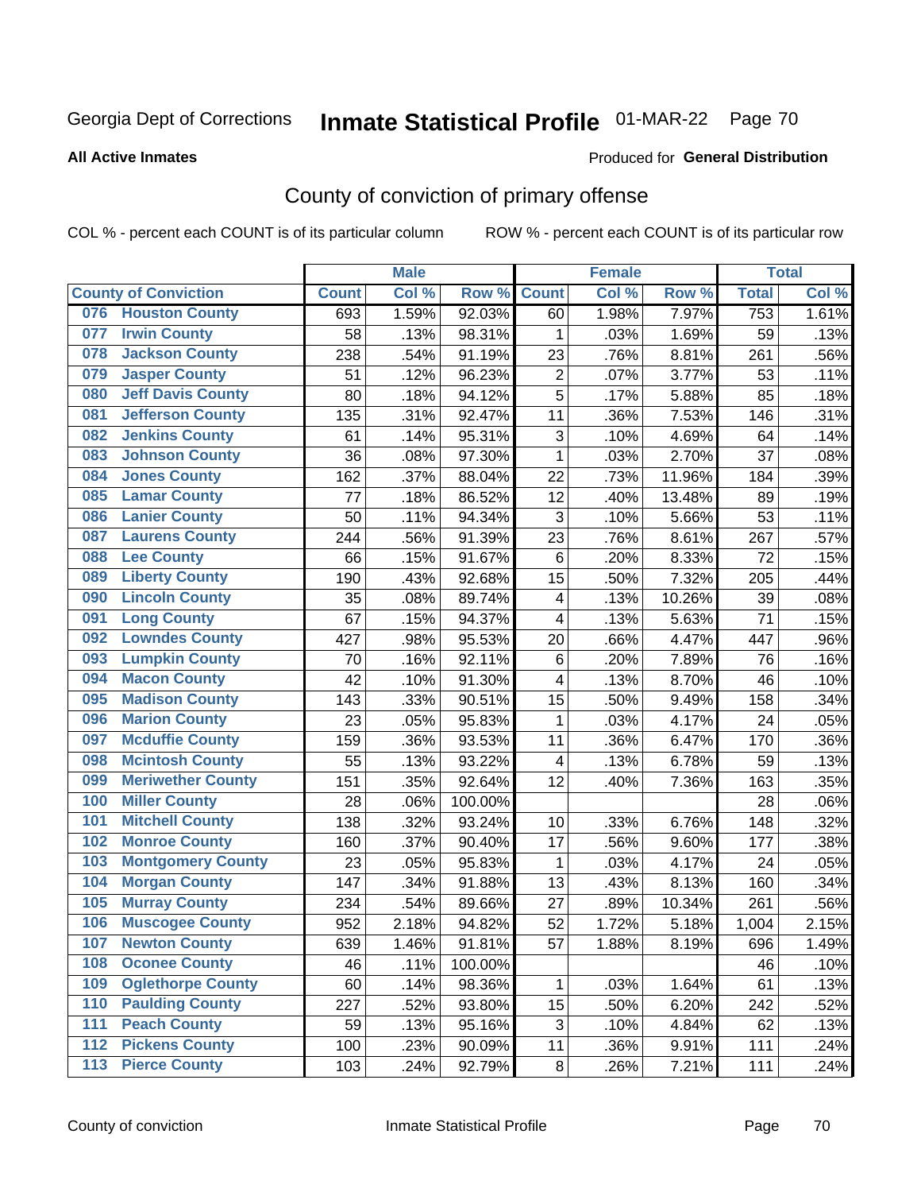Georgia Dept of Corrections **Inmate Statistical Profile** 01-MAR-22

**All Active Inmates**

Produced for **General Distribution**

## County of conviction of primary offense

COL % - percent each COUNT is of its particular column ROW % - percent each COUNT is of its particular row

| County of Conviction | Male | | | Female | | | Total | |
|---|---|---|---|---|---|---|---|---|
| | Count | Col % | Row % | Count | Col % | Row % | Total | Col % |
| 076 Houston County | 693 | 1.59% | 92.03% | 60 | 1.98% | 7.97% | 753 | 1.61% |
| 077 Irwin County | 58 | .13% | 98.31% | 1 | .03% | 1.69% | 59 | .13% |
| 078 Jackson County | 238 | .54% | 91.19% | 23 | .76% | 8.81% | 261 | .56% |
| 079 Jasper County | 51 | .12% | 96.23% | 2 | .07% | 3.77% | 53 | .11% |
| 080 Jeff Davis County | 80 | .18% | 94.12% | 5 | .17% | 5.88% | 85 | .18% |
| 081 Jefferson County | 135 | .31% | 92.47% | 11 | .36% | 7.53% | 146 | .31% |
| 082 Jenkins County | 61 | .14% | 95.31% | 3 | .10% | 4.69% | 64 | .14% |
| 083 Johnson County | 36 | .08% | 97.30% | 1 | .03% | 2.70% | 37 | .08% |
| 084 Jones County | 162 | .37% | 88.04% | 22 | .73% | 11.96% | 184 | .39% |
| 085 Lamar County | 77 | .18% | 86.52% | 12 | .40% | 13.48% | 89 | .19% |
| 086 Lanier County | 50 | .11% | 94.34% | 3 | .10% | 5.66% | 53 | .11% |
| 087 Laurens County | 244 | .56% | 91.39% | 23 | .76% | 8.61% | 267 | .57% |
| 088 Lee County | 66 | .15% | 91.67% | 6 | .20% | 8.33% | 72 | .15% |
| 089 Liberty County | 190 | .43% | 92.68% | 15 | .50% | 7.32% | 205 | .44% |
| 090 Lincoln County | 35 | .08% | 89.74% | 4 | .13% | 10.26% | 39 | .08% |
| 091 Long County | 67 | .15% | 94.37% | 4 | .13% | 5.63% | 71 | .15% |
| 092 Lowndes County | 427 | .98% | 95.53% | 20 | .66% | 4.47% | 447 | .96% |
| 093 Lumpkin County | 70 | .16% | 92.11% | 6 | .20% | 7.89% | 76 | .16% |
| 094 Macon County | 42 | .10% | 91.30% | 4 | .13% | 8.70% | 46 | .10% |
| 095 Madison County | 143 | .33% | 90.51% | 15 | .50% | 9.49% | 158 | .34% |
| 096 Marion County | 23 | .05% | 95.83% | 1 | .03% | 4.17% | 24 | .05% |
| 097 Mcduffie County | 159 | .36% | 93.53% | 11 | .36% | 6.47% | 170 | .36% |
| 098 Mcintosh County | 55 | .13% | 93.22% | 4 | .13% | 6.78% | 59 | .13% |
| 099 Meriwether County | 151 | .35% | 92.64% | 12 | .40% | 7.36% | 163 | .35% |
| 100 Miller County | 28 | .06% | 100.00% | | | | 28 | .06% |
| 101 Mitchell County | 138 | .32% | 93.24% | 10 | .33% | 6.76% | 148 | .32% |
| 102 Monroe County | 160 | .37% | 90.40% | 17 | .56% | 9.60% | 177 | .38% |
| 103 Montgomery County | 23 | .05% | 95.83% | 1 | .03% | 4.17% | 24 | .05% |
| 104 Morgan County | 147 | .34% | 91.88% | 13 | .43% | 8.13% | 160 | .34% |
| 105 Murray County | 234 | .54% | 89.66% | 27 | .89% | 10.34% | 261 | .56% |
| 106 Muscogee County | 952 | 2.18% | 94.82% | 52 | 1.72% | 5.18% | 1,004 | 2.15% |
| 107 Newton County | 639 | 1.46% | 91.81% | 57 | 1.88% | 8.19% | 696 | 1.49% |
| 108 Oconee County | 46 | .11% | 100.00% | | | | 46 | .10% |
| 109 Oglethorpe County | 60 | .14% | 98.36% | 1 | .03% | 1.64% | 61 | .13% |
| 110 Paulding County | 227 | .52% | 93.80% | 15 | .50% | 6.20% | 242 | .52% |
| 111 Peach County | 59 | .13% | 95.16% | 3 | .10% | 4.84% | 62 | .13% |
| 112 Pickens County | 100 | .23% | 90.09% | 11 | .36% | 9.91% | 111 | .24% |
| 113 Pierce County | 103 | .24% | 92.79% | 8 | .26% | 7.21% | 111 | .24% |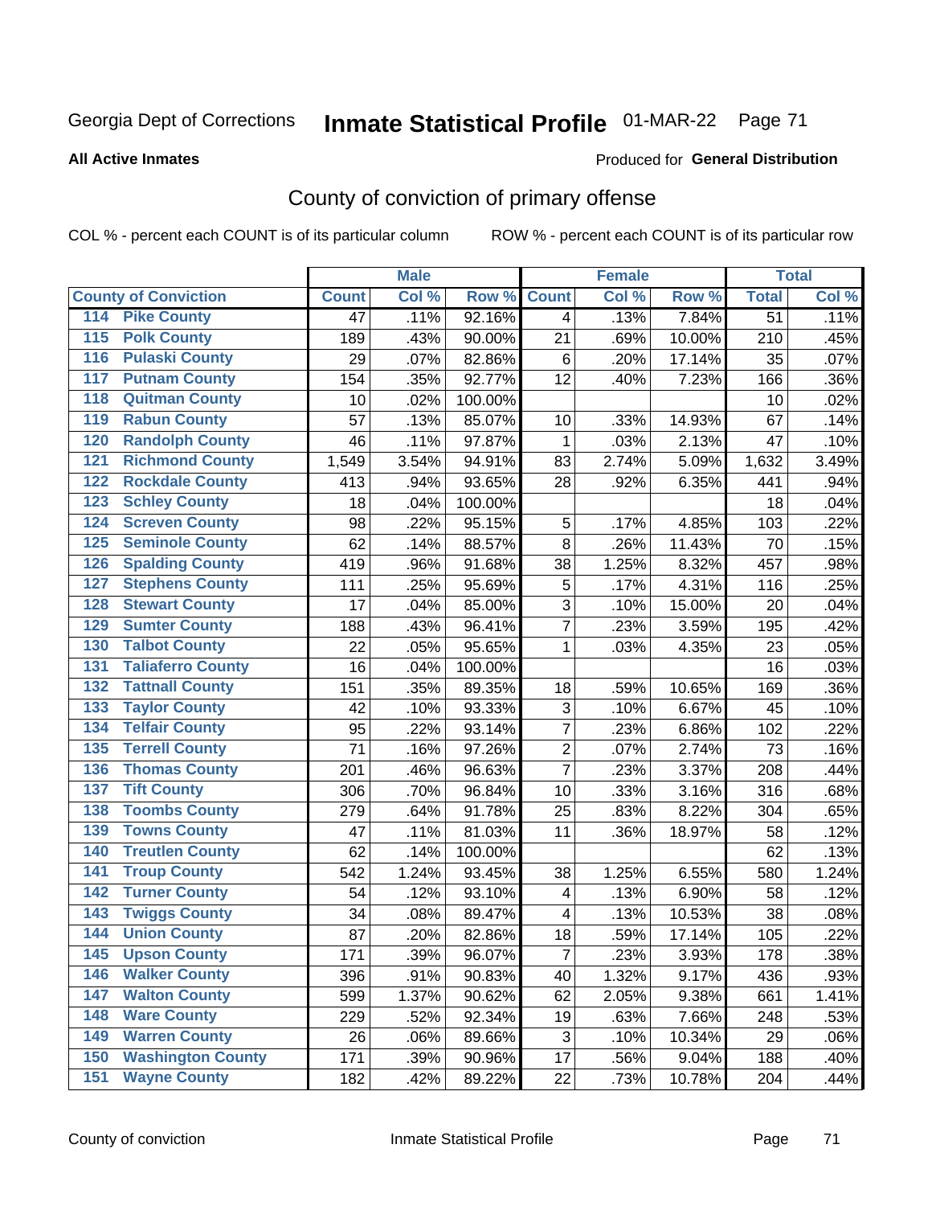Georgia Dept of Corrections **Inmate Statistical Profile** 01-MAR-22

**All Active Inmates**

Produced for **General Distribution**

## County of conviction of primary offense

COL % - percent each COUNT is of its particular column ROW % - percent each COUNT is of its particular row

| County of Conviction | | Male | | | Female | | | Total | |
|---|---|---|---|---|---|---|---|---|---|
| | | Count | Col % | Row % | Count | Col % | Row % | Total | Col % |
| 114 | Pike County | 47 | .11% | 92.16% | 4 | .13% | 7.84% | 51 | .11% |
| 115 | Polk County | 189 | .43% | 90.00% | 21 | .69% | 10.00% | 210 | .45% |
| 116 | Pulaski County | 29 | .07% | 82.86% | 6 | .20% | 17.14% | 35 | .07% |
| 117 | Putnam County | 154 | .35% | 92.77% | 12 | .40% | 7.23% | 166 | .36% |
| 118 | Quitman County | 10 | .02% | 100.00% | | | | 10 | .02% |
| 119 | Rabun County | 57 | .13% | 85.07% | 10 | .33% | 14.93% | 67 | .14% |
| 120 | Randolph County | 46 | .11% | 97.87% | 1 | .03% | 2.13% | 47 | .10% |
| 121 | Richmond County | 1,549 | 3.54% | 94.91% | 83 | 2.74% | 5.09% | 1,632 | 3.49% |
| 122 | Rockdale County | 413 | .94% | 93.65% | 28 | .92% | 6.35% | 441 | .94% |
| 123 | Schley County | 18 | .04% | 100.00% | | | | 18 | .04% |
| 124 | Screven County | 98 | .22% | 95.15% | 5 | .17% | 4.85% | 103 | .22% |
| 125 | Seminole County | 62 | .14% | 88.57% | 8 | .26% | 11.43% | 70 | .15% |
| 126 | Spalding County | 419 | .96% | 91.68% | 38 | 1.25% | 8.32% | 457 | .98% |
| 127 | Stephens County | 111 | .25% | 95.69% | 5 | .17% | 4.31% | 116 | .25% |
| 128 | Stewart County | 17 | .04% | 85.00% | 3 | .10% | 15.00% | 20 | .04% |
| 129 | Sumter County | 188 | .43% | 96.41% | 7 | .23% | 3.59% | 195 | .42% |
| 130 | Talbot County | 22 | .05% | 95.65% | 1 | .03% | 4.35% | 23 | .05% |
| 131 | Taliaferro County | 16 | .04% | 100.00% | | | | 16 | .03% |
| 132 | Tattnall County | 151 | .35% | 89.35% | 18 | .59% | 10.65% | 169 | .36% |
| 133 | Taylor County | 42 | .10% | 93.33% | 3 | .10% | 6.67% | 45 | .10% |
| 134 | Telfair County | 95 | .22% | 93.14% | 7 | .23% | 6.86% | 102 | .22% |
| 135 | Terrell County | 71 | .16% | 97.26% | 2 | .07% | 2.74% | 73 | .16% |
| 136 | Thomas County | 201 | .46% | 96.63% | 7 | .23% | 3.37% | 208 | .44% |
| 137 | Tift County | 306 | .70% | 96.84% | 10 | .33% | 3.16% | 316 | .68% |
| 138 | Toombs County | 279 | .64% | 91.78% | 25 | .83% | 8.22% | 304 | .65% |
| 139 | Towns County | 47 | .11% | 81.03% | 11 | .36% | 18.97% | 58 | .12% |
| 140 | Treutlen County | 62 | .14% | 100.00% | | | | 62 | .13% |
| 141 | Troup County | 542 | 1.24% | 93.45% | 38 | 1.25% | 6.55% | 580 | 1.24% |
| 142 | Turner County | 54 | .12% | 93.10% | 4 | .13% | 6.90% | 58 | .12% |
| 143 | Twiggs County | 34 | .08% | 89.47% | 4 | .13% | 10.53% | 38 | .08% |
| 144 | Union County | 87 | .20% | 82.86% | 18 | .59% | 17.14% | 105 | .22% |
| 145 | Upson County | 171 | .39% | 96.07% | 7 | .23% | 3.93% | 178 | .38% |
| 146 | Walker County | 396 | .91% | 90.83% | 40 | 1.32% | 9.17% | 436 | .93% |
| 147 | Walton County | 599 | 1.37% | 90.62% | 62 | 2.05% | 9.38% | 661 | 1.41% |
| 148 | Ware County | 229 | .52% | 92.34% | 19 | .63% | 7.66% | 248 | .53% |
| 149 | Warren County | 26 | .06% | 89.66% | 3 | .10% | 10.34% | 29 | .06% |
| 150 | Washington County | 171 | .39% | 90.96% | 17 | .56% | 9.04% | 188 | .40% |
| 151 | Wayne County | 182 | .42% | 89.22% | 22 | .73% | 10.78% | 204 | .44% |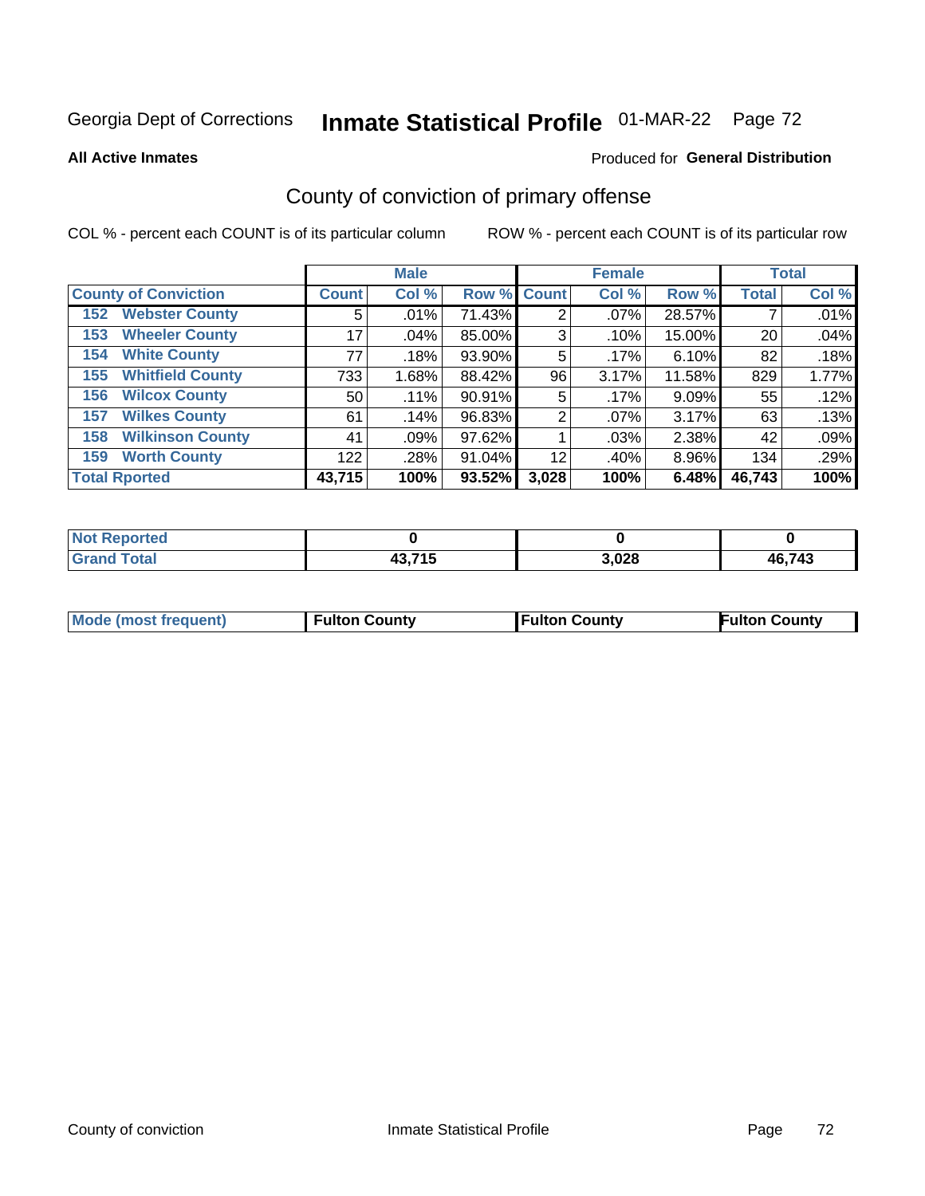Georgia Dept of Corrections **Inmate Statistical Profile** 01-MAR-22

**All Active Inmates**

Produced for **General Distribution**

## County of conviction of primary offense

COL % - percent each COUNT is of its particular column

ROW % - percent each COUNT is of its particular row

| | Male | | | Female | | | Total | |
|---|---|---|---|---|---|---|---|---|
| **County of Conviction** | **Count** | **Col %** | **Row %** | **Count** | **Col %** | **Row %** | **Total** | **Col %** |
| 152 Webster County | 5 | .01% | 71.43% | 2 | .07% | 28.57% | 7 | .01% |
| 153 Wheeler County | 17 | .04% | 85.00% | 3 | .10% | 15.00% | 20 | .04% |
| 154 White County | 77 | .18% | 93.90% | 5 | .17% | 6.10% | 82 | .18% |
| 155 Whitfield County | 733 | 1.68% | 88.42% | 96 | 3.17% | 11.58% | 829 | 1.77% |
| 156 Wilcox County | 50 | .11% | 90.91% | 5 | .17% | 9.09% | 55 | .12% |
| 157 Wilkes County | 61 | .14% | 96.83% | 2 | .07% | 3.17% | 63 | .13% |
| 158 Wilkinson County | 41 | .09% | 97.62% | 1 | .03% | 2.38% | 42 | .09% |
| 159 Worth County | 122 | .28% | 91.04% | 12 | .40% | 8.96% | 134 | .29% |
| **Total Rported** | **43,715** | **100%** | **93.52%** | **3,028** | **100%** | **6.48%** | **46,743** | **100%** |

| | Male | Female | Total |
|---|---|---|---|
| Not Reported | 0 | 0 | 0 |
| Grand Total | 43,715 | 3,028 | 46,743 |

| | Male | Female | Total |
|---|---|---|---|
| Mode (most frequent) | Fulton County | Fulton County | Fulton County |

County of conviction Inmate Statistical Profile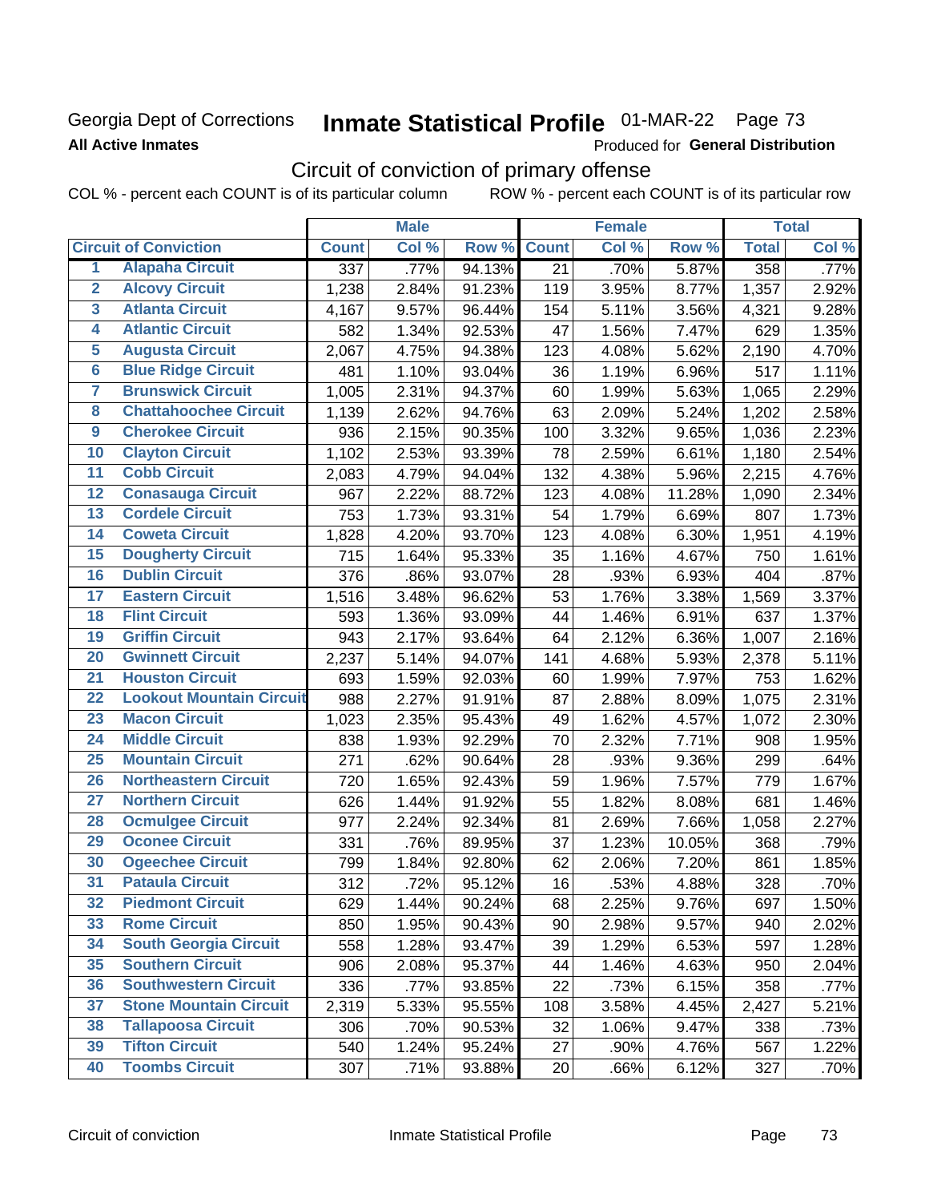Georgia Dept of Corrections
**All Active Inmates**

# Inmate Statistical Profile 01-MAR-22 Page 73

Produced for **General Distribution**

## Circuit of conviction of primary offense

COL % - percent each COUNT is of its particular column ROW % - percent each COUNT is of its particular row

| | | Male | | | Female | | | Total | |
|---|---|---|---|---|---|---|---|---|---|
| **Circuit of Conviction** | | **Count** | **Col %** | **Row %** | **Count** | **Col %** | **Row %** | **Total** | **Col %** |
| 1 | Alapaha Circuit | 337 | .77% | 94.13% | 21 | .70% | 5.87% | 358 | .77% |
| 2 | Alcovy Circuit | 1,238 | 2.84% | 91.23% | 119 | 3.95% | 8.77% | 1,357 | 2.92% |
| 3 | Atlanta Circuit | 4,167 | 9.57% | 96.44% | 154 | 5.11% | 3.56% | 4,321 | 9.28% |
| 4 | Atlantic Circuit | 582 | 1.34% | 92.53% | 47 | 1.56% | 7.47% | 629 | 1.35% |
| 5 | Augusta Circuit | 2,067 | 4.75% | 94.38% | 123 | 4.08% | 5.62% | 2,190 | 4.70% |
| 6 | Blue Ridge Circuit | 481 | 1.10% | 93.04% | 36 | 1.19% | 6.96% | 517 | 1.11% |
| 7 | Brunswick Circuit | 1,005 | 2.31% | 94.37% | 60 | 1.99% | 5.63% | 1,065 | 2.29% |
| 8 | Chattahoochee Circuit | 1,139 | 2.62% | 94.76% | 63 | 2.09% | 5.24% | 1,202 | 2.58% |
| 9 | Cherokee Circuit | 936 | 2.15% | 90.35% | 100 | 3.32% | 9.65% | 1,036 | 2.23% |
| 10 | Clayton Circuit | 1,102 | 2.53% | 93.39% | 78 | 2.59% | 6.61% | 1,180 | 2.54% |
| 11 | Cobb Circuit | 2,083 | 4.79% | 94.04% | 132 | 4.38% | 5.96% | 2,215 | 4.76% |
| 12 | Conasauga Circuit | 967 | 2.22% | 88.72% | 123 | 4.08% | 11.28% | 1,090 | 2.34% |
| 13 | Cordele Circuit | 753 | 1.73% | 93.31% | 54 | 1.79% | 6.69% | 807 | 1.73% |
| 14 | Coweta Circuit | 1,828 | 4.20% | 93.70% | 123 | 4.08% | 6.30% | 1,951 | 4.19% |
| 15 | Dougherty Circuit | 715 | 1.64% | 95.33% | 35 | 1.16% | 4.67% | 750 | 1.61% |
| 16 | Dublin Circuit | 376 | .86% | 93.07% | 28 | .93% | 6.93% | 404 | .87% |
| 17 | Eastern Circuit | 1,516 | 3.48% | 96.62% | 53 | 1.76% | 3.38% | 1,569 | 3.37% |
| 18 | Flint Circuit | 593 | 1.36% | 93.09% | 44 | 1.46% | 6.91% | 637 | 1.37% |
| 19 | Griffin Circuit | 943 | 2.17% | 93.64% | 64 | 2.12% | 6.36% | 1,007 | 2.16% |
| 20 | Gwinnett Circuit | 2,237 | 5.14% | 94.07% | 141 | 4.68% | 5.93% | 2,378 | 5.11% |
| 21 | Houston Circuit | 693 | 1.59% | 92.03% | 60 | 1.99% | 7.97% | 753 | 1.62% |
| 22 | Lookout Mountain Circuit | 988 | 2.27% | 91.91% | 87 | 2.88% | 8.09% | 1,075 | 2.31% |
| 23 | Macon Circuit | 1,023 | 2.35% | 95.43% | 49 | 1.62% | 4.57% | 1,072 | 2.30% |
| 24 | Middle Circuit | 838 | 1.93% | 92.29% | 70 | 2.32% | 7.71% | 908 | 1.95% |
| 25 | Mountain Circuit | 271 | .62% | 90.64% | 28 | .93% | 9.36% | 299 | .64% |
| 26 | Northeastern Circuit | 720 | 1.65% | 92.43% | 59 | 1.96% | 7.57% | 779 | 1.67% |
| 27 | Northern Circuit | 626 | 1.44% | 91.92% | 55 | 1.82% | 8.08% | 681 | 1.46% |
| 28 | Ocmulgee Circuit | 977 | 2.24% | 92.34% | 81 | 2.69% | 7.66% | 1,058 | 2.27% |
| 29 | Oconee Circuit | 331 | .76% | 89.95% | 37 | 1.23% | 10.05% | 368 | .79% |
| 30 | Ogeechee Circuit | 799 | 1.84% | 92.80% | 62 | 2.06% | 7.20% | 861 | 1.85% |
| 31 | Pataula Circuit | 312 | .72% | 95.12% | 16 | .53% | 4.88% | 328 | .70% |
| 32 | Piedmont Circuit | 629 | 1.44% | 90.24% | 68 | 2.25% | 9.76% | 697 | 1.50% |
| 33 | Rome Circuit | 850 | 1.95% | 90.43% | 90 | 2.98% | 9.57% | 940 | 2.02% |
| 34 | South Georgia Circuit | 558 | 1.28% | 93.47% | 39 | 1.29% | 6.53% | 597 | 1.28% |
| 35 | Southern Circuit | 906 | 2.08% | 95.37% | 44 | 1.46% | 4.63% | 950 | 2.04% |
| 36 | Southwestern Circuit | 336 | .77% | 93.85% | 22 | .73% | 6.15% | 358 | .77% |
| 37 | Stone Mountain Circuit | 2,319 | 5.33% | 95.55% | 108 | 3.58% | 4.45% | 2,427 | 5.21% |
| 38 | Tallapoosa Circuit | 306 | .70% | 90.53% | 32 | 1.06% | 9.47% | 338 | .73% |
| 39 | Tifton Circuit | 540 | 1.24% | 95.24% | 27 | .90% | 4.76% | 567 | 1.22% |
| 40 | Toombs Circuit | 307 | .71% | 93.88% | 20 | .66% | 6.12% | 327 | .70% |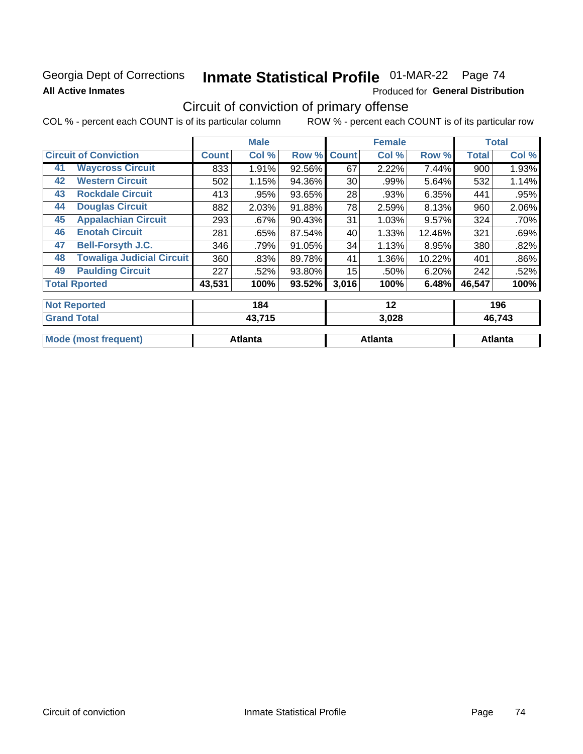Georgia Dept of Corrections **Inmate Statistical Profile** 01-MAR-22 Page 74

**All Active Inmates**

Produced for **General Distribution**

## Circuit of conviction of primary offense

COL % - percent each COUNT is of its particular column ROW % - percent each COUNT is of its particular row

| Circuit of Conviction | | Male | | | Female | | | Total | |
|---|---|---|---|---|---|---|---|---|---|
| | | Count | Col % | Row % | Count | Col % | Row % | Total | Col % |
| 41 | Waycross Circuit | 833 | 1.91% | 92.56% | 67 | 2.22% | 7.44% | 900 | 1.93% |
| 42 | Western Circuit | 502 | 1.15% | 94.36% | 30 | .99% | 5.64% | 532 | 1.14% |
| 43 | Rockdale Circuit | 413 | .95% | 93.65% | 28 | .93% | 6.35% | 441 | .95% |
| 44 | Douglas Circuit | 882 | 2.03% | 91.88% | 78 | 2.59% | 8.13% | 960 | 2.06% |
| 45 | Appalachian Circuit | 293 | .67% | 90.43% | 31 | 1.03% | 9.57% | 324 | .70% |
| 46 | Enotah Circuit | 281 | .65% | 87.54% | 40 | 1.33% | 12.46% | 321 | .69% |
| 47 | Bell-Forsyth J.C. | 346 | .79% | 91.05% | 34 | 1.13% | 8.95% | 380 | .82% |
| 48 | Towaliga Judicial Circuit | 360 | .83% | 89.78% | 41 | 1.36% | 10.22% | 401 | .86% |
| 49 | Paulding Circuit | 227 | .52% | 93.80% | 15 | .50% | 6.20% | 242 | .52% |
| Total Rported | | 43,531 | 100% | 93.52% | 3,016 | 100% | 6.48% | 46,547 | 100% |
| Not Reported | | 184 | | | 12 | | | 196 | |
| Grand Total | | 43,715 | | | 3,028 | | | 46,743 | |
| Mode (most frequent) | | Atlanta | | | Atlanta | | | Atlanta | |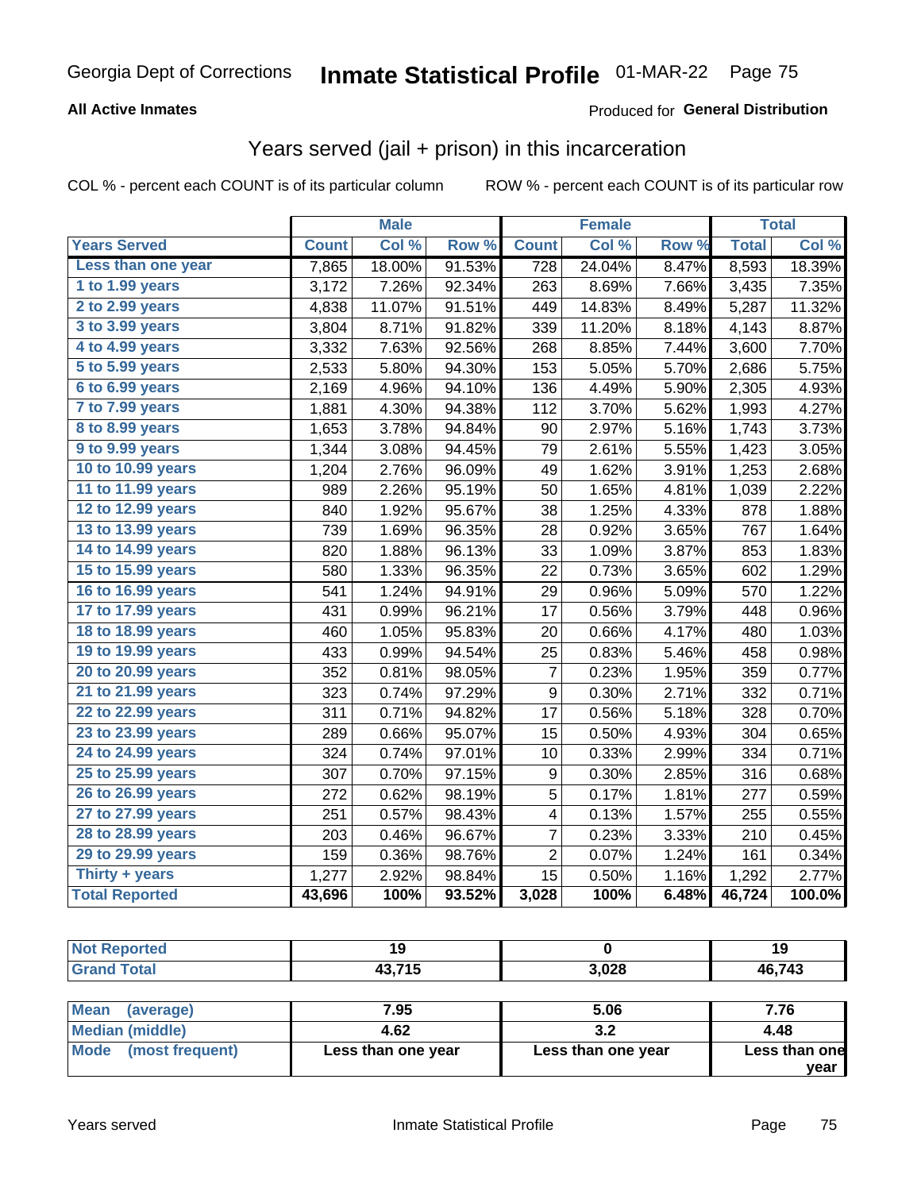Georgia Dept of Corrections **Inmate Statistical Profile** 01-MAR-22

**All Active Inmates**

Produced for **General Distribution**

## Years served (jail + prison) in this incarceration

COL % - percent each COUNT is of its particular column    ROW % - percent each COUNT is of its particular row

| | Male | | | Female | | | Total | |
|---|---|---|---|---|---|---|---|---|
| **Years Served** | **Count** | **Col %** | **Row %** | **Count** | **Col %** | **Row %** | **Total** | **Col %** |
| Less than one year | 7,865 | 18.00% | 91.53% | 728 | 24.04% | 8.47% | 8,593 | 18.39% |
| 1 to 1.99 years | 3,172 | 7.26% | 92.34% | 263 | 8.69% | 7.66% | 3,435 | 7.35% |
| 2 to 2.99 years | 4,838 | 11.07% | 91.51% | 449 | 14.83% | 8.49% | 5,287 | 11.32% |
| 3 to 3.99 years | 3,804 | 8.71% | 91.82% | 339 | 11.20% | 8.18% | 4,143 | 8.87% |
| 4 to 4.99 years | 3,332 | 7.63% | 92.56% | 268 | 8.85% | 7.44% | 3,600 | 7.70% |
| 5 to 5.99 years | 2,533 | 5.80% | 94.30% | 153 | 5.05% | 5.70% | 2,686 | 5.75% |
| 6 to 6.99 years | 2,169 | 4.96% | 94.10% | 136 | 4.49% | 5.90% | 2,305 | 4.93% |
| 7 to 7.99 years | 1,881 | 4.30% | 94.38% | 112 | 3.70% | 5.62% | 1,993 | 4.27% |
| 8 to 8.99 years | 1,653 | 3.78% | 94.84% | 90 | 2.97% | 5.16% | 1,743 | 3.73% |
| 9 to 9.99 years | 1,344 | 3.08% | 94.45% | 79 | 2.61% | 5.55% | 1,423 | 3.05% |
| 10 to 10.99 years | 1,204 | 2.76% | 96.09% | 49 | 1.62% | 3.91% | 1,253 | 2.68% |
| 11 to 11.99 years | 989 | 2.26% | 95.19% | 50 | 1.65% | 4.81% | 1,039 | 2.22% |
| 12 to 12.99 years | 840 | 1.92% | 95.67% | 38 | 1.25% | 4.33% | 878 | 1.88% |
| 13 to 13.99 years | 739 | 1.69% | 96.35% | 28 | 0.92% | 3.65% | 767 | 1.64% |
| 14 to 14.99 years | 820 | 1.88% | 96.13% | 33 | 1.09% | 3.87% | 853 | 1.83% |
| 15 to 15.99 years | 580 | 1.33% | 96.35% | 22 | 0.73% | 3.65% | 602 | 1.29% |
| 16 to 16.99 years | 541 | 1.24% | 94.91% | 29 | 0.96% | 5.09% | 570 | 1.22% |
| 17 to 17.99 years | 431 | 0.99% | 96.21% | 17 | 0.56% | 3.79% | 448 | 0.96% |
| 18 to 18.99 years | 460 | 1.05% | 95.83% | 20 | 0.66% | 4.17% | 480 | 1.03% |
| 19 to 19.99 years | 433 | 0.99% | 94.54% | 25 | 0.83% | 5.46% | 458 | 0.98% |
| 20 to 20.99 years | 352 | 0.81% | 98.05% | 7 | 0.23% | 1.95% | 359 | 0.77% |
| 21 to 21.99 years | 323 | 0.74% | 97.29% | 9 | 0.30% | 2.71% | 332 | 0.71% |
| 22 to 22.99 years | 311 | 0.71% | 94.82% | 17 | 0.56% | 5.18% | 328 | 0.70% |
| 23 to 23.99 years | 289 | 0.66% | 95.07% | 15 | 0.50% | 4.93% | 304 | 0.65% |
| 24 to 24.99 years | 324 | 0.74% | 97.01% | 10 | 0.33% | 2.99% | 334 | 0.71% |
| 25 to 25.99 years | 307 | 0.70% | 97.15% | 9 | 0.30% | 2.85% | 316 | 0.68% |
| 26 to 26.99 years | 272 | 0.62% | 98.19% | 5 | 0.17% | 1.81% | 277 | 0.59% |
| 27 to 27.99 years | 251 | 0.57% | 98.43% | 4 | 0.13% | 1.57% | 255 | 0.55% |
| 28 to 28.99 years | 203 | 0.46% | 96.67% | 7 | 0.23% | 3.33% | 210 | 0.45% |
| 29 to 29.99 years | 159 | 0.36% | 98.76% | 2 | 0.07% | 1.24% | 161 | 0.34% |
| Thirty + years | 1,277 | 2.92% | 98.84% | 15 | 0.50% | 1.16% | 1,292 | 2.77% |
| **Total Reported** | **43,696** | **100%** | **93.52%** | **3,028** | **100%** | **6.48%** | **46,724** | **100.0%** |

| | Male | Female | Total |
|---|---|---|---|
| Not Reported | 19 | 0 | 19 |
| Grand Total | 43,715 | 3,028 | 46,743 |

| | Male | Female | Total |
|---|---|---|---|
| Mean (average) | 7.95 | 5.06 | 7.76 |
| Median (middle) | 4.62 | 3.2 | 4.48 |
| Mode (most frequent) | Less than one year | Less than one year | Less than one year |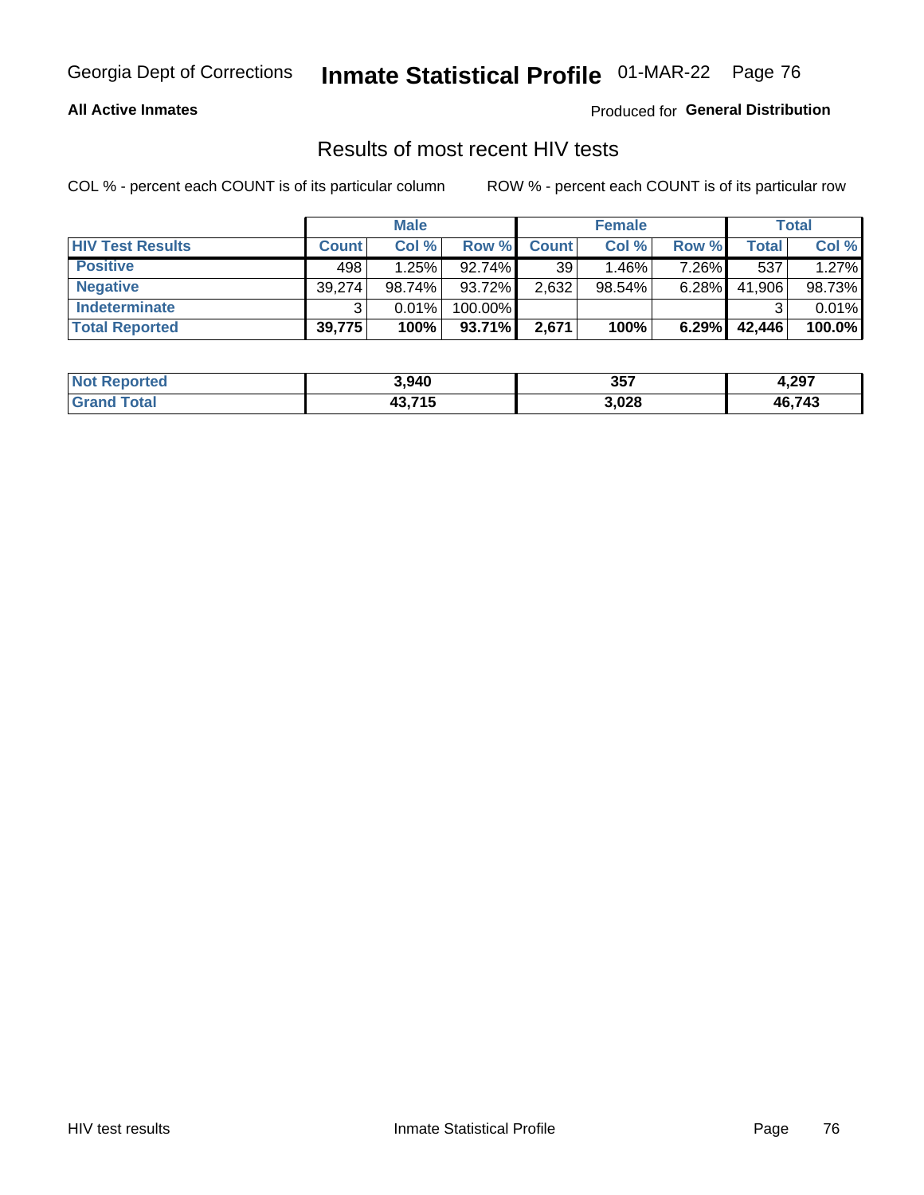Georgia Dept of Corrections **Inmate Statistical Profile** 01-MAR-22

**All Active Inmates**

Produced for **General Distribution**

## Results of most recent HIV tests

COL % - percent each COUNT is of its particular column ROW % - percent each COUNT is of its particular row

| | Male | | | Female | | | Total | |
|---|---|---|---|---|---|---|---|---|
| **HIV Test Results** | **Count** | **Col %** | **Row %** | **Count** | **Col %** | **Row %** | **Total** | **Col %** |
| **Positive** | 498 | 1.25% | 92.74% | 39 | 1.46% | 7.26% | 537 | 1.27% |
| **Negative** | 39,274 | 98.74% | 93.72% | 2,632 | 98.54% | 6.28% | 41,906 | 98.73% |
| **Indeterminate** | 3 | 0.01% | 100.00% | | | | 3 | 0.01% |
| **Total Reported** | **39,775** | **100%** | **93.71%** | **2,671** | **100%** | **6.29%** | **42,446** | **100.0%** |

| | Male | Female | Total |
|---|---|---|---|
| **Not Reported** | **3,940** | **357** | **4,297** |
| **Grand Total** | **43,715** | **3,028** | **46,743** |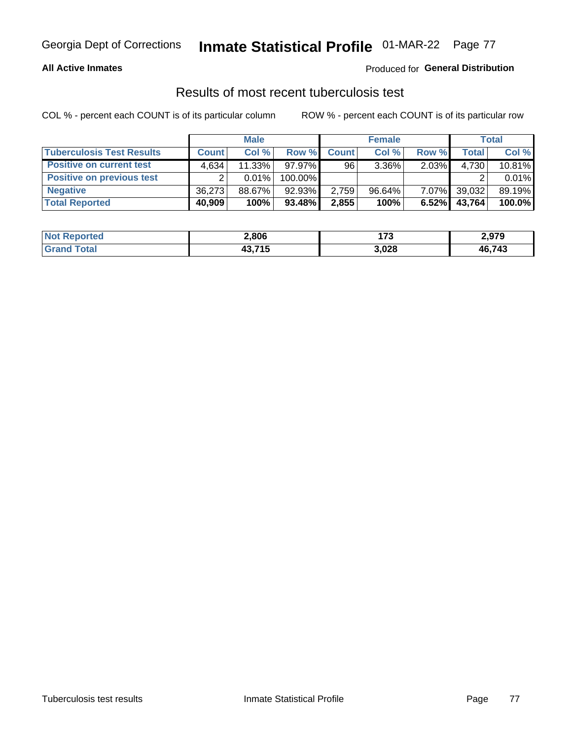**All Active Inmates**

Produced for **General Distribution**

## Results of most recent tuberculosis test

COL % - percent each COUNT is of its particular column

ROW % - percent each COUNT is of its particular row

| | Male | | | Female | | | Total | |
|---|---|---|---|---|---|---|---|---|
| **Tuberculosis Test Results** | **Count** | **Col %** | **Row %** | **Count** | **Col %** | **Row %** | **Total** | **Col %** |
| **Positive on current test** | 4,634 | 11.33% | 97.97% | 96 | 3.36% | 2.03% | 4,730 | 10.81% |
| **Positive on previous test** | 2 | 0.01% | 100.00% | | | | 2 | 0.01% |
| **Negative** | 36,273 | 88.67% | 92.93% | 2,759 | 96.64% | 7.07% | 39,032 | 89.19% |
| **Total Reported** | **40,909** | **100%** | **93.48%** | **2,855** | **100%** | **6.52%** | **43,764** | **100.0%** |

| | Male | Female | Total |
|---|---|---|---|
| **Not Reported** | **2,806** | **173** | **2,979** |
| **Grand Total** | **43,715** | **3,028** | **46,743** |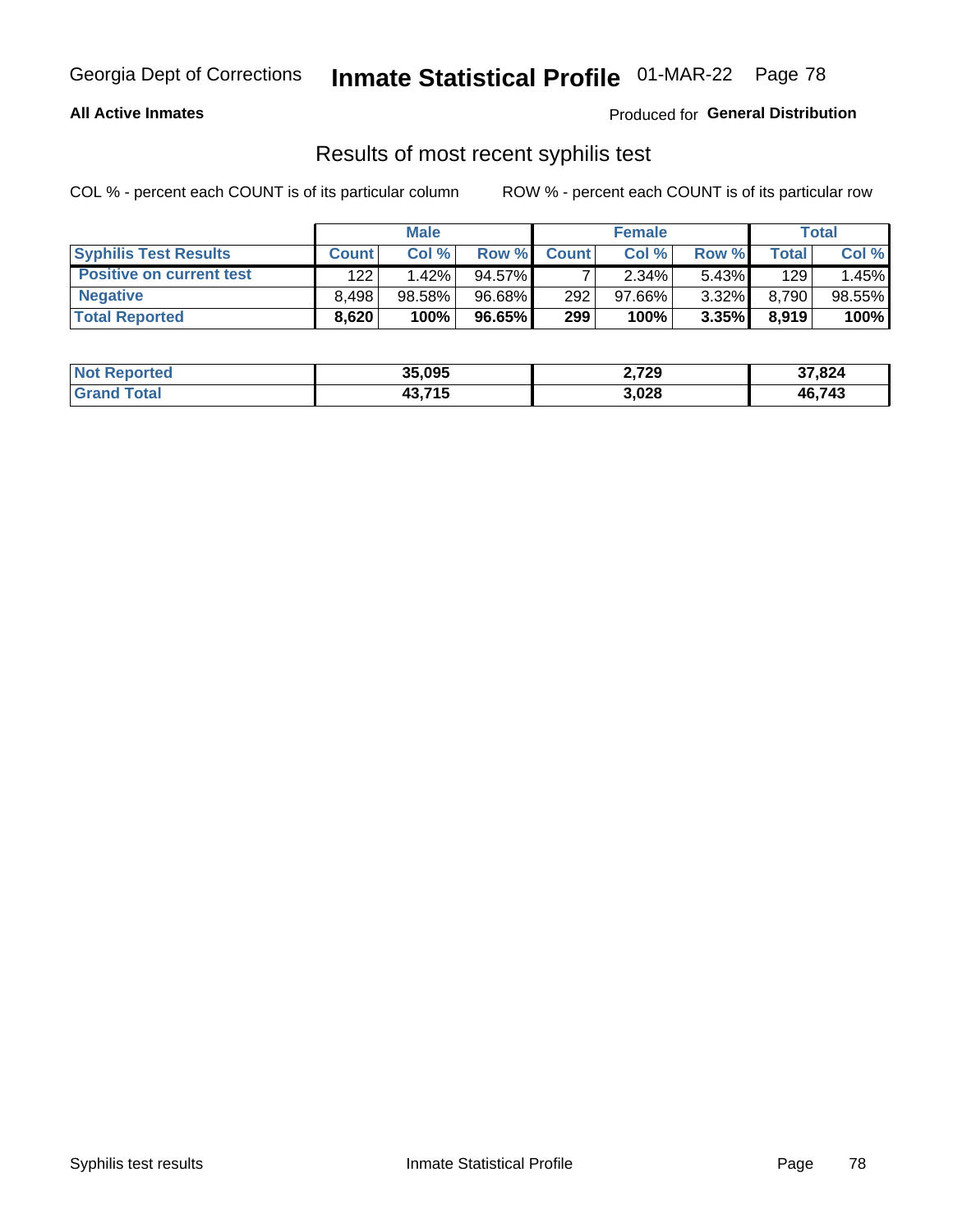Georgia Dept of Corrections **Inmate Statistical Profile** 01-MAR-22

**All Active Inmates**

Produced for **General Distribution**

## Results of most recent syphilis test

COL % - percent each COUNT is of its particular column

ROW % - percent each COUNT is of its particular row

| | Male | | | Female | | | Total | |
|---|---|---|---|---|---|---|---|---|
| **Syphilis Test Results** | **Count** | **Col %** | **Row %** | **Count** | **Col %** | **Row %** | **Total** | **Col %** |
| **Positive on current test** | 122 | 1.42% | 94.57% | 7 | 2.34% | 5.43% | 129 | 1.45% |
| **Negative** | 8,498 | 98.58% | 96.68% | 292 | 97.66% | 3.32% | 8,790 | 98.55% |
| **Total Reported** | **8,620** | **100%** | **96.65%** | **299** | **100%** | **3.35%** | **8,919** | **100%** |

| | Male | Female | Total |
|---|---|---|---|
| **Not Reported** | **35,095** | **2,729** | **37,824** |
| **Grand Total** | **43,715** | **3,028** | **46,743** |

Syphilis test results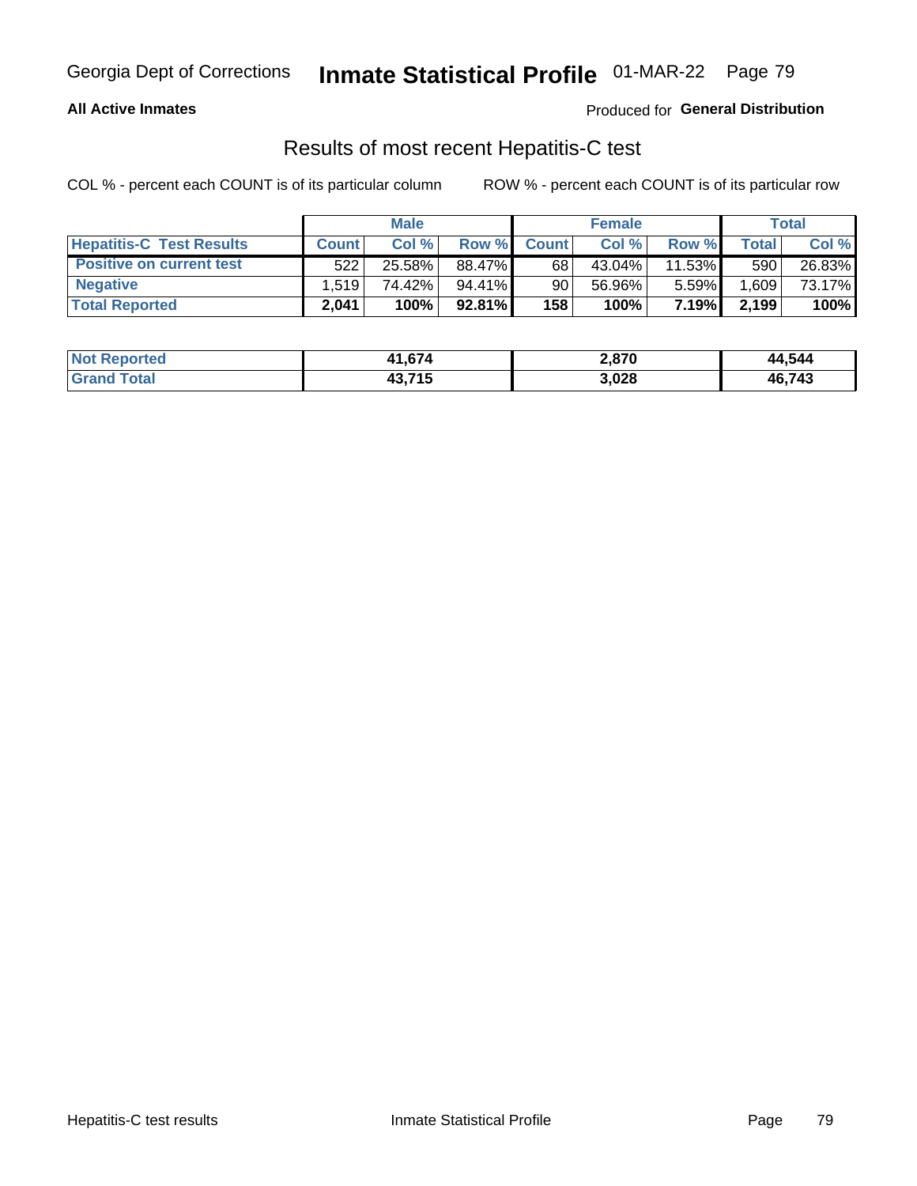Georgia Dept of Corrections **Inmate Statistical Profile** 01-MAR-22

**All Active Inmates**

Produced for **General Distribution**

## Results of most recent Hepatitis-C test

COL % - percent each COUNT is of its particular column

ROW % - percent each COUNT is of its particular row

| | Male | | | Female | | | Total | |
|---|---|---|---|---|---|---|---|---|
| **Hepatitis-C Test Results** | **Count** | **Col %** | **Row %** | **Count** | **Col %** | **Row %** | **Total** | **Col %** |
| **Positive on current test** | 522 | 25.58% | 88.47% | 68 | 43.04% | 11.53% | 590 | 26.83% |
| **Negative** | 1,519 | 74.42% | 94.41% | 90 | 56.96% | 5.59% | 1,609 | 73.17% |
| **Total Reported** | **2,041** | **100%** | **92.81%** | **158** | **100%** | **7.19%** | **2,199** | **100%** |

| | | | |
|---|---|---|---|
| **Not Reported** | **41,674** | **2,870** | **44,544** |
| **Grand Total** | **43,715** | **3,028** | **46,743** |

Hepatitis-C test results

Inmate Statistical Profile